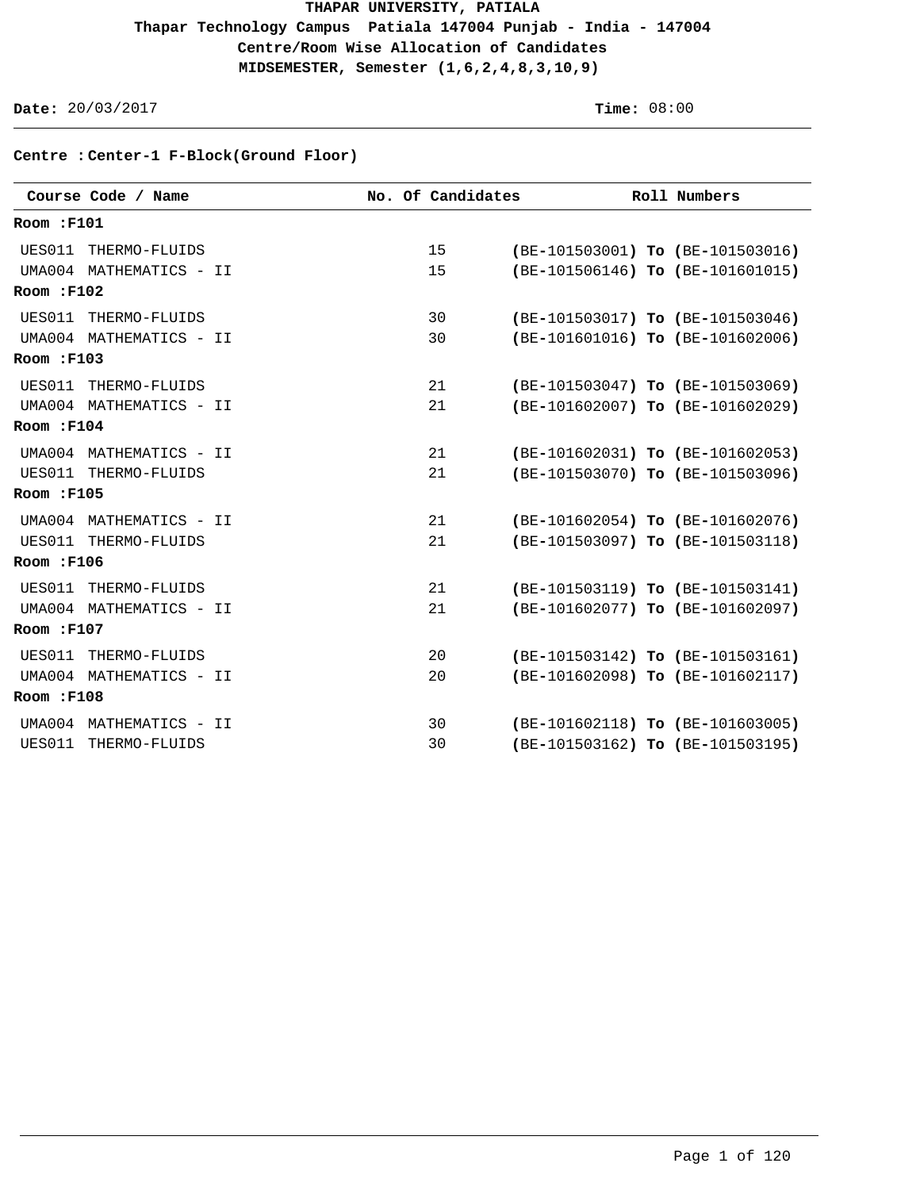# THAPAR UNIVERSITY, PATIALA

**Thapar Technology Campus Patiala 147004 Punjab - India - 147004**

**Centre/Room Wise Allocation of Candidates**

**MIDSEMESTER, Semester (1,6,2,4,8,3,10,9)**

**Date:** 20/03/2017 **Time:** 08:00

**Centre : Center-1 F-Block(Ground Floor)**

| Course Code / Name | No. Of Candidates | Roll Numbers |
|---|---|---|
| **Room :F101** | | |
| UES011 THERMO-FLUIDS | 15 | **(**BE-101503001**) To (**BE-101503016**)** |
| UMA004 MATHEMATICS - II | 15 | **(**BE-101506146**) To (**BE-101601015**)** |
| **Room :F102** | | |
| UES011 THERMO-FLUIDS | 30 | **(**BE-101503017**) To (**BE-101503046**)** |
| UMA004 MATHEMATICS - II | 30 | **(**BE-101601016**) To (**BE-101602006**)** |
| **Room :F103** | | |
| UES011 THERMO-FLUIDS | 21 | **(**BE-101503047**) To (**BE-101503069**)** |
| UMA004 MATHEMATICS - II | 21 | **(**BE-101602007**) To (**BE-101602029**)** |
| **Room :F104** | | |
| UMA004 MATHEMATICS - II | 21 | **(**BE-101602031**) To (**BE-101602053**)** |
| UES011 THERMO-FLUIDS | 21 | **(**BE-101503070**) To (**BE-101503096**)** |
| **Room :F105** | | |
| UMA004 MATHEMATICS - II | 21 | **(**BE-101602054**) To (**BE-101602076**)** |
| UES011 THERMO-FLUIDS | 21 | **(**BE-101503097**) To (**BE-101503118**)** |
| **Room :F106** | | |
| UES011 THERMO-FLUIDS | 21 | **(**BE-101503119**) To (**BE-101503141**)** |
| UMA004 MATHEMATICS - II | 21 | **(**BE-101602077**) To (**BE-101602097**)** |
| **Room :F107** | | |
| UES011 THERMO-FLUIDS | 20 | **(**BE-101503142**) To (**BE-101503161**)** |
| UMA004 MATHEMATICS - II | 20 | **(**BE-101602098**) To (**BE-101602117**)** |
| **Room :F108** | | |
| UMA004 MATHEMATICS - II | 30 | **(**BE-101602118**) To (**BE-101603005**)** |
| UES011 THERMO-FLUIDS | 30 | **(**BE-101503162**) To (**BE-101503195**)** |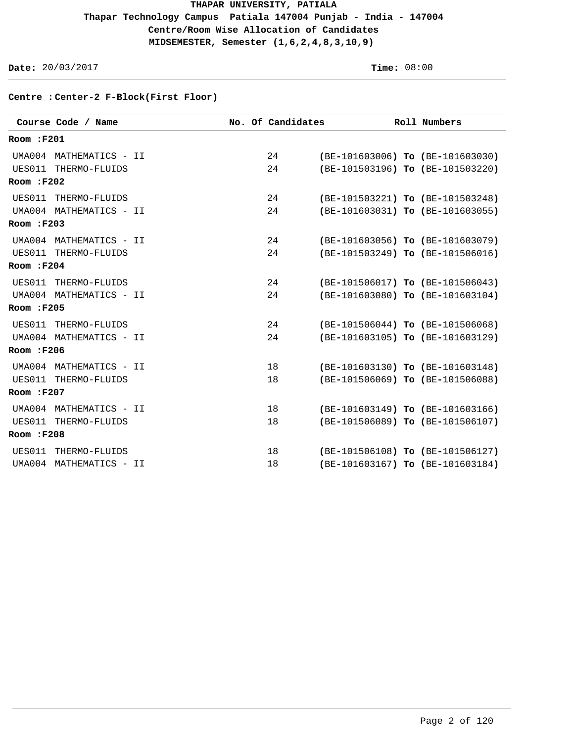# THAPAR UNIVERSITY, PATIALA

**Thapar Technology Campus Patiala 147004 Punjab - India - 147004**

**Centre/Room Wise Allocation of Candidates**

**MIDSEMESTER, Semester (1,6,2,4,8,3,10,9)**

**Date:** 20/03/2017 **Time:** 08:00

**Centre : Center-2 F-Block(First Floor)**

| Course Code / Name | No. Of Candidates | Roll Numbers |
|---|---|---|
| **Room :F201** | | |
| UMA004 MATHEMATICS - II | 24 | **(**BE-101603006**) To (**BE-101603030**)** |
| UES011 THERMO-FLUIDS | 24 | **(**BE-101503196**) To (**BE-101503220**)** |
| **Room :F202** | | |
| UES011 THERMO-FLUIDS | 24 | **(**BE-101503221**) To (**BE-101503248**)** |
| UMA004 MATHEMATICS - II | 24 | **(**BE-101603031**) To (**BE-101603055**)** |
| **Room :F203** | | |
| UMA004 MATHEMATICS - II | 24 | **(**BE-101603056**) To (**BE-101603079**)** |
| UES011 THERMO-FLUIDS | 24 | **(**BE-101503249**) To (**BE-101506016**)** |
| **Room :F204** | | |
| UES011 THERMO-FLUIDS | 24 | **(**BE-101506017**) To (**BE-101506043**)** |
| UMA004 MATHEMATICS - II | 24 | **(**BE-101603080**) To (**BE-101603104**)** |
| **Room :F205** | | |
| UES011 THERMO-FLUIDS | 24 | **(**BE-101506044**) To (**BE-101506068**)** |
| UMA004 MATHEMATICS - II | 24 | **(**BE-101603105**) To (**BE-101603129**)** |
| **Room :F206** | | |
| UMA004 MATHEMATICS - II | 18 | **(**BE-101603130**) To (**BE-101603148**)** |
| UES011 THERMO-FLUIDS | 18 | **(**BE-101506069**) To (**BE-101506088**)** |
| **Room :F207** | | |
| UMA004 MATHEMATICS - II | 18 | **(**BE-101603149**) To (**BE-101603166**)** |
| UES011 THERMO-FLUIDS | 18 | **(**BE-101506089**) To (**BE-101506107**)** |
| **Room :F208** | | |
| UES011 THERMO-FLUIDS | 18 | **(**BE-101506108**) To (**BE-101506127**)** |
| UMA004 MATHEMATICS - II | 18 | **(**BE-101603167**) To (**BE-101603184**)** |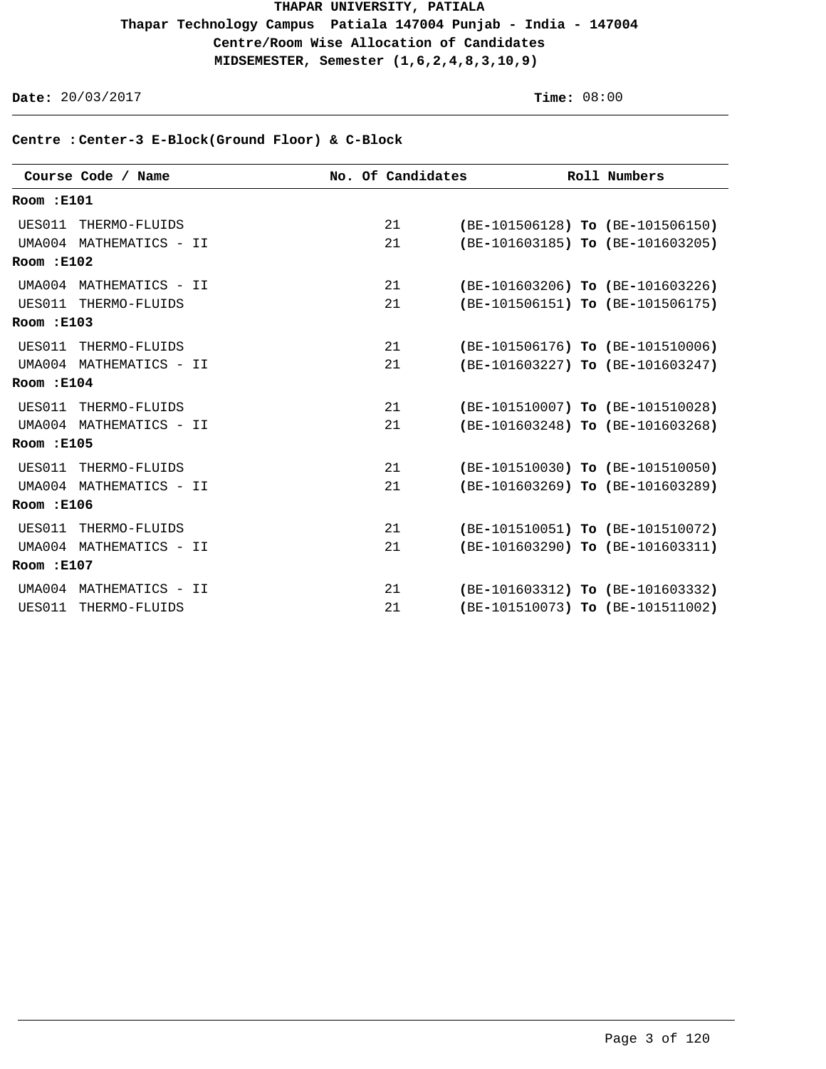# THAPAR UNIVERSITY, PATIALA

**Thapar Technology Campus Patiala 147004 Punjab - India - 147004**

**Centre/Room Wise Allocation of Candidates**

**MIDSEMESTER, Semester (1,6,2,4,8,3,10,9)**

**Date:** 20/03/2017 **Time:** 08:00

**Centre : Center-3 E-Block(Ground Floor) & C-Block**

| Course Code / Name | No. Of Candidates | Roll Numbers |
|---|---|---|
| **Room :E101** | | |
| UES011 THERMO-FLUIDS | 21 | (BE-101506128) To (BE-101506150) |
| UMA004 MATHEMATICS - II | 21 | (BE-101603185) To (BE-101603205) |
| **Room :E102** | | |
| UMA004 MATHEMATICS - II | 21 | (BE-101603206) To (BE-101603226) |
| UES011 THERMO-FLUIDS | 21 | (BE-101506151) To (BE-101506175) |
| **Room :E103** | | |
| UES011 THERMO-FLUIDS | 21 | (BE-101506176) To (BE-101510006) |
| UMA004 MATHEMATICS - II | 21 | (BE-101603227) To (BE-101603247) |
| **Room :E104** | | |
| UES011 THERMO-FLUIDS | 21 | (BE-101510007) To (BE-101510028) |
| UMA004 MATHEMATICS - II | 21 | (BE-101603248) To (BE-101603268) |
| **Room :E105** | | |
| UES011 THERMO-FLUIDS | 21 | (BE-101510030) To (BE-101510050) |
| UMA004 MATHEMATICS - II | 21 | (BE-101603269) To (BE-101603289) |
| **Room :E106** | | |
| UES011 THERMO-FLUIDS | 21 | (BE-101510051) To (BE-101510072) |
| UMA004 MATHEMATICS - II | 21 | (BE-101603290) To (BE-101603311) |
| **Room :E107** | | |
| UMA004 MATHEMATICS - II | 21 | (BE-101603312) To (BE-101603332) |
| UES011 THERMO-FLUIDS | 21 | (BE-101510073) To (BE-101511002) |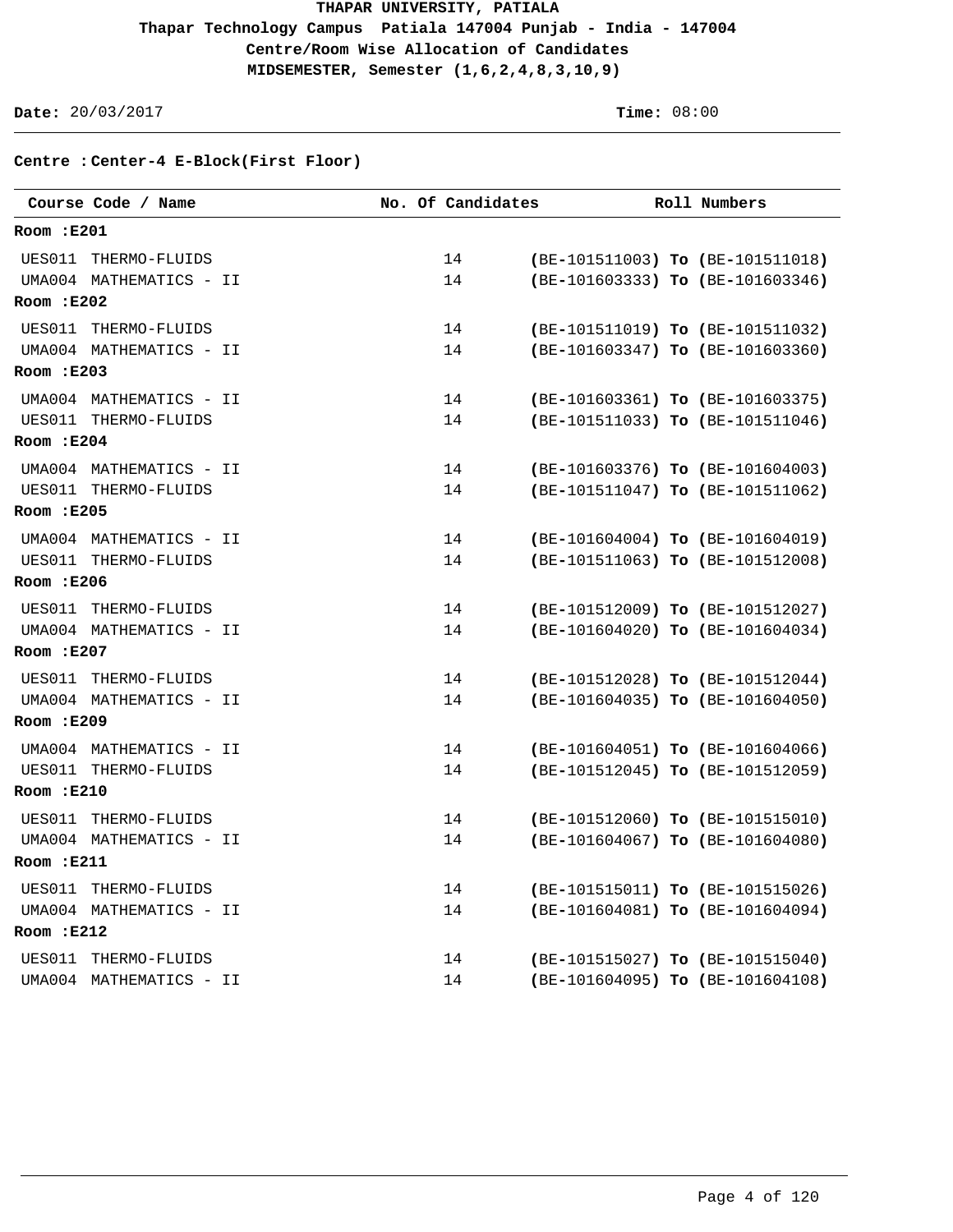# THAPAR UNIVERSITY, PATIALA

**Thapar Technology Campus Patiala 147004 Punjab - India - 147004**

**Centre/Room Wise Allocation of Candidates**

**MIDSEMESTER, Semester (1,6,2,4,8,3,10,9)**

**Date:** 20/03/2017 **Time:** 08:00

**Centre : Center-4 E-Block(First Floor)**

| Course Code / Name | No. Of Candidates | Roll Numbers |
|---|---|---|
| **Room :E201** | | |
| UES011 THERMO-FLUIDS | 14 | **(**BE-101511003**) To (**BE-101511018**)** |
| UMA004 MATHEMATICS - II | 14 | **(**BE-101603333**) To (**BE-101603346**)** |
| **Room :E202** | | |
| UES011 THERMO-FLUIDS | 14 | **(**BE-101511019**) To (**BE-101511032**)** |
| UMA004 MATHEMATICS - II | 14 | **(**BE-101603347**) To (**BE-101603360**)** |
| **Room :E203** | | |
| UMA004 MATHEMATICS - II | 14 | **(**BE-101603361**) To (**BE-101603375**)** |
| UES011 THERMO-FLUIDS | 14 | **(**BE-101511033**) To (**BE-101511046**)** |
| **Room :E204** | | |
| UMA004 MATHEMATICS - II | 14 | **(**BE-101603376**) To (**BE-101604003**)** |
| UES011 THERMO-FLUIDS | 14 | **(**BE-101511047**) To (**BE-101511062**)** |
| **Room :E205** | | |
| UMA004 MATHEMATICS - II | 14 | **(**BE-101604004**) To (**BE-101604019**)** |
| UES011 THERMO-FLUIDS | 14 | **(**BE-101511063**) To (**BE-101512008**)** |
| **Room :E206** | | |
| UES011 THERMO-FLUIDS | 14 | **(**BE-101512009**) To (**BE-101512027**)** |
| UMA004 MATHEMATICS - II | 14 | **(**BE-101604020**) To (**BE-101604034**)** |
| **Room :E207** | | |
| UES011 THERMO-FLUIDS | 14 | **(**BE-101512028**) To (**BE-101512044**)** |
| UMA004 MATHEMATICS - II | 14 | **(**BE-101604035**) To (**BE-101604050**)** |
| **Room :E209** | | |
| UMA004 MATHEMATICS - II | 14 | **(**BE-101604051**) To (**BE-101604066**)** |
| UES011 THERMO-FLUIDS | 14 | **(**BE-101512045**) To (**BE-101512059**)** |
| **Room :E210** | | |
| UES011 THERMO-FLUIDS | 14 | **(**BE-101512060**) To (**BE-101515010**)** |
| UMA004 MATHEMATICS - II | 14 | **(**BE-101604067**) To (**BE-101604080**)** |
| **Room :E211** | | |
| UES011 THERMO-FLUIDS | 14 | **(**BE-101515011**) To (**BE-101515026**)** |
| UMA004 MATHEMATICS - II | 14 | **(**BE-101604081**) To (**BE-101604094**)** |
| **Room :E212** | | |
| UES011 THERMO-FLUIDS | 14 | **(**BE-101515027**) To (**BE-101515040**)** |
| UMA004 MATHEMATICS - II | 14 | **(**BE-101604095**) To (**BE-101604108**)** |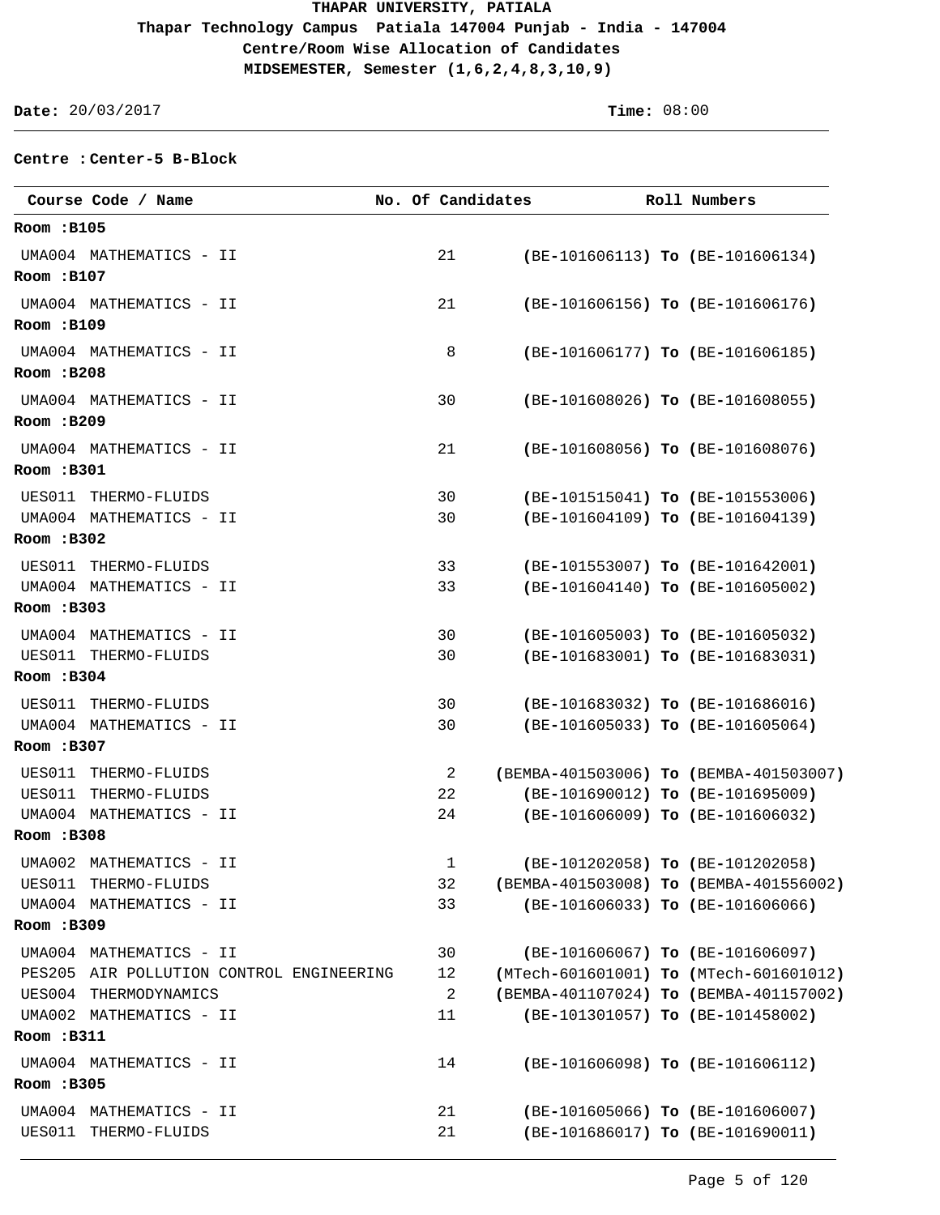**THAPAR UNIVERSITY, PATIALA**

**Thapar Technology Campus Patiala 147004 Punjab - India - 147004**

**Centre/Room Wise Allocation of Candidates**

**MIDSEMESTER, Semester (1,6,2,4,8,3,10,9)**

**Date:** 20/03/2017 **Time:** 08:00

**Centre : Center-5 B-Block**

| Course Code / Name | No. Of Candidates | Roll Numbers |
|---|---|---|
| **Room : B105** | | |
| UMA004 MATHEMATICS - II | 21 | (BE-101606113) To (BE-101606134) |
| **Room : B107** | | |
| UMA004 MATHEMATICS - II | 21 | (BE-101606156) To (BE-101606176) |
| **Room : B109** | | |
| UMA004 MATHEMATICS - II | 8 | (BE-101606177) To (BE-101606185) |
| **Room : B208** | | |
| UMA004 MATHEMATICS - II | 30 | (BE-101608026) To (BE-101608055) |
| **Room : B209** | | |
| UMA004 MATHEMATICS - II | 21 | (BE-101608056) To (BE-101608076) |
| **Room : B301** | | |
| UES011 THERMO-FLUIDS | 30 | (BE-101515041) To (BE-101553006) |
| UMA004 MATHEMATICS - II | 30 | (BE-101604109) To (BE-101604139) |
| **Room : B302** | | |
| UES011 THERMO-FLUIDS | 33 | (BE-101553007) To (BE-101642001) |
| UMA004 MATHEMATICS - II | 33 | (BE-101604140) To (BE-101605002) |
| **Room : B303** | | |
| UMA004 MATHEMATICS - II | 30 | (BE-101605003) To (BE-101605032) |
| UES011 THERMO-FLUIDS | 30 | (BE-101683001) To (BE-101683031) |
| **Room : B304** | | |
| UES011 THERMO-FLUIDS | 30 | (BE-101683032) To (BE-101686016) |
| UMA004 MATHEMATICS - II | 30 | (BE-101605033) To (BE-101605064) |
| **Room : B307** | | |
| UES011 THERMO-FLUIDS | 2 | (BEMBA-401503006) To (BEMBA-401503007) |
| UES011 THERMO-FLUIDS | 22 | (BE-101690012) To (BE-101695009) |
| UMA004 MATHEMATICS - II | 24 | (BE-101606009) To (BE-101606032) |
| **Room : B308** | | |
| UMA002 MATHEMATICS - II | 1 | (BE-101202058) To (BE-101202058) |
| UES011 THERMO-FLUIDS | 32 | (BEMBA-401503008) To (BEMBA-401556002) |
| UMA004 MATHEMATICS - II | 33 | (BE-101606033) To (BE-101606066) |
| **Room : B309** | | |
| UMA004 MATHEMATICS - II | 30 | (BE-101606067) To (BE-101606097) |
| PES205 AIR POLLUTION CONTROL ENGINEERING | 12 | (MTech-601601001) To (MTech-601601012) |
| UES004 THERMODYNAMICS | 2 | (BEMBA-401107024) To (BEMBA-401157002) |
| UMA002 MATHEMATICS - II | 11 | (BE-101301057) To (BE-101458002) |
| **Room : B311** | | |
| UMA004 MATHEMATICS - II | 14 | (BE-101606098) To (BE-101606112) |
| **Room : B305** | | |
| UMA004 MATHEMATICS - II | 21 | (BE-101605066) To (BE-101606007) |
| UES011 THERMO-FLUIDS | 21 | (BE-101686017) To (BE-101690011) |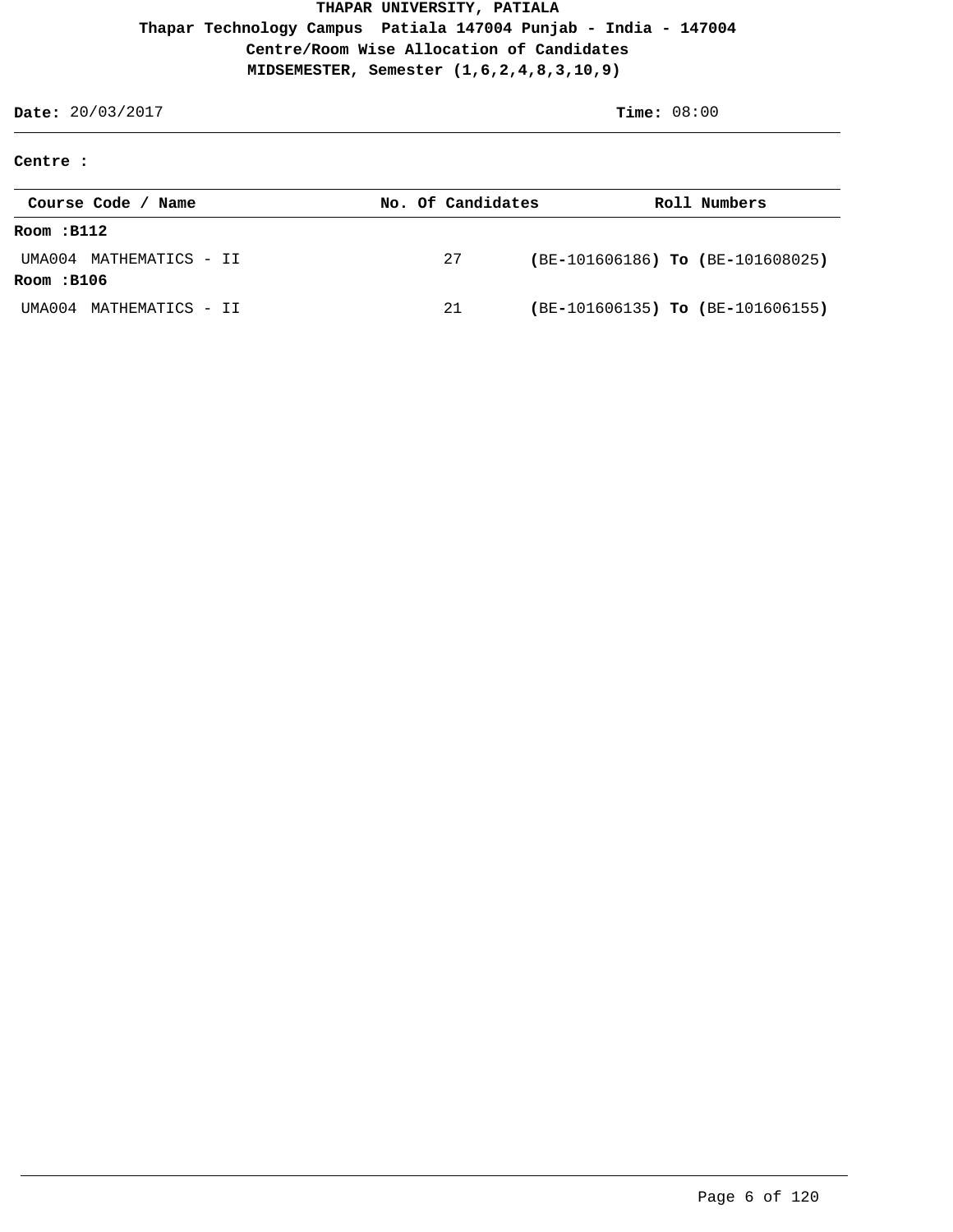# THAPAR UNIVERSITY, PATIALA

**Thapar Technology Campus Patiala 147004 Punjab - India - 147004**

**Centre/Room Wise Allocation of Candidates**

**MIDSEMESTER, Semester (1,6,2,4,8,3,10,9)**

**Date:** 20/03/2017 **Time:** 08:00

**Centre :**

| Course Code / Name | No. Of Candidates | Roll Numbers |
|---|---|---|
| **Room :B112** | | |
| UMA004 MATHEMATICS - II | 27 | **(**BE-101606186**) To (**BE-101608025**)** |
| **Room :B106** | | |
| UMA004 MATHEMATICS - II | 21 | **(**BE-101606135**) To (**BE-101606155**)** |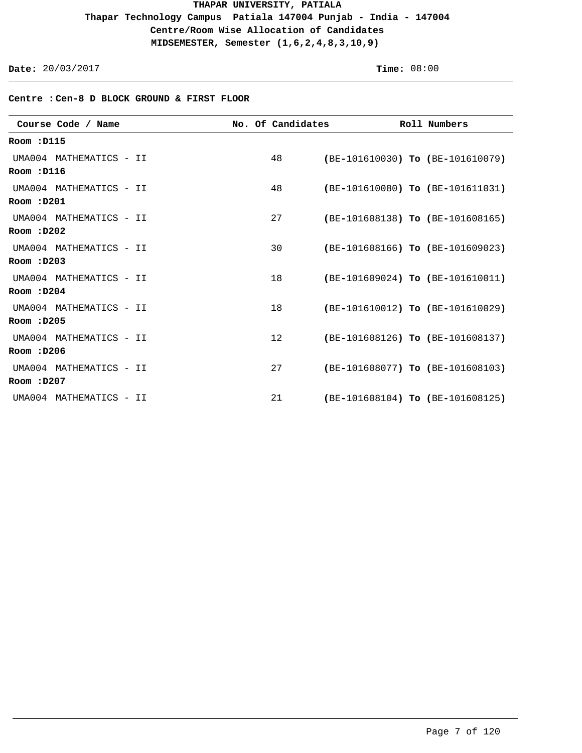**THAPAR UNIVERSITY, PATIALA**

**Thapar Technology Campus Patiala 147004 Punjab - India - 147004**

**Centre/Room Wise Allocation of Candidates**

**MIDSEMESTER, Semester (1,6,2,4,8,3,10,9)**

**Date:** 20/03/2017 **Time:** 08:00

**Centre : Cen-8 D BLOCK GROUND & FIRST FLOOR**

| Course Code / Name | No. Of Candidates | Roll Numbers |
|---|---|---|
| **Room :D115** | | |
| UMA004 MATHEMATICS - II | 48 | **(**BE-101610030**) To (**BE-101610079**)** |
| **Room :D116** | | |
| UMA004 MATHEMATICS - II | 48 | **(**BE-101610080**) To (**BE-101611031**)** |
| **Room :D201** | | |
| UMA004 MATHEMATICS - II | 27 | **(**BE-101608138**) To (**BE-101608165**)** |
| **Room :D202** | | |
| UMA004 MATHEMATICS - II | 30 | **(**BE-101608166**) To (**BE-101609023**)** |
| **Room :D203** | | |
| UMA004 MATHEMATICS - II | 18 | **(**BE-101609024**) To (**BE-101610011**)** |
| **Room :D204** | | |
| UMA004 MATHEMATICS - II | 18 | **(**BE-101610012**) To (**BE-101610029**)** |
| **Room :D205** | | |
| UMA004 MATHEMATICS - II | 12 | **(**BE-101608126**) To (**BE-101608137**)** |
| **Room :D206** | | |
| UMA004 MATHEMATICS - II | 27 | **(**BE-101608077**) To (**BE-101608103**)** |
| **Room :D207** | | |
| UMA004 MATHEMATICS - II | 21 | **(**BE-101608104**) To (**BE-101608125**)** |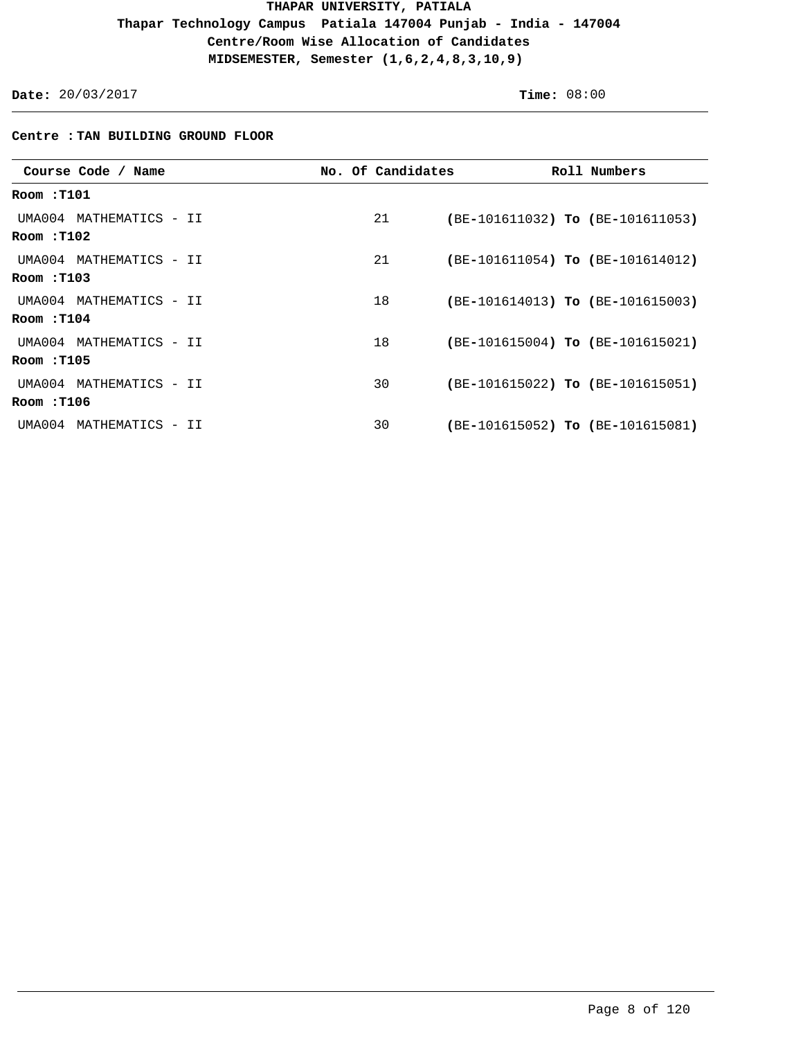# THAPAR UNIVERSITY, PATIALA

**Thapar Technology Campus Patiala 147004 Punjab - India - 147004**

**Centre/Room Wise Allocation of Candidates**

**MIDSEMESTER, Semester (1,6,2,4,8,3,10,9)**

**Date:** 20/03/2017 **Time:** 08:00

**Centre : TAN BUILDING GROUND FLOOR**

| Course Code / Name | No. Of Candidates | Roll Numbers |
|---|---|---|
| **Room :T101** | | |
| UMA004 MATHEMATICS - II | 21 | **(**BE-101611032**) To (**BE-101611053**)** |
| **Room :T102** | | |
| UMA004 MATHEMATICS - II | 21 | **(**BE-101611054**) To (**BE-101614012**)** |
| **Room :T103** | | |
| UMA004 MATHEMATICS - II | 18 | **(**BE-101614013**) To (**BE-101615003**)** |
| **Room :T104** | | |
| UMA004 MATHEMATICS - II | 18 | **(**BE-101615004**) To (**BE-101615021**)** |
| **Room :T105** | | |
| UMA004 MATHEMATICS - II | 30 | **(**BE-101615022**) To (**BE-101615051**)** |
| **Room :T106** | | |
| UMA004 MATHEMATICS - II | 30 | **(**BE-101615052**) To (**BE-101615081**)** |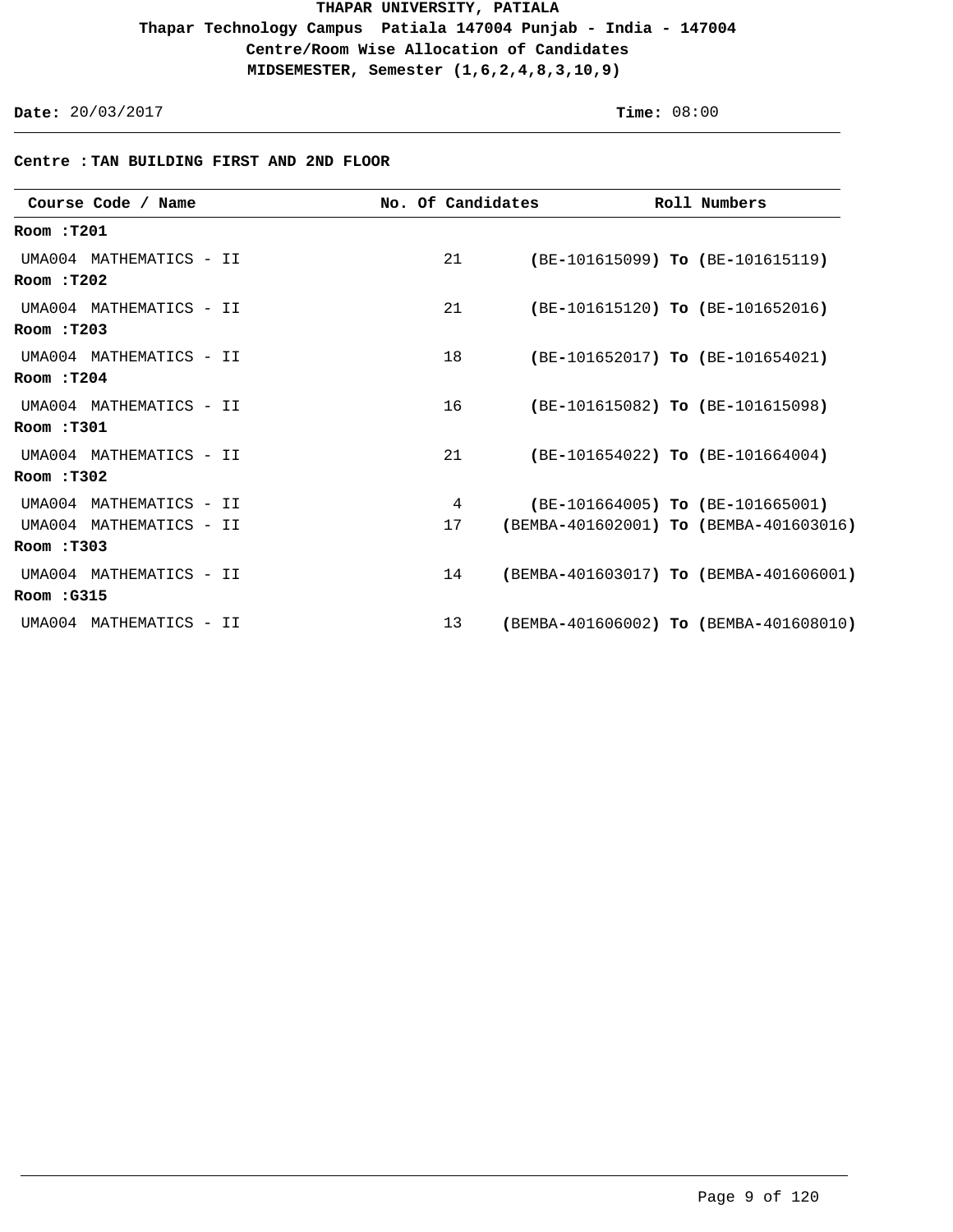**THAPAR UNIVERSITY, PATIALA**

**Thapar Technology Campus Patiala 147004 Punjab - India - 147004**

**Centre/Room Wise Allocation of Candidates**

**MIDSEMESTER, Semester (1,6,2,4,8,3,10,9)**

**Date:** 20/03/2017 **Time:** 08:00

**Centre : TAN BUILDING FIRST AND 2ND FLOOR**

| Course Code / Name | No. Of Candidates | Roll Numbers |
|---|---|---|
| **Room :T201** | | |
| UMA004 MATHEMATICS - II | 21 | **(**BE-101615099**) To (**BE-101615119**)** |
| **Room :T202** | | |
| UMA004 MATHEMATICS - II | 21 | **(**BE-101615120**) To (**BE-101652016**)** |
| **Room :T203** | | |
| UMA004 MATHEMATICS - II | 18 | **(**BE-101652017**) To (**BE-101654021**)** |
| **Room :T204** | | |
| UMA004 MATHEMATICS - II | 16 | **(**BE-101615082**) To (**BE-101615098**)** |
| **Room :T301** | | |
| UMA004 MATHEMATICS - II | 21 | **(**BE-101654022**) To (**BE-101664004**)** |
| **Room :T302** | | |
| UMA004 MATHEMATICS - II | 4 | **(**BE-101664005**) To (**BE-101665001**)** |
| UMA004 MATHEMATICS - II | 17 | **(**BEMBA-401602001**) To (**BEMBA-401603016**)** |
| **Room :T303** | | |
| UMA004 MATHEMATICS - II | 14 | **(**BEMBA-401603017**) To (**BEMBA-401606001**)** |
| **Room :G315** | | |
| UMA004 MATHEMATICS - II | 13 | **(**BEMBA-401606002**) To (**BEMBA-401608010**)** |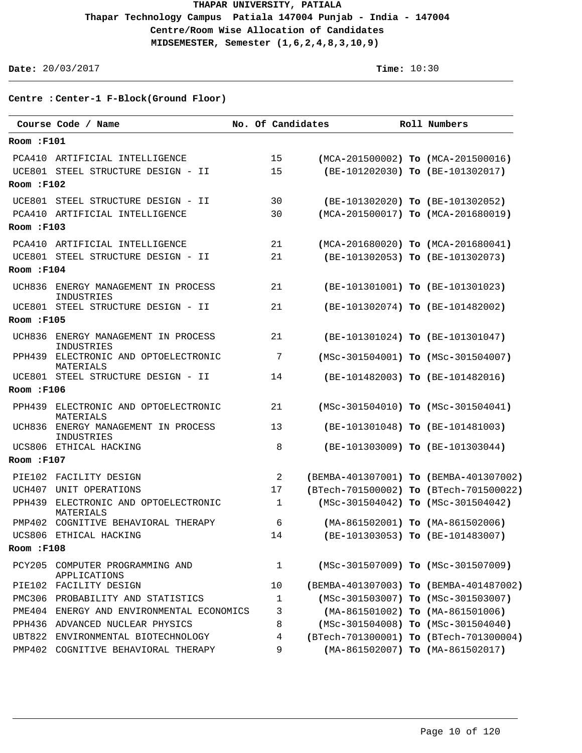# THAPAR UNIVERSITY, PATIALA

**Thapar Technology Campus Patiala 147004 Punjab - India - 147004**

**Centre/Room Wise Allocation of Candidates**

**MIDSEMESTER, Semester (1,6,2,4,8,3,10,9)**

**Date:** 20/03/2017 **Time:** 10:30

**Centre : Center-1 F-Block(Ground Floor)**

| Course Code / Name | No. Of Candidates | Roll Numbers |
|---|---|---|
| **Room :F101** | | |
| PCA410 ARTIFICIAL INTELLIGENCE | 15 | **(**MCA-201500002**) To (**MCA-201500016**)** |
| UCE801 STEEL STRUCTURE DESIGN - II | 15 | **(**BE-101202030**) To (**BE-101302017**)** |
| **Room :F102** | | |
| UCE801 STEEL STRUCTURE DESIGN - II | 30 | **(**BE-101302020**) To (**BE-101302052**)** |
| PCA410 ARTIFICIAL INTELLIGENCE | 30 | **(**MCA-201500017**) To (**MCA-201680019**)** |
| **Room :F103** | | |
| PCA410 ARTIFICIAL INTELLIGENCE | 21 | **(**MCA-201680020**) To (**MCA-201680041**)** |
| UCE801 STEEL STRUCTURE DESIGN - II | 21 | **(**BE-101302053**) To (**BE-101302073**)** |
| **Room :F104** | | |
| UCH836 ENERGY MANAGEMENT IN PROCESS INDUSTRIES | 21 | **(**BE-101301001**) To (**BE-101301023**)** |
| UCE801 STEEL STRUCTURE DESIGN - II | 21 | **(**BE-101302074**) To (**BE-101482002**)** |
| **Room :F105** | | |
| UCH836 ENERGY MANAGEMENT IN PROCESS INDUSTRIES | 21 | **(**BE-101301024**) To (**BE-101301047**)** |
| PPH439 ELECTRONIC AND OPTOELECTRONIC MATERIALS | 7 | **(**MSc-301504001**) To (**MSc-301504007**)** |
| UCE801 STEEL STRUCTURE DESIGN - II | 14 | **(**BE-101482003**) To (**BE-101482016**)** |
| **Room :F106** | | |
| PPH439 ELECTRONIC AND OPTOELECTRONIC MATERIALS | 21 | **(**MSc-301504010**) To (**MSc-301504041**)** |
| UCH836 ENERGY MANAGEMENT IN PROCESS INDUSTRIES | 13 | **(**BE-101301048**) To (**BE-101481003**)** |
| UCS806 ETHICAL HACKING | 8 | **(**BE-101303009**) To (**BE-101303044**)** |
| **Room :F107** | | |
| PIE102 FACILITY DESIGN | 2 | **(**BEMBA-401307001**) To (**BEMBA-401307002**)** |
| UCH407 UNIT OPERATIONS | 17 | **(**BTech-701500002**) To (**BTech-701500022**)** |
| PPH439 ELECTRONIC AND OPTOELECTRONIC MATERIALS | 1 | **(**MSc-301504042**) To (**MSc-301504042**)** |
| PMP402 COGNITIVE BEHAVIORAL THERAPY | 6 | **(**MA-861502001**) To (**MA-861502006**)** |
| UCS806 ETHICAL HACKING | 14 | **(**BE-101303053**) To (**BE-101483007**)** |
| **Room :F108** | | |
| PCY205 COMPUTER PROGRAMMING AND APPLICATIONS | 1 | **(**MSc-301507009**) To (**MSc-301507009**)** |
| PIE102 FACILITY DESIGN | 10 | **(**BEMBA-401307003**) To (**BEMBA-401487002**)** |
| PMC306 PROBABILITY AND STATISTICS | 1 | **(**MSc-301503007**) To (**MSc-301503007**)** |
| PME404 ENERGY AND ENVIRONMENTAL ECONOMICS | 3 | **(**MA-861501002**) To (**MA-861501006**)** |
| PPH436 ADVANCED NUCLEAR PHYSICS | 8 | **(**MSc-301504008**) To (**MSc-301504040**)** |
| UBT822 ENVIRONMENTAL BIOTECHNOLOGY | 4 | **(**BTech-701300001**) To (**BTech-701300004**)** |
| PMP402 COGNITIVE BEHAVIORAL THERAPY | 9 | **(**MA-861502007**) To (**MA-861502017**)** |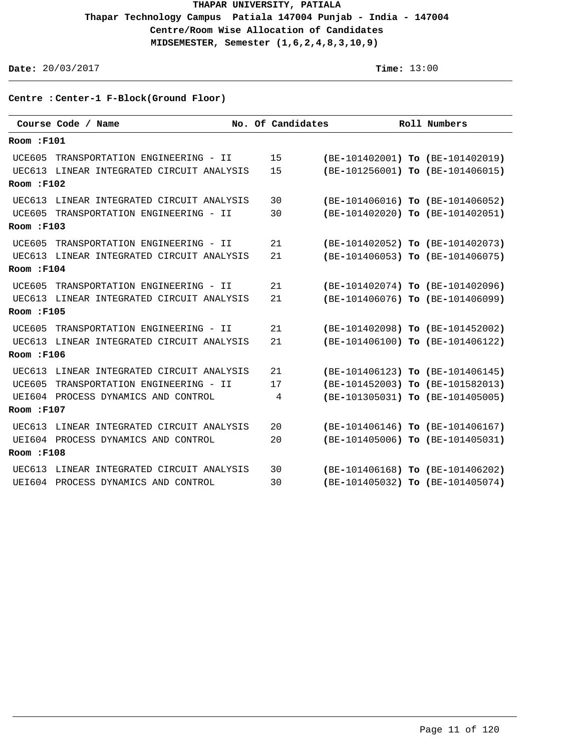# THAPAR UNIVERSITY, PATIALA

**Thapar Technology Campus Patiala 147004 Punjab - India - 147004**

**Centre/Room Wise Allocation of Candidates**

**MIDSEMESTER, Semester (1,6,2,4,8,3,10,9)**

**Date:** 20/03/2017 **Time:** 13:00

**Centre : Center-1 F-Block(Ground Floor)**

| Course Code / Name | No. Of Candidates | Roll Numbers |
|---|---|---|
| **Room :F101** | | |
| UCE605 TRANSPORTATION ENGINEERING - II | 15 | (BE-101402001) To (BE-101402019) |
| UEC613 LINEAR INTEGRATED CIRCUIT ANALYSIS | 15 | (BE-101256001) To (BE-101406015) |
| **Room :F102** | | |
| UEC613 LINEAR INTEGRATED CIRCUIT ANALYSIS | 30 | (BE-101406016) To (BE-101406052) |
| UCE605 TRANSPORTATION ENGINEERING - II | 30 | (BE-101402020) To (BE-101402051) |
| **Room :F103** | | |
| UCE605 TRANSPORTATION ENGINEERING - II | 21 | (BE-101402052) To (BE-101402073) |
| UEC613 LINEAR INTEGRATED CIRCUIT ANALYSIS | 21 | (BE-101406053) To (BE-101406075) |
| **Room :F104** | | |
| UCE605 TRANSPORTATION ENGINEERING - II | 21 | (BE-101402074) To (BE-101402096) |
| UEC613 LINEAR INTEGRATED CIRCUIT ANALYSIS | 21 | (BE-101406076) To (BE-101406099) |
| **Room :F105** | | |
| UCE605 TRANSPORTATION ENGINEERING - II | 21 | (BE-101402098) To (BE-101452002) |
| UEC613 LINEAR INTEGRATED CIRCUIT ANALYSIS | 21 | (BE-101406100) To (BE-101406122) |
| **Room :F106** | | |
| UEC613 LINEAR INTEGRATED CIRCUIT ANALYSIS | 21 | (BE-101406123) To (BE-101406145) |
| UCE605 TRANSPORTATION ENGINEERING - II | 17 | (BE-101452003) To (BE-101582013) |
| UEI604 PROCESS DYNAMICS AND CONTROL | 4 | (BE-101305031) To (BE-101405005) |
| **Room :F107** | | |
| UEC613 LINEAR INTEGRATED CIRCUIT ANALYSIS | 20 | (BE-101406146) To (BE-101406167) |
| UEI604 PROCESS DYNAMICS AND CONTROL | 20 | (BE-101405006) To (BE-101405031) |
| **Room :F108** | | |
| UEC613 LINEAR INTEGRATED CIRCUIT ANALYSIS | 30 | (BE-101406168) To (BE-101406202) |
| UEI604 PROCESS DYNAMICS AND CONTROL | 30 | (BE-101405032) To (BE-101405074) |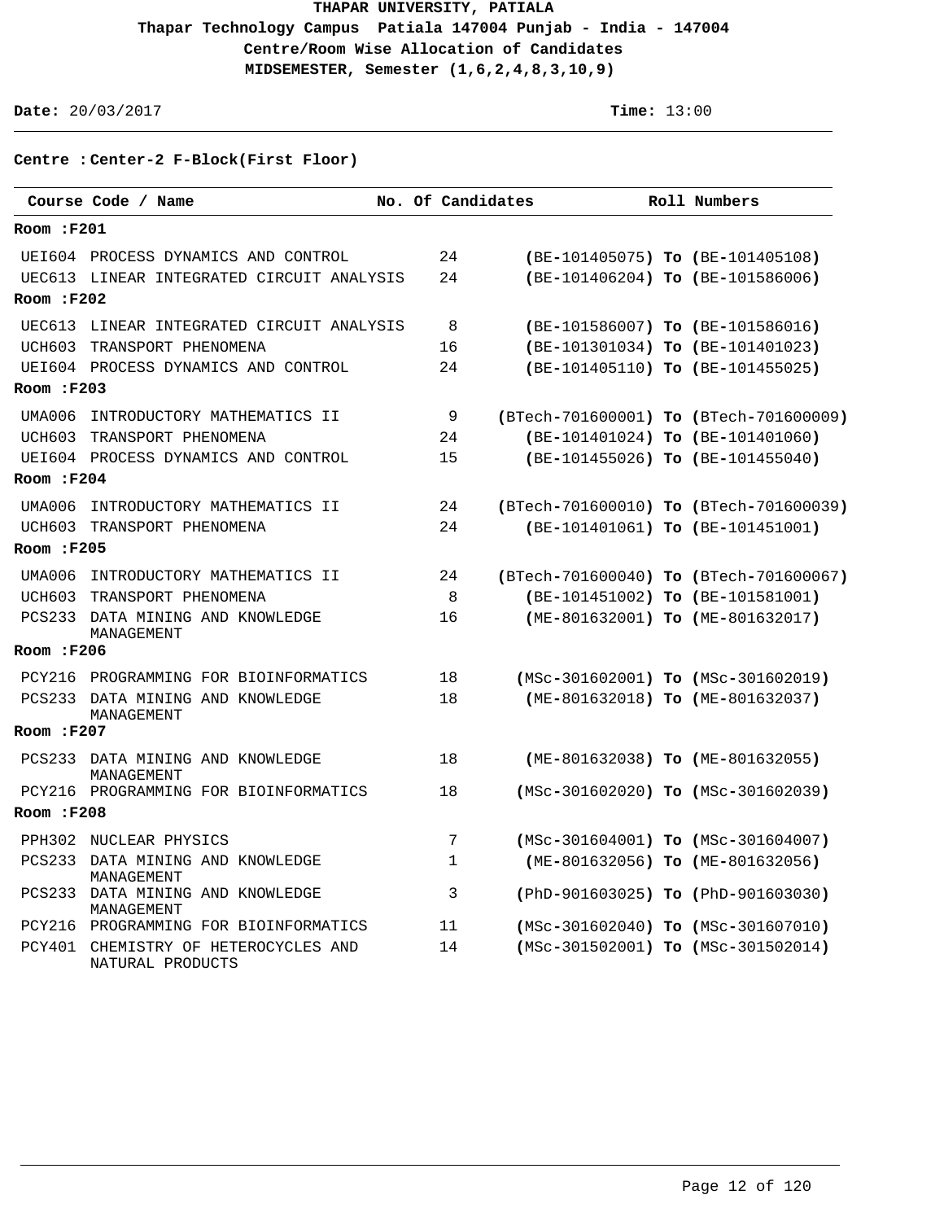# THAPAR UNIVERSITY, PATIALA

**Thapar Technology Campus Patiala 147004 Punjab - India - 147004**

**Centre/Room Wise Allocation of Candidates**

**MIDSEMESTER, Semester (1,6,2,4,8,3,10,9)**

**Date:** 20/03/2017 **Time:** 13:00

**Centre : Center-2 F-Block(First Floor)**

| Course Code / Name | No. Of Candidates | Roll Numbers |
|---|---|---|
| **Room :F201** | | |
| UEI604 PROCESS DYNAMICS AND CONTROL | 24 | (BE-101405075) To (BE-101405108) |
| UEC613 LINEAR INTEGRATED CIRCUIT ANALYSIS | 24 | (BE-101406204) To (BE-101586006) |
| **Room :F202** | | |
| UEC613 LINEAR INTEGRATED CIRCUIT ANALYSIS | 8 | (BE-101586007) To (BE-101586016) |
| UCH603 TRANSPORT PHENOMENA | 16 | (BE-101301034) To (BE-101401023) |
| UEI604 PROCESS DYNAMICS AND CONTROL | 24 | (BE-101405110) To (BE-101455025) |
| **Room :F203** | | |
| UMA006 INTRODUCTORY MATHEMATICS II | 9 | (BTech-701600001) To (BTech-701600009) |
| UCH603 TRANSPORT PHENOMENA | 24 | (BE-101401024) To (BE-101401060) |
| UEI604 PROCESS DYNAMICS AND CONTROL | 15 | (BE-101455026) To (BE-101455040) |
| **Room :F204** | | |
| UMA006 INTRODUCTORY MATHEMATICS II | 24 | (BTech-701600010) To (BTech-701600039) |
| UCH603 TRANSPORT PHENOMENA | 24 | (BE-101401061) To (BE-101451001) |
| **Room :F205** | | |
| UMA006 INTRODUCTORY MATHEMATICS II | 24 | (BTech-701600040) To (BTech-701600067) |
| UCH603 TRANSPORT PHENOMENA | 8 | (BE-101451002) To (BE-101581001) |
| PCS233 DATA MINING AND KNOWLEDGE MANAGEMENT | 16 | (ME-801632001) To (ME-801632017) |
| **Room :F206** | | |
| PCY216 PROGRAMMING FOR BIOINFORMATICS | 18 | (MSc-301602001) To (MSc-301602019) |
| PCS233 DATA MINING AND KNOWLEDGE MANAGEMENT | 18 | (ME-801632018) To (ME-801632037) |
| **Room :F207** | | |
| PCS233 DATA MINING AND KNOWLEDGE MANAGEMENT | 18 | (ME-801632038) To (ME-801632055) |
| PCY216 PROGRAMMING FOR BIOINFORMATICS | 18 | (MSc-301602020) To (MSc-301602039) |
| **Room :F208** | | |
| PPH302 NUCLEAR PHYSICS | 7 | (MSc-301604001) To (MSc-301604007) |
| PCS233 DATA MINING AND KNOWLEDGE MANAGEMENT | 1 | (ME-801632056) To (ME-801632056) |
| PCS233 DATA MINING AND KNOWLEDGE MANAGEMENT | 3 | (PhD-901603025) To (PhD-901603030) |
| PCY216 PROGRAMMING FOR BIOINFORMATICS | 11 | (MSc-301602040) To (MSc-301607010) |
| PCY401 CHEMISTRY OF HETEROCYCLES AND NATURAL PRODUCTS | 14 | (MSc-301502001) To (MSc-301502014) |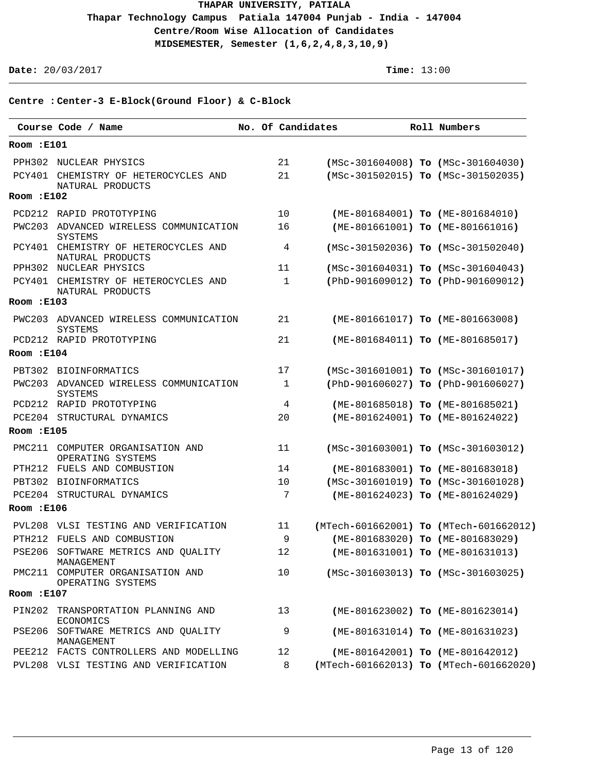# THAPAR UNIVERSITY, PATIALA

**Thapar Technology Campus Patiala 147004 Punjab - India - 147004**

**Centre/Room Wise Allocation of Candidates**

**MIDSEMESTER, Semester (1,6,2,4,8,3,10,9)**

**Date:** 20/03/2017

**Time:** 13:00

**Centre : Center-3 E-Block(Ground Floor) & C-Block**

| Course Code / Name | No. Of Candidates | Roll Numbers |
|---|---|---|
| **Room : E101** | | |
| PPH302 NUCLEAR PHYSICS | 21 | (MSc-301604008) To (MSc-301604030) |
| PCY401 CHEMISTRY OF HETEROCYCLES AND NATURAL PRODUCTS | 21 | (MSc-301502015) To (MSc-301502035) |
| **Room : E102** | | |
| PCD212 RAPID PROTOTYPING | 10 | (ME-801684001) To (ME-801684010) |
| PWC203 ADVANCED WIRELESS COMMUNICATION SYSTEMS | 16 | (ME-801661001) To (ME-801661016) |
| PCY401 CHEMISTRY OF HETEROCYCLES AND NATURAL PRODUCTS | 4 | (MSc-301502036) To (MSc-301502040) |
| PPH302 NUCLEAR PHYSICS | 11 | (MSc-301604031) To (MSc-301604043) |
| PCY401 CHEMISTRY OF HETEROCYCLES AND NATURAL PRODUCTS | 1 | (PhD-901609012) To (PhD-901609012) |
| **Room : E103** | | |
| PWC203 ADVANCED WIRELESS COMMUNICATION SYSTEMS | 21 | (ME-801661017) To (ME-801663008) |
| PCD212 RAPID PROTOTYPING | 21 | (ME-801684011) To (ME-801685017) |
| **Room : E104** | | |
| PBT302 BIOINFORMATICS | 17 | (MSc-301601001) To (MSc-301601017) |
| PWC203 ADVANCED WIRELESS COMMUNICATION SYSTEMS | 1 | (PhD-901606027) To (PhD-901606027) |
| PCD212 RAPID PROTOTYPING | 4 | (ME-801685018) To (ME-801685021) |
| PCE204 STRUCTURAL DYNAMICS | 20 | (ME-801624001) To (ME-801624022) |
| **Room : E105** | | |
| PMC211 COMPUTER ORGANISATION AND OPERATING SYSTEMS | 11 | (MSc-301603001) To (MSc-301603012) |
| PTH212 FUELS AND COMBUSTION | 14 | (ME-801683001) To (ME-801683018) |
| PBT302 BIOINFORMATICS | 10 | (MSc-301601019) To (MSc-301601028) |
| PCE204 STRUCTURAL DYNAMICS | 7 | (ME-801624023) To (ME-801624029) |
| **Room : E106** | | |
| PVL208 VLSI TESTING AND VERIFICATION | 11 | (MTech-601662001) To (MTech-601662012) |
| PTH212 FUELS AND COMBUSTION | 9 | (ME-801683020) To (ME-801683029) |
| PSE206 SOFTWARE METRICS AND QUALITY MANAGEMENT | 12 | (ME-801631001) To (ME-801631013) |
| PMC211 COMPUTER ORGANISATION AND OPERATING SYSTEMS | 10 | (MSc-301603013) To (MSc-301603025) |
| **Room : E107** | | |
| PIN202 TRANSPORTATION PLANNING AND ECONOMICS | 13 | (ME-801623002) To (ME-801623014) |
| PSE206 SOFTWARE METRICS AND QUALITY MANAGEMENT | 9 | (ME-801631014) To (ME-801631023) |
| PEE212 FACTS CONTROLLERS AND MODELLING | 12 | (ME-801642001) To (ME-801642012) |
| PVL208 VLSI TESTING AND VERIFICATION | 8 | (MTech-601662013) To (MTech-601662020) |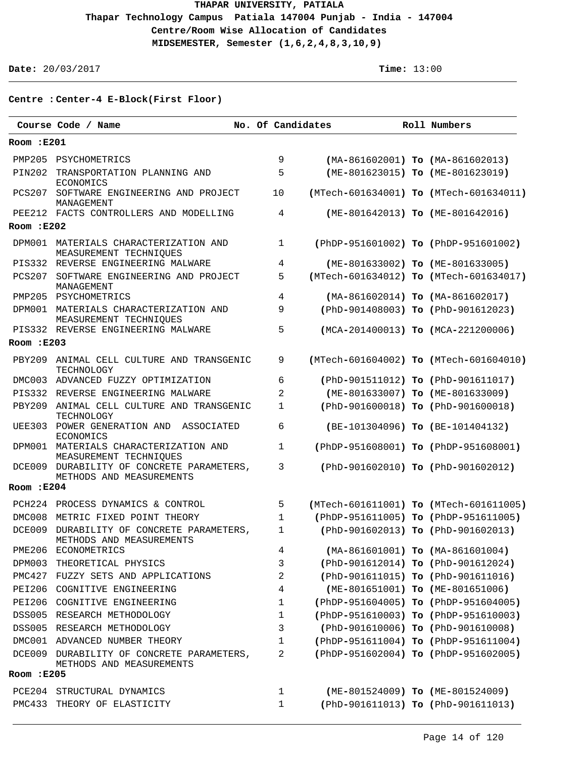# THAPAR UNIVERSITY, PATIALA

**Thapar Technology Campus Patiala 147004 Punjab - India - 147004**

**Centre/Room Wise Allocation of Candidates**

**MIDSEMESTER, Semester (1,6,2,4,8,3,10,9)**

**Date:** 20/03/2017 **Time:** 13:00

**Centre : Center-4 E-Block(First Floor)**

| Course Code / Name | No. Of Candidates | Roll Numbers |
|---|---|---|
| **Room :E201** | | |
| PMP205 PSYCHOMETRICS | 9 | (MA-861602001) To (MA-861602013) |
| PIN202 TRANSPORTATION PLANNING AND ECONOMICS | 5 | (ME-801623015) To (ME-801623019) |
| PCS207 SOFTWARE ENGINEERING AND PROJECT MANAGEMENT | 10 | (MTech-601634001) To (MTech-601634011) |
| PEE212 FACTS CONTROLLERS AND MODELLING | 4 | (ME-801642013) To (ME-801642016) |
| **Room :E202** | | |
| DPM001 MATERIALS CHARACTERIZATION AND MEASUREMENT TECHNIQUES | 1 | (PhDP-951601002) To (PhDP-951601002) |
| PIS332 REVERSE ENGINEERING MALWARE | 4 | (ME-801633002) To (ME-801633005) |
| PCS207 SOFTWARE ENGINEERING AND PROJECT MANAGEMENT | 5 | (MTech-601634012) To (MTech-601634017) |
| PMP205 PSYCHOMETRICS | 4 | (MA-861602014) To (MA-861602017) |
| DPM001 MATERIALS CHARACTERIZATION AND MEASUREMENT TECHNIQUES | 9 | (PhD-901408003) To (PhD-901612023) |
| PIS332 REVERSE ENGINEERING MALWARE | 5 | (MCA-201400013) To (MCA-221200006) |
| **Room :E203** | | |
| PBY209 ANIMAL CELL CULTURE AND TRANSGENIC TECHNOLOGY | 9 | (MTech-601604002) To (MTech-601604010) |
| DMC003 ADVANCED FUZZY OPTIMIZATION | 6 | (PhD-901511012) To (PhD-901611017) |
| PIS332 REVERSE ENGINEERING MALWARE | 2 | (ME-801633007) To (ME-801633009) |
| PBY209 ANIMAL CELL CULTURE AND TRANSGENIC TECHNOLOGY | 1 | (PhD-901600018) To (PhD-901600018) |
| UEE303 POWER GENERATION AND ASSOCIATED ECONOMICS | 6 | (BE-101304096) To (BE-101404132) |
| DPM001 MATERIALS CHARACTERIZATION AND MEASUREMENT TECHNIQUES | 1 | (PhDP-951608001) To (PhDP-951608001) |
| DCE009 DURABILITY OF CONCRETE PARAMETERS, METHODS AND MEASUREMENTS | 3 | (PhD-901602010) To (PhD-901602012) |
| **Room :E204** | | |
| PCH224 PROCESS DYNAMICS & CONTROL | 5 | (MTech-601611001) To (MTech-601611005) |
| DMC008 METRIC FIXED POINT THEORY | 1 | (PhDP-951611005) To (PhDP-951611005) |
| DCE009 DURABILITY OF CONCRETE PARAMETERS, METHODS AND MEASUREMENTS | 1 | (PhD-901602013) To (PhD-901602013) |
| PME206 ECONOMETRICS | 4 | (MA-861601001) To (MA-861601004) |
| DPM003 THEORETICAL PHYSICS | 3 | (PhD-901612014) To (PhD-901612024) |
| PMC427 FUZZY SETS AND APPLICATIONS | 2 | (PhD-901611015) To (PhD-901611016) |
| PEI206 COGNITIVE ENGINEERING | 4 | (ME-801651001) To (ME-801651006) |
| PEI206 COGNITIVE ENGINEERING | 1 | (PhDP-951604005) To (PhDP-951604005) |
| DSS005 RESEARCH METHODOLOGY | 1 | (PhDP-951610003) To (PhDP-951610003) |
| DSS005 RESEARCH METHODOLOGY | 3 | (PhD-901610006) To (PhD-901610008) |
| DMC001 ADVANCED NUMBER THEORY | 1 | (PhDP-951611004) To (PhDP-951611004) |
| DCE009 DURABILITY OF CONCRETE PARAMETERS, METHODS AND MEASUREMENTS | 2 | (PhDP-951602004) To (PhDP-951602005) |
| **Room :E205** | | |
| PCE204 STRUCTURAL DYNAMICS | 1 | (ME-801524009) To (ME-801524009) |
| PMC433 THEORY OF ELASTICITY | 1 | (PhD-901611013) To (PhD-901611013) |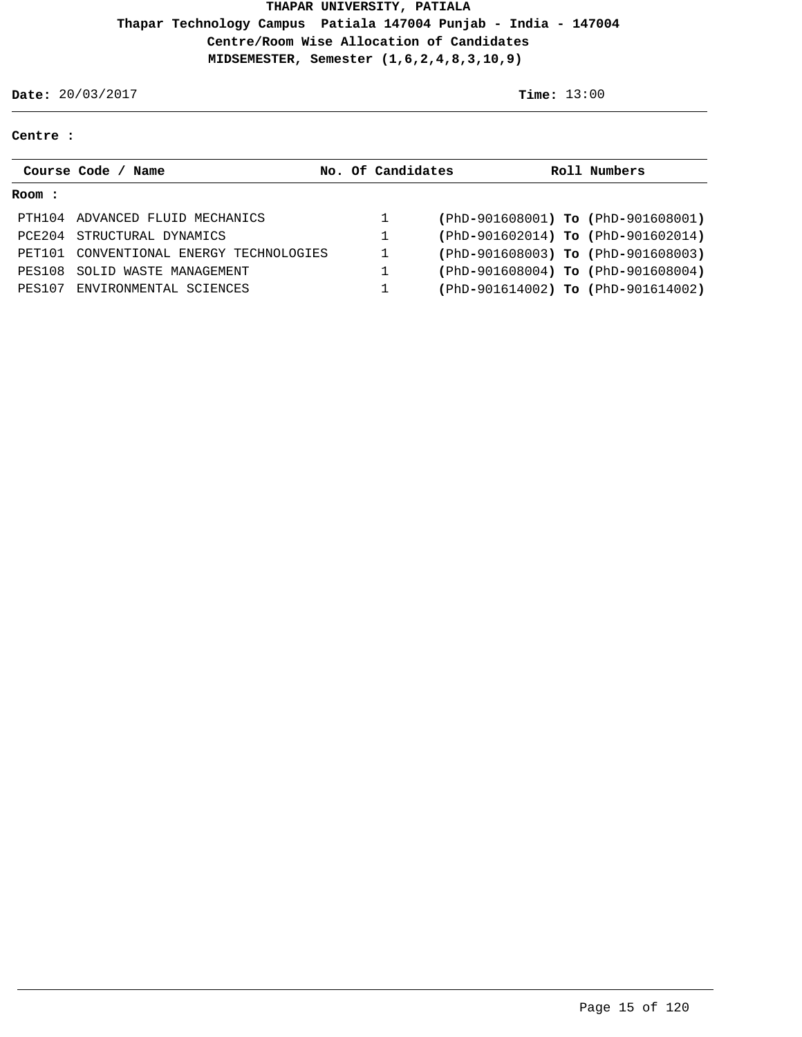**THAPAR UNIVERSITY, PATIALA**

**Thapar Technology Campus Patiala 147004 Punjab - India - 147004**

**Centre/Room Wise Allocation of Candidates**

**MIDSEMESTER, Semester (1,6,2,4,8,3,10,9)**

**Date:** 20/03/2017 **Time:** 13:00

**Centre :**

| Course Code / Name | No. Of Candidates | Roll Numbers |
|---|---|---|
| **Room :** | | |
| PTH104 ADVANCED FLUID MECHANICS | 1 | **(**PhD-901608001**) To (**PhD-901608001**)** |
| PCE204 STRUCTURAL DYNAMICS | 1 | **(**PhD-901602014**) To (**PhD-901602014**)** |
| PET101 CONVENTIONAL ENERGY TECHNOLOGIES | 1 | **(**PhD-901608003**) To (**PhD-901608003**)** |
| PES108 SOLID WASTE MANAGEMENT | 1 | **(**PhD-901608004**) To (**PhD-901608004**)** |
| PES107 ENVIRONMENTAL SCIENCES | 1 | **(**PhD-901614002**) To (**PhD-901614002**)** |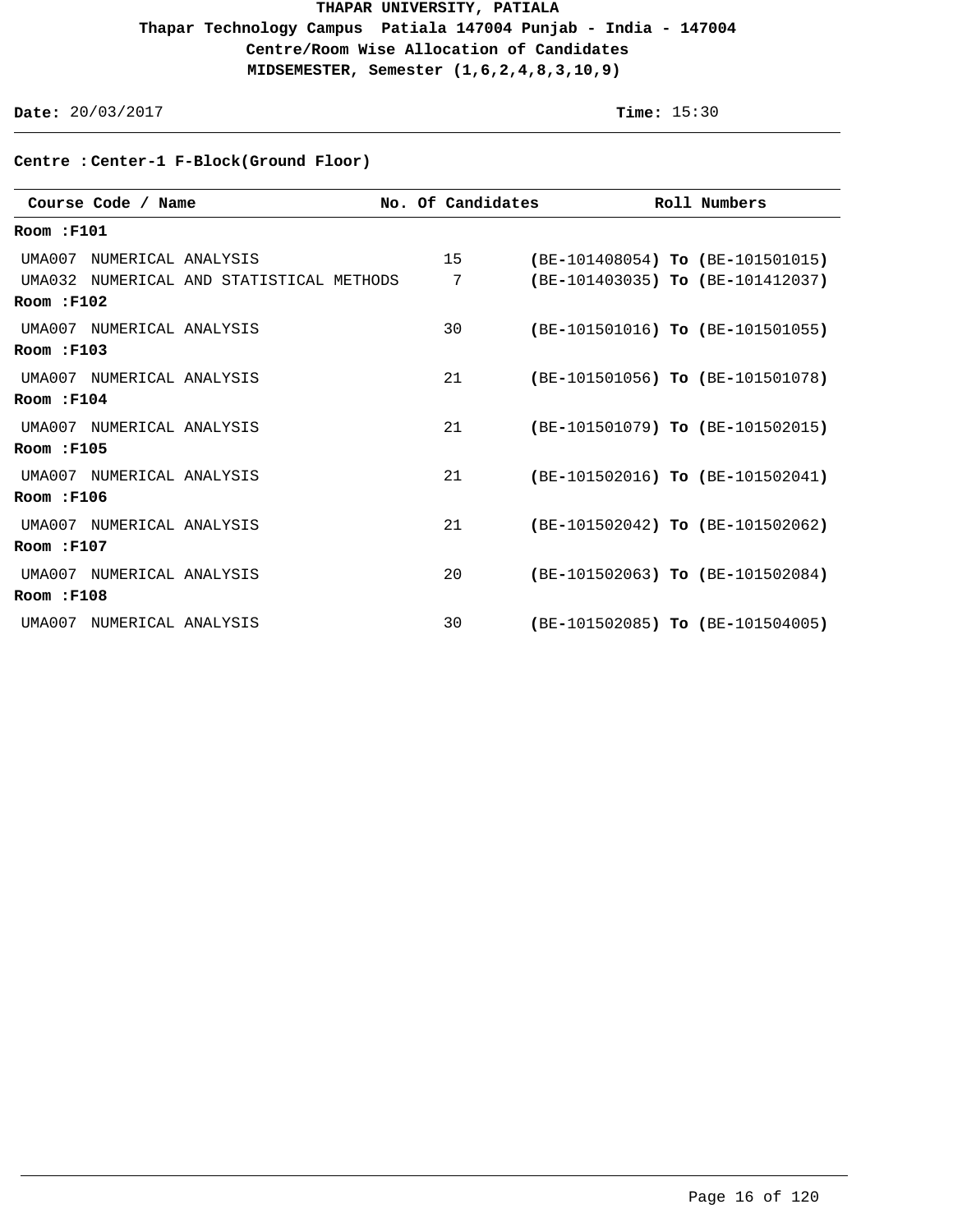**THAPAR UNIVERSITY, PATIALA**

**Thapar Technology Campus Patiala 147004 Punjab - India - 147004**

**Centre/Room Wise Allocation of Candidates**

**MIDSEMESTER, Semester (1,6,2,4,8,3,10,9)**

**Date:** 20/03/2017 **Time:** 15:30

**Centre : Center-1 F-Block(Ground Floor)**

| Course Code / Name | No. Of Candidates | Roll Numbers |
|---|---|---|
| **Room :F101** | | |
| UMA007 NUMERICAL ANALYSIS | 15 | (BE-101408054) To (BE-101501015) |
| UMA032 NUMERICAL AND STATISTICAL METHODS | 7 | (BE-101403035) To (BE-101412037) |
| **Room :F102** | | |
| UMA007 NUMERICAL ANALYSIS | 30 | (BE-101501016) To (BE-101501055) |
| **Room :F103** | | |
| UMA007 NUMERICAL ANALYSIS | 21 | (BE-101501056) To (BE-101501078) |
| **Room :F104** | | |
| UMA007 NUMERICAL ANALYSIS | 21 | (BE-101501079) To (BE-101502015) |
| **Room :F105** | | |
| UMA007 NUMERICAL ANALYSIS | 21 | (BE-101502016) To (BE-101502041) |
| **Room :F106** | | |
| UMA007 NUMERICAL ANALYSIS | 21 | (BE-101502042) To (BE-101502062) |
| **Room :F107** | | |
| UMA007 NUMERICAL ANALYSIS | 20 | (BE-101502063) To (BE-101502084) |
| **Room :F108** | | |
| UMA007 NUMERICAL ANALYSIS | 30 | (BE-101502085) To (BE-101504005) |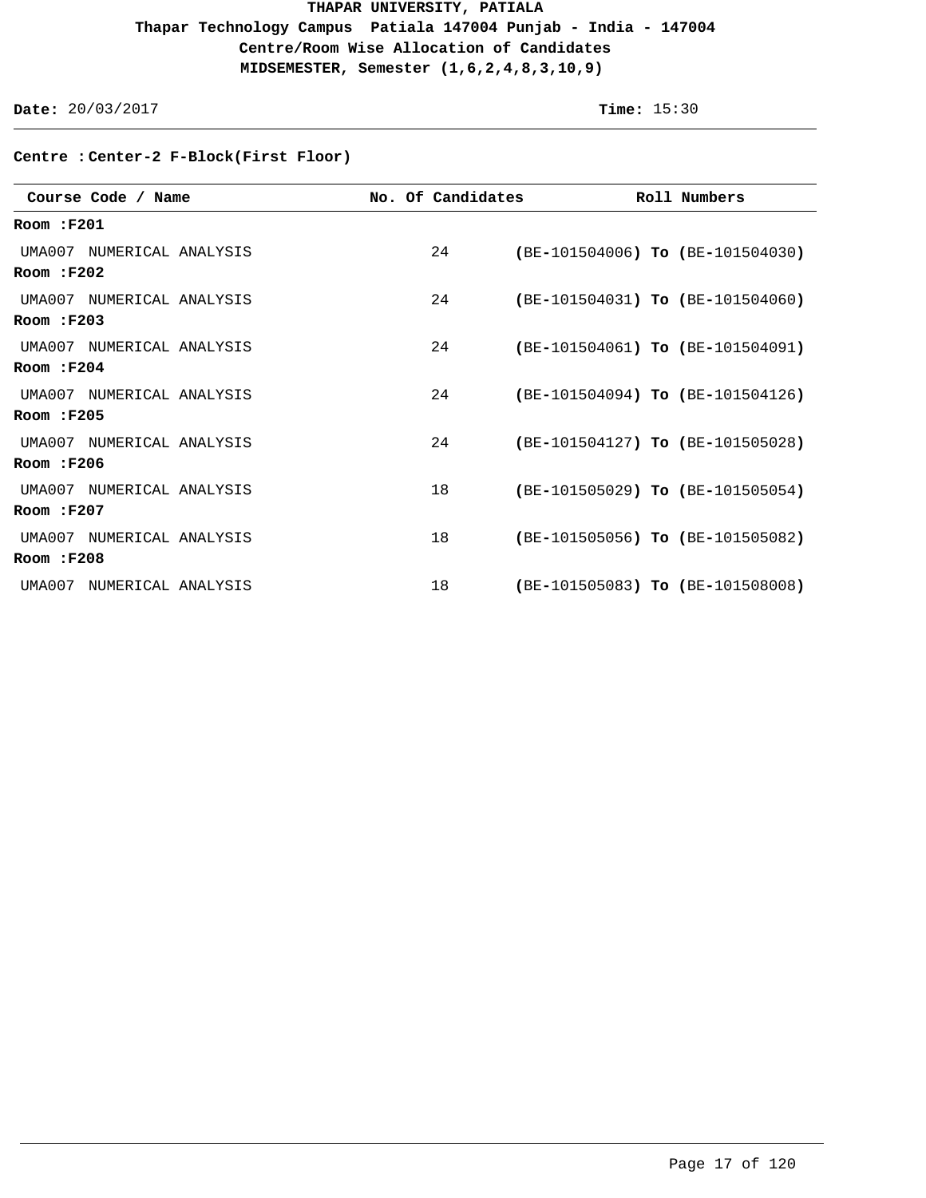# THAPAR UNIVERSITY, PATIALA

**Thapar Technology Campus Patiala 147004 Punjab - India - 147004**

**Centre/Room Wise Allocation of Candidates**

**MIDSEMESTER, Semester (1,6,2,4,8,3,10,9)**

**Date:** 20/03/2017 **Time:** 15:30

**Centre : Center-2 F-Block(First Floor)**

| Course Code / Name | No. Of Candidates | Roll Numbers |
|---|---|---|
| **Room :F201** | | |
| UMA007 NUMERICAL ANALYSIS | 24 | **(**BE-101504006**) To (**BE-101504030**)** |
| **Room :F202** | | |
| UMA007 NUMERICAL ANALYSIS | 24 | **(**BE-101504031**) To (**BE-101504060**)** |
| **Room :F203** | | |
| UMA007 NUMERICAL ANALYSIS | 24 | **(**BE-101504061**) To (**BE-101504091**)** |
| **Room :F204** | | |
| UMA007 NUMERICAL ANALYSIS | 24 | **(**BE-101504094**) To (**BE-101504126**)** |
| **Room :F205** | | |
| UMA007 NUMERICAL ANALYSIS | 24 | **(**BE-101504127**) To (**BE-101505028**)** |
| **Room :F206** | | |
| UMA007 NUMERICAL ANALYSIS | 18 | **(**BE-101505029**) To (**BE-101505054**)** |
| **Room :F207** | | |
| UMA007 NUMERICAL ANALYSIS | 18 | **(**BE-101505056**) To (**BE-101505082**)** |
| **Room :F208** | | |
| UMA007 NUMERICAL ANALYSIS | 18 | **(**BE-101505083**) To (**BE-101508008**)** |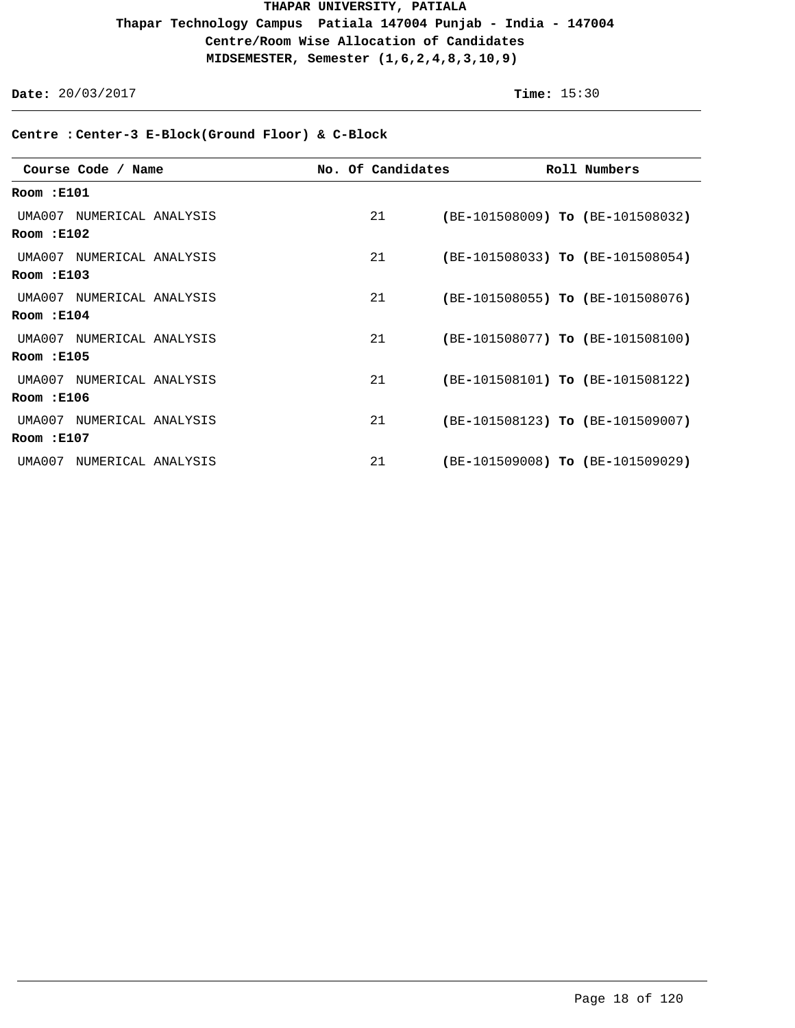**THAPAR UNIVERSITY, PATIALA**

**Thapar Technology Campus Patiala 147004 Punjab - India - 147004**

**Centre/Room Wise Allocation of Candidates**

**MIDSEMESTER, Semester (1,6,2,4,8,3,10,9)**

**Date:** 20/03/2017 **Time:** 15:30

**Centre : Center-3 E-Block(Ground Floor) & C-Block**

| Course Code / Name | No. Of Candidates | Roll Numbers |
|---|---|---|
| **Room :E101** | | |
| UMA007 NUMERICAL ANALYSIS | 21 | **(**BE-101508009**) To (**BE-101508032**)** |
| **Room :E102** | | |
| UMA007 NUMERICAL ANALYSIS | 21 | **(**BE-101508033**) To (**BE-101508054**)** |
| **Room :E103** | | |
| UMA007 NUMERICAL ANALYSIS | 21 | **(**BE-101508055**) To (**BE-101508076**)** |
| **Room :E104** | | |
| UMA007 NUMERICAL ANALYSIS | 21 | **(**BE-101508077**) To (**BE-101508100**)** |
| **Room :E105** | | |
| UMA007 NUMERICAL ANALYSIS | 21 | **(**BE-101508101**) To (**BE-101508122**)** |
| **Room :E106** | | |
| UMA007 NUMERICAL ANALYSIS | 21 | **(**BE-101508123**) To (**BE-101509007**)** |
| **Room :E107** | | |
| UMA007 NUMERICAL ANALYSIS | 21 | **(**BE-101509008**) To (**BE-101509029**)** |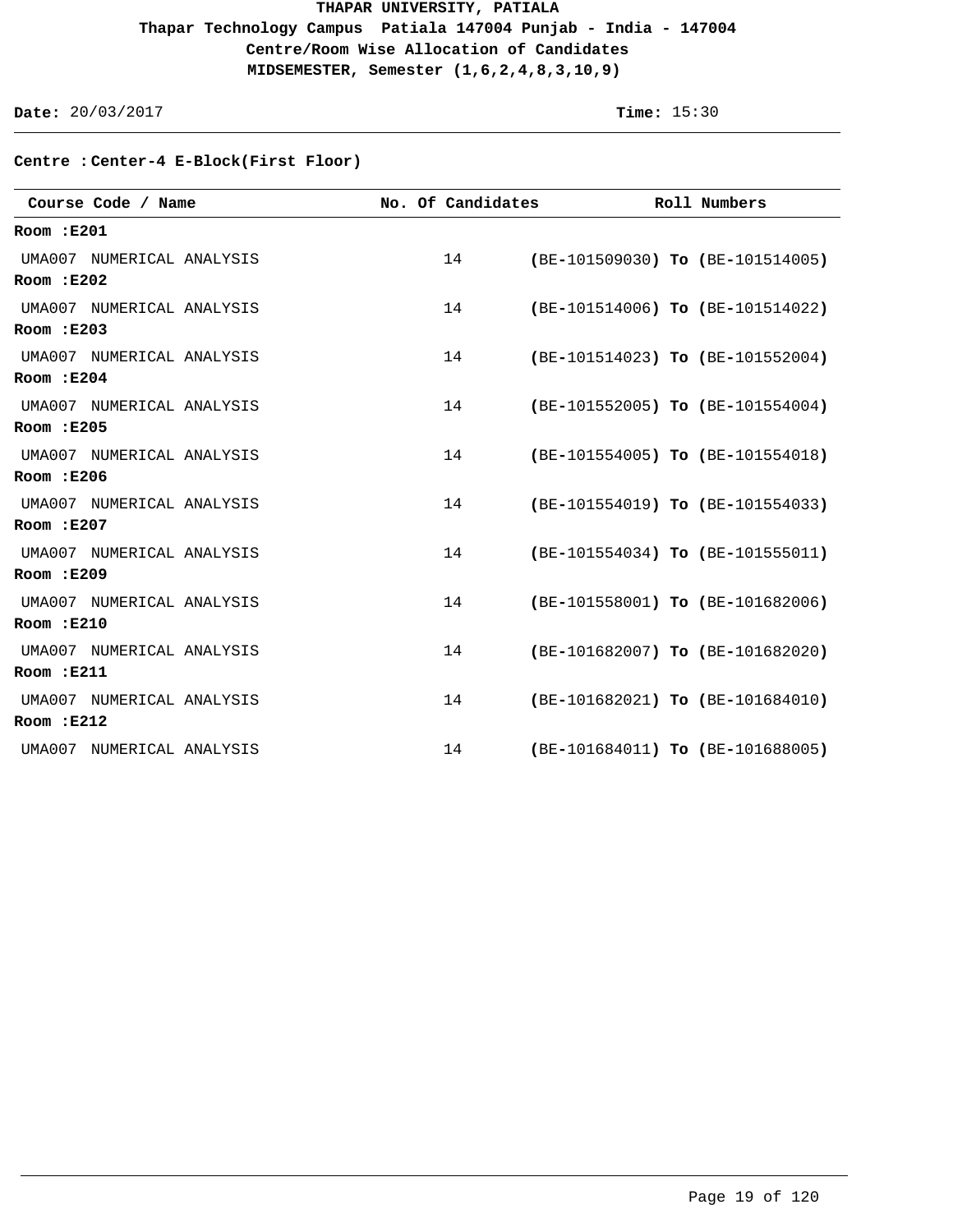**THAPAR UNIVERSITY, PATIALA**

**Thapar Technology Campus Patiala 147004 Punjab - India - 147004**

**Centre/Room Wise Allocation of Candidates**

**MIDSEMESTER, Semester (1,6,2,4,8,3,10,9)**

**Date:** 20/03/2017 **Time:** 15:30

**Centre : Center-4 E-Block(First Floor)**

| Course Code / Name | No. Of Candidates | Roll Numbers |
|---|---|---|
| **Room : E201** | | |
| UMA007 NUMERICAL ANALYSIS | 14 | (BE-101509030) To (BE-101514005) |
| **Room : E202** | | |
| UMA007 NUMERICAL ANALYSIS | 14 | (BE-101514006) To (BE-101514022) |
| **Room : E203** | | |
| UMA007 NUMERICAL ANALYSIS | 14 | (BE-101514023) To (BE-101552004) |
| **Room : E204** | | |
| UMA007 NUMERICAL ANALYSIS | 14 | (BE-101552005) To (BE-101554004) |
| **Room : E205** | | |
| UMA007 NUMERICAL ANALYSIS | 14 | (BE-101554005) To (BE-101554018) |
| **Room : E206** | | |
| UMA007 NUMERICAL ANALYSIS | 14 | (BE-101554019) To (BE-101554033) |
| **Room : E207** | | |
| UMA007 NUMERICAL ANALYSIS | 14 | (BE-101554034) To (BE-101555011) |
| **Room : E209** | | |
| UMA007 NUMERICAL ANALYSIS | 14 | (BE-101558001) To (BE-101682006) |
| **Room : E210** | | |
| UMA007 NUMERICAL ANALYSIS | 14 | (BE-101682007) To (BE-101682020) |
| **Room : E211** | | |
| UMA007 NUMERICAL ANALYSIS | 14 | (BE-101682021) To (BE-101684010) |
| **Room : E212** | | |
| UMA007 NUMERICAL ANALYSIS | 14 | (BE-101684011) To (BE-101688005) |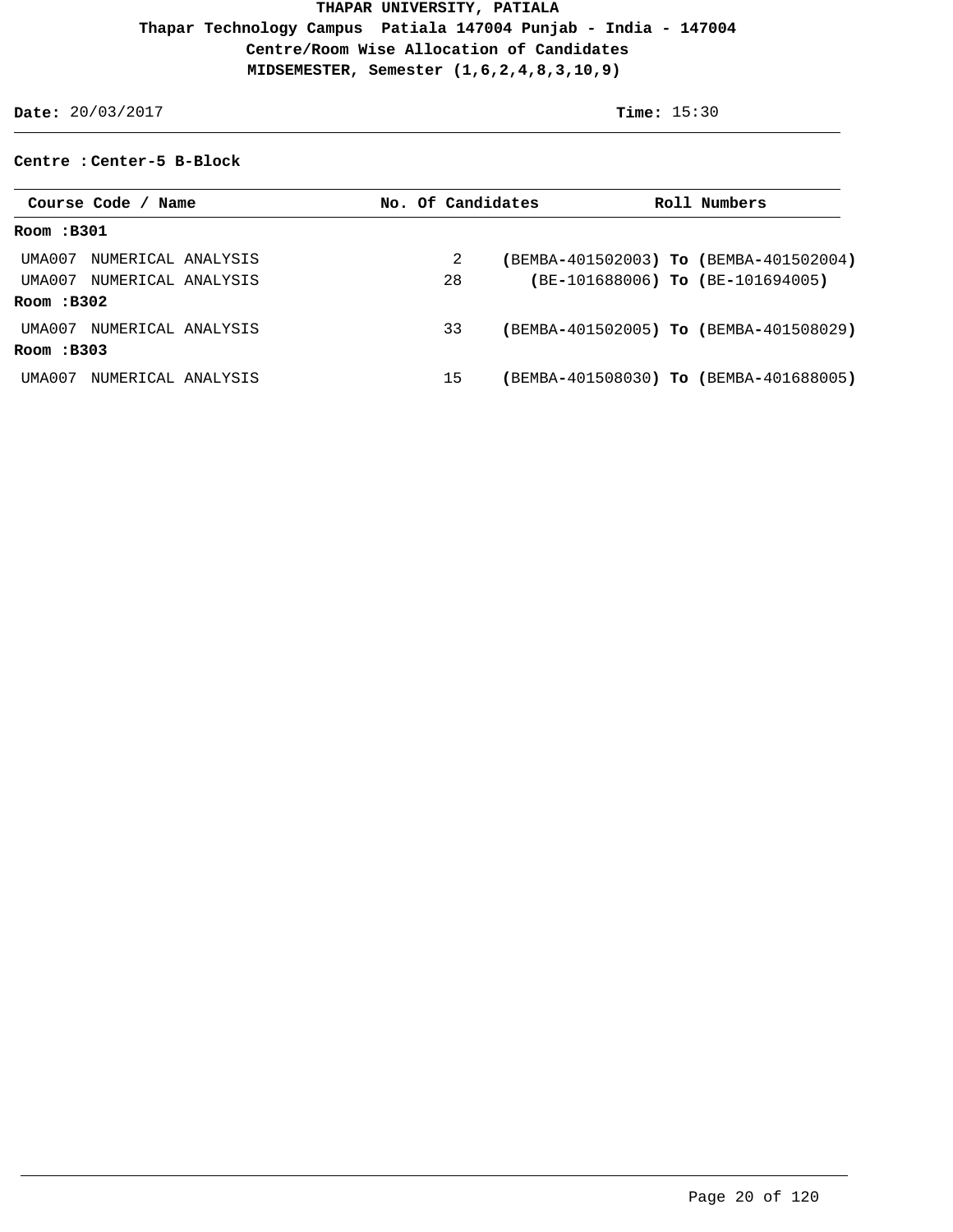# THAPAR UNIVERSITY, PATIALA

**Thapar Technology Campus Patiala 147004 Punjab - India - 147004**

**Centre/Room Wise Allocation of Candidates**

**MIDSEMESTER, Semester (1,6,2,4,8,3,10,9)**

**Date:** 20/03/2017 **Time:** 15:30

**Centre : Center-5 B-Block**

| Course Code / Name | No. Of Candidates | Roll Numbers |
|---|---|---|
| **Room :B301** | | |
| UMA007 NUMERICAL ANALYSIS | 2 | **(**BEMBA-401502003**) To (**BEMBA-401502004**)** |
| UMA007 NUMERICAL ANALYSIS | 28 | **(**BE-101688006**) To (**BE-101694005**)** |
| **Room :B302** | | |
| UMA007 NUMERICAL ANALYSIS | 33 | **(**BEMBA-401502005**) To (**BEMBA-401508029**)** |
| **Room :B303** | | |
| UMA007 NUMERICAL ANALYSIS | 15 | **(**BEMBA-401508030**) To (**BEMBA-401688005**)** |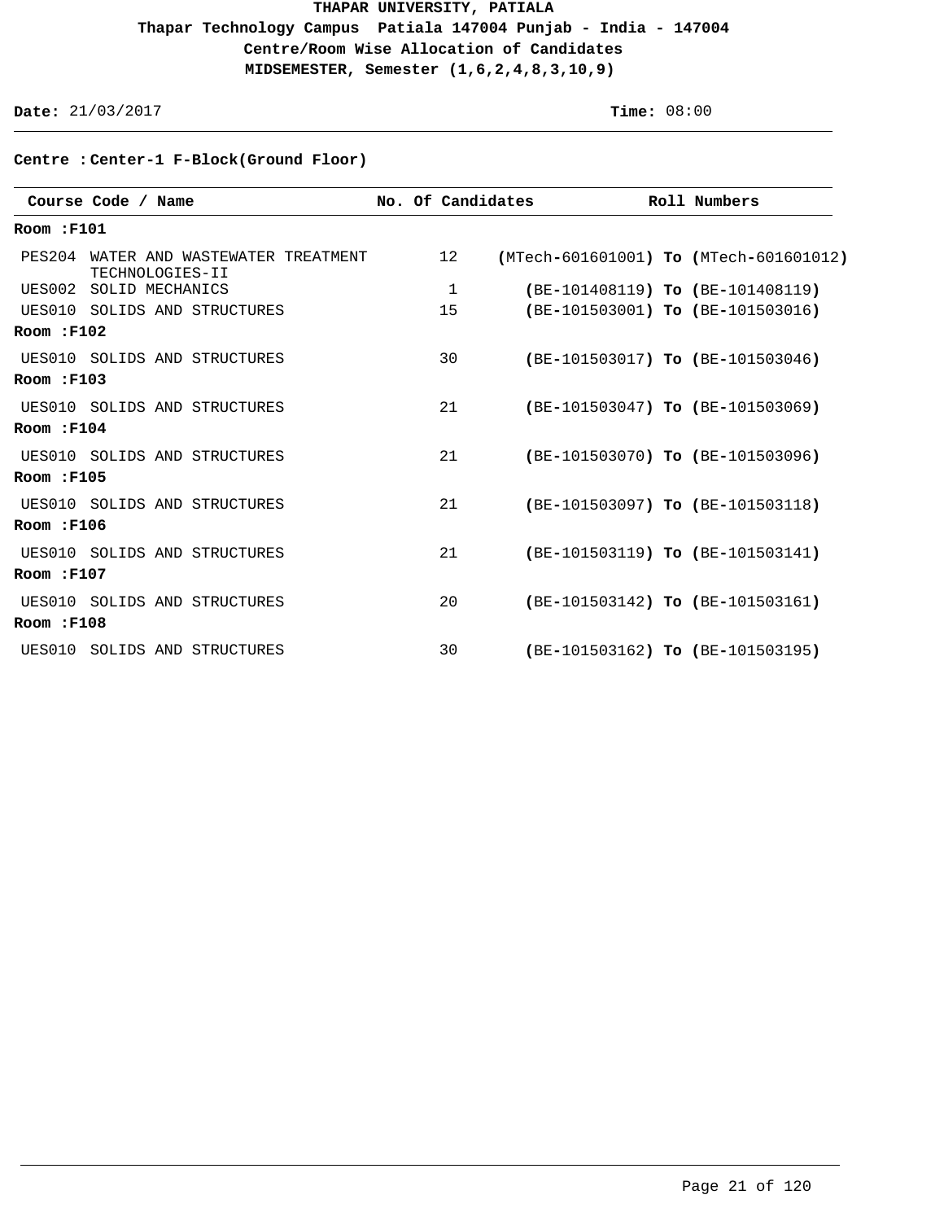# THAPAR UNIVERSITY, PATIALA

**Thapar Technology Campus Patiala 147004 Punjab - India - 147004**

**Centre/Room Wise Allocation of Candidates**

**MIDSEMESTER, Semester (1,6,2,4,8,3,10,9)**

**Date:** 21/03/2017 **Time:** 08:00

**Centre : Center-1 F-Block(Ground Floor)**

| Course Code / Name | | No. Of Candidates | Roll Numbers |
|---|---|---|---|
| **Room :F101** | | | |
| PES204 | WATER AND WASTEWATER TREATMENT TECHNOLOGIES-II | 12 | **(**MTech-601601001**) To (**MTech-601601012**)** |
| UES002 | SOLID MECHANICS | 1 | **(**BE-101408119**) To (**BE-101408119**)** |
| UES010 | SOLIDS AND STRUCTURES | 15 | **(**BE-101503001**) To (**BE-101503016**)** |
| **Room :F102** | | | |
| UES010 | SOLIDS AND STRUCTURES | 30 | **(**BE-101503017**) To (**BE-101503046**)** |
| **Room :F103** | | | |
| UES010 | SOLIDS AND STRUCTURES | 21 | **(**BE-101503047**) To (**BE-101503069**)** |
| **Room :F104** | | | |
| UES010 | SOLIDS AND STRUCTURES | 21 | **(**BE-101503070**) To (**BE-101503096**)** |
| **Room :F105** | | | |
| UES010 | SOLIDS AND STRUCTURES | 21 | **(**BE-101503097**) To (**BE-101503118**)** |
| **Room :F106** | | | |
| UES010 | SOLIDS AND STRUCTURES | 21 | **(**BE-101503119**) To (**BE-101503141**)** |
| **Room :F107** | | | |
| UES010 | SOLIDS AND STRUCTURES | 20 | **(**BE-101503142**) To (**BE-101503161**)** |
| **Room :F108** | | | |
| UES010 | SOLIDS AND STRUCTURES | 30 | **(**BE-101503162**) To (**BE-101503195**)** |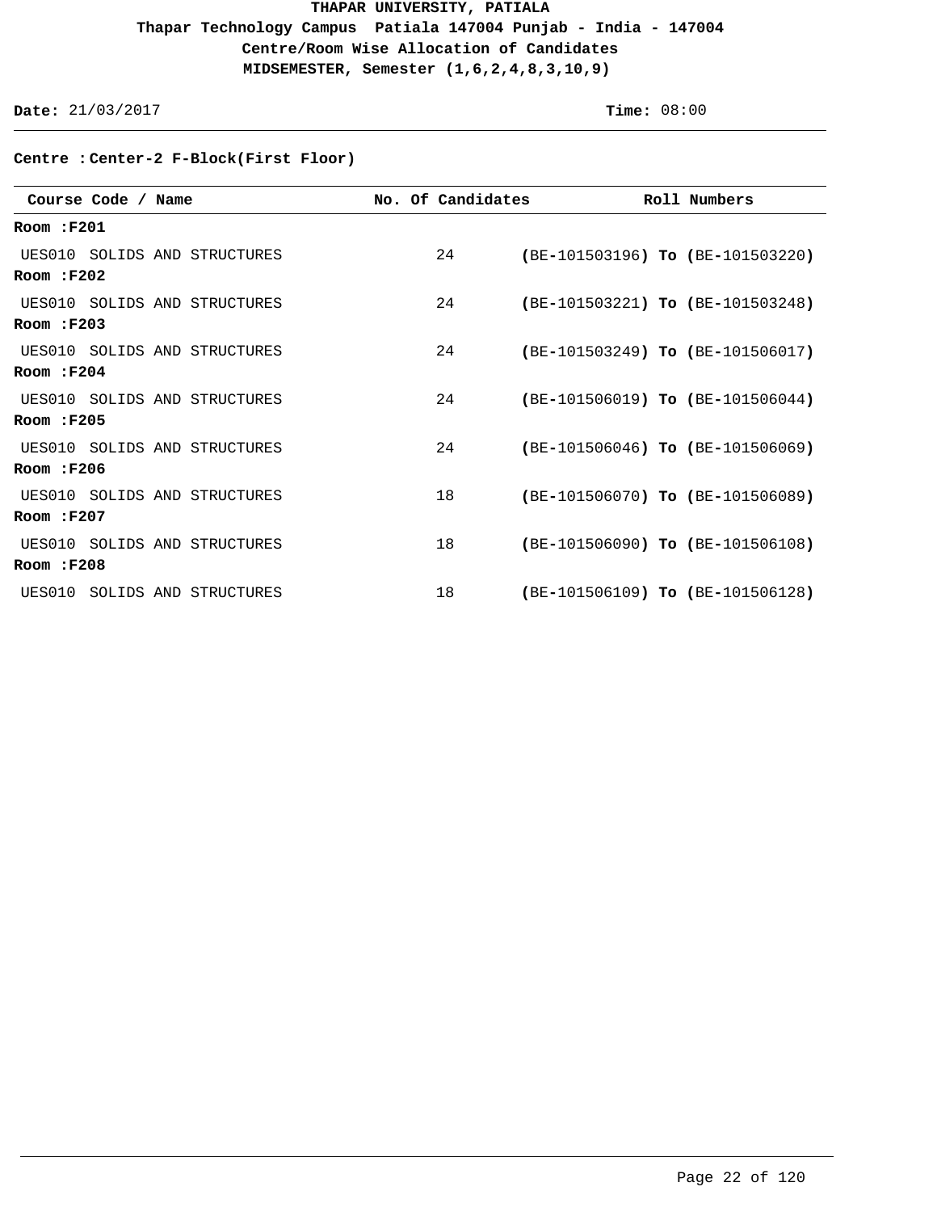# THAPAR UNIVERSITY, PATIALA

**Thapar Technology Campus Patiala 147004 Punjab - India - 147004**

**Centre/Room Wise Allocation of Candidates**

**MIDSEMESTER, Semester (1,6,2,4,8,3,10,9)**

**Date:** 21/03/2017 **Time:** 08:00

**Centre : Center-2 F-Block(First Floor)**

| Course Code / Name | No. Of Candidates | Roll Numbers |
|---|---|---|
| **Room :F201** | | |
| UES010 SOLIDS AND STRUCTURES | 24 | **(**BE-101503196**) To (**BE-101503220**)** |
| **Room :F202** | | |
| UES010 SOLIDS AND STRUCTURES | 24 | **(**BE-101503221**) To (**BE-101503248**)** |
| **Room :F203** | | |
| UES010 SOLIDS AND STRUCTURES | 24 | **(**BE-101503249**) To (**BE-101506017**)** |
| **Room :F204** | | |
| UES010 SOLIDS AND STRUCTURES | 24 | **(**BE-101506019**) To (**BE-101506044**)** |
| **Room :F205** | | |
| UES010 SOLIDS AND STRUCTURES | 24 | **(**BE-101506046**) To (**BE-101506069**)** |
| **Room :F206** | | |
| UES010 SOLIDS AND STRUCTURES | 18 | **(**BE-101506070**) To (**BE-101506089**)** |
| **Room :F207** | | |
| UES010 SOLIDS AND STRUCTURES | 18 | **(**BE-101506090**) To (**BE-101506108**)** |
| **Room :F208** | | |
| UES010 SOLIDS AND STRUCTURES | 18 | **(**BE-101506109**) To (**BE-101506128**)** |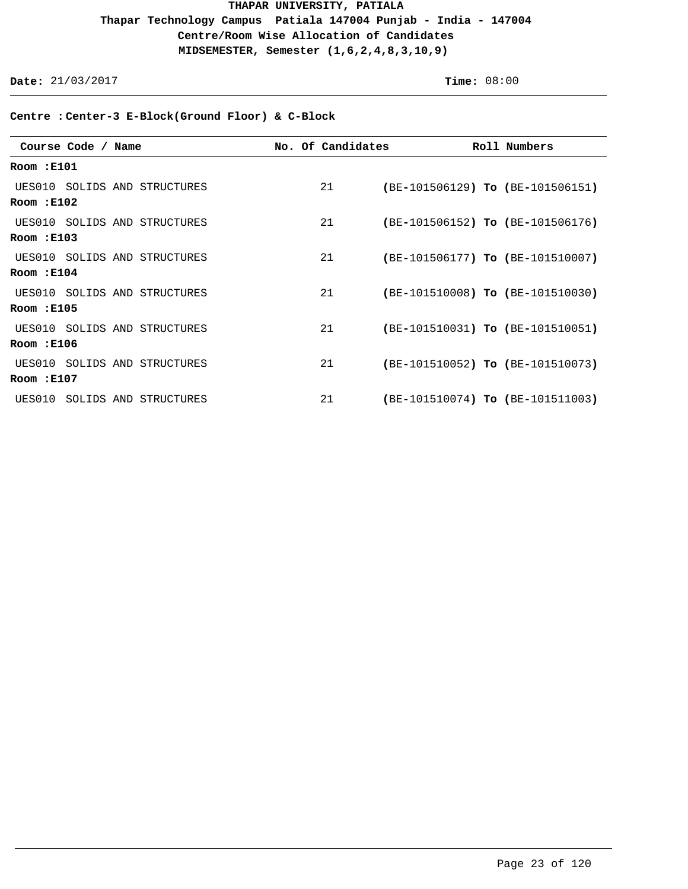# THAPAR UNIVERSITY, PATIALA

**Thapar Technology Campus Patiala 147004 Punjab - India - 147004**

**Centre/Room Wise Allocation of Candidates**

**MIDSEMESTER, Semester (1,6,2,4,8,3,10,9)**

**Date:** 21/03/2017 **Time:** 08:00

**Centre : Center-3 E-Block(Ground Floor) & C-Block**

| Course Code / Name | No. Of Candidates | Roll Numbers |
|---|---|---|
| **Room : E101** | | |
| UES010 SOLIDS AND STRUCTURES | 21 | **(**BE-101506129**) To (**BE-101506151**)** |
| **Room : E102** | | |
| UES010 SOLIDS AND STRUCTURES | 21 | **(**BE-101506152**) To (**BE-101506176**)** |
| **Room : E103** | | |
| UES010 SOLIDS AND STRUCTURES | 21 | **(**BE-101506177**) To (**BE-101510007**)** |
| **Room : E104** | | |
| UES010 SOLIDS AND STRUCTURES | 21 | **(**BE-101510008**) To (**BE-101510030**)** |
| **Room : E105** | | |
| UES010 SOLIDS AND STRUCTURES | 21 | **(**BE-101510031**) To (**BE-101510051**)** |
| **Room : E106** | | |
| UES010 SOLIDS AND STRUCTURES | 21 | **(**BE-101510052**) To (**BE-101510073**)** |
| **Room : E107** | | |
| UES010 SOLIDS AND STRUCTURES | 21 | **(**BE-101510074**) To (**BE-101511003**)** |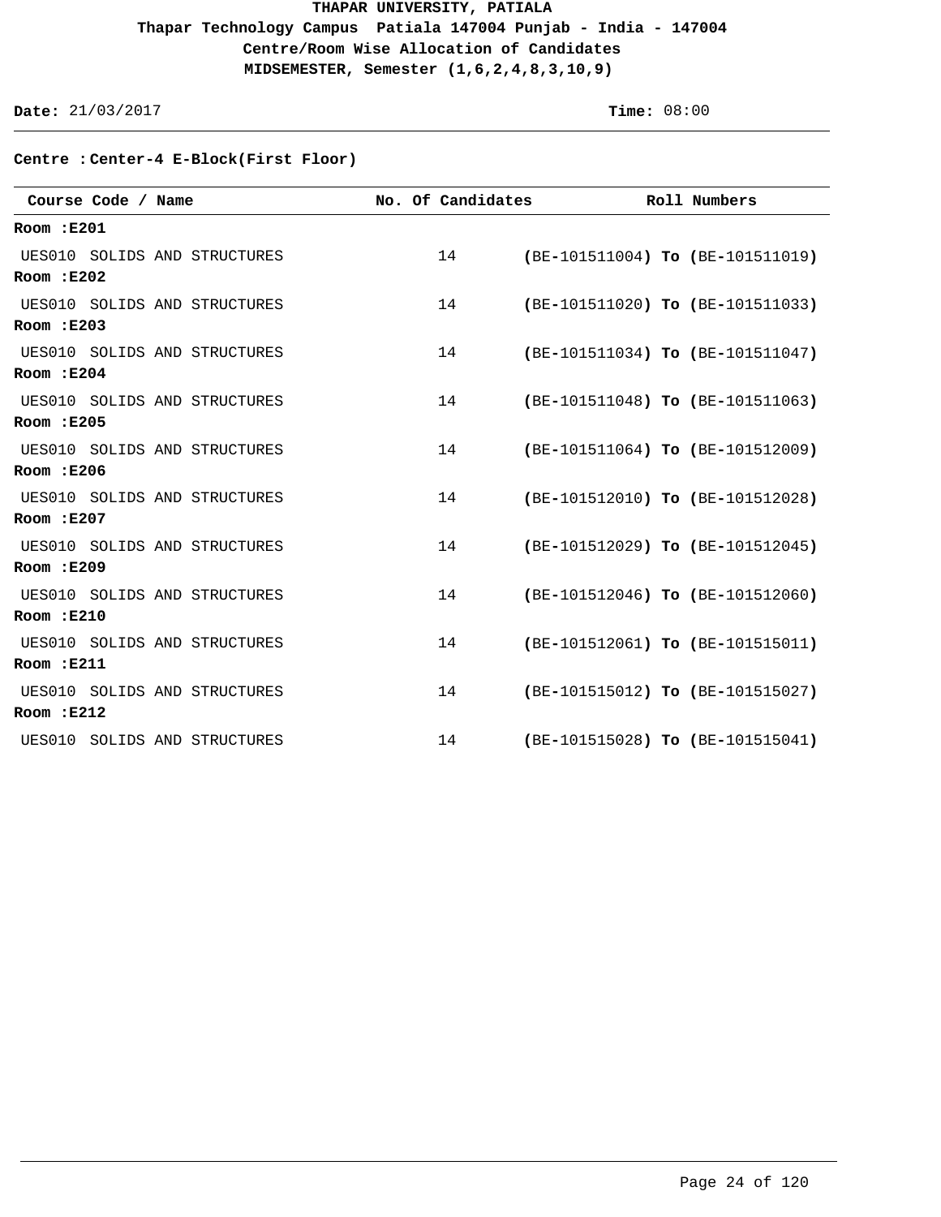**THAPAR UNIVERSITY, PATIALA**

**Thapar Technology Campus Patiala 147004 Punjab - India - 147004**

**Centre/Room Wise Allocation of Candidates**

**MIDSEMESTER, Semester (1,6,2,4,8,3,10,9)**

**Date:** 21/03/2017 **Time:** 08:00

**Centre : Center-4 E-Block(First Floor)**

| Course Code / Name | No. Of Candidates | Roll Numbers |
|---|---|---|
| **Room : E201** | | |
| UES010 SOLIDS AND STRUCTURES | 14 | (BE-101511004) To (BE-101511019) |
| **Room : E202** | | |
| UES010 SOLIDS AND STRUCTURES | 14 | (BE-101511020) To (BE-101511033) |
| **Room : E203** | | |
| UES010 SOLIDS AND STRUCTURES | 14 | (BE-101511034) To (BE-101511047) |
| **Room : E204** | | |
| UES010 SOLIDS AND STRUCTURES | 14 | (BE-101511048) To (BE-101511063) |
| **Room : E205** | | |
| UES010 SOLIDS AND STRUCTURES | 14 | (BE-101511064) To (BE-101512009) |
| **Room : E206** | | |
| UES010 SOLIDS AND STRUCTURES | 14 | (BE-101512010) To (BE-101512028) |
| **Room : E207** | | |
| UES010 SOLIDS AND STRUCTURES | 14 | (BE-101512029) To (BE-101512045) |
| **Room : E209** | | |
| UES010 SOLIDS AND STRUCTURES | 14 | (BE-101512046) To (BE-101512060) |
| **Room : E210** | | |
| UES010 SOLIDS AND STRUCTURES | 14 | (BE-101512061) To (BE-101515011) |
| **Room : E211** | | |
| UES010 SOLIDS AND STRUCTURES | 14 | (BE-101515012) To (BE-101515027) |
| **Room : E212** | | |
| UES010 SOLIDS AND STRUCTURES | 14 | (BE-101515028) To (BE-101515041) |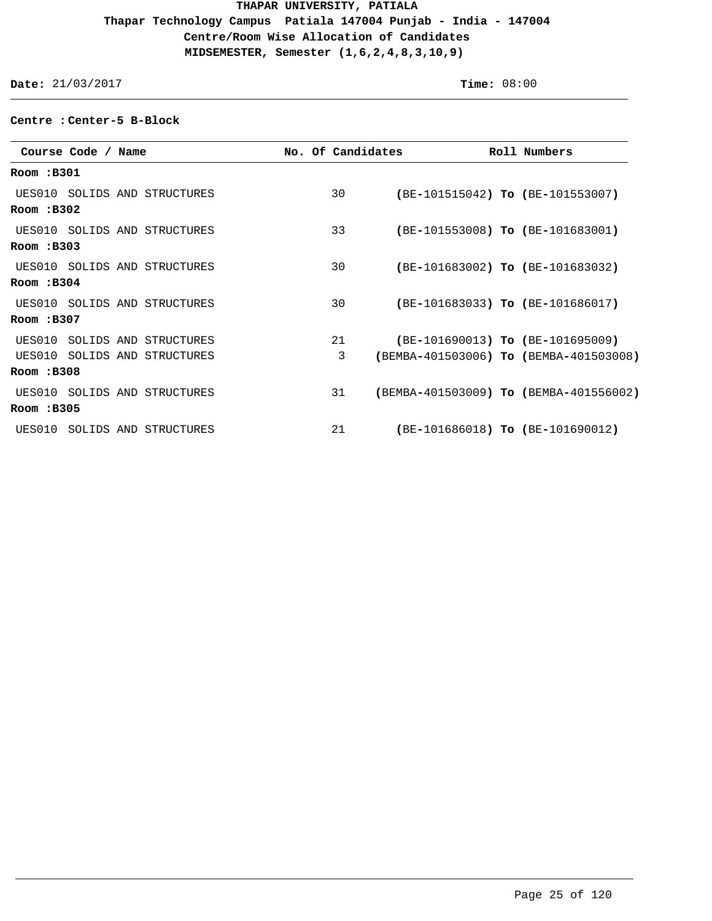# THAPAR UNIVERSITY, PATIALA

**Thapar Technology Campus Patiala 147004 Punjab - India - 147004**

**Centre/Room Wise Allocation of Candidates**

**MIDSEMESTER, Semester (1,6,2,4,8,3,10,9)**

**Date:** 21/03/2017 **Time:** 08:00

**Centre : Center-5 B-Block**

| Course Code / Name | No. Of Candidates | Roll Numbers |
|---|---|---|
| **Room : B301** | | |
| UES010 SOLIDS AND STRUCTURES | 30 | (BE-101515042) To (BE-101553007) |
| **Room : B302** | | |
| UES010 SOLIDS AND STRUCTURES | 33 | (BE-101553008) To (BE-101683001) |
| **Room : B303** | | |
| UES010 SOLIDS AND STRUCTURES | 30 | (BE-101683002) To (BE-101683032) |
| **Room : B304** | | |
| UES010 SOLIDS AND STRUCTURES | 30 | (BE-101683033) To (BE-101686017) |
| **Room : B307** | | |
| UES010 SOLIDS AND STRUCTURES | 21 | (BE-101690013) To (BE-101695009) |
| UES010 SOLIDS AND STRUCTURES | 3 | (BEMBA-401503006) To (BEMBA-401503008) |
| **Room : B308** | | |
| UES010 SOLIDS AND STRUCTURES | 31 | (BEMBA-401503009) To (BEMBA-401556002) |
| **Room : B305** | | |
| UES010 SOLIDS AND STRUCTURES | 21 | (BE-101686018) To (BE-101690012) |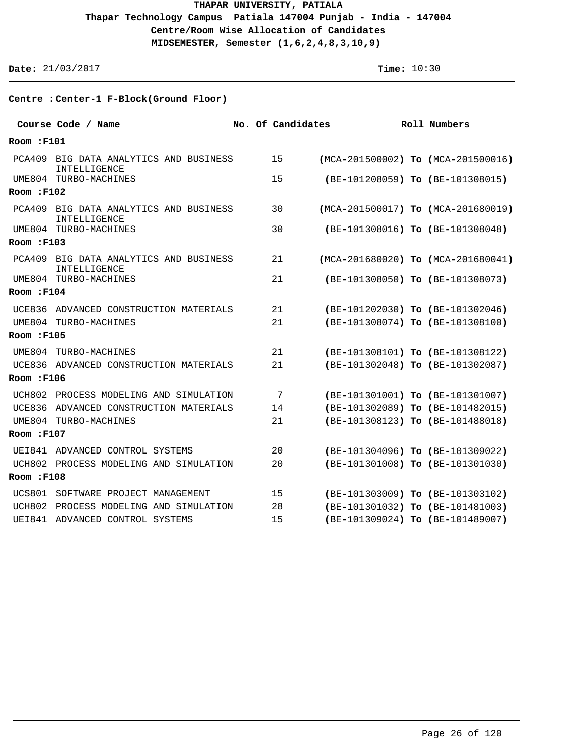# THAPAR UNIVERSITY, PATIALA

**Thapar Technology Campus Patiala 147004 Punjab - India - 147004**

**Centre/Room Wise Allocation of Candidates**

**MIDSEMESTER, Semester (1,6,2,4,8,3,10,9)**

**Date:** 21/03/2017 **Time:** 10:30

**Centre : Center-1 F-Block(Ground Floor)**

| Course Code / Name | No. Of Candidates | Roll Numbers |
|---|---|---|
| **Room :F101** | | |
| PCA409 BIG DATA ANALYTICS AND BUSINESS INTELLIGENCE | 15 | **(**MCA-201500002**) To (**MCA-201500016**)** |
| UME804 TURBO-MACHINES | 15 | **(**BE-101208059**) To (**BE-101308015**)** |
| **Room :F102** | | |
| PCA409 BIG DATA ANALYTICS AND BUSINESS INTELLIGENCE | 30 | **(**MCA-201500017**) To (**MCA-201680019**)** |
| UME804 TURBO-MACHINES | 30 | **(**BE-101308016**) To (**BE-101308048**)** |
| **Room :F103** | | |
| PCA409 BIG DATA ANALYTICS AND BUSINESS INTELLIGENCE | 21 | **(**MCA-201680020**) To (**MCA-201680041**)** |
| UME804 TURBO-MACHINES | 21 | **(**BE-101308050**) To (**BE-101308073**)** |
| **Room :F104** | | |
| UCE836 ADVANCED CONSTRUCTION MATERIALS | 21 | **(**BE-101202030**) To (**BE-101302046**)** |
| UME804 TURBO-MACHINES | 21 | **(**BE-101308074**) To (**BE-101308100**)** |
| **Room :F105** | | |
| UME804 TURBO-MACHINES | 21 | **(**BE-101308101**) To (**BE-101308122**)** |
| UCE836 ADVANCED CONSTRUCTION MATERIALS | 21 | **(**BE-101302048**) To (**BE-101302087**)** |
| **Room :F106** | | |
| UCH802 PROCESS MODELING AND SIMULATION | 7 | **(**BE-101301001**) To (**BE-101301007**)** |
| UCE836 ADVANCED CONSTRUCTION MATERIALS | 14 | **(**BE-101302089**) To (**BE-101482015**)** |
| UME804 TURBO-MACHINES | 21 | **(**BE-101308123**) To (**BE-101488018**)** |
| **Room :F107** | | |
| UEI841 ADVANCED CONTROL SYSTEMS | 20 | **(**BE-101304096**) To (**BE-101309022**)** |
| UCH802 PROCESS MODELING AND SIMULATION | 20 | **(**BE-101301008**) To (**BE-101301030**)** |
| **Room :F108** | | |
| UCS801 SOFTWARE PROJECT MANAGEMENT | 15 | **(**BE-101303009**) To (**BE-101303102**)** |
| UCH802 PROCESS MODELING AND SIMULATION | 28 | **(**BE-101301032**) To (**BE-101481003**)** |
| UEI841 ADVANCED CONTROL SYSTEMS | 15 | **(**BE-101309024**) To (**BE-101489007**)** |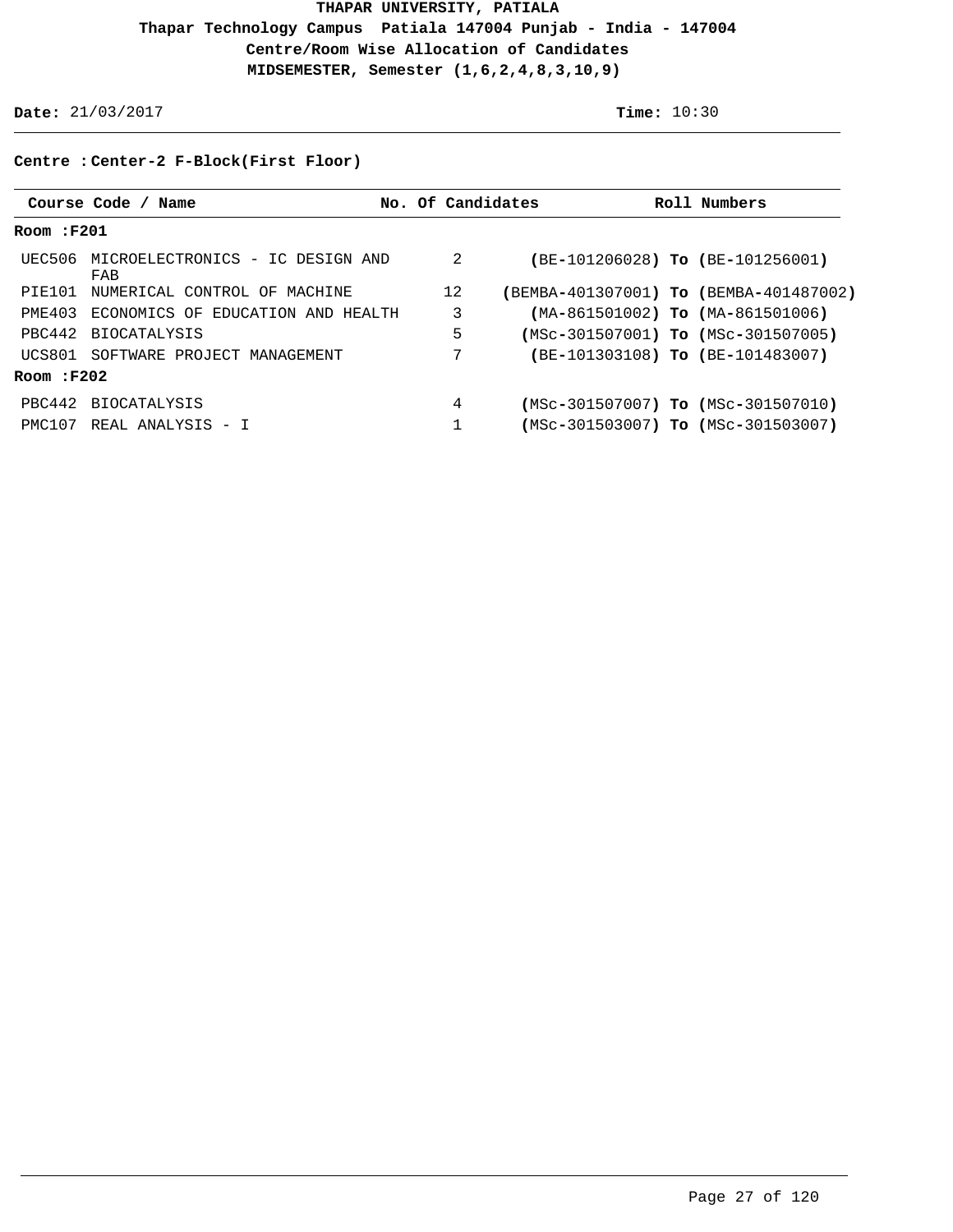**THAPAR UNIVERSITY, PATIALA**

**Thapar Technology Campus Patiala 147004 Punjab - India - 147004**

**Centre/Room Wise Allocation of Candidates**

**MIDSEMESTER, Semester (1,6,2,4,8,3,10,9)**

**Date:** 21/03/2017 **Time:** 10:30

**Centre : Center-2 F-Block(First Floor)**

| Course Code / Name | | No. Of Candidates | Roll Numbers |
|---|---|---|---|
| **Room :F201** | | | |
| UEC506 | MICROELECTRONICS - IC DESIGN AND FAB | 2 | **(**BE-101206028**) To (**BE-101256001**)** |
| PIE101 | NUMERICAL CONTROL OF MACHINE | 12 | **(**BEMBA-401307001**) To (**BEMBA-401487002**)** |
| PME403 | ECONOMICS OF EDUCATION AND HEALTH | 3 | **(**MA-861501002**) To (**MA-861501006**)** |
| PBC442 | BIOCATALYSIS | 5 | **(**MSc-301507001**) To (**MSc-301507005**)** |
| UCS801 | SOFTWARE PROJECT MANAGEMENT | 7 | **(**BE-101303108**) To (**BE-101483007**)** |
| **Room :F202** | | | |
| PBC442 | BIOCATALYSIS | 4 | **(**MSc-301507007**) To (**MSc-301507010**)** |
| PMC107 | REAL ANALYSIS - I | 1 | **(**MSc-301503007**) To (**MSc-301503007**)** |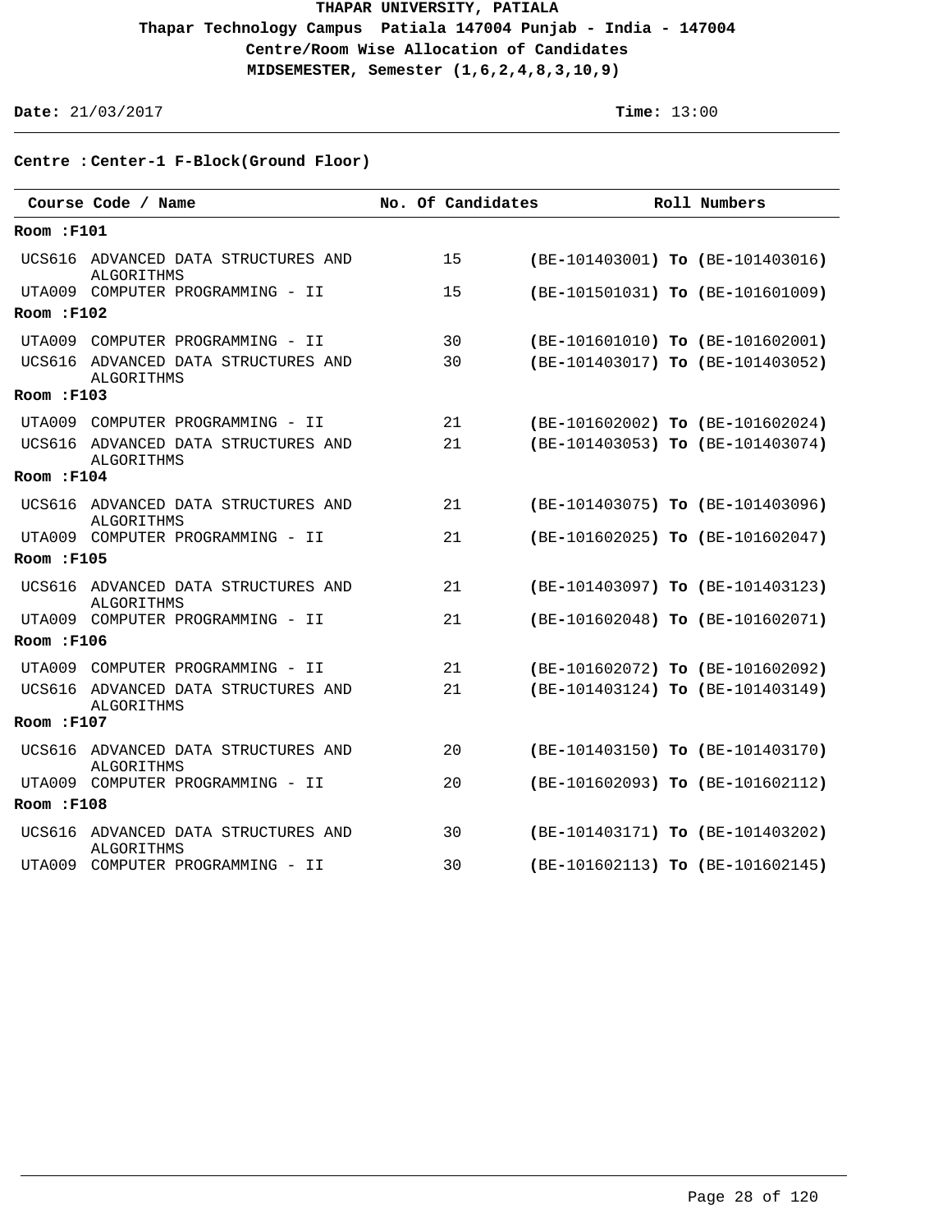**THAPAR UNIVERSITY, PATIALA**

**Thapar Technology Campus Patiala 147004 Punjab - India - 147004**

**Centre/Room Wise Allocation of Candidates**

**MIDSEMESTER, Semester (1,6,2,4,8,3,10,9)**

**Date:** 21/03/2017 **Time:** 13:00

**Centre : Center-1 F-Block(Ground Floor)**

| Course Code / Name | No. Of Candidates | Roll Numbers |
|---|---|---|
| **Room :F101** | | |
| UCS616 ADVANCED DATA STRUCTURES AND ALGORITHMS | 15 | (BE-101403001) To (BE-101403016) |
| UTA009 COMPUTER PROGRAMMING - II | 15 | (BE-101501031) To (BE-101601009) |
| **Room :F102** | | |
| UTA009 COMPUTER PROGRAMMING - II | 30 | (BE-101601010) To (BE-101602001) |
| UCS616 ADVANCED DATA STRUCTURES AND ALGORITHMS | 30 | (BE-101403017) To (BE-101403052) |
| **Room :F103** | | |
| UTA009 COMPUTER PROGRAMMING - II | 21 | (BE-101602002) To (BE-101602024) |
| UCS616 ADVANCED DATA STRUCTURES AND ALGORITHMS | 21 | (BE-101403053) To (BE-101403074) |
| **Room :F104** | | |
| UCS616 ADVANCED DATA STRUCTURES AND ALGORITHMS | 21 | (BE-101403075) To (BE-101403096) |
| UTA009 COMPUTER PROGRAMMING - II | 21 | (BE-101602025) To (BE-101602047) |
| **Room :F105** | | |
| UCS616 ADVANCED DATA STRUCTURES AND ALGORITHMS | 21 | (BE-101403097) To (BE-101403123) |
| UTA009 COMPUTER PROGRAMMING - II | 21 | (BE-101602048) To (BE-101602071) |
| **Room :F106** | | |
| UTA009 COMPUTER PROGRAMMING - II | 21 | (BE-101602072) To (BE-101602092) |
| UCS616 ADVANCED DATA STRUCTURES AND ALGORITHMS | 21 | (BE-101403124) To (BE-101403149) |
| **Room :F107** | | |
| UCS616 ADVANCED DATA STRUCTURES AND ALGORITHMS | 20 | (BE-101403150) To (BE-101403170) |
| UTA009 COMPUTER PROGRAMMING - II | 20 | (BE-101602093) To (BE-101602112) |
| **Room :F108** | | |
| UCS616 ADVANCED DATA STRUCTURES AND ALGORITHMS | 30 | (BE-101403171) To (BE-101403202) |
| UTA009 COMPUTER PROGRAMMING - II | 30 | (BE-101602113) To (BE-101602145) |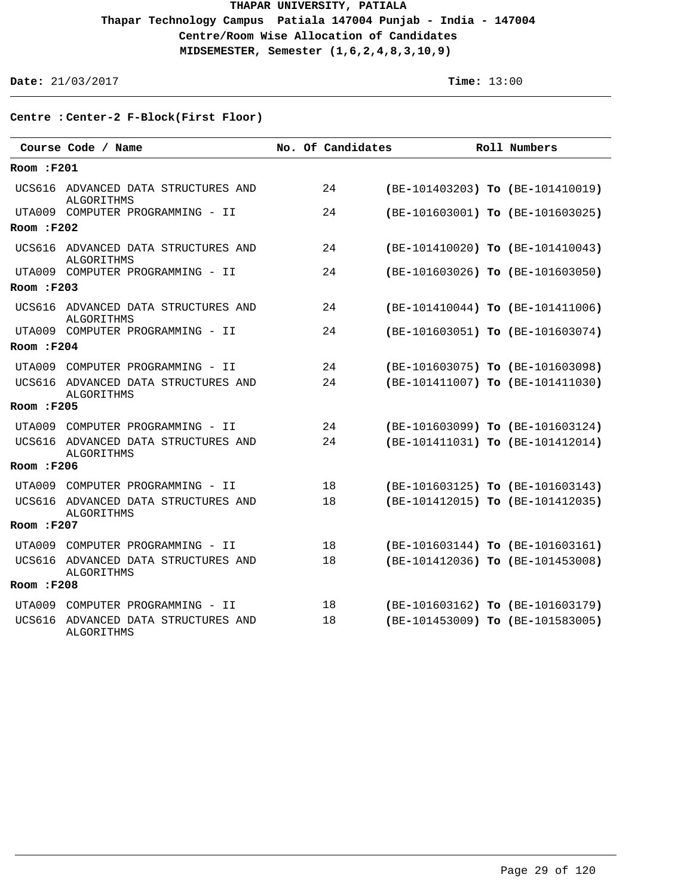# THAPAR UNIVERSITY, PATIALA

**Thapar Technology Campus Patiala 147004 Punjab - India - 147004**

**Centre/Room Wise Allocation of Candidates**

**MIDSEMESTER, Semester (1,6,2,4,8,3,10,9)**

**Date:** 21/03/2017 **Time:** 13:00

**Centre : Center-2 F-Block(First Floor)**

| Course Code / Name | No. Of Candidates | Roll Numbers |
|---|---|---|
| **Room :F201** | | |
| UCS616 ADVANCED DATA STRUCTURES AND ALGORITHMS | 24 | (BE-101403203) To (BE-101410019) |
| UTA009 COMPUTER PROGRAMMING - II | 24 | (BE-101603001) To (BE-101603025) |
| **Room :F202** | | |
| UCS616 ADVANCED DATA STRUCTURES AND ALGORITHMS | 24 | (BE-101410020) To (BE-101410043) |
| UTA009 COMPUTER PROGRAMMING - II | 24 | (BE-101603026) To (BE-101603050) |
| **Room :F203** | | |
| UCS616 ADVANCED DATA STRUCTURES AND ALGORITHMS | 24 | (BE-101410044) To (BE-101411006) |
| UTA009 COMPUTER PROGRAMMING - II | 24 | (BE-101603051) To (BE-101603074) |
| **Room :F204** | | |
| UTA009 COMPUTER PROGRAMMING - II | 24 | (BE-101603075) To (BE-101603098) |
| UCS616 ADVANCED DATA STRUCTURES AND ALGORITHMS | 24 | (BE-101411007) To (BE-101411030) |
| **Room :F205** | | |
| UTA009 COMPUTER PROGRAMMING - II | 24 | (BE-101603099) To (BE-101603124) |
| UCS616 ADVANCED DATA STRUCTURES AND ALGORITHMS | 24 | (BE-101411031) To (BE-101412014) |
| **Room :F206** | | |
| UTA009 COMPUTER PROGRAMMING - II | 18 | (BE-101603125) To (BE-101603143) |
| UCS616 ADVANCED DATA STRUCTURES AND ALGORITHMS | 18 | (BE-101412015) To (BE-101412035) |
| **Room :F207** | | |
| UTA009 COMPUTER PROGRAMMING - II | 18 | (BE-101603144) To (BE-101603161) |
| UCS616 ADVANCED DATA STRUCTURES AND ALGORITHMS | 18 | (BE-101412036) To (BE-101453008) |
| **Room :F208** | | |
| UTA009 COMPUTER PROGRAMMING - II | 18 | (BE-101603162) To (BE-101603179) |
| UCS616 ADVANCED DATA STRUCTURES AND ALGORITHMS | 18 | (BE-101453009) To (BE-101583005) |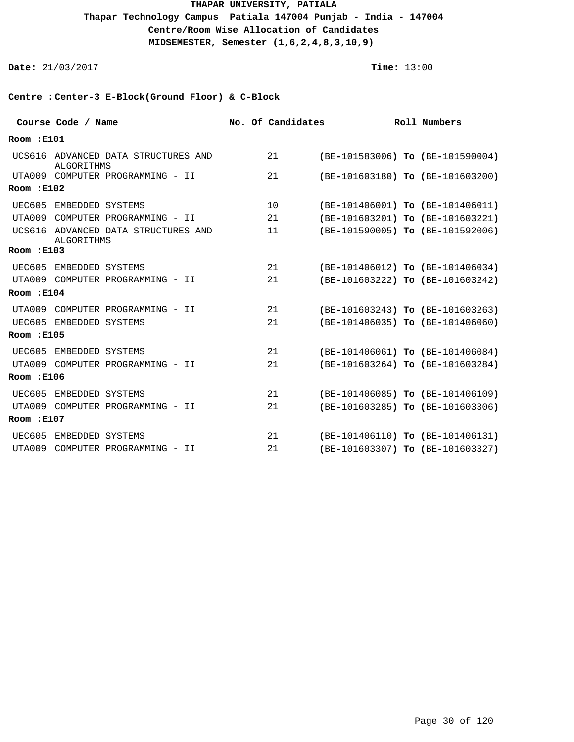**THAPAR UNIVERSITY, PATIALA**
**Thapar Technology Campus Patiala 147004 Punjab - India - 147004**
**Centre/Room Wise Allocation of Candidates**
**MIDSEMESTER, Semester (1,6,2,4,8,3,10,9)**

**Date:** 21/03/2017 **Time:** 13:00

**Centre : Center-3 E-Block(Ground Floor) & C-Block**

| Course Code / Name | No. Of Candidates | Roll Numbers |
|---|---|---|
| **Room :E101** | | |
| UCS616 ADVANCED DATA STRUCTURES AND ALGORITHMS | 21 | **(**BE-101583006**) To (**BE-101590004**)** |
| UTA009 COMPUTER PROGRAMMING - II | 21 | **(**BE-101603180**) To (**BE-101603200**)** |
| **Room :E102** | | |
| UEC605 EMBEDDED SYSTEMS | 10 | **(**BE-101406001**) To (**BE-101406011**)** |
| UTA009 COMPUTER PROGRAMMING - II | 21 | **(**BE-101603201**) To (**BE-101603221**)** |
| UCS616 ADVANCED DATA STRUCTURES AND ALGORITHMS | 11 | **(**BE-101590005**) To (**BE-101592006**)** |
| **Room :E103** | | |
| UEC605 EMBEDDED SYSTEMS | 21 | **(**BE-101406012**) To (**BE-101406034**)** |
| UTA009 COMPUTER PROGRAMMING - II | 21 | **(**BE-101603222**) To (**BE-101603242**)** |
| **Room :E104** | | |
| UTA009 COMPUTER PROGRAMMING - II | 21 | **(**BE-101603243**) To (**BE-101603263**)** |
| UEC605 EMBEDDED SYSTEMS | 21 | **(**BE-101406035**) To (**BE-101406060**)** |
| **Room :E105** | | |
| UEC605 EMBEDDED SYSTEMS | 21 | **(**BE-101406061**) To (**BE-101406084**)** |
| UTA009 COMPUTER PROGRAMMING - II | 21 | **(**BE-101603264**) To (**BE-101603284**)** |
| **Room :E106** | | |
| UEC605 EMBEDDED SYSTEMS | 21 | **(**BE-101406085**) To (**BE-101406109**)** |
| UTA009 COMPUTER PROGRAMMING - II | 21 | **(**BE-101603285**) To (**BE-101603306**)** |
| **Room :E107** | | |
| UEC605 EMBEDDED SYSTEMS | 21 | **(**BE-101406110**) To (**BE-101406131**)** |
| UTA009 COMPUTER PROGRAMMING - II | 21 | **(**BE-101603307**) To (**BE-101603327**)** |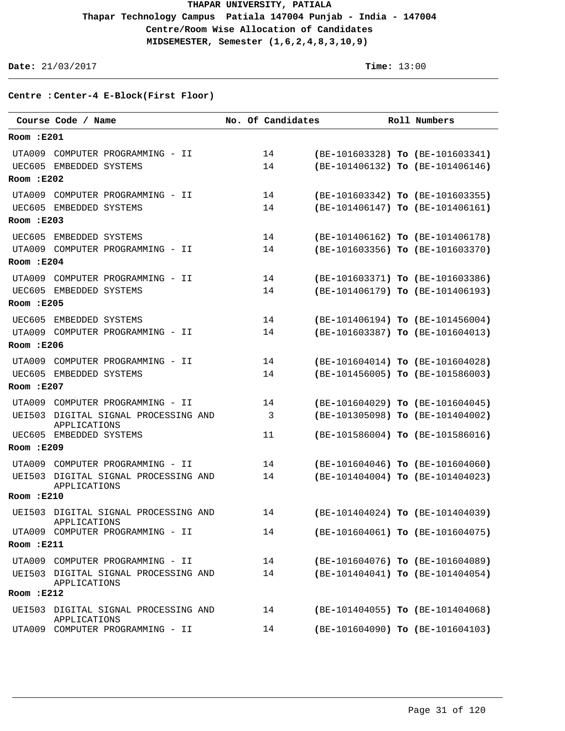# THAPAR UNIVERSITY, PATIALA

**Thapar Technology Campus Patiala 147004 Punjab - India - 147004**

**Centre/Room Wise Allocation of Candidates**

**MIDSEMESTER, Semester (1,6,2,4,8,3,10,9)**

**Date:** 21/03/2017 **Time:** 13:00

**Centre : Center-4 E-Block(First Floor)**

| Course Code / Name | No. Of Candidates | Roll Numbers |
|---|---|---|
| **Room :E201** | | |
| UTA009 COMPUTER PROGRAMMING - II | 14 | (BE-101603328) **To** (BE-101603341) |
| UEC605 EMBEDDED SYSTEMS | 14 | (BE-101406132) **To** (BE-101406146) |
| **Room :E202** | | |
| UTA009 COMPUTER PROGRAMMING - II | 14 | (BE-101603342) **To** (BE-101603355) |
| UEC605 EMBEDDED SYSTEMS | 14 | (BE-101406147) **To** (BE-101406161) |
| **Room :E203** | | |
| UEC605 EMBEDDED SYSTEMS | 14 | (BE-101406162) **To** (BE-101406178) |
| UTA009 COMPUTER PROGRAMMING - II | 14 | (BE-101603356) **To** (BE-101603370) |
| **Room :E204** | | |
| UTA009 COMPUTER PROGRAMMING - II | 14 | (BE-101603371) **To** (BE-101603386) |
| UEC605 EMBEDDED SYSTEMS | 14 | (BE-101406179) **To** (BE-101406193) |
| **Room :E205** | | |
| UEC605 EMBEDDED SYSTEMS | 14 | (BE-101406194) **To** (BE-101456004) |
| UTA009 COMPUTER PROGRAMMING - II | 14 | (BE-101603387) **To** (BE-101604013) |
| **Room :E206** | | |
| UTA009 COMPUTER PROGRAMMING - II | 14 | (BE-101604014) **To** (BE-101604028) |
| UEC605 EMBEDDED SYSTEMS | 14 | (BE-101456005) **To** (BE-101586003) |
| **Room :E207** | | |
| UTA009 COMPUTER PROGRAMMING - II | 14 | (BE-101604029) **To** (BE-101604045) |
| UEI503 DIGITAL SIGNAL PROCESSING AND APPLICATIONS | 3 | (BE-101305098) **To** (BE-101404002) |
| UEC605 EMBEDDED SYSTEMS | 11 | (BE-101586004) **To** (BE-101586016) |
| **Room :E209** | | |
| UTA009 COMPUTER PROGRAMMING - II | 14 | (BE-101604046) **To** (BE-101604060) |
| UEI503 DIGITAL SIGNAL PROCESSING AND APPLICATIONS | 14 | (BE-101404004) **To** (BE-101404023) |
| **Room :E210** | | |
| UEI503 DIGITAL SIGNAL PROCESSING AND APPLICATIONS | 14 | (BE-101404024) **To** (BE-101404039) |
| UTA009 COMPUTER PROGRAMMING - II | 14 | (BE-101604061) **To** (BE-101604075) |
| **Room :E211** | | |
| UTA009 COMPUTER PROGRAMMING - II | 14 | (BE-101604076) **To** (BE-101604089) |
| UEI503 DIGITAL SIGNAL PROCESSING AND APPLICATIONS | 14 | (BE-101404041) **To** (BE-101404054) |
| **Room :E212** | | |
| UEI503 DIGITAL SIGNAL PROCESSING AND APPLICATIONS | 14 | (BE-101404055) **To** (BE-101404068) |
| UTA009 COMPUTER PROGRAMMING - II | 14 | (BE-101604090) **To** (BE-101604103) |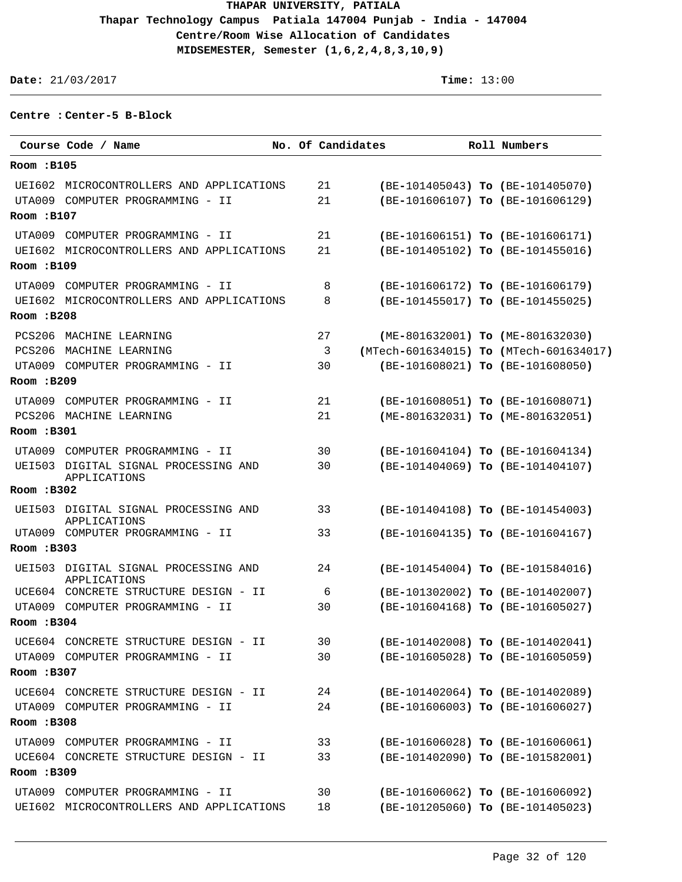# THAPAR UNIVERSITY, PATIALA

**Thapar Technology Campus Patiala 147004 Punjab - India - 147004**

**Centre/Room Wise Allocation of Candidates**

**MIDSEMESTER, Semester (1,6,2,4,8,3,10,9)**

**Date:** 21/03/2017 **Time:** 13:00

**Centre : Center-5 B-Block**

| Course Code / Name | No. Of Candidates | Roll Numbers |
|---|---|---|
| **Room : B105** | | |
| UEI602 MICROCONTROLLERS AND APPLICATIONS | 21 | (BE-101405043) **To** (BE-101405070) |
| UTA009 COMPUTER PROGRAMMING - II | 21 | (BE-101606107) **To** (BE-101606129) |
| **Room : B107** | | |
| UTA009 COMPUTER PROGRAMMING - II | 21 | (BE-101606151) **To** (BE-101606171) |
| UEI602 MICROCONTROLLERS AND APPLICATIONS | 21 | (BE-101405102) **To** (BE-101455016) |
| **Room : B109** | | |
| UTA009 COMPUTER PROGRAMMING - II | 8 | (BE-101606172) **To** (BE-101606179) |
| UEI602 MICROCONTROLLERS AND APPLICATIONS | 8 | (BE-101455017) **To** (BE-101455025) |
| **Room : B208** | | |
| PCS206 MACHINE LEARNING | 27 | (ME-801632001) **To** (ME-801632030) |
| PCS206 MACHINE LEARNING | 3 | (MTech-601634015) **To** (MTech-601634017) |
| UTA009 COMPUTER PROGRAMMING - II | 30 | (BE-101608021) **To** (BE-101608050) |
| **Room : B209** | | |
| UTA009 COMPUTER PROGRAMMING - II | 21 | (BE-101608051) **To** (BE-101608071) |
| PCS206 MACHINE LEARNING | 21 | (ME-801632031) **To** (ME-801632051) |
| **Room : B301** | | |
| UTA009 COMPUTER PROGRAMMING - II | 30 | (BE-101604104) **To** (BE-101604134) |
| UEI503 DIGITAL SIGNAL PROCESSING AND APPLICATIONS | 30 | (BE-101404069) **To** (BE-101404107) |
| **Room : B302** | | |
| UEI503 DIGITAL SIGNAL PROCESSING AND APPLICATIONS | 33 | (BE-101404108) **To** (BE-101454003) |
| UTA009 COMPUTER PROGRAMMING - II | 33 | (BE-101604135) **To** (BE-101604167) |
| **Room : B303** | | |
| UEI503 DIGITAL SIGNAL PROCESSING AND APPLICATIONS | 24 | (BE-101454004) **To** (BE-101584016) |
| UCE604 CONCRETE STRUCTURE DESIGN - II | 6 | (BE-101302002) **To** (BE-101402007) |
| UTA009 COMPUTER PROGRAMMING - II | 30 | (BE-101604168) **To** (BE-101605027) |
| **Room : B304** | | |
| UCE604 CONCRETE STRUCTURE DESIGN - II | 30 | (BE-101402008) **To** (BE-101402041) |
| UTA009 COMPUTER PROGRAMMING - II | 30 | (BE-101605028) **To** (BE-101605059) |
| **Room : B307** | | |
| UCE604 CONCRETE STRUCTURE DESIGN - II | 24 | (BE-101402064) **To** (BE-101402089) |
| UTA009 COMPUTER PROGRAMMING - II | 24 | (BE-101606003) **To** (BE-101606027) |
| **Room : B308** | | |
| UTA009 COMPUTER PROGRAMMING - II | 33 | (BE-101606028) **To** (BE-101606061) |
| UCE604 CONCRETE STRUCTURE DESIGN - II | 33 | (BE-101402090) **To** (BE-101582001) |
| **Room : B309** | | |
| UTA009 COMPUTER PROGRAMMING - II | 30 | (BE-101606062) **To** (BE-101606092) |
| UEI602 MICROCONTROLLERS AND APPLICATIONS | 18 | (BE-101205060) **To** (BE-101405023) |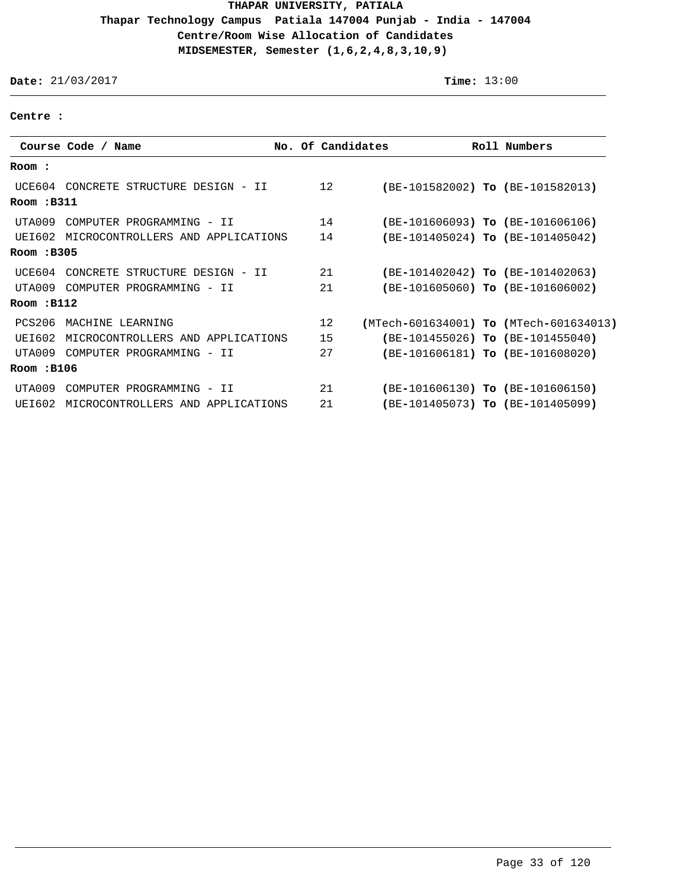**THAPAR UNIVERSITY, PATIALA**

**Thapar Technology Campus Patiala 147004 Punjab - India - 147004**

**Centre/Room Wise Allocation of Candidates**

**MIDSEMESTER, Semester (1,6,2,4,8,3,10,9)**

**Date:** 21/03/2017 **Time:** 13:00

**Centre :**

| Course Code / Name | No. Of Candidates | Roll Numbers |
|---|---|---|
| **Room :** | | |
| UCE604 CONCRETE STRUCTURE DESIGN - II | 12 | **(**BE-101582002**) To (**BE-101582013**)** |
| **Room :B311** | | |
| UTA009 COMPUTER PROGRAMMING - II | 14 | **(**BE-101606093**) To (**BE-101606106**)** |
| UEI602 MICROCONTROLLERS AND APPLICATIONS | 14 | **(**BE-101405024**) To (**BE-101405042**)** |
| **Room :B305** | | |
| UCE604 CONCRETE STRUCTURE DESIGN - II | 21 | **(**BE-101402042**) To (**BE-101402063**)** |
| UTA009 COMPUTER PROGRAMMING - II | 21 | **(**BE-101605060**) To (**BE-101606002**)** |
| **Room :B112** | | |
| PCS206 MACHINE LEARNING | 12 | **(**MTech-601634001**) To (**MTech-601634013**)** |
| UEI602 MICROCONTROLLERS AND APPLICATIONS | 15 | **(**BE-101455026**) To (**BE-101455040**)** |
| UTA009 COMPUTER PROGRAMMING - II | 27 | **(**BE-101606181**) To (**BE-101608020**)** |
| **Room :B106** | | |
| UTA009 COMPUTER PROGRAMMING - II | 21 | **(**BE-101606130**) To (**BE-101606150**)** |
| UEI602 MICROCONTROLLERS AND APPLICATIONS | 21 | **(**BE-101405073**) To (**BE-101405099**)** |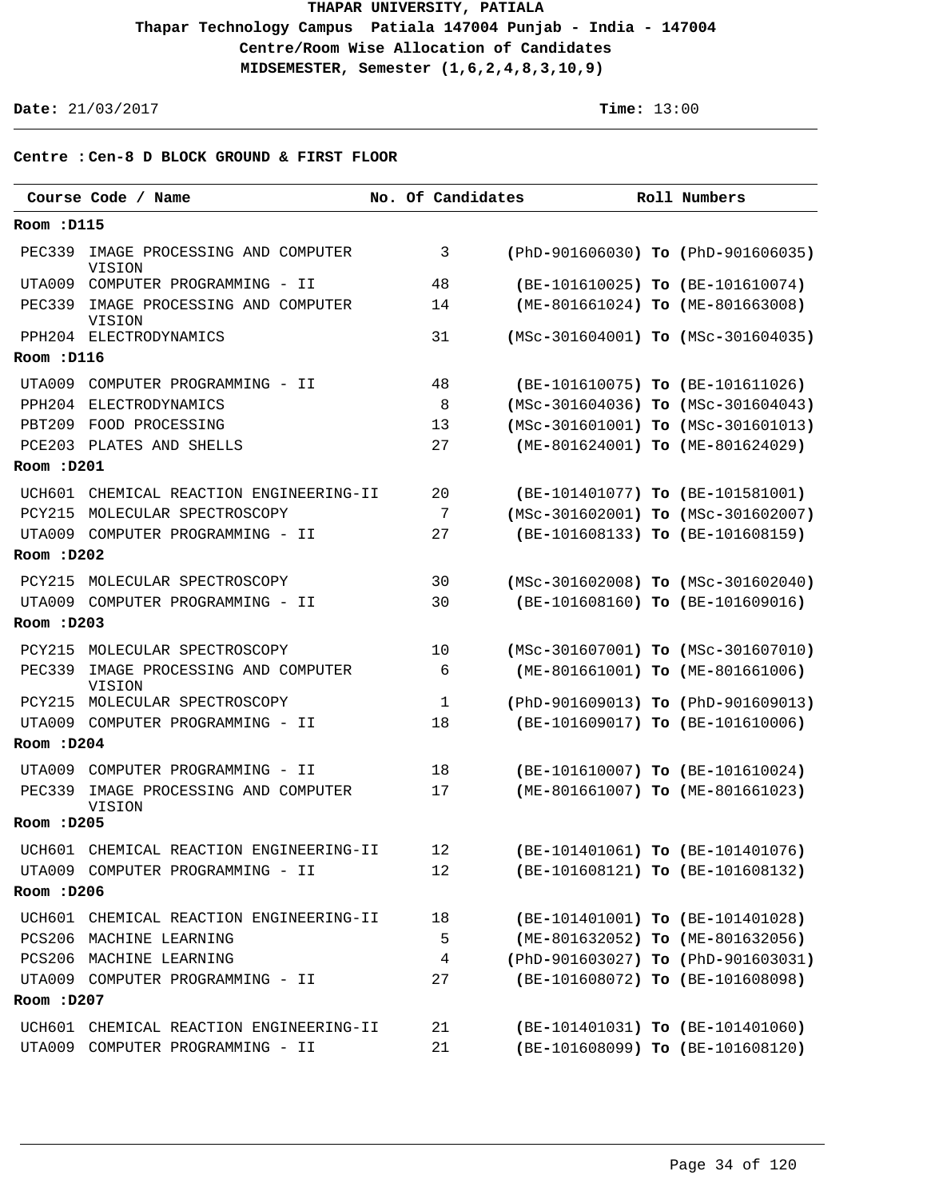# THAPAR UNIVERSITY, PATIALA

**Thapar Technology Campus Patiala 147004 Punjab - India - 147004**

**Centre/Room Wise Allocation of Candidates**

**MIDSEMESTER, Semester (1,6,2,4,8,3,10,9)**

**Date:** 21/03/2017 **Time:** 13:00

**Centre : Cen-8 D BLOCK GROUND & FIRST FLOOR**

| Course Code / Name | No. Of Candidates | Roll Numbers |
|---|---|---|
| **Room :D115** | | |
| PEC339 IMAGE PROCESSING AND COMPUTER VISION | 3 | **(**PhD-901606030**) To (**PhD-901606035**)** |
| UTA009 COMPUTER PROGRAMMING - II | 48 | **(**BE-101610025**) To (**BE-101610074**)** |
| PEC339 IMAGE PROCESSING AND COMPUTER VISION | 14 | **(**ME-801661024**) To (**ME-801663008**)** |
| PPH204 ELECTRODYNAMICS | 31 | **(**MSc-301604001**) To (**MSc-301604035**)** |
| **Room :D116** | | |
| UTA009 COMPUTER PROGRAMMING - II | 48 | **(**BE-101610075**) To (**BE-101611026**)** |
| PPH204 ELECTRODYNAMICS | 8 | **(**MSc-301604036**) To (**MSc-301604043**)** |
| PBT209 FOOD PROCESSING | 13 | **(**MSc-301601001**) To (**MSc-301601013**)** |
| PCE203 PLATES AND SHELLS | 27 | **(**ME-801624001**) To (**ME-801624029**)** |
| **Room :D201** | | |
| UCH601 CHEMICAL REACTION ENGINEERING-II | 20 | **(**BE-101401077**) To (**BE-101581001**)** |
| PCY215 MOLECULAR SPECTROSCOPY | 7 | **(**MSc-301602001**) To (**MSc-301602007**)** |
| UTA009 COMPUTER PROGRAMMING - II | 27 | **(**BE-101608133**) To (**BE-101608159**)** |
| **Room :D202** | | |
| PCY215 MOLECULAR SPECTROSCOPY | 30 | **(**MSc-301602008**) To (**MSc-301602040**)** |
| UTA009 COMPUTER PROGRAMMING - II | 30 | **(**BE-101608160**) To (**BE-101609016**)** |
| **Room :D203** | | |
| PCY215 MOLECULAR SPECTROSCOPY | 10 | **(**MSc-301607001**) To (**MSc-301607010**)** |
| PEC339 IMAGE PROCESSING AND COMPUTER VISION | 6 | **(**ME-801661001**) To (**ME-801661006**)** |
| PCY215 MOLECULAR SPECTROSCOPY | 1 | **(**PhD-901609013**) To (**PhD-901609013**)** |
| UTA009 COMPUTER PROGRAMMING - II | 18 | **(**BE-101609017**) To (**BE-101610006**)** |
| **Room :D204** | | |
| UTA009 COMPUTER PROGRAMMING - II | 18 | **(**BE-101610007**) To (**BE-101610024**)** |
| PEC339 IMAGE PROCESSING AND COMPUTER VISION | 17 | **(**ME-801661007**) To (**ME-801661023**)** |
| **Room :D205** | | |
| UCH601 CHEMICAL REACTION ENGINEERING-II | 12 | **(**BE-101401061**) To (**BE-101401076**)** |
| UTA009 COMPUTER PROGRAMMING - II | 12 | **(**BE-101608121**) To (**BE-101608132**)** |
| **Room :D206** | | |
| UCH601 CHEMICAL REACTION ENGINEERING-II | 18 | **(**BE-101401001**) To (**BE-101401028**)** |
| PCS206 MACHINE LEARNING | 5 | **(**ME-801632052**) To (**ME-801632056**)** |
| PCS206 MACHINE LEARNING | 4 | **(**PhD-901603027**) To (**PhD-901603031**)** |
| UTA009 COMPUTER PROGRAMMING - II | 27 | **(**BE-101608072**) To (**BE-101608098**)** |
| **Room :D207** | | |
| UCH601 CHEMICAL REACTION ENGINEERING-II | 21 | **(**BE-101401031**) To (**BE-101401060**)** |
| UTA009 COMPUTER PROGRAMMING - II | 21 | **(**BE-101608099**) To (**BE-101608120**)** |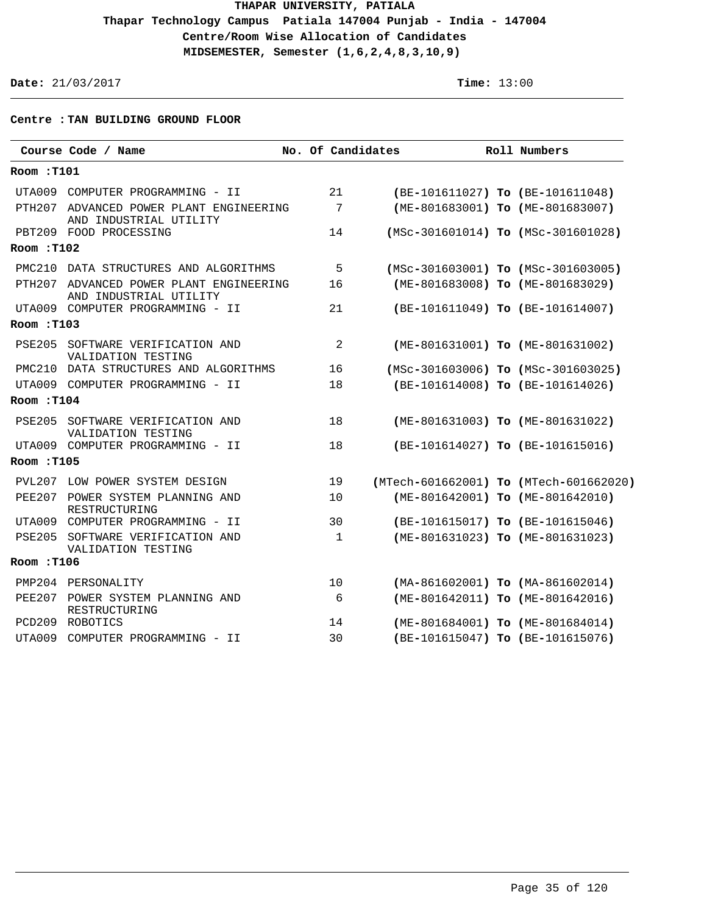# THAPAR UNIVERSITY, PATIALA

**Thapar Technology Campus Patiala 147004 Punjab - India - 147004**

**Centre/Room Wise Allocation of Candidates**

**MIDSEMESTER, Semester (1,6,2,4,8,3,10,9)**

**Date:** 21/03/2017 **Time:** 13:00

**Centre : TAN BUILDING GROUND FLOOR**

| Course Code / Name | No. Of Candidates | Roll Numbers |
|---|---|---|
| **Room :T101** | | |
| UTA009 COMPUTER PROGRAMMING - II | 21 | **(**BE-101611027**) To (**BE-101611048**)** |
| PTH207 ADVANCED POWER PLANT ENGINEERING AND INDUSTRIAL UTILITY | 7 | **(**ME-801683001**) To (**ME-801683007**)** |
| PBT209 FOOD PROCESSING | 14 | **(**MSc-301601014**) To (**MSc-301601028**)** |
| **Room :T102** | | |
| PMC210 DATA STRUCTURES AND ALGORITHMS | 5 | **(**MSc-301603001**) To (**MSc-301603005**)** |
| PTH207 ADVANCED POWER PLANT ENGINEERING AND INDUSTRIAL UTILITY | 16 | **(**ME-801683008**) To (**ME-801683029**)** |
| UTA009 COMPUTER PROGRAMMING - II | 21 | **(**BE-101611049**) To (**BE-101614007**)** |
| **Room :T103** | | |
| PSE205 SOFTWARE VERIFICATION AND VALIDATION TESTING | 2 | **(**ME-801631001**) To (**ME-801631002**)** |
| PMC210 DATA STRUCTURES AND ALGORITHMS | 16 | **(**MSc-301603006**) To (**MSc-301603025**)** |
| UTA009 COMPUTER PROGRAMMING - II | 18 | **(**BE-101614008**) To (**BE-101614026**)** |
| **Room :T104** | | |
| PSE205 SOFTWARE VERIFICATION AND VALIDATION TESTING | 18 | **(**ME-801631003**) To (**ME-801631022**)** |
| UTA009 COMPUTER PROGRAMMING - II | 18 | **(**BE-101614027**) To (**BE-101615016**)** |
| **Room :T105** | | |
| PVL207 LOW POWER SYSTEM DESIGN | 19 | **(**MTech-601662001**) To (**MTech-601662020**)** |
| PEE207 POWER SYSTEM PLANNING AND RESTRUCTURING | 10 | **(**ME-801642001**) To (**ME-801642010**)** |
| UTA009 COMPUTER PROGRAMMING - II | 30 | **(**BE-101615017**) To (**BE-101615046**)** |
| PSE205 SOFTWARE VERIFICATION AND VALIDATION TESTING | 1 | **(**ME-801631023**) To (**ME-801631023**)** |
| **Room :T106** | | |
| PMP204 PERSONALITY | 10 | **(**MA-861602001**) To (**MA-861602014**)** |
| PEE207 POWER SYSTEM PLANNING AND RESTRUCTURING | 6 | **(**ME-801642011**) To (**ME-801642016**)** |
| PCD209 ROBOTICS | 14 | **(**ME-801684001**) To (**ME-801684014**)** |
| UTA009 COMPUTER PROGRAMMING - II | 30 | **(**BE-101615047**) To (**BE-101615076**)** |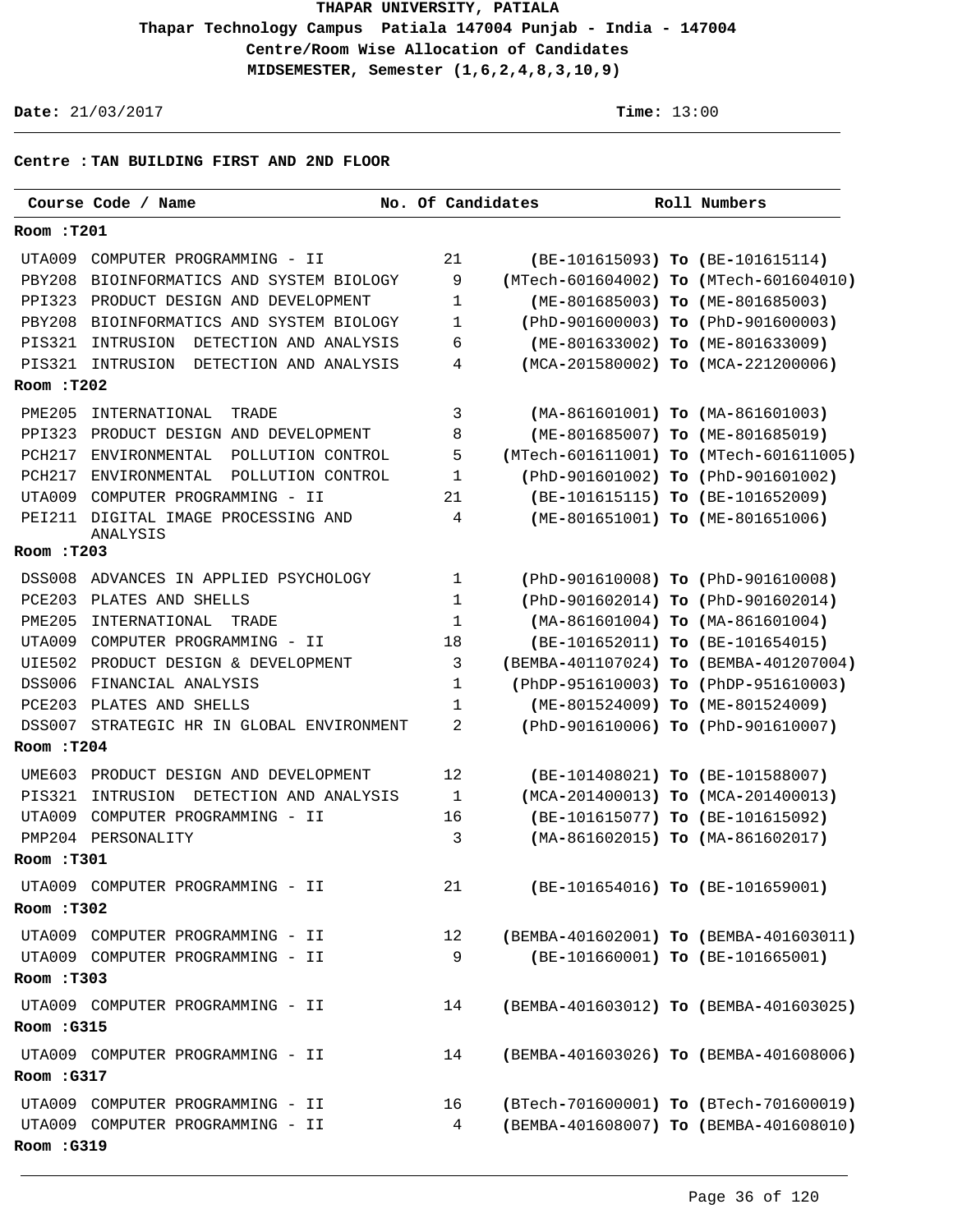# THAPAR UNIVERSITY, PATIALA

**Thapar Technology Campus Patiala 147004 Punjab - India - 147004**

**Centre/Room Wise Allocation of Candidates**

**MIDSEMESTER, Semester (1,6,2,4,8,3,10,9)**

**Date:** 21/03/2017 **Time:** 13:00

**Centre : TAN BUILDING FIRST AND 2ND FLOOR**

| Course Code / Name | | No. Of Candidates | Roll Numbers |
|---|---|---|---|
| **Room :T201** | | | |
| UTA009 | COMPUTER PROGRAMMING - II | 21 | (BE-101615093) To (BE-101615114) |
| PBY208 | BIOINFORMATICS AND SYSTEM BIOLOGY | 9 | (MTech-601604002) To (MTech-601604010) |
| PPI323 | PRODUCT DESIGN AND DEVELOPMENT | 1 | (ME-801685003) To (ME-801685003) |
| PBY208 | BIOINFORMATICS AND SYSTEM BIOLOGY | 1 | (PhD-901600003) To (PhD-901600003) |
| PIS321 | INTRUSION DETECTION AND ANALYSIS | 6 | (ME-801633002) To (ME-801633009) |
| PIS321 | INTRUSION DETECTION AND ANALYSIS | 4 | (MCA-201580002) To (MCA-221200006) |
| **Room :T202** | | | |
| PME205 | INTERNATIONAL TRADE | 3 | (MA-861601001) To (MA-861601003) |
| PPI323 | PRODUCT DESIGN AND DEVELOPMENT | 8 | (ME-801685007) To (ME-801685019) |
| PCH217 | ENVIRONMENTAL POLLUTION CONTROL | 5 | (MTech-601611001) To (MTech-601611005) |
| PCH217 | ENVIRONMENTAL POLLUTION CONTROL | 1 | (PhD-901601002) To (PhD-901601002) |
| UTA009 | COMPUTER PROGRAMMING - II | 21 | (BE-101615115) To (BE-101652009) |
| PEI211 | DIGITAL IMAGE PROCESSING AND ANALYSIS | 4 | (ME-801651001) To (ME-801651006) |
| **Room :T203** | | | |
| DSS008 | ADVANCES IN APPLIED PSYCHOLOGY | 1 | (PhD-901610008) To (PhD-901610008) |
| PCE203 | PLATES AND SHELLS | 1 | (PhD-901602014) To (PhD-901602014) |
| PME205 | INTERNATIONAL TRADE | 1 | (MA-861601004) To (MA-861601004) |
| UTA009 | COMPUTER PROGRAMMING - II | 18 | (BE-101652011) To (BE-101654015) |
| UIE502 | PRODUCT DESIGN & DEVELOPMENT | 3 | (BEMBA-401107024) To (BEMBA-401207004) |
| DSS006 | FINANCIAL ANALYSIS | 1 | (PhDP-951610003) To (PhDP-951610003) |
| PCE203 | PLATES AND SHELLS | 1 | (ME-801524009) To (ME-801524009) |
| DSS007 | STRATEGIC HR IN GLOBAL ENVIRONMENT | 2 | (PhD-901610006) To (PhD-901610007) |
| **Room :T204** | | | |
| UME603 | PRODUCT DESIGN AND DEVELOPMENT | 12 | (BE-101408021) To (BE-101588007) |
| PIS321 | INTRUSION DETECTION AND ANALYSIS | 1 | (MCA-201400013) To (MCA-201400013) |
| UTA009 | COMPUTER PROGRAMMING - II | 16 | (BE-101615077) To (BE-101615092) |
| PMP204 | PERSONALITY | 3 | (MA-861602015) To (MA-861602017) |
| **Room :T301** | | | |
| UTA009 | COMPUTER PROGRAMMING - II | 21 | (BE-101654016) To (BE-101659001) |
| **Room :T302** | | | |
| UTA009 | COMPUTER PROGRAMMING - II | 12 | (BEMBA-401602001) To (BEMBA-401603011) |
| UTA009 | COMPUTER PROGRAMMING - II | 9 | (BE-101660001) To (BE-101665001) |
| **Room :T303** | | | |
| UTA009 | COMPUTER PROGRAMMING - II | 14 | (BEMBA-401603012) To (BEMBA-401603025) |
| **Room :G315** | | | |
| UTA009 | COMPUTER PROGRAMMING - II | 14 | (BEMBA-401603026) To (BEMBA-401608006) |
| **Room :G317** | | | |
| UTA009 | COMPUTER PROGRAMMING - II | 16 | (BTech-701600001) To (BTech-701600019) |
| UTA009 | COMPUTER PROGRAMMING - II | 4 | (BEMBA-401608007) To (BEMBA-401608010) |
| **Room :G319** | | | |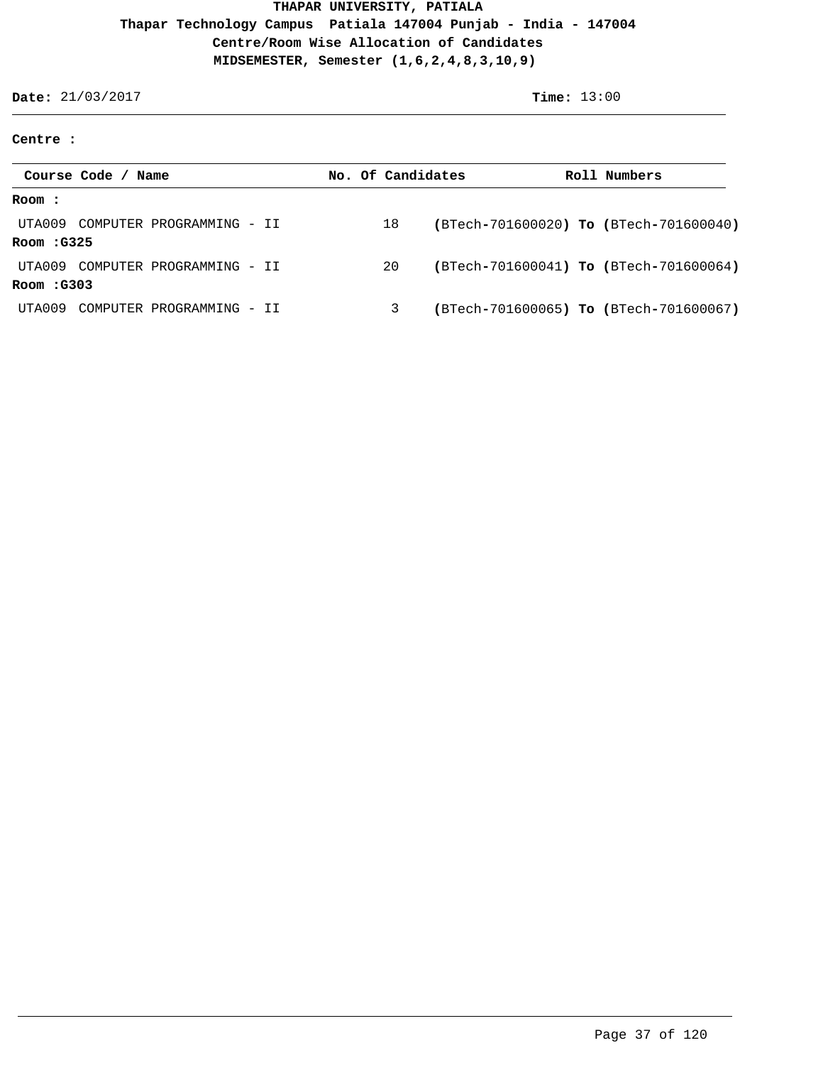# THAPAR UNIVERSITY, PATIALA

**Thapar Technology Campus Patiala 147004 Punjab - India - 147004**

**Centre/Room Wise Allocation of Candidates**

**MIDSEMESTER, Semester (1,6,2,4,8,3,10,9)**

**Date:** 21/03/2017 **Time:** 13:00

**Centre :**

| Course Code / Name | No. Of Candidates | Roll Numbers |
|---|---|---|
| **Room :** | | |
| UTA009 COMPUTER PROGRAMMING - II | 18 | **(**BTech-701600020**) To (**BTech-701600040**)** |
| **Room :G325** | | |
| UTA009 COMPUTER PROGRAMMING - II | 20 | **(**BTech-701600041**) To (**BTech-701600064**)** |
| **Room :G303** | | |
| UTA009 COMPUTER PROGRAMMING - II | 3 | **(**BTech-701600065**) To (**BTech-701600067**)** |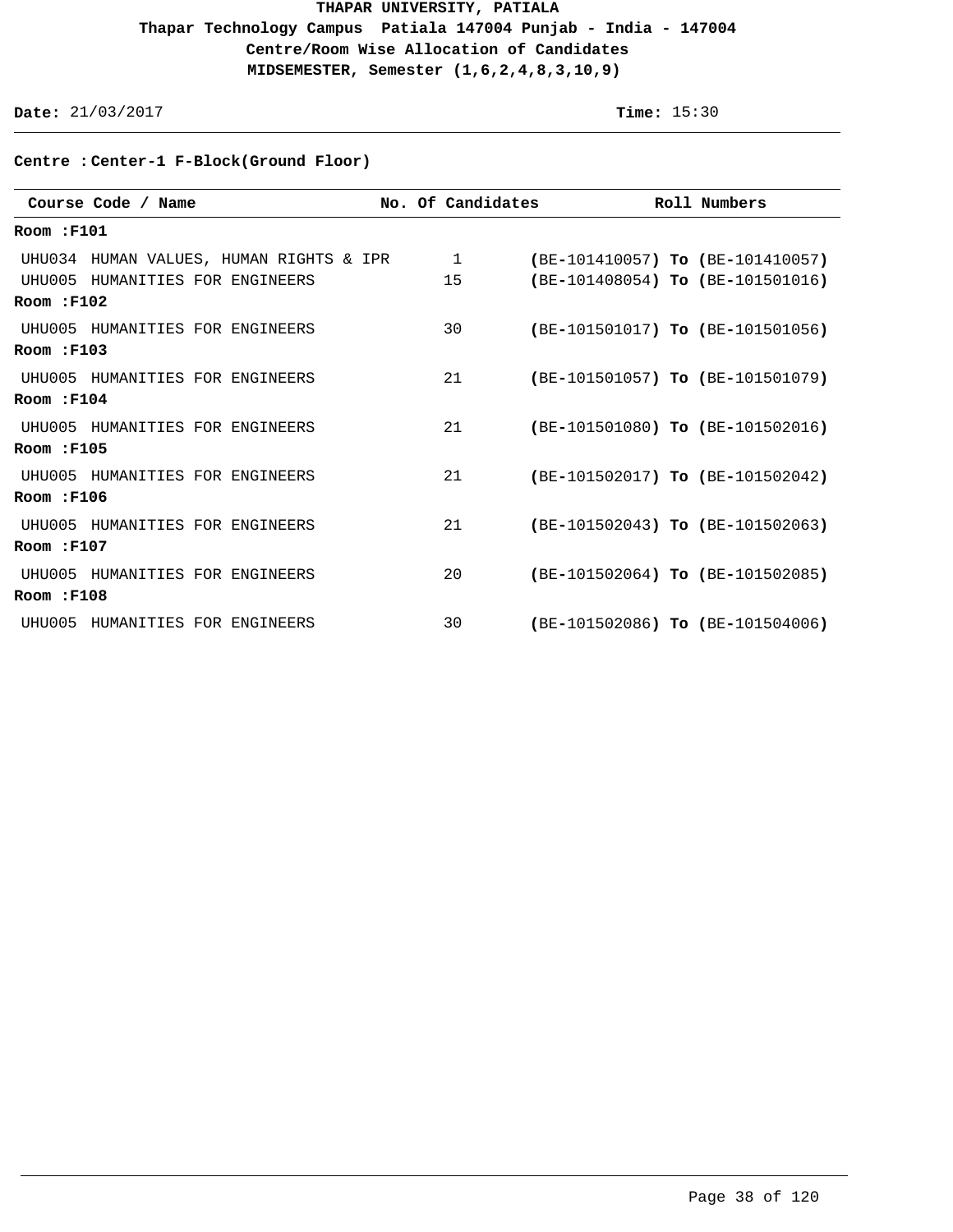# THAPAR UNIVERSITY, PATIALA

**Thapar Technology Campus Patiala 147004 Punjab - India - 147004**

**Centre/Room Wise Allocation of Candidates**

**MIDSEMESTER, Semester (1,6,2,4,8,3,10,9)**

**Date:** 21/03/2017 **Time:** 15:30

**Centre : Center-1 F-Block(Ground Floor)**

| Course Code / Name | No. Of Candidates | Roll Numbers |
|---|---|---|
| **Room :F101** | | |
| UHU034 HUMAN VALUES, HUMAN RIGHTS & IPR | 1 | **(**BE-101410057**) To (**BE-101410057**)** |
| UHU005 HUMANITIES FOR ENGINEERS | 15 | **(**BE-101408054**) To (**BE-101501016**)** |
| **Room :F102** | | |
| UHU005 HUMANITIES FOR ENGINEERS | 30 | **(**BE-101501017**) To (**BE-101501056**)** |
| **Room :F103** | | |
| UHU005 HUMANITIES FOR ENGINEERS | 21 | **(**BE-101501057**) To (**BE-101501079**)** |
| **Room :F104** | | |
| UHU005 HUMANITIES FOR ENGINEERS | 21 | **(**BE-101501080**) To (**BE-101502016**)** |
| **Room :F105** | | |
| UHU005 HUMANITIES FOR ENGINEERS | 21 | **(**BE-101502017**) To (**BE-101502042**)** |
| **Room :F106** | | |
| UHU005 HUMANITIES FOR ENGINEERS | 21 | **(**BE-101502043**) To (**BE-101502063**)** |
| **Room :F107** | | |
| UHU005 HUMANITIES FOR ENGINEERS | 20 | **(**BE-101502064**) To (**BE-101502085**)** |
| **Room :F108** | | |
| UHU005 HUMANITIES FOR ENGINEERS | 30 | **(**BE-101502086**) To (**BE-101504006**)** |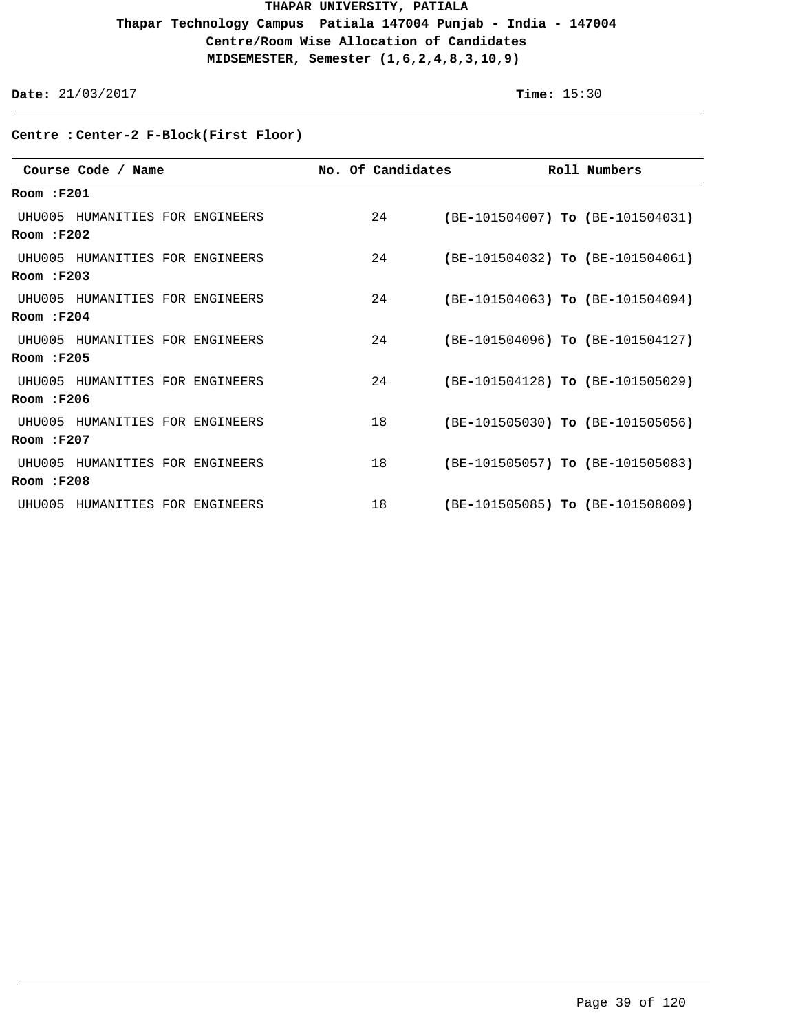**THAPAR UNIVERSITY, PATIALA**

**Thapar Technology Campus Patiala 147004 Punjab - India - 147004**

**Centre/Room Wise Allocation of Candidates**

**MIDSEMESTER, Semester (1,6,2,4,8,3,10,9)**

**Date:** 21/03/2017

**Time:** 15:30

**Centre : Center-2 F-Block(First Floor)**

| Course Code / Name | No. Of Candidates | Roll Numbers |
|---|---|---|
| **Room :F201** | | |
| UHU005 HUMANITIES FOR ENGINEERS | 24 | **(**BE-101504007**) To (**BE-101504031**)** |
| **Room :F202** | | |
| UHU005 HUMANITIES FOR ENGINEERS | 24 | **(**BE-101504032**) To (**BE-101504061**)** |
| **Room :F203** | | |
| UHU005 HUMANITIES FOR ENGINEERS | 24 | **(**BE-101504063**) To (**BE-101504094**)** |
| **Room :F204** | | |
| UHU005 HUMANITIES FOR ENGINEERS | 24 | **(**BE-101504096**) To (**BE-101504127**)** |
| **Room :F205** | | |
| UHU005 HUMANITIES FOR ENGINEERS | 24 | **(**BE-101504128**) To (**BE-101505029**)** |
| **Room :F206** | | |
| UHU005 HUMANITIES FOR ENGINEERS | 18 | **(**BE-101505030**) To (**BE-101505056**)** |
| **Room :F207** | | |
| UHU005 HUMANITIES FOR ENGINEERS | 18 | **(**BE-101505057**) To (**BE-101505083**)** |
| **Room :F208** | | |
| UHU005 HUMANITIES FOR ENGINEERS | 18 | **(**BE-101505085**) To (**BE-101508009**)** |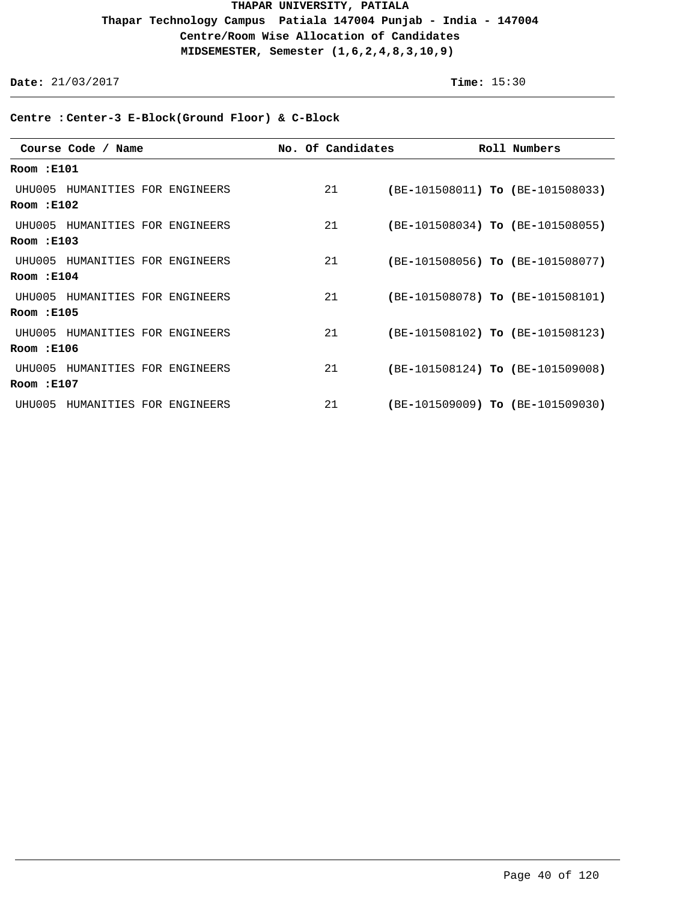**THAPAR UNIVERSITY, PATIALA**

**Thapar Technology Campus Patiala 147004 Punjab - India - 147004**

**Centre/Room Wise Allocation of Candidates**

**MIDSEMESTER, Semester (1,6,2,4,8,3,10,9)**

**Date:** 21/03/2017 **Time:** 15:30

**Centre : Center-3 E-Block(Ground Floor) & C-Block**

| Course Code / Name | No. Of Candidates | Roll Numbers |
|---|---|---|
| **Room : E101** | | |
| UHU005 HUMANITIES FOR ENGINEERS | 21 | **(**BE-101508011**) To (**BE-101508033**)** |
| **Room : E102** | | |
| UHU005 HUMANITIES FOR ENGINEERS | 21 | **(**BE-101508034**) To (**BE-101508055**)** |
| **Room : E103** | | |
| UHU005 HUMANITIES FOR ENGINEERS | 21 | **(**BE-101508056**) To (**BE-101508077**)** |
| **Room : E104** | | |
| UHU005 HUMANITIES FOR ENGINEERS | 21 | **(**BE-101508078**) To (**BE-101508101**)** |
| **Room : E105** | | |
| UHU005 HUMANITIES FOR ENGINEERS | 21 | **(**BE-101508102**) To (**BE-101508123**)** |
| **Room : E106** | | |
| UHU005 HUMANITIES FOR ENGINEERS | 21 | **(**BE-101508124**) To (**BE-101509008**)** |
| **Room : E107** | | |
| UHU005 HUMANITIES FOR ENGINEERS | 21 | **(**BE-101509009**) To (**BE-101509030**)** |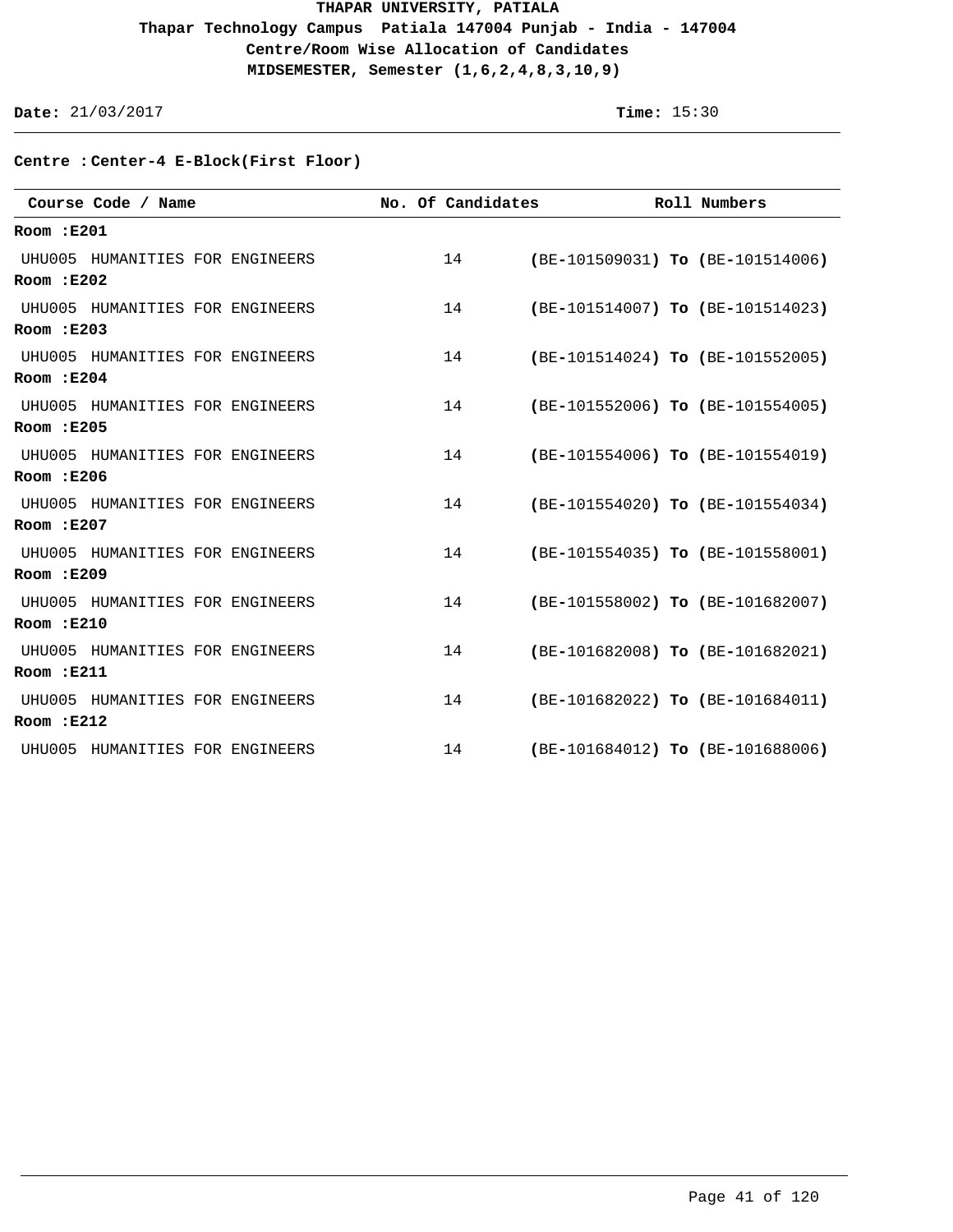**THAPAR UNIVERSITY, PATIALA**

**Thapar Technology Campus Patiala 147004 Punjab - India - 147004**

**Centre/Room Wise Allocation of Candidates**

**MIDSEMESTER, Semester (1,6,2,4,8,3,10,9)**

**Date:** 21/03/2017 **Time:** 15:30

**Centre : Center-4 E-Block(First Floor)**

| Course Code / Name | No. Of Candidates | Roll Numbers |
|---|---|---|
| **Room :E201** | | |
| UHU005 HUMANITIES FOR ENGINEERS | 14 | **(**BE-101509031**) To (**BE-101514006**)** |
| **Room :E202** | | |
| UHU005 HUMANITIES FOR ENGINEERS | 14 | **(**BE-101514007**) To (**BE-101514023**)** |
| **Room :E203** | | |
| UHU005 HUMANITIES FOR ENGINEERS | 14 | **(**BE-101514024**) To (**BE-101552005**)** |
| **Room :E204** | | |
| UHU005 HUMANITIES FOR ENGINEERS | 14 | **(**BE-101552006**) To (**BE-101554005**)** |
| **Room :E205** | | |
| UHU005 HUMANITIES FOR ENGINEERS | 14 | **(**BE-101554006**) To (**BE-101554019**)** |
| **Room :E206** | | |
| UHU005 HUMANITIES FOR ENGINEERS | 14 | **(**BE-101554020**) To (**BE-101554034**)** |
| **Room :E207** | | |
| UHU005 HUMANITIES FOR ENGINEERS | 14 | **(**BE-101554035**) To (**BE-101558001**)** |
| **Room :E209** | | |
| UHU005 HUMANITIES FOR ENGINEERS | 14 | **(**BE-101558002**) To (**BE-101682007**)** |
| **Room :E210** | | |
| UHU005 HUMANITIES FOR ENGINEERS | 14 | **(**BE-101682008**) To (**BE-101682021**)** |
| **Room :E211** | | |
| UHU005 HUMANITIES FOR ENGINEERS | 14 | **(**BE-101682022**) To (**BE-101684011**)** |
| **Room :E212** | | |
| UHU005 HUMANITIES FOR ENGINEERS | 14 | **(**BE-101684012**) To (**BE-101688006**)** |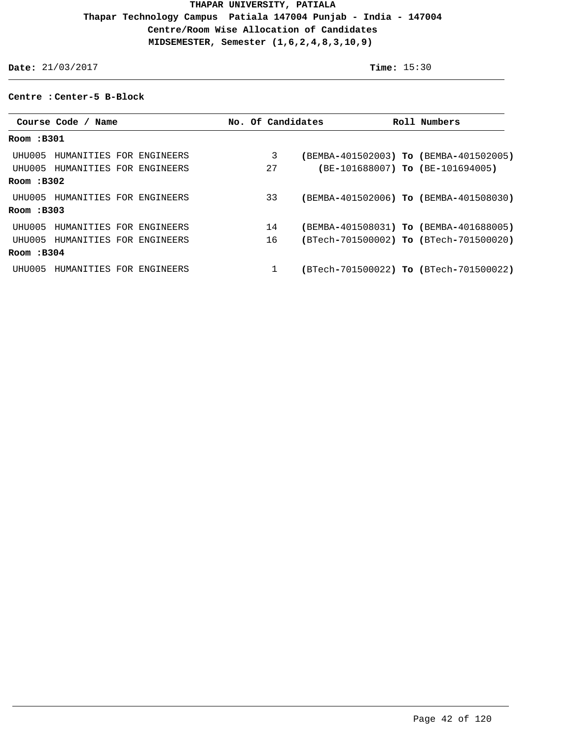**THAPAR UNIVERSITY, PATIALA**

**Thapar Technology Campus Patiala 147004 Punjab - India - 147004**

**Centre/Room Wise Allocation of Candidates**

**MIDSEMESTER, Semester (1,6,2,4,8,3,10,9)**

**Date:** 21/03/2017 **Time:** 15:30

**Centre : Center-5 B-Block**

| Course Code / Name | No. Of Candidates | Roll Numbers |
|---|---|---|
| **Room : B301** | | |
| UHU005 HUMANITIES FOR ENGINEERS | 3 | (BEMBA-401502003) To (BEMBA-401502005) |
| UHU005 HUMANITIES FOR ENGINEERS | 27 | (BE-101688007) To (BE-101694005) |
| **Room : B302** | | |
| UHU005 HUMANITIES FOR ENGINEERS | 33 | (BEMBA-401502006) To (BEMBA-401508030) |
| **Room : B303** | | |
| UHU005 HUMANITIES FOR ENGINEERS | 14 | (BEMBA-401508031) To (BEMBA-401688005) |
| UHU005 HUMANITIES FOR ENGINEERS | 16 | (BTech-701500002) To (BTech-701500020) |
| **Room : B304** | | |
| UHU005 HUMANITIES FOR ENGINEERS | 1 | (BTech-701500022) To (BTech-701500022) |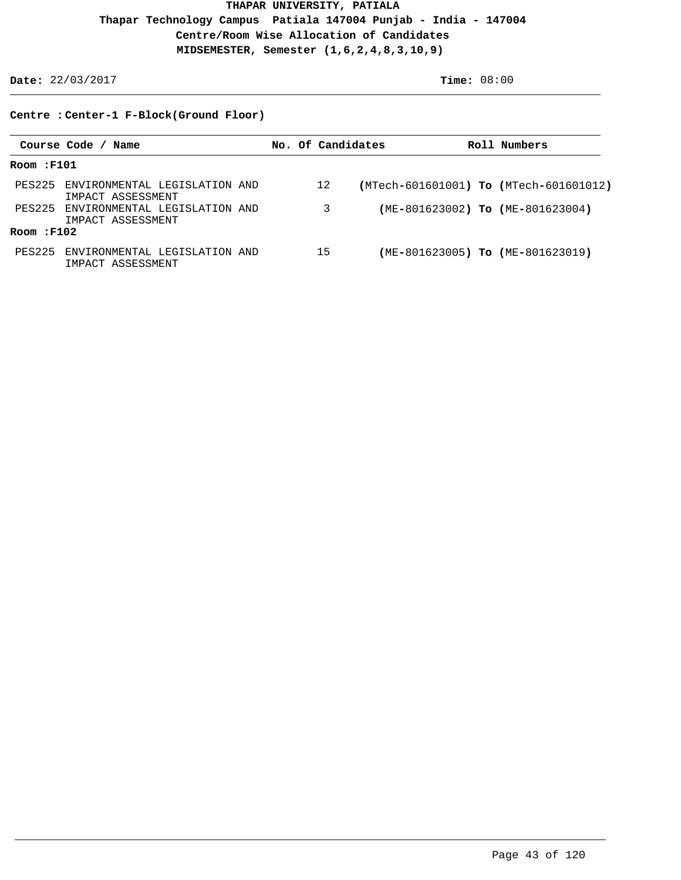# THAPAR UNIVERSITY, PATIALA

**Thapar Technology Campus Patiala 147004 Punjab - India - 147004**

**Centre/Room Wise Allocation of Candidates**

**MIDSEMESTER, Semester (1,6,2,4,8,3,10,9)**

**Date:** 22/03/2017 **Time:** 08:00

**Centre : Center-1 F-Block(Ground Floor)**

| Course Code / Name | No. Of Candidates | Roll Numbers |
|---|---|---|
| **Room :F101** | | |
| PES225 ENVIRONMENTAL LEGISLATION AND IMPACT ASSESSMENT | 12 | **(**MTech-601601001**) To (**MTech-601601012**)** |
| PES225 ENVIRONMENTAL LEGISLATION AND IMPACT ASSESSMENT | 3 | **(**ME-801623002**) To (**ME-801623004**)** |
| **Room :F102** | | |
| PES225 ENVIRONMENTAL LEGISLATION AND IMPACT ASSESSMENT | 15 | **(**ME-801623005**) To (**ME-801623019**)** |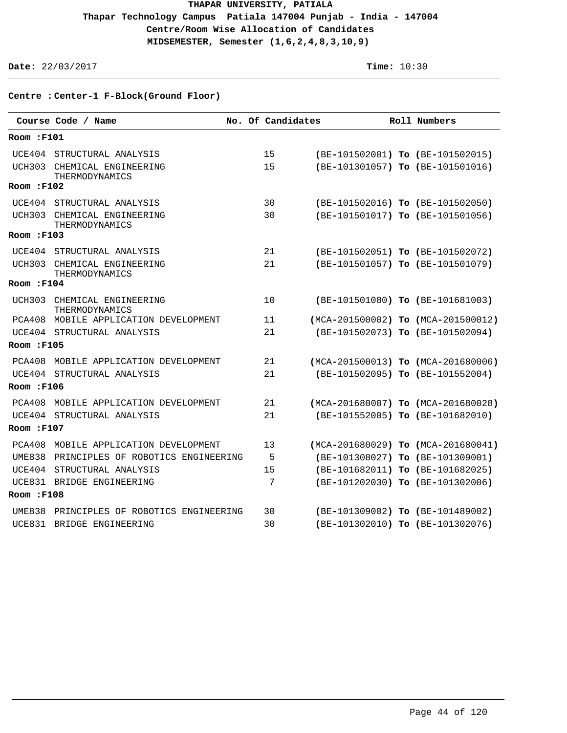# THAPAR UNIVERSITY, PATIALA

**Thapar Technology Campus Patiala 147004 Punjab - India - 147004**

**Centre/Room Wise Allocation of Candidates**

**MIDSEMESTER, Semester (1,6,2,4,8,3,10,9)**

**Date:** 22/03/2017 **Time:** 10:30

**Centre : Center-1 F-Block(Ground Floor)**

| Course Code / Name | No. Of Candidates | Roll Numbers |
|---|---|---|
| **Room :F101** | | |
| UCE404 STRUCTURAL ANALYSIS | 15 | (BE-101502001) To (BE-101502015) |
| UCH303 CHEMICAL ENGINEERING THERMODYNAMICS | 15 | (BE-101301057) To (BE-101501016) |
| **Room :F102** | | |
| UCE404 STRUCTURAL ANALYSIS | 30 | (BE-101502016) To (BE-101502050) |
| UCH303 CHEMICAL ENGINEERING THERMODYNAMICS | 30 | (BE-101501017) To (BE-101501056) |
| **Room :F103** | | |
| UCE404 STRUCTURAL ANALYSIS | 21 | (BE-101502051) To (BE-101502072) |
| UCH303 CHEMICAL ENGINEERING THERMODYNAMICS | 21 | (BE-101501057) To (BE-101501079) |
| **Room :F104** | | |
| UCH303 CHEMICAL ENGINEERING THERMODYNAMICS | 10 | (BE-101501080) To (BE-101681003) |
| PCA408 MOBILE APPLICATION DEVELOPMENT | 11 | (MCA-201500002) To (MCA-201500012) |
| UCE404 STRUCTURAL ANALYSIS | 21 | (BE-101502073) To (BE-101502094) |
| **Room :F105** | | |
| PCA408 MOBILE APPLICATION DEVELOPMENT | 21 | (MCA-201500013) To (MCA-201680006) |
| UCE404 STRUCTURAL ANALYSIS | 21 | (BE-101502095) To (BE-101552004) |
| **Room :F106** | | |
| PCA408 MOBILE APPLICATION DEVELOPMENT | 21 | (MCA-201680007) To (MCA-201680028) |
| UCE404 STRUCTURAL ANALYSIS | 21 | (BE-101552005) To (BE-101682010) |
| **Room :F107** | | |
| PCA408 MOBILE APPLICATION DEVELOPMENT | 13 | (MCA-201680029) To (MCA-201680041) |
| UME838 PRINCIPLES OF ROBOTICS ENGINEERING | 5 | (BE-101308027) To (BE-101309001) |
| UCE404 STRUCTURAL ANALYSIS | 15 | (BE-101682011) To (BE-101682025) |
| UCE831 BRIDGE ENGINEERING | 7 | (BE-101202030) To (BE-101302006) |
| **Room :F108** | | |
| UME838 PRINCIPLES OF ROBOTICS ENGINEERING | 30 | (BE-101309002) To (BE-101489002) |
| UCE831 BRIDGE ENGINEERING | 30 | (BE-101302010) To (BE-101302076) |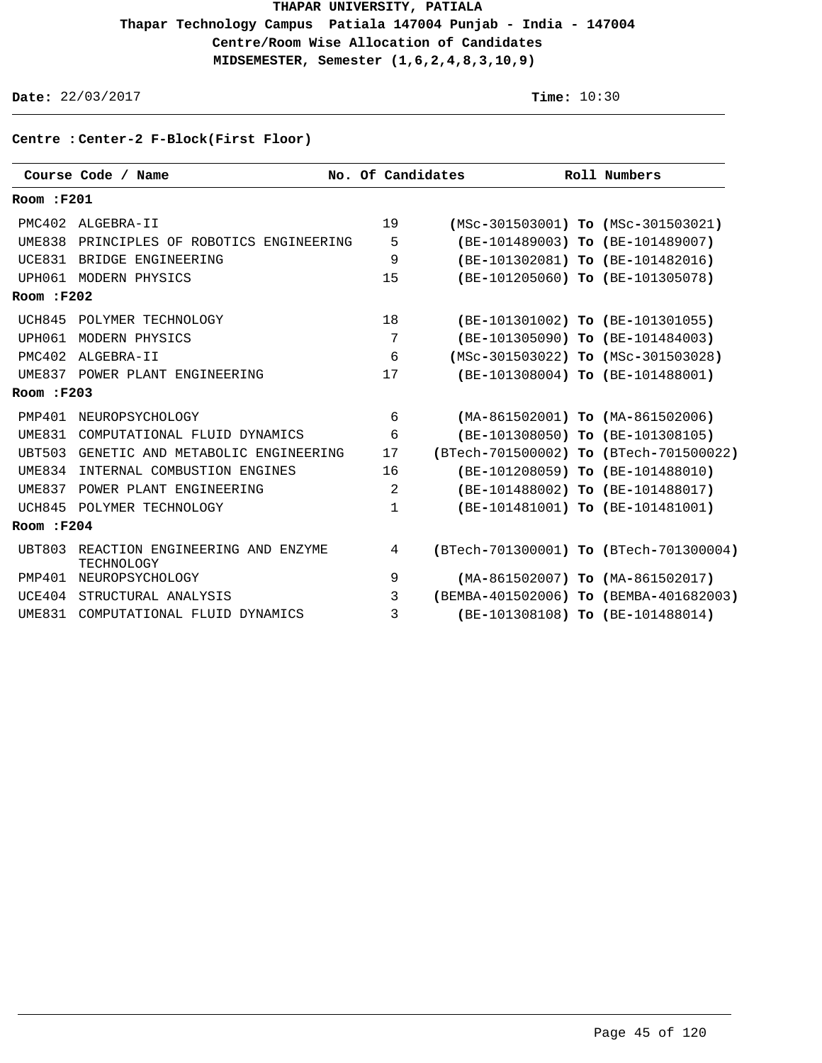**THAPAR UNIVERSITY, PATIALA**

**Thapar Technology Campus Patiala 147004 Punjab - India - 147004**

**Centre/Room Wise Allocation of Candidates**

**MIDSEMESTER, Semester (1,6,2,4,8,3,10,9)**

**Date:** 22/03/2017 **Time:** 10:30

**Centre : Center-2 F-Block(First Floor)**

| Course Code / Name | | No. Of Candidates | Roll Numbers |
|---|---|---|---|
| **Room :F201** | | | |
| PMC402 | ALGEBRA-II | 19 | **(**MSc-301503001**) To (**MSc-301503021**)** |
| UME838 | PRINCIPLES OF ROBOTICS ENGINEERING | 5 | **(**BE-101489003**) To (**BE-101489007**)** |
| UCE831 | BRIDGE ENGINEERING | 9 | **(**BE-101302081**) To (**BE-101482016**)** |
| UPH061 | MODERN PHYSICS | 15 | **(**BE-101205060**) To (**BE-101305078**)** |
| **Room :F202** | | | |
| UCH845 | POLYMER TECHNOLOGY | 18 | **(**BE-101301002**) To (**BE-101301055**)** |
| UPH061 | MODERN PHYSICS | 7 | **(**BE-101305090**) To (**BE-101484003**)** |
| PMC402 | ALGEBRA-II | 6 | **(**MSc-301503022**) To (**MSc-301503028**)** |
| UME837 | POWER PLANT ENGINEERING | 17 | **(**BE-101308004**) To (**BE-101488001**)** |
| **Room :F203** | | | |
| PMP401 | NEUROPSYCHOLOGY | 6 | **(**MA-861502001**) To (**MA-861502006**)** |
| UME831 | COMPUTATIONAL FLUID DYNAMICS | 6 | **(**BE-101308050**) To (**BE-101308105**)** |
| UBT503 | GENETIC AND METABOLIC ENGINEERING | 17 | **(**BTech-701500002**) To (**BTech-701500022**)** |
| UME834 | INTERNAL COMBUSTION ENGINES | 16 | **(**BE-101208059**) To (**BE-101488010**)** |
| UME837 | POWER PLANT ENGINEERING | 2 | **(**BE-101488002**) To (**BE-101488017**)** |
| UCH845 | POLYMER TECHNOLOGY | 1 | **(**BE-101481001**) To (**BE-101481001**)** |
| **Room :F204** | | | |
| UBT803 | REACTION ENGINEERING AND ENZYME TECHNOLOGY | 4 | **(**BTech-701300001**) To (**BTech-701300004**)** |
| PMP401 | NEUROPSYCHOLOGY | 9 | **(**MA-861502007**) To (**MA-861502017**)** |
| UCE404 | STRUCTURAL ANALYSIS | 3 | **(**BEMBA-401502006**) To (**BEMBA-401682003**)** |
| UME831 | COMPUTATIONAL FLUID DYNAMICS | 3 | **(**BE-101308108**) To (**BE-101488014**)** |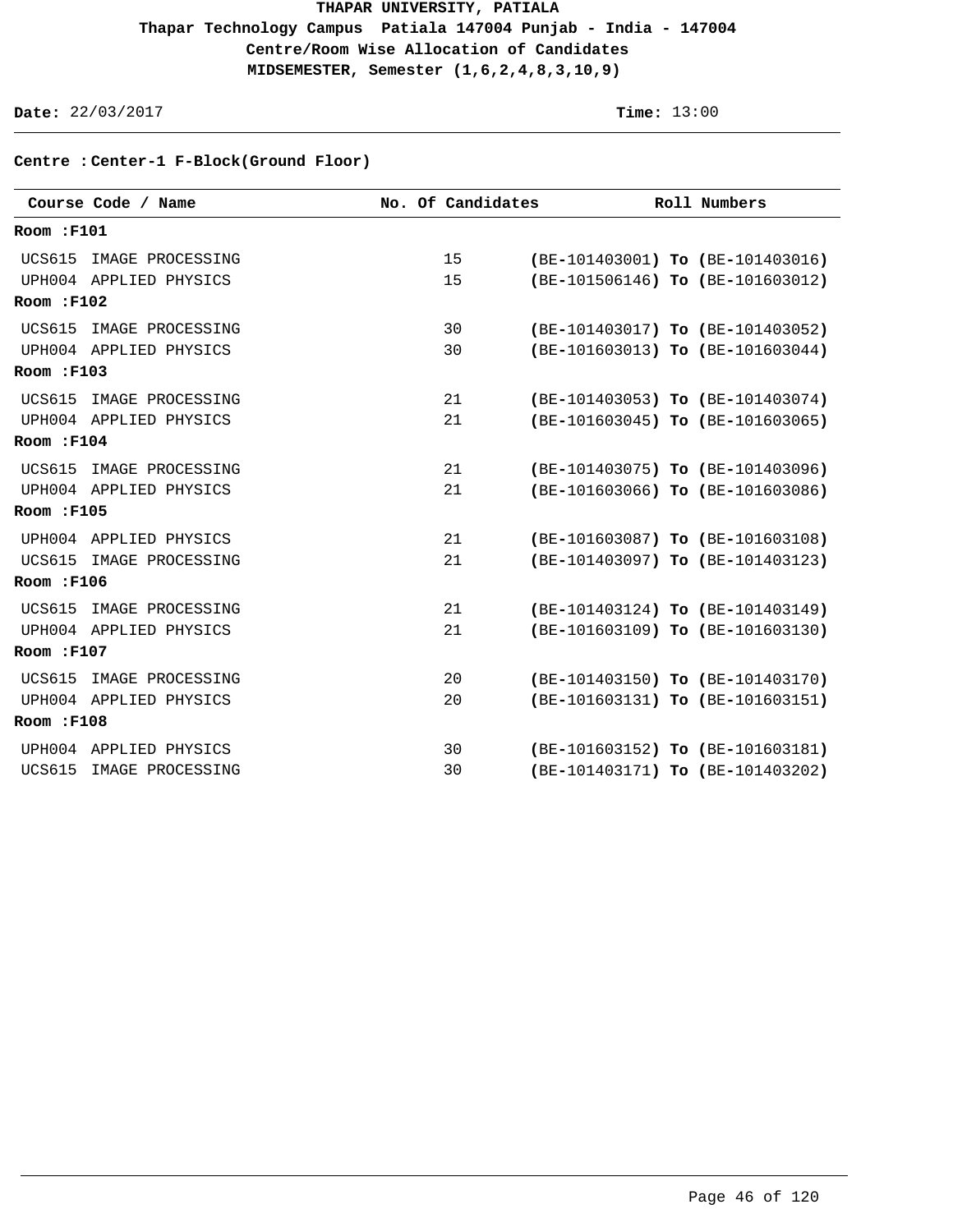**THAPAR UNIVERSITY, PATIALA**

**Thapar Technology Campus Patiala 147004 Punjab - India - 147004**

**Centre/Room Wise Allocation of Candidates**

**MIDSEMESTER, Semester (1,6,2,4,8,3,10,9)**

**Date:** 22/03/2017 **Time:** 13:00

**Centre : Center-1 F-Block(Ground Floor)**

| Course Code / Name | No. Of Candidates | Roll Numbers |
|---|---|---|
| **Room :F101** | | |
| UCS615 IMAGE PROCESSING | 15 | (BE-101403001) To (BE-101403016) |
| UPH004 APPLIED PHYSICS | 15 | (BE-101506146) To (BE-101603012) |
| **Room :F102** | | |
| UCS615 IMAGE PROCESSING | 30 | (BE-101403017) To (BE-101403052) |
| UPH004 APPLIED PHYSICS | 30 | (BE-101603013) To (BE-101603044) |
| **Room :F103** | | |
| UCS615 IMAGE PROCESSING | 21 | (BE-101403053) To (BE-101403074) |
| UPH004 APPLIED PHYSICS | 21 | (BE-101603045) To (BE-101603065) |
| **Room :F104** | | |
| UCS615 IMAGE PROCESSING | 21 | (BE-101403075) To (BE-101403096) |
| UPH004 APPLIED PHYSICS | 21 | (BE-101603066) To (BE-101603086) |
| **Room :F105** | | |
| UPH004 APPLIED PHYSICS | 21 | (BE-101603087) To (BE-101603108) |
| UCS615 IMAGE PROCESSING | 21 | (BE-101403097) To (BE-101403123) |
| **Room :F106** | | |
| UCS615 IMAGE PROCESSING | 21 | (BE-101403124) To (BE-101403149) |
| UPH004 APPLIED PHYSICS | 21 | (BE-101603109) To (BE-101603130) |
| **Room :F107** | | |
| UCS615 IMAGE PROCESSING | 20 | (BE-101403150) To (BE-101403170) |
| UPH004 APPLIED PHYSICS | 20 | (BE-101603131) To (BE-101603151) |
| **Room :F108** | | |
| UPH004 APPLIED PHYSICS | 30 | (BE-101603152) To (BE-101603181) |
| UCS615 IMAGE PROCESSING | 30 | (BE-101403171) To (BE-101403202) |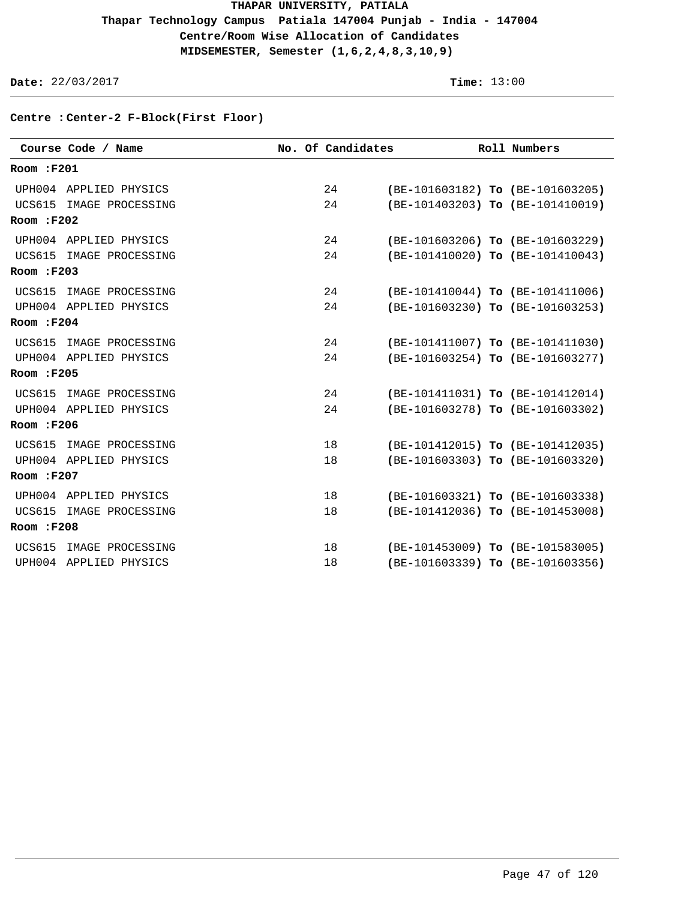**THAPAR UNIVERSITY, PATIALA**

**Thapar Technology Campus Patiala 147004 Punjab - India - 147004**

**Centre/Room Wise Allocation of Candidates**

**MIDSEMESTER, Semester (1,6,2,4,8,3,10,9)**

**Date:** 22/03/2017 **Time:** 13:00

**Centre : Center-2 F-Block(First Floor)**

| Course Code / Name | No. Of Candidates | Roll Numbers |
|---|---|---|
| **Room :F201** | | |
| UPH004 APPLIED PHYSICS | 24 | **(**BE-101603182**) To (**BE-101603205**)** |
| UCS615 IMAGE PROCESSING | 24 | **(**BE-101403203**) To (**BE-101410019**)** |
| **Room :F202** | | |
| UPH004 APPLIED PHYSICS | 24 | **(**BE-101603206**) To (**BE-101603229**)** |
| UCS615 IMAGE PROCESSING | 24 | **(**BE-101410020**) To (**BE-101410043**)** |
| **Room :F203** | | |
| UCS615 IMAGE PROCESSING | 24 | **(**BE-101410044**) To (**BE-101411006**)** |
| UPH004 APPLIED PHYSICS | 24 | **(**BE-101603230**) To (**BE-101603253**)** |
| **Room :F204** | | |
| UCS615 IMAGE PROCESSING | 24 | **(**BE-101411007**) To (**BE-101411030**)** |
| UPH004 APPLIED PHYSICS | 24 | **(**BE-101603254**) To (**BE-101603277**)** |
| **Room :F205** | | |
| UCS615 IMAGE PROCESSING | 24 | **(**BE-101411031**) To (**BE-101412014**)** |
| UPH004 APPLIED PHYSICS | 24 | **(**BE-101603278**) To (**BE-101603302**)** |
| **Room :F206** | | |
| UCS615 IMAGE PROCESSING | 18 | **(**BE-101412015**) To (**BE-101412035**)** |
| UPH004 APPLIED PHYSICS | 18 | **(**BE-101603303**) To (**BE-101603320**)** |
| **Room :F207** | | |
| UPH004 APPLIED PHYSICS | 18 | **(**BE-101603321**) To (**BE-101603338**)** |
| UCS615 IMAGE PROCESSING | 18 | **(**BE-101412036**) To (**BE-101453008**)** |
| **Room :F208** | | |
| UCS615 IMAGE PROCESSING | 18 | **(**BE-101453009**) To (**BE-101583005**)** |
| UPH004 APPLIED PHYSICS | 18 | **(**BE-101603339**) To (**BE-101603356**)** |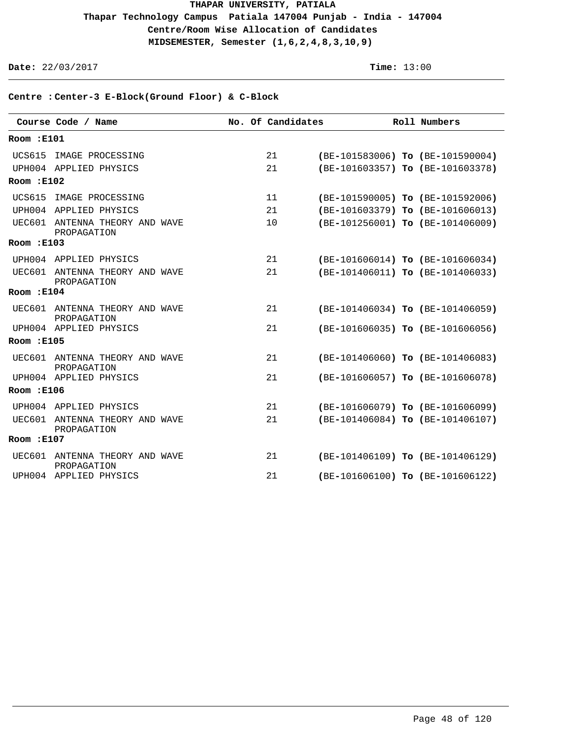# THAPAR UNIVERSITY, PATIALA

**Thapar Technology Campus Patiala 147004 Punjab - India - 147004**

**Centre/Room Wise Allocation of Candidates**

**MIDSEMESTER, Semester (1,6,2,4,8,3,10,9)**

**Date:** 22/03/2017 **Time:** 13:00

**Centre : Center-3 E-Block(Ground Floor) & C-Block**

| Course Code / Name | No. Of Candidates | Roll Numbers |
|---|---|---|
| **Room : E101** | | |
| UCS615 IMAGE PROCESSING | 21 | (BE-101583006) To (BE-101590004) |
| UPH004 APPLIED PHYSICS | 21 | (BE-101603357) To (BE-101603378) |
| **Room : E102** | | |
| UCS615 IMAGE PROCESSING | 11 | (BE-101590005) To (BE-101592006) |
| UPH004 APPLIED PHYSICS | 21 | (BE-101603379) To (BE-101606013) |
| UEC601 ANTENNA THEORY AND WAVE PROPAGATION | 10 | (BE-101256001) To (BE-101406009) |
| **Room : E103** | | |
| UPH004 APPLIED PHYSICS | 21 | (BE-101606014) To (BE-101606034) |
| UEC601 ANTENNA THEORY AND WAVE PROPAGATION | 21 | (BE-101406011) To (BE-101406033) |
| **Room : E104** | | |
| UEC601 ANTENNA THEORY AND WAVE PROPAGATION | 21 | (BE-101406034) To (BE-101406059) |
| UPH004 APPLIED PHYSICS | 21 | (BE-101606035) To (BE-101606056) |
| **Room : E105** | | |
| UEC601 ANTENNA THEORY AND WAVE PROPAGATION | 21 | (BE-101406060) To (BE-101406083) |
| UPH004 APPLIED PHYSICS | 21 | (BE-101606057) To (BE-101606078) |
| **Room : E106** | | |
| UPH004 APPLIED PHYSICS | 21 | (BE-101606079) To (BE-101606099) |
| UEC601 ANTENNA THEORY AND WAVE PROPAGATION | 21 | (BE-101406084) To (BE-101406107) |
| **Room : E107** | | |
| UEC601 ANTENNA THEORY AND WAVE PROPAGATION | 21 | (BE-101406109) To (BE-101406129) |
| UPH004 APPLIED PHYSICS | 21 | (BE-101606100) To (BE-101606122) |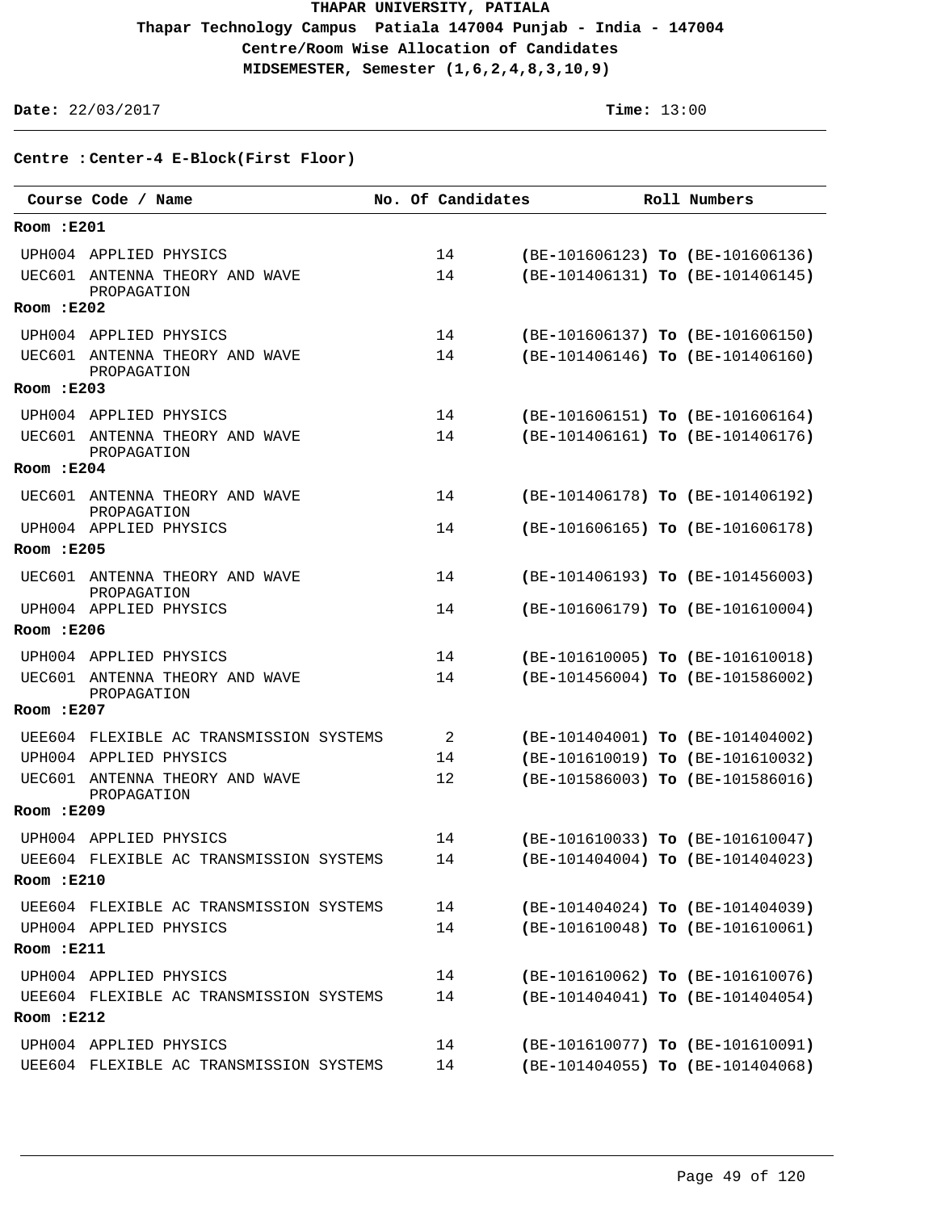# THAPAR UNIVERSITY, PATIALA

**Thapar Technology Campus Patiala 147004 Punjab - India - 147004**

**Centre/Room Wise Allocation of Candidates**

**MIDSEMESTER, Semester (1,6,2,4,8,3,10,9)**

**Date:** 22/03/2017 **Time:** 13:00

**Centre : Center-4 E-Block(First Floor)**

| Course Code / Name | No. Of Candidates | Roll Numbers |
|---|---|---|
| **Room : E201** | | |
| UPH004 APPLIED PHYSICS | 14 | **(**BE-101606123**) To (**BE-101606136**)** |
| UEC601 ANTENNA THEORY AND WAVE PROPAGATION | 14 | **(**BE-101406131**) To (**BE-101406145**)** |
| **Room : E202** | | |
| UPH004 APPLIED PHYSICS | 14 | **(**BE-101606137**) To (**BE-101606150**)** |
| UEC601 ANTENNA THEORY AND WAVE PROPAGATION | 14 | **(**BE-101406146**) To (**BE-101406160**)** |
| **Room : E203** | | |
| UPH004 APPLIED PHYSICS | 14 | **(**BE-101606151**) To (**BE-101606164**)** |
| UEC601 ANTENNA THEORY AND WAVE PROPAGATION | 14 | **(**BE-101406161**) To (**BE-101406176**)** |
| **Room : E204** | | |
| UEC601 ANTENNA THEORY AND WAVE PROPAGATION | 14 | **(**BE-101406178**) To (**BE-101406192**)** |
| UPH004 APPLIED PHYSICS | 14 | **(**BE-101606165**) To (**BE-101606178**)** |
| **Room : E205** | | |
| UEC601 ANTENNA THEORY AND WAVE PROPAGATION | 14 | **(**BE-101406193**) To (**BE-101456003**)** |
| UPH004 APPLIED PHYSICS | 14 | **(**BE-101606179**) To (**BE-101610004**)** |
| **Room : E206** | | |
| UPH004 APPLIED PHYSICS | 14 | **(**BE-101610005**) To (**BE-101610018**)** |
| UEC601 ANTENNA THEORY AND WAVE PROPAGATION | 14 | **(**BE-101456004**) To (**BE-101586002**)** |
| **Room : E207** | | |
| UEE604 FLEXIBLE AC TRANSMISSION SYSTEMS | 2 | **(**BE-101404001**) To (**BE-101404002**)** |
| UPH004 APPLIED PHYSICS | 14 | **(**BE-101610019**) To (**BE-101610032**)** |
| UEC601 ANTENNA THEORY AND WAVE PROPAGATION | 12 | **(**BE-101586003**) To (**BE-101586016**)** |
| **Room : E209** | | |
| UPH004 APPLIED PHYSICS | 14 | **(**BE-101610033**) To (**BE-101610047**)** |
| UEE604 FLEXIBLE AC TRANSMISSION SYSTEMS | 14 | **(**BE-101404004**) To (**BE-101404023**)** |
| **Room : E210** | | |
| UEE604 FLEXIBLE AC TRANSMISSION SYSTEMS | 14 | **(**BE-101404024**) To (**BE-101404039**)** |
| UPH004 APPLIED PHYSICS | 14 | **(**BE-101610048**) To (**BE-101610061**)** |
| **Room : E211** | | |
| UPH004 APPLIED PHYSICS | 14 | **(**BE-101610062**) To (**BE-101610076**)** |
| UEE604 FLEXIBLE AC TRANSMISSION SYSTEMS | 14 | **(**BE-101404041**) To (**BE-101404054**)** |
| **Room : E212** | | |
| UPH004 APPLIED PHYSICS | 14 | **(**BE-101610077**) To (**BE-101610091**)** |
| UEE604 FLEXIBLE AC TRANSMISSION SYSTEMS | 14 | **(**BE-101404055**) To (**BE-101404068**)** |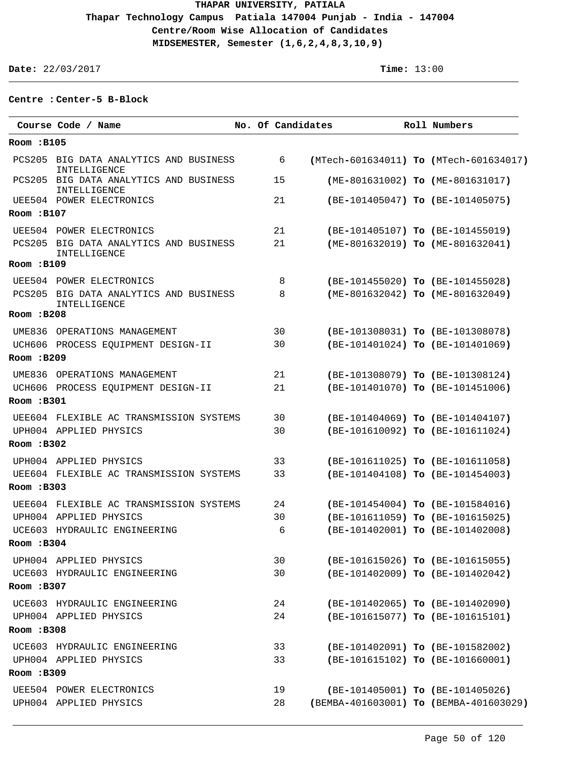# THAPAR UNIVERSITY, PATIALA

**Thapar Technology Campus Patiala 147004 Punjab - India - 147004**

**Centre/Room Wise Allocation of Candidates**

**MIDSEMESTER, Semester (1,6,2,4,8,3,10,9)**

**Date:** 22/03/2017 **Time:** 13:00

**Centre : Center-5 B-Block**

| Course Code / Name | No. Of Candidates | Roll Numbers |
|---|---|---|
| **Room :B105** | | |
| PCS205 BIG DATA ANALYTICS AND BUSINESS INTELLIGENCE | 6 | **(**MTech-601634011**) To (**MTech-601634017**)** |
| PCS205 BIG DATA ANALYTICS AND BUSINESS INTELLIGENCE | 15 | **(**ME-801631002**) To (**ME-801631017**)** |
| UEE504 POWER ELECTRONICS | 21 | **(**BE-101405047**) To (**BE-101405075**)** |
| **Room :B107** | | |
| UEE504 POWER ELECTRONICS | 21 | **(**BE-101405107**) To (**BE-101455019**)** |
| PCS205 BIG DATA ANALYTICS AND BUSINESS INTELLIGENCE | 21 | **(**ME-801632019**) To (**ME-801632041**)** |
| **Room :B109** | | |
| UEE504 POWER ELECTRONICS | 8 | **(**BE-101455020**) To (**BE-101455028**)** |
| PCS205 BIG DATA ANALYTICS AND BUSINESS INTELLIGENCE | 8 | **(**ME-801632042**) To (**ME-801632049**)** |
| **Room :B208** | | |
| UME836 OPERATIONS MANAGEMENT | 30 | **(**BE-101308031**) To (**BE-101308078**)** |
| UCH606 PROCESS EQUIPMENT DESIGN-II | 30 | **(**BE-101401024**) To (**BE-101401069**)** |
| **Room :B209** | | |
| UME836 OPERATIONS MANAGEMENT | 21 | **(**BE-101308079**) To (**BE-101308124**)** |
| UCH606 PROCESS EQUIPMENT DESIGN-II | 21 | **(**BE-101401070**) To (**BE-101451006**)** |
| **Room :B301** | | |
| UEE604 FLEXIBLE AC TRANSMISSION SYSTEMS | 30 | **(**BE-101404069**) To (**BE-101404107**)** |
| UPH004 APPLIED PHYSICS | 30 | **(**BE-101610092**) To (**BE-101611024**)** |
| **Room :B302** | | |
| UPH004 APPLIED PHYSICS | 33 | **(**BE-101611025**) To (**BE-101611058**)** |
| UEE604 FLEXIBLE AC TRANSMISSION SYSTEMS | 33 | **(**BE-101404108**) To (**BE-101454003**)** |
| **Room :B303** | | |
| UEE604 FLEXIBLE AC TRANSMISSION SYSTEMS | 24 | **(**BE-101454004**) To (**BE-101584016**)** |
| UPH004 APPLIED PHYSICS | 30 | **(**BE-101611059**) To (**BE-101615025**)** |
| UCE603 HYDRAULIC ENGINEERING | 6 | **(**BE-101402001**) To (**BE-101402008**)** |
| **Room :B304** | | |
| UPH004 APPLIED PHYSICS | 30 | **(**BE-101615026**) To (**BE-101615055**)** |
| UCE603 HYDRAULIC ENGINEERING | 30 | **(**BE-101402009**) To (**BE-101402042**)** |
| **Room :B307** | | |
| UCE603 HYDRAULIC ENGINEERING | 24 | **(**BE-101402065**) To (**BE-101402090**)** |
| UPH004 APPLIED PHYSICS | 24 | **(**BE-101615077**) To (**BE-101615101**)** |
| **Room :B308** | | |
| UCE603 HYDRAULIC ENGINEERING | 33 | **(**BE-101402091**) To (**BE-101582002**)** |
| UPH004 APPLIED PHYSICS | 33 | **(**BE-101615102**) To (**BE-101660001**)** |
| **Room :B309** | | |
| UEE504 POWER ELECTRONICS | 19 | **(**BE-101405001**) To (**BE-101405026**)** |
| UPH004 APPLIED PHYSICS | 28 | **(**BEMBA-401603001**) To (**BEMBA-401603029**)** |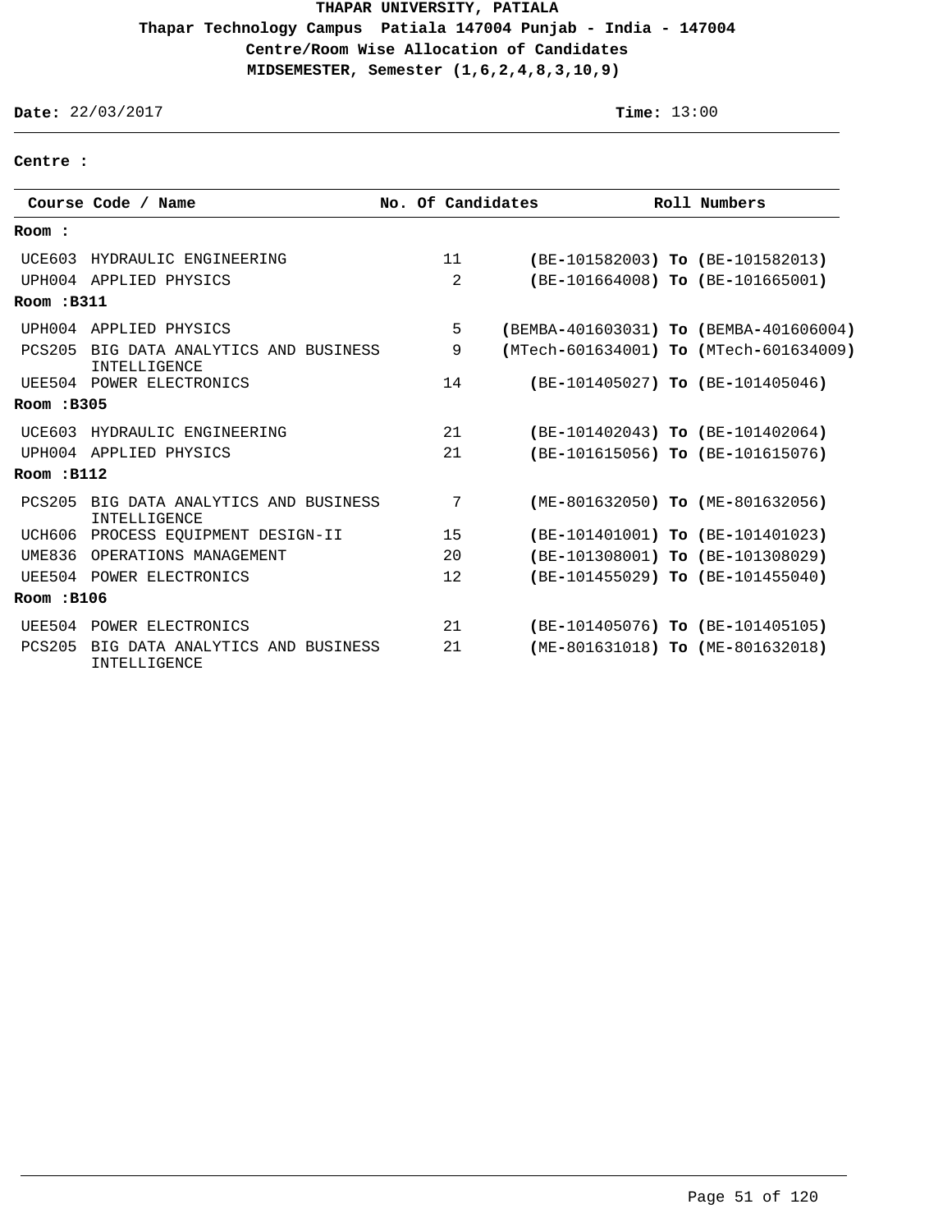**THAPAR UNIVERSITY, PATIALA**

**Thapar Technology Campus Patiala 147004 Punjab - India - 147004**

**Centre/Room Wise Allocation of Candidates**

**MIDSEMESTER, Semester (1,6,2,4,8,3,10,9)**

**Date:** 22/03/2017 **Time:** 13:00

**Centre :**

| Course Code / Name | | No. Of Candidates | Roll Numbers |
|---|---|---|---|
| **Room :** | | | |
| UCE603 | HYDRAULIC ENGINEERING | 11 | (BE-101582003) To (BE-101582013) |
| UPH004 | APPLIED PHYSICS | 2 | (BE-101664008) To (BE-101665001) |
| **Room :B311** | | | |
| UPH004 | APPLIED PHYSICS | 5 | (BEMBA-401603031) To (BEMBA-401606004) |
| PCS205 | BIG DATA ANALYTICS AND BUSINESS INTELLIGENCE | 9 | (MTech-601634001) To (MTech-601634009) |
| UEE504 | POWER ELECTRONICS | 14 | (BE-101405027) To (BE-101405046) |
| **Room :B305** | | | |
| UCE603 | HYDRAULIC ENGINEERING | 21 | (BE-101402043) To (BE-101402064) |
| UPH004 | APPLIED PHYSICS | 21 | (BE-101615056) To (BE-101615076) |
| **Room :B112** | | | |
| PCS205 | BIG DATA ANALYTICS AND BUSINESS INTELLIGENCE | 7 | (ME-801632050) To (ME-801632056) |
| UCH606 | PROCESS EQUIPMENT DESIGN-II | 15 | (BE-101401001) To (BE-101401023) |
| UME836 | OPERATIONS MANAGEMENT | 20 | (BE-101308001) To (BE-101308029) |
| UEE504 | POWER ELECTRONICS | 12 | (BE-101455029) To (BE-101455040) |
| **Room :B106** | | | |
| UEE504 | POWER ELECTRONICS | 21 | (BE-101405076) To (BE-101405105) |
| PCS205 | BIG DATA ANALYTICS AND BUSINESS INTELLIGENCE | 21 | (ME-801631018) To (ME-801632018) |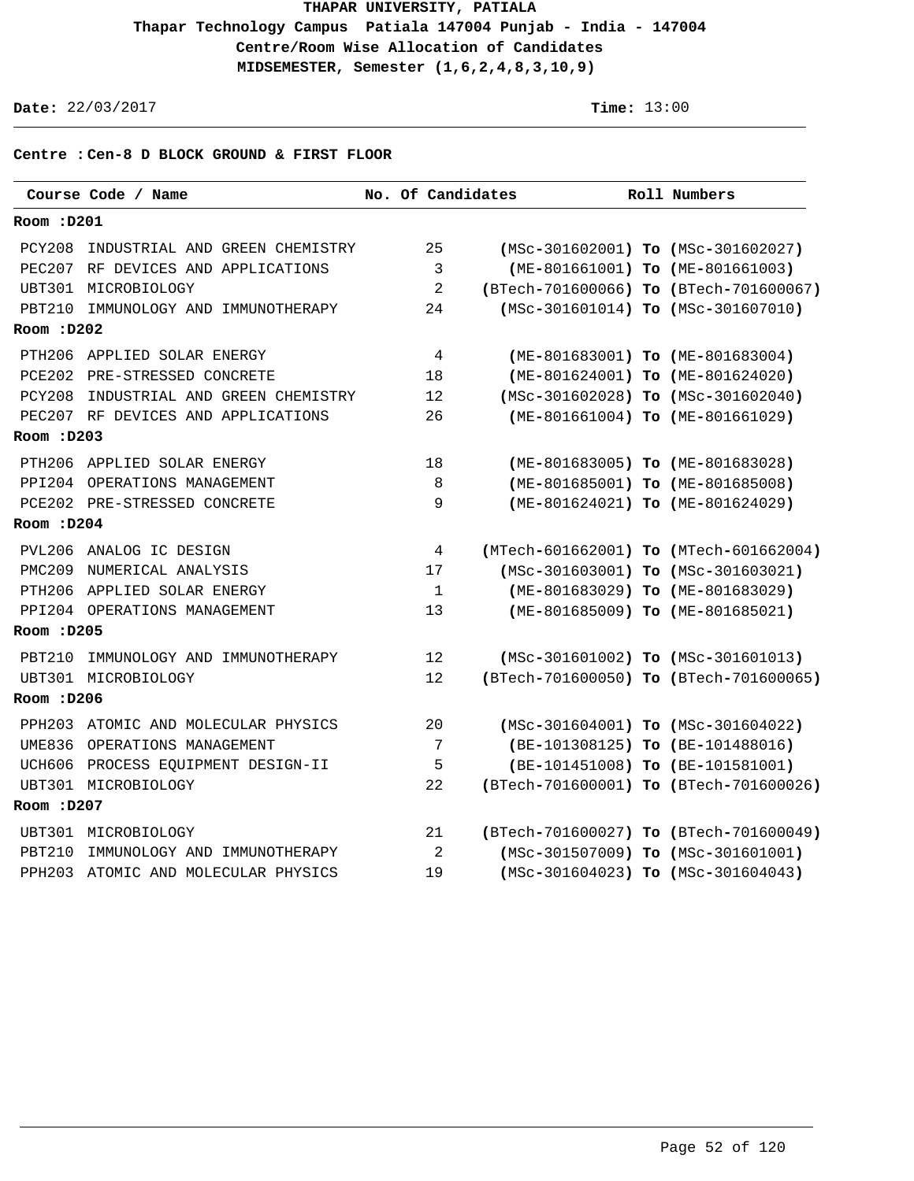# THAPAR UNIVERSITY, PATIALA

**Thapar Technology Campus Patiala 147004 Punjab - India - 147004**

**Centre/Room Wise Allocation of Candidates**

**MIDSEMESTER, Semester (1,6,2,4,8,3,10,9)**

**Date:** 22/03/2017 **Time:** 13:00

**Centre : Cen-8 D BLOCK GROUND & FIRST FLOOR**

| Course Code / Name | No. Of Candidates | Roll Numbers |
|---|---|---|
| **Room :D201** | | |
| PCY208 INDUSTRIAL AND GREEN CHEMISTRY | 25 | (MSc-301602001) To (MSc-301602027) |
| PEC207 RF DEVICES AND APPLICATIONS | 3 | (ME-801661001) To (ME-801661003) |
| UBT301 MICROBIOLOGY | 2 | (BTech-701600066) To (BTech-701600067) |
| PBT210 IMMUNOLOGY AND IMMUNOTHERAPY | 24 | (MSc-301601014) To (MSc-301607010) |
| **Room :D202** | | |
| PTH206 APPLIED SOLAR ENERGY | 4 | (ME-801683001) To (ME-801683004) |
| PCE202 PRE-STRESSED CONCRETE | 18 | (ME-801624001) To (ME-801624020) |
| PCY208 INDUSTRIAL AND GREEN CHEMISTRY | 12 | (MSc-301602028) To (MSc-301602040) |
| PEC207 RF DEVICES AND APPLICATIONS | 26 | (ME-801661004) To (ME-801661029) |
| **Room :D203** | | |
| PTH206 APPLIED SOLAR ENERGY | 18 | (ME-801683005) To (ME-801683028) |
| PPI204 OPERATIONS MANAGEMENT | 8 | (ME-801685001) To (ME-801685008) |
| PCE202 PRE-STRESSED CONCRETE | 9 | (ME-801624021) To (ME-801624029) |
| **Room :D204** | | |
| PVL206 ANALOG IC DESIGN | 4 | (MTech-601662001) To (MTech-601662004) |
| PMC209 NUMERICAL ANALYSIS | 17 | (MSc-301603001) To (MSc-301603021) |
| PTH206 APPLIED SOLAR ENERGY | 1 | (ME-801683029) To (ME-801683029) |
| PPI204 OPERATIONS MANAGEMENT | 13 | (ME-801685009) To (ME-801685021) |
| **Room :D205** | | |
| PBT210 IMMUNOLOGY AND IMMUNOTHERAPY | 12 | (MSc-301601002) To (MSc-301601013) |
| UBT301 MICROBIOLOGY | 12 | (BTech-701600050) To (BTech-701600065) |
| **Room :D206** | | |
| PPH203 ATOMIC AND MOLECULAR PHYSICS | 20 | (MSc-301604001) To (MSc-301604022) |
| UME836 OPERATIONS MANAGEMENT | 7 | (BE-101308125) To (BE-101488016) |
| UCH606 PROCESS EQUIPMENT DESIGN-II | 5 | (BE-101451008) To (BE-101581001) |
| UBT301 MICROBIOLOGY | 22 | (BTech-701600001) To (BTech-701600026) |
| **Room :D207** | | |
| UBT301 MICROBIOLOGY | 21 | (BTech-701600027) To (BTech-701600049) |
| PBT210 IMMUNOLOGY AND IMMUNOTHERAPY | 2 | (MSc-301507009) To (MSc-301601001) |
| PPH203 ATOMIC AND MOLECULAR PHYSICS | 19 | (MSc-301604023) To (MSc-301604043) |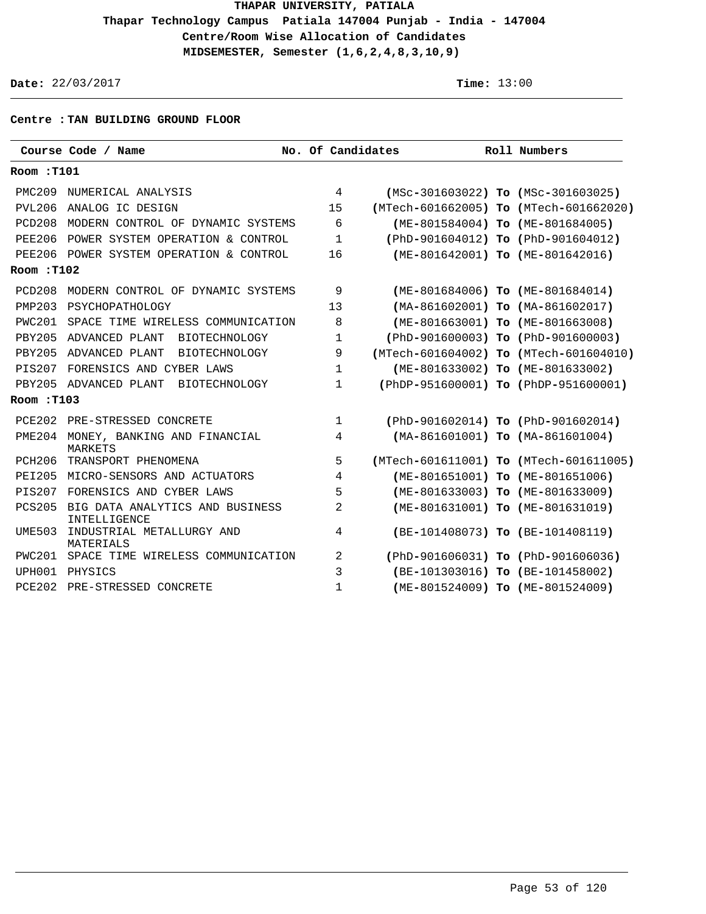**THAPAR UNIVERSITY, PATIALA**

**Thapar Technology Campus Patiala 147004 Punjab - India - 147004**

**Centre/Room Wise Allocation of Candidates**

**MIDSEMESTER, Semester (1,6,2,4,8,3,10,9)**

**Date:** 22/03/2017 **Time:** 13:00

**Centre : TAN BUILDING GROUND FLOOR**

| Course Code / Name | | No. Of Candidates | Roll Numbers |
|---|---|---|---|
| **Room :T101** | | | |
| PMC209 | NUMERICAL ANALYSIS | 4 | (MSc-301603022) To (MSc-301603025) |
| PVL206 | ANALOG IC DESIGN | 15 | (MTech-601662005) To (MTech-601662020) |
| PCD208 | MODERN CONTROL OF DYNAMIC SYSTEMS | 6 | (ME-801584004) To (ME-801684005) |
| PEE206 | POWER SYSTEM OPERATION & CONTROL | 1 | (PhD-901604012) To (PhD-901604012) |
| PEE206 | POWER SYSTEM OPERATION & CONTROL | 16 | (ME-801642001) To (ME-801642016) |
| **Room :T102** | | | |
| PCD208 | MODERN CONTROL OF DYNAMIC SYSTEMS | 9 | (ME-801684006) To (ME-801684014) |
| PMP203 | PSYCHOPATHOLOGY | 13 | (MA-861602001) To (MA-861602017) |
| PWC201 | SPACE TIME WIRELESS COMMUNICATION | 8 | (ME-801663001) To (ME-801663008) |
| PBY205 | ADVANCED PLANT BIOTECHNOLOGY | 1 | (PhD-901600003) To (PhD-901600003) |
| PBY205 | ADVANCED PLANT BIOTECHNOLOGY | 9 | (MTech-601604002) To (MTech-601604010) |
| PIS207 | FORENSICS AND CYBER LAWS | 1 | (ME-801633002) To (ME-801633002) |
| PBY205 | ADVANCED PLANT BIOTECHNOLOGY | 1 | (PhDP-951600001) To (PhDP-951600001) |
| **Room :T103** | | | |
| PCE202 | PRE-STRESSED CONCRETE | 1 | (PhD-901602014) To (PhD-901602014) |
| PME204 | MONEY, BANKING AND FINANCIAL MARKETS | 4 | (MA-861601001) To (MA-861601004) |
| PCH206 | TRANSPORT PHENOMENA | 5 | (MTech-601611001) To (MTech-601611005) |
| PEI205 | MICRO-SENSORS AND ACTUATORS | 4 | (ME-801651001) To (ME-801651006) |
| PIS207 | FORENSICS AND CYBER LAWS | 5 | (ME-801633003) To (ME-801633009) |
| PCS205 | BIG DATA ANALYTICS AND BUSINESS INTELLIGENCE | 2 | (ME-801631001) To (ME-801631019) |
| UME503 | INDUSTRIAL METALLURGY AND MATERIALS | 4 | (BE-101408073) To (BE-101408119) |
| PWC201 | SPACE TIME WIRELESS COMMUNICATION | 2 | (PhD-901606031) To (PhD-901606036) |
| UPH001 | PHYSICS | 3 | (BE-101303016) To (BE-101458002) |
| PCE202 | PRE-STRESSED CONCRETE | 1 | (ME-801524009) To (ME-801524009) |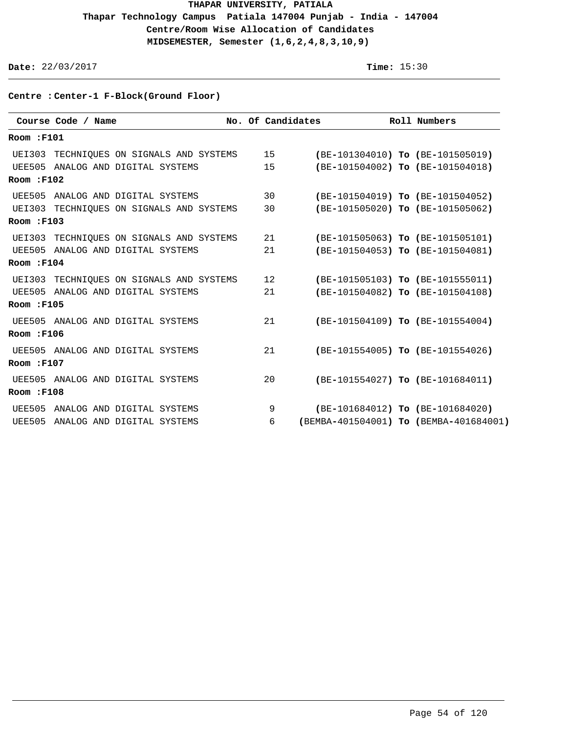**THAPAR UNIVERSITY, PATIALA**

**Thapar Technology Campus Patiala 147004 Punjab - India - 147004**

**Centre/Room Wise Allocation of Candidates**

**MIDSEMESTER, Semester (1,6,2,4,8,3,10,9)**

**Date:** 22/03/2017 **Time:** 15:30

**Centre : Center-1 F-Block(Ground Floor)**

| Course Code / Name | No. Of Candidates | Roll Numbers |
|---|---|---|
| **Room :F101** | | |
| UEI303 TECHNIQUES ON SIGNALS AND SYSTEMS | 15 | (BE-101304010) **To** (BE-101505019) |
| UEE505 ANALOG AND DIGITAL SYSTEMS | 15 | (BE-101504002) **To** (BE-101504018) |
| **Room :F102** | | |
| UEE505 ANALOG AND DIGITAL SYSTEMS | 30 | (BE-101504019) **To** (BE-101504052) |
| UEI303 TECHNIQUES ON SIGNALS AND SYSTEMS | 30 | (BE-101505020) **To** (BE-101505062) |
| **Room :F103** | | |
| UEI303 TECHNIQUES ON SIGNALS AND SYSTEMS | 21 | (BE-101505063) **To** (BE-101505101) |
| UEE505 ANALOG AND DIGITAL SYSTEMS | 21 | (BE-101504053) **To** (BE-101504081) |
| **Room :F104** | | |
| UEI303 TECHNIQUES ON SIGNALS AND SYSTEMS | 12 | (BE-101505103) **To** (BE-101555011) |
| UEE505 ANALOG AND DIGITAL SYSTEMS | 21 | (BE-101504082) **To** (BE-101504108) |
| **Room :F105** | | |
| UEE505 ANALOG AND DIGITAL SYSTEMS | 21 | (BE-101504109) **To** (BE-101554004) |
| **Room :F106** | | |
| UEE505 ANALOG AND DIGITAL SYSTEMS | 21 | (BE-101554005) **To** (BE-101554026) |
| **Room :F107** | | |
| UEE505 ANALOG AND DIGITAL SYSTEMS | 20 | (BE-101554027) **To** (BE-101684011) |
| **Room :F108** | | |
| UEE505 ANALOG AND DIGITAL SYSTEMS | 9 | (BE-101684012) **To** (BE-101684020) |
| UEE505 ANALOG AND DIGITAL SYSTEMS | 6 | (BEMBA-401504001) **To** (BEMBA-401684001) |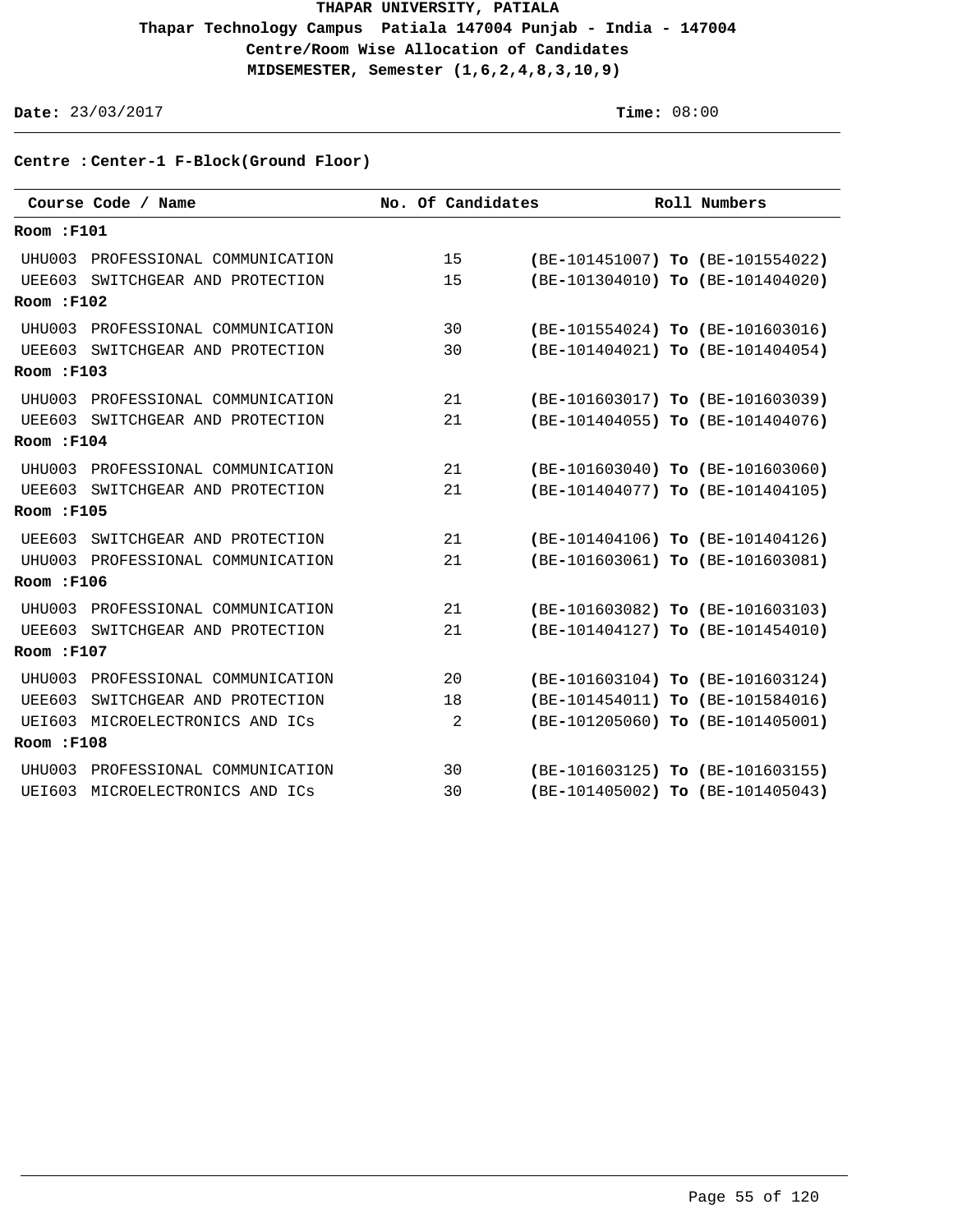**THAPAR UNIVERSITY, PATIALA**

**Thapar Technology Campus Patiala 147004 Punjab - India - 147004**

**Centre/Room Wise Allocation of Candidates**

**MIDSEMESTER, Semester (1,6,2,4,8,3,10,9)**

**Date:** 23/03/2017 **Time:** 08:00

**Centre : Center-1 F-Block(Ground Floor)**

| Course Code / Name | No. Of Candidates | Roll Numbers |
|---|---|---|
| **Room :F101** | | |
| UHU003 PROFESSIONAL COMMUNICATION | 15 | (BE-101451007) **To** (BE-101554022) |
| UEE603 SWITCHGEAR AND PROTECTION | 15 | (BE-101304010) **To** (BE-101404020) |
| **Room :F102** | | |
| UHU003 PROFESSIONAL COMMUNICATION | 30 | (BE-101554024) **To** (BE-101603016) |
| UEE603 SWITCHGEAR AND PROTECTION | 30 | (BE-101404021) **To** (BE-101404054) |
| **Room :F103** | | |
| UHU003 PROFESSIONAL COMMUNICATION | 21 | (BE-101603017) **To** (BE-101603039) |
| UEE603 SWITCHGEAR AND PROTECTION | 21 | (BE-101404055) **To** (BE-101404076) |
| **Room :F104** | | |
| UHU003 PROFESSIONAL COMMUNICATION | 21 | (BE-101603040) **To** (BE-101603060) |
| UEE603 SWITCHGEAR AND PROTECTION | 21 | (BE-101404077) **To** (BE-101404105) |
| **Room :F105** | | |
| UEE603 SWITCHGEAR AND PROTECTION | 21 | (BE-101404106) **To** (BE-101404126) |
| UHU003 PROFESSIONAL COMMUNICATION | 21 | (BE-101603061) **To** (BE-101603081) |
| **Room :F106** | | |
| UHU003 PROFESSIONAL COMMUNICATION | 21 | (BE-101603082) **To** (BE-101603103) |
| UEE603 SWITCHGEAR AND PROTECTION | 21 | (BE-101404127) **To** (BE-101454010) |
| **Room :F107** | | |
| UHU003 PROFESSIONAL COMMUNICATION | 20 | (BE-101603104) **To** (BE-101603124) |
| UEE603 SWITCHGEAR AND PROTECTION | 18 | (BE-101454011) **To** (BE-101584016) |
| UEI603 MICROELECTRONICS AND ICs | 2 | (BE-101205060) **To** (BE-101405001) |
| **Room :F108** | | |
| UHU003 PROFESSIONAL COMMUNICATION | 30 | (BE-101603125) **To** (BE-101603155) |
| UEI603 MICROELECTRONICS AND ICs | 30 | (BE-101405002) **To** (BE-101405043) |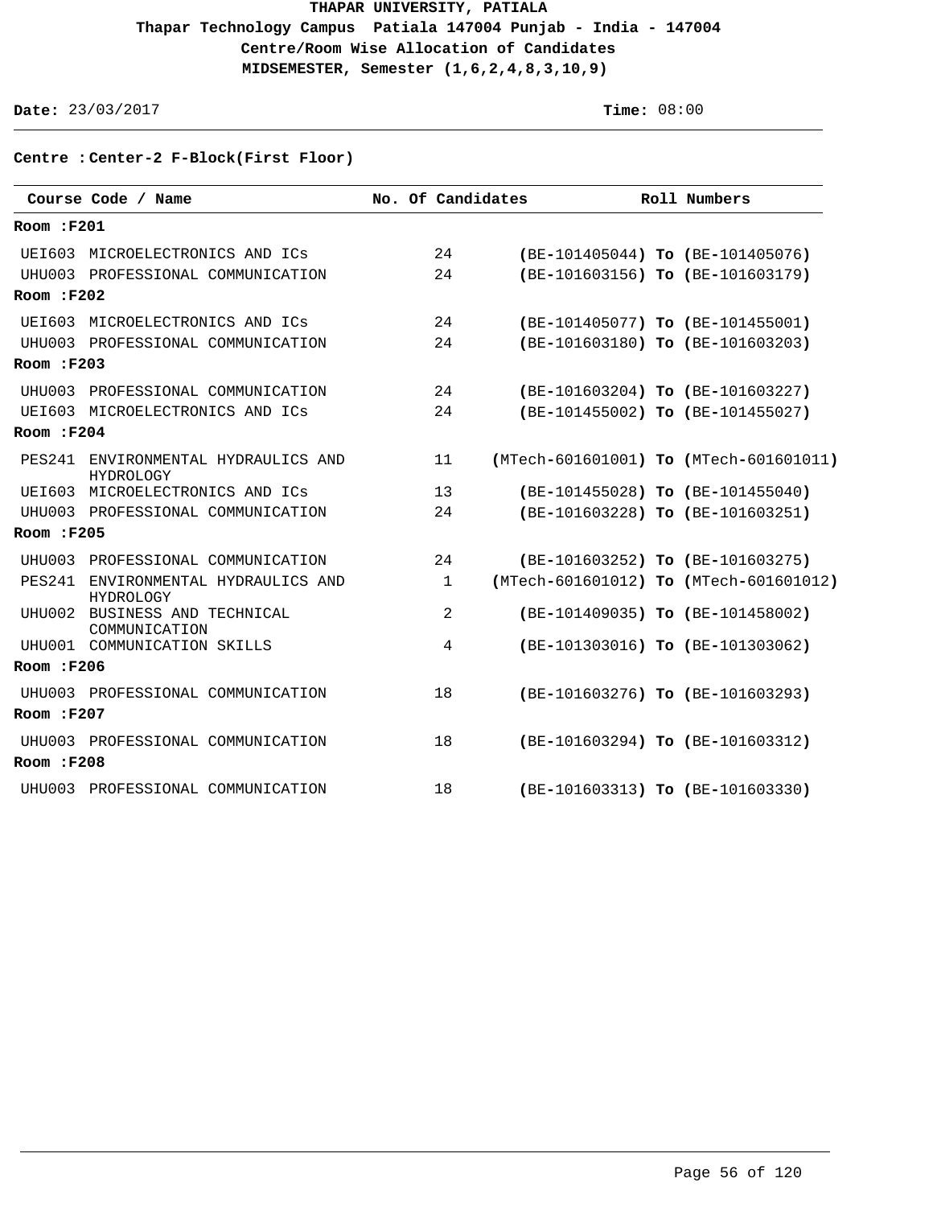# THAPAR UNIVERSITY, PATIALA

**Thapar Technology Campus Patiala 147004 Punjab - India - 147004**

**Centre/Room Wise Allocation of Candidates**

**MIDSEMESTER, Semester (1,6,2,4,8,3,10,9)**

**Date:** 23/03/2017 **Time:** 08:00

**Centre : Center-2 F-Block(First Floor)**

| Course Code / Name | No. Of Candidates | Roll Numbers |
|---|---|---|
| **Room :F201** | | |
| UEI603 MICROELECTRONICS AND ICs | 24 | **(**BE-101405044**) To (**BE-101405076**)** |
| UHU003 PROFESSIONAL COMMUNICATION | 24 | **(**BE-101603156**) To (**BE-101603179**)** |
| **Room :F202** | | |
| UEI603 MICROELECTRONICS AND ICs | 24 | **(**BE-101405077**) To (**BE-101455001**)** |
| UHU003 PROFESSIONAL COMMUNICATION | 24 | **(**BE-101603180**) To (**BE-101603203**)** |
| **Room :F203** | | |
| UHU003 PROFESSIONAL COMMUNICATION | 24 | **(**BE-101603204**) To (**BE-101603227**)** |
| UEI603 MICROELECTRONICS AND ICs | 24 | **(**BE-101455002**) To (**BE-101455027**)** |
| **Room :F204** | | |
| PES241 ENVIRONMENTAL HYDRAULICS AND HYDROLOGY | 11 | **(**MTech-601601001**) To (**MTech-601601011**)** |
| UEI603 MICROELECTRONICS AND ICs | 13 | **(**BE-101455028**) To (**BE-101455040**)** |
| UHU003 PROFESSIONAL COMMUNICATION | 24 | **(**BE-101603228**) To (**BE-101603251**)** |
| **Room :F205** | | |
| UHU003 PROFESSIONAL COMMUNICATION | 24 | **(**BE-101603252**) To (**BE-101603275**)** |
| PES241 ENVIRONMENTAL HYDRAULICS AND HYDROLOGY | 1 | **(**MTech-601601012**) To (**MTech-601601012**)** |
| UHU002 BUSINESS AND TECHNICAL COMMUNICATION | 2 | **(**BE-101409035**) To (**BE-101458002**)** |
| UHU001 COMMUNICATION SKILLS | 4 | **(**BE-101303016**) To (**BE-101303062**)** |
| **Room :F206** | | |
| UHU003 PROFESSIONAL COMMUNICATION | 18 | **(**BE-101603276**) To (**BE-101603293**)** |
| **Room :F207** | | |
| UHU003 PROFESSIONAL COMMUNICATION | 18 | **(**BE-101603294**) To (**BE-101603312**)** |
| **Room :F208** | | |
| UHU003 PROFESSIONAL COMMUNICATION | 18 | **(**BE-101603313**) To (**BE-101603330**)** |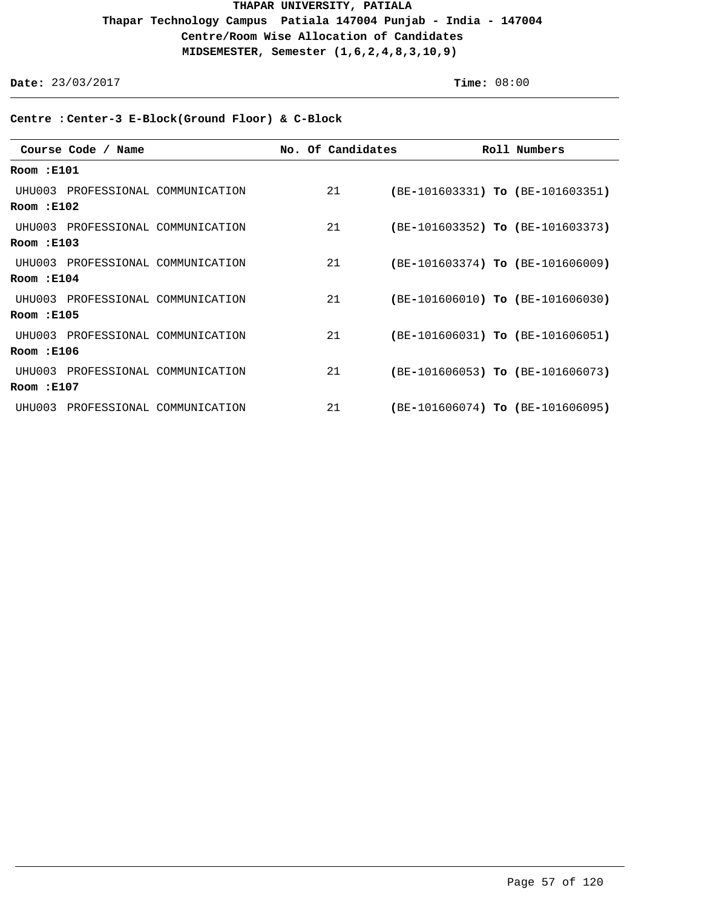**THAPAR UNIVERSITY, PATIALA**

**Thapar Technology Campus Patiala 147004 Punjab - India - 147004**

**Centre/Room Wise Allocation of Candidates**

**MIDSEMESTER, Semester (1,6,2,4,8,3,10,9)**

**Date:** 23/03/2017 **Time:** 08:00

**Centre : Center-3 E-Block(Ground Floor) & C-Block**

| Course Code / Name | No. Of Candidates | Roll Numbers |
|---|---|---|
| **Room :E101** | | |
| UHU003 PROFESSIONAL COMMUNICATION | 21 | **(**BE-101603331**) To (**BE-101603351**)** |
| **Room :E102** | | |
| UHU003 PROFESSIONAL COMMUNICATION | 21 | **(**BE-101603352**) To (**BE-101603373**)** |
| **Room :E103** | | |
| UHU003 PROFESSIONAL COMMUNICATION | 21 | **(**BE-101603374**) To (**BE-101606009**)** |
| **Room :E104** | | |
| UHU003 PROFESSIONAL COMMUNICATION | 21 | **(**BE-101606010**) To (**BE-101606030**)** |
| **Room :E105** | | |
| UHU003 PROFESSIONAL COMMUNICATION | 21 | **(**BE-101606031**) To (**BE-101606051**)** |
| **Room :E106** | | |
| UHU003 PROFESSIONAL COMMUNICATION | 21 | **(**BE-101606053**) To (**BE-101606073**)** |
| **Room :E107** | | |
| UHU003 PROFESSIONAL COMMUNICATION | 21 | **(**BE-101606074**) To (**BE-101606095**)** |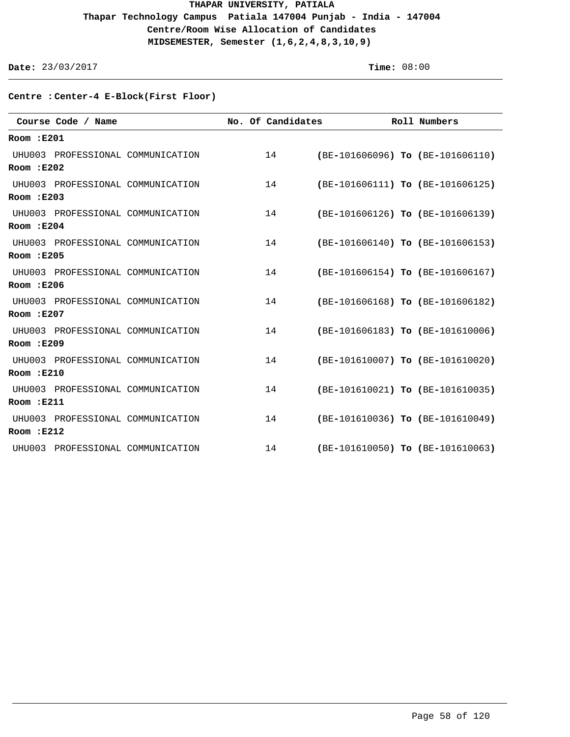**THAPAR UNIVERSITY, PATIALA**

**Thapar Technology Campus Patiala 147004 Punjab - India - 147004**

**Centre/Room Wise Allocation of Candidates**

**MIDSEMESTER, Semester (1,6,2,4,8,3,10,9)**

**Date:** 23/03/2017 **Time:** 08:00

**Centre : Center-4 E-Block(First Floor)**

| Course Code / Name | No. Of Candidates | Roll Numbers |
|---|---|---|
| **Room :E201** | | |
| UHU003 PROFESSIONAL COMMUNICATION | 14 | **(**BE-101606096**) To (**BE-101606110**)** |
| **Room :E202** | | |
| UHU003 PROFESSIONAL COMMUNICATION | 14 | **(**BE-101606111**) To (**BE-101606125**)** |
| **Room :E203** | | |
| UHU003 PROFESSIONAL COMMUNICATION | 14 | **(**BE-101606126**) To (**BE-101606139**)** |
| **Room :E204** | | |
| UHU003 PROFESSIONAL COMMUNICATION | 14 | **(**BE-101606140**) To (**BE-101606153**)** |
| **Room :E205** | | |
| UHU003 PROFESSIONAL COMMUNICATION | 14 | **(**BE-101606154**) To (**BE-101606167**)** |
| **Room :E206** | | |
| UHU003 PROFESSIONAL COMMUNICATION | 14 | **(**BE-101606168**) To (**BE-101606182**)** |
| **Room :E207** | | |
| UHU003 PROFESSIONAL COMMUNICATION | 14 | **(**BE-101606183**) To (**BE-101610006**)** |
| **Room :E209** | | |
| UHU003 PROFESSIONAL COMMUNICATION | 14 | **(**BE-101610007**) To (**BE-101610020**)** |
| **Room :E210** | | |
| UHU003 PROFESSIONAL COMMUNICATION | 14 | **(**BE-101610021**) To (**BE-101610035**)** |
| **Room :E211** | | |
| UHU003 PROFESSIONAL COMMUNICATION | 14 | **(**BE-101610036**) To (**BE-101610049**)** |
| **Room :E212** | | |
| UHU003 PROFESSIONAL COMMUNICATION | 14 | **(**BE-101610050**) To (**BE-101610063**)** |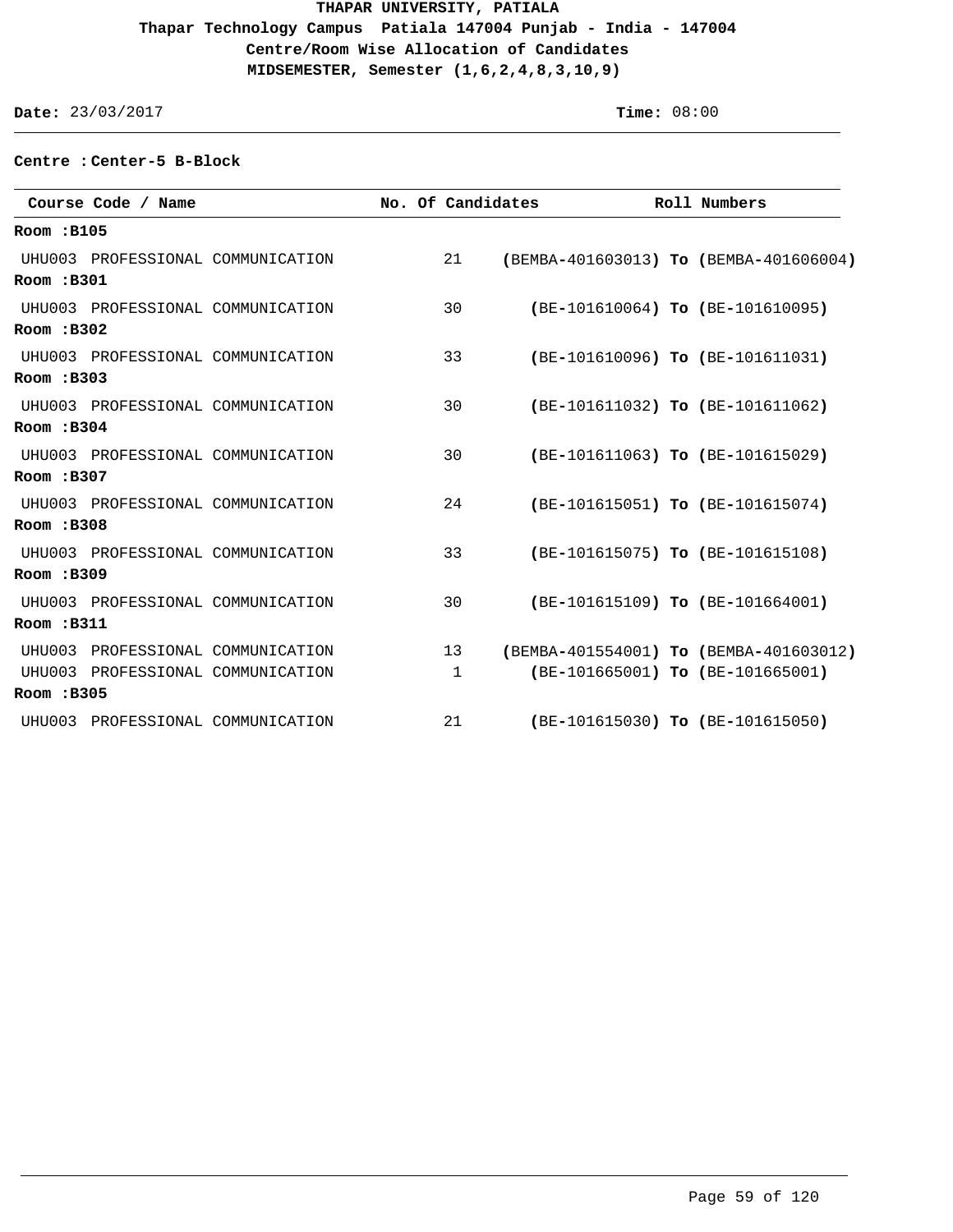# THAPAR UNIVERSITY, PATIALA

**Thapar Technology Campus Patiala 147004 Punjab - India - 147004**

**Centre/Room Wise Allocation of Candidates**

**MIDSEMESTER, Semester (1,6,2,4,8,3,10,9)**

**Date:** 23/03/2017 **Time:** 08:00

**Centre : Center-5 B-Block**

| Course Code / Name | No. Of Candidates | Roll Numbers |
|---|---|---|
| **Room : B105** | | |
| UHU003 PROFESSIONAL COMMUNICATION | 21 | (BEMBA-401603013) **To** (BEMBA-401606004) |
| **Room : B301** | | |
| UHU003 PROFESSIONAL COMMUNICATION | 30 | (BE-101610064) **To** (BE-101610095) |
| **Room : B302** | | |
| UHU003 PROFESSIONAL COMMUNICATION | 33 | (BE-101610096) **To** (BE-101611031) |
| **Room : B303** | | |
| UHU003 PROFESSIONAL COMMUNICATION | 30 | (BE-101611032) **To** (BE-101611062) |
| **Room : B304** | | |
| UHU003 PROFESSIONAL COMMUNICATION | 30 | (BE-101611063) **To** (BE-101615029) |
| **Room : B307** | | |
| UHU003 PROFESSIONAL COMMUNICATION | 24 | (BE-101615051) **To** (BE-101615074) |
| **Room : B308** | | |
| UHU003 PROFESSIONAL COMMUNICATION | 33 | (BE-101615075) **To** (BE-101615108) |
| **Room : B309** | | |
| UHU003 PROFESSIONAL COMMUNICATION | 30 | (BE-101615109) **To** (BE-101664001) |
| **Room : B311** | | |
| UHU003 PROFESSIONAL COMMUNICATION | 13 | (BEMBA-401554001) **To** (BEMBA-401603012) |
| UHU003 PROFESSIONAL COMMUNICATION | 1 | (BE-101665001) **To** (BE-101665001) |
| **Room : B305** | | |
| UHU003 PROFESSIONAL COMMUNICATION | 21 | (BE-101615030) **To** (BE-101615050) |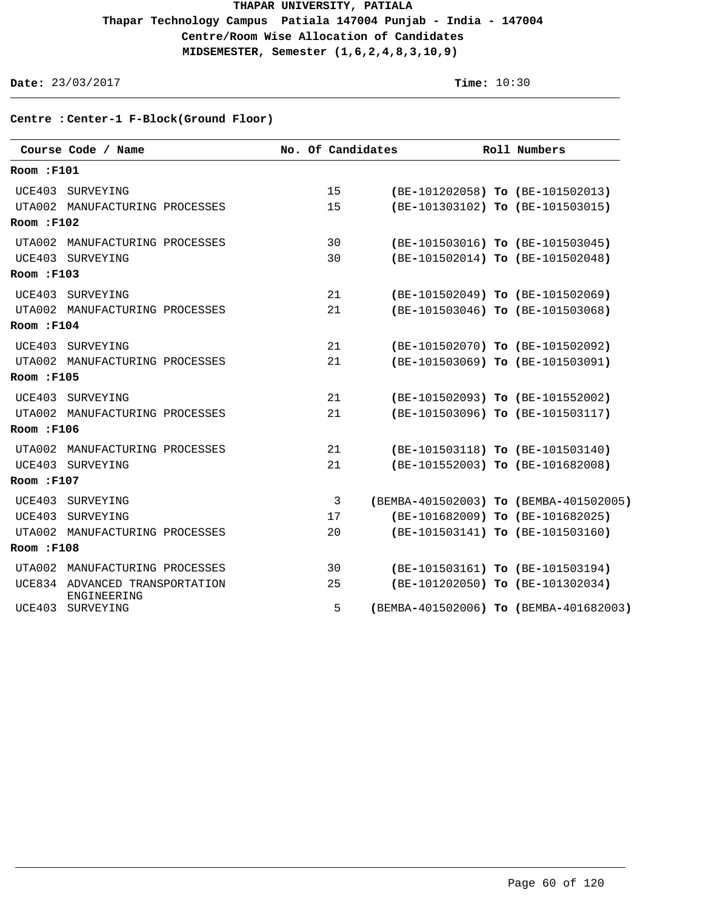# THAPAR UNIVERSITY, PATIALA

**Thapar Technology Campus Patiala 147004 Punjab - India - 147004**

**Centre/Room Wise Allocation of Candidates**

**MIDSEMESTER, Semester (1,6,2,4,8,3,10,9)**

**Date:** 23/03/2017 **Time:** 10:30

**Centre : Center-1 F-Block(Ground Floor)**

| Course Code / Name | No. Of Candidates | Roll Numbers |
|---|---|---|
| **Room :F101** | | |
| UCE403 SURVEYING | 15 | (BE-101202058) **To** (BE-101502013) |
| UTA002 MANUFACTURING PROCESSES | 15 | (BE-101303102) **To** (BE-101503015) |
| **Room :F102** | | |
| UTA002 MANUFACTURING PROCESSES | 30 | (BE-101503016) **To** (BE-101503045) |
| UCE403 SURVEYING | 30 | (BE-101502014) **To** (BE-101502048) |
| **Room :F103** | | |
| UCE403 SURVEYING | 21 | (BE-101502049) **To** (BE-101502069) |
| UTA002 MANUFACTURING PROCESSES | 21 | (BE-101503046) **To** (BE-101503068) |
| **Room :F104** | | |
| UCE403 SURVEYING | 21 | (BE-101502070) **To** (BE-101502092) |
| UTA002 MANUFACTURING PROCESSES | 21 | (BE-101503069) **To** (BE-101503091) |
| **Room :F105** | | |
| UCE403 SURVEYING | 21 | (BE-101502093) **To** (BE-101552002) |
| UTA002 MANUFACTURING PROCESSES | 21 | (BE-101503096) **To** (BE-101503117) |
| **Room :F106** | | |
| UTA002 MANUFACTURING PROCESSES | 21 | (BE-101503118) **To** (BE-101503140) |
| UCE403 SURVEYING | 21 | (BE-101552003) **To** (BE-101682008) |
| **Room :F107** | | |
| UCE403 SURVEYING | 3 | (BEMBA-401502003) **To** (BEMBA-401502005) |
| UCE403 SURVEYING | 17 | (BE-101682009) **To** (BE-101682025) |
| UTA002 MANUFACTURING PROCESSES | 20 | (BE-101503141) **To** (BE-101503160) |
| **Room :F108** | | |
| UTA002 MANUFACTURING PROCESSES | 30 | (BE-101503161) **To** (BE-101503194) |
| UCE834 ADVANCED TRANSPORTATION ENGINEERING | 25 | (BE-101202050) **To** (BE-101302034) |
| UCE403 SURVEYING | 5 | (BEMBA-401502006) **To** (BEMBA-401682003) |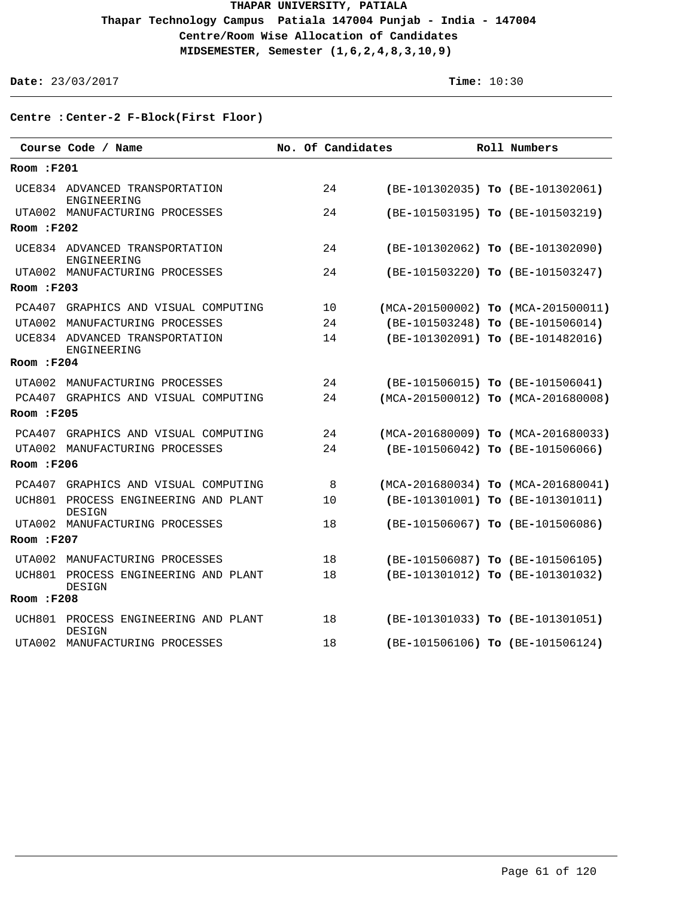**THAPAR UNIVERSITY, PATIALA**

**Thapar Technology Campus Patiala 147004 Punjab - India - 147004**

**Centre/Room Wise Allocation of Candidates**

**MIDSEMESTER, Semester (1,6,2,4,8,3,10,9)**

**Date:** 23/03/2017 **Time:** 10:30

**Centre : Center-2 F-Block(First Floor)**

| Course Code / Name | No. Of Candidates | Roll Numbers |
|---|---|---|
| **Room :F201** | | |
| UCE834 ADVANCED TRANSPORTATION ENGINEERING | 24 | (BE-101302035) To (BE-101302061) |
| UTA002 MANUFACTURING PROCESSES | 24 | (BE-101503195) To (BE-101503219) |
| **Room :F202** | | |
| UCE834 ADVANCED TRANSPORTATION ENGINEERING | 24 | (BE-101302062) To (BE-101302090) |
| UTA002 MANUFACTURING PROCESSES | 24 | (BE-101503220) To (BE-101503247) |
| **Room :F203** | | |
| PCA407 GRAPHICS AND VISUAL COMPUTING | 10 | (MCA-201500002) To (MCA-201500011) |
| UTA002 MANUFACTURING PROCESSES | 24 | (BE-101503248) To (BE-101506014) |
| UCE834 ADVANCED TRANSPORTATION ENGINEERING | 14 | (BE-101302091) To (BE-101482016) |
| **Room :F204** | | |
| UTA002 MANUFACTURING PROCESSES | 24 | (BE-101506015) To (BE-101506041) |
| PCA407 GRAPHICS AND VISUAL COMPUTING | 24 | (MCA-201500012) To (MCA-201680008) |
| **Room :F205** | | |
| PCA407 GRAPHICS AND VISUAL COMPUTING | 24 | (MCA-201680009) To (MCA-201680033) |
| UTA002 MANUFACTURING PROCESSES | 24 | (BE-101506042) To (BE-101506066) |
| **Room :F206** | | |
| PCA407 GRAPHICS AND VISUAL COMPUTING | 8 | (MCA-201680034) To (MCA-201680041) |
| UCH801 PROCESS ENGINEERING AND PLANT DESIGN | 10 | (BE-101301001) To (BE-101301011) |
| UTA002 MANUFACTURING PROCESSES | 18 | (BE-101506067) To (BE-101506086) |
| **Room :F207** | | |
| UTA002 MANUFACTURING PROCESSES | 18 | (BE-101506087) To (BE-101506105) |
| UCH801 PROCESS ENGINEERING AND PLANT DESIGN | 18 | (BE-101301012) To (BE-101301032) |
| **Room :F208** | | |
| UCH801 PROCESS ENGINEERING AND PLANT DESIGN | 18 | (BE-101301033) To (BE-101301051) |
| UTA002 MANUFACTURING PROCESSES | 18 | (BE-101506106) To (BE-101506124) |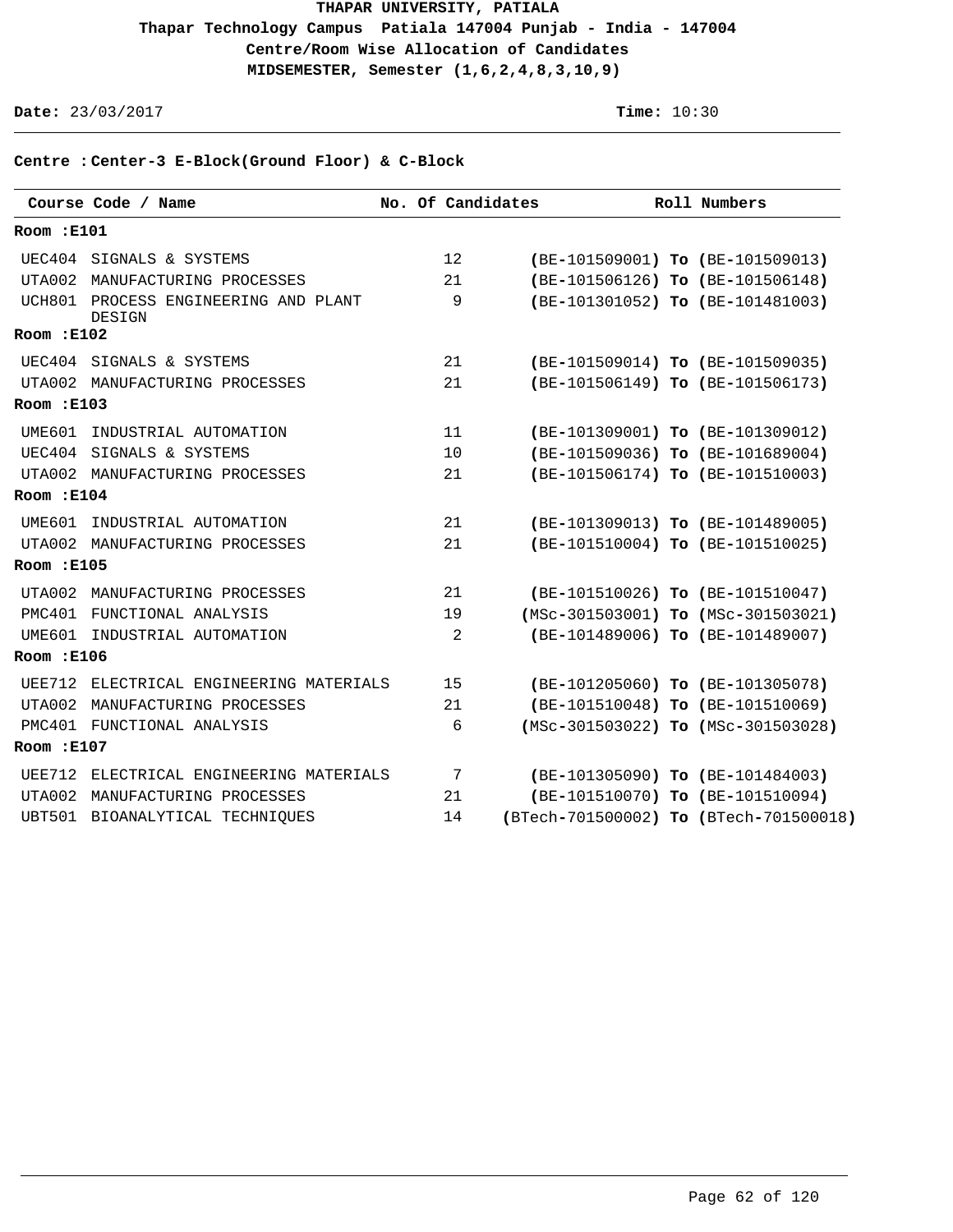**THAPAR UNIVERSITY, PATIALA**

**Thapar Technology Campus Patiala 147004 Punjab - India - 147004**

**Centre/Room Wise Allocation of Candidates**

**MIDSEMESTER, Semester (1,6,2,4,8,3,10,9)**

**Date:** 23/03/2017 **Time:** 10:30

**Centre : Center-3 E-Block(Ground Floor) & C-Block**

| Course Code / Name | No. Of Candidates | Roll Numbers |
|---|---|---|
| **Room :E101** | | |
| UEC404 SIGNALS & SYSTEMS | 12 | (BE-101509001) To (BE-101509013) |
| UTA002 MANUFACTURING PROCESSES | 21 | (BE-101506126) To (BE-101506148) |
| UCH801 PROCESS ENGINEERING AND PLANT DESIGN | 9 | (BE-101301052) To (BE-101481003) |
| **Room :E102** | | |
| UEC404 SIGNALS & SYSTEMS | 21 | (BE-101509014) To (BE-101509035) |
| UTA002 MANUFACTURING PROCESSES | 21 | (BE-101506149) To (BE-101506173) |
| **Room :E103** | | |
| UME601 INDUSTRIAL AUTOMATION | 11 | (BE-101309001) To (BE-101309012) |
| UEC404 SIGNALS & SYSTEMS | 10 | (BE-101509036) To (BE-101689004) |
| UTA002 MANUFACTURING PROCESSES | 21 | (BE-101506174) To (BE-101510003) |
| **Room :E104** | | |
| UME601 INDUSTRIAL AUTOMATION | 21 | (BE-101309013) To (BE-101489005) |
| UTA002 MANUFACTURING PROCESSES | 21 | (BE-101510004) To (BE-101510025) |
| **Room :E105** | | |
| UTA002 MANUFACTURING PROCESSES | 21 | (BE-101510026) To (BE-101510047) |
| PMC401 FUNCTIONAL ANALYSIS | 19 | (MSc-301503001) To (MSc-301503021) |
| UME601 INDUSTRIAL AUTOMATION | 2 | (BE-101489006) To (BE-101489007) |
| **Room :E106** | | |
| UEE712 ELECTRICAL ENGINEERING MATERIALS | 15 | (BE-101205060) To (BE-101305078) |
| UTA002 MANUFACTURING PROCESSES | 21 | (BE-101510048) To (BE-101510069) |
| PMC401 FUNCTIONAL ANALYSIS | 6 | (MSc-301503022) To (MSc-301503028) |
| **Room :E107** | | |
| UEE712 ELECTRICAL ENGINEERING MATERIALS | 7 | (BE-101305090) To (BE-101484003) |
| UTA002 MANUFACTURING PROCESSES | 21 | (BE-101510070) To (BE-101510094) |
| UBT501 BIOANALYTICAL TECHNIQUES | 14 | (BTech-701500002) To (BTech-701500018) |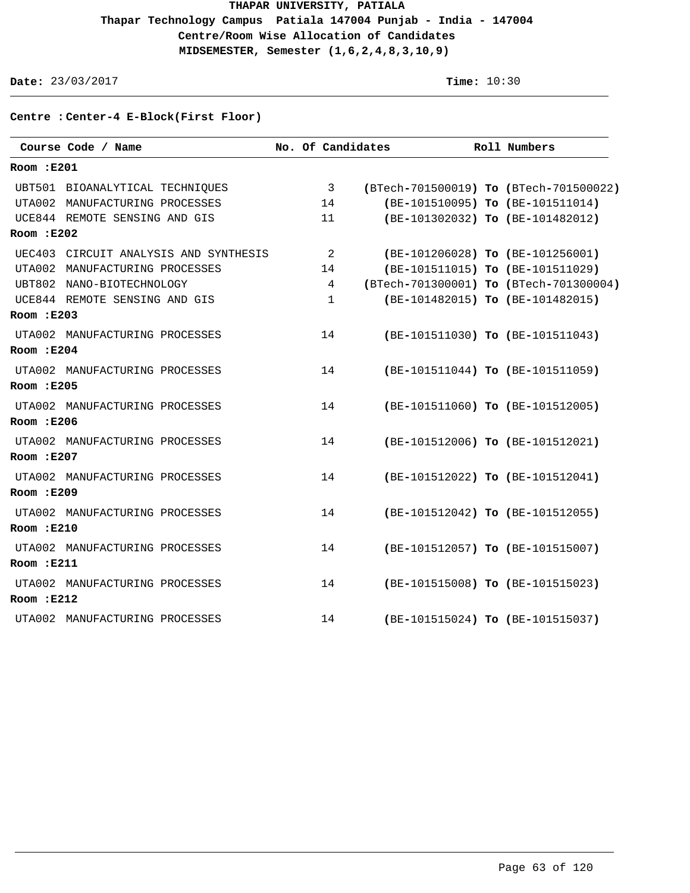# THAPAR UNIVERSITY, PATIALA

**Thapar Technology Campus Patiala 147004 Punjab - India - 147004**

**Centre/Room Wise Allocation of Candidates**

**MIDSEMESTER, Semester (1,6,2,4,8,3,10,9)**

**Date:** 23/03/2017 **Time:** 10:30

**Centre : Center-4 E-Block(First Floor)**

| Course Code / Name | No. Of Candidates | Roll Numbers |
|---|---|---|
| **Room :E201** | | |
| UBT501 BIOANALYTICAL TECHNIQUES | 3 | (BTech-701500019) To (BTech-701500022) |
| UTA002 MANUFACTURING PROCESSES | 14 | (BE-101510095) To (BE-101511014) |
| UCE844 REMOTE SENSING AND GIS | 11 | (BE-101302032) To (BE-101482012) |
| **Room :E202** | | |
| UEC403 CIRCUIT ANALYSIS AND SYNTHESIS | 2 | (BE-101206028) To (BE-101256001) |
| UTA002 MANUFACTURING PROCESSES | 14 | (BE-101511015) To (BE-101511029) |
| UBT802 NANO-BIOTECHNOLOGY | 4 | (BTech-701300001) To (BTech-701300004) |
| UCE844 REMOTE SENSING AND GIS | 1 | (BE-101482015) To (BE-101482015) |
| **Room :E203** | | |
| UTA002 MANUFACTURING PROCESSES | 14 | (BE-101511030) To (BE-101511043) |
| **Room :E204** | | |
| UTA002 MANUFACTURING PROCESSES | 14 | (BE-101511044) To (BE-101511059) |
| **Room :E205** | | |
| UTA002 MANUFACTURING PROCESSES | 14 | (BE-101511060) To (BE-101512005) |
| **Room :E206** | | |
| UTA002 MANUFACTURING PROCESSES | 14 | (BE-101512006) To (BE-101512021) |
| **Room :E207** | | |
| UTA002 MANUFACTURING PROCESSES | 14 | (BE-101512022) To (BE-101512041) |
| **Room :E209** | | |
| UTA002 MANUFACTURING PROCESSES | 14 | (BE-101512042) To (BE-101512055) |
| **Room :E210** | | |
| UTA002 MANUFACTURING PROCESSES | 14 | (BE-101512057) To (BE-101515007) |
| **Room :E211** | | |
| UTA002 MANUFACTURING PROCESSES | 14 | (BE-101515008) To (BE-101515023) |
| **Room :E212** | | |
| UTA002 MANUFACTURING PROCESSES | 14 | (BE-101515024) To (BE-101515037) |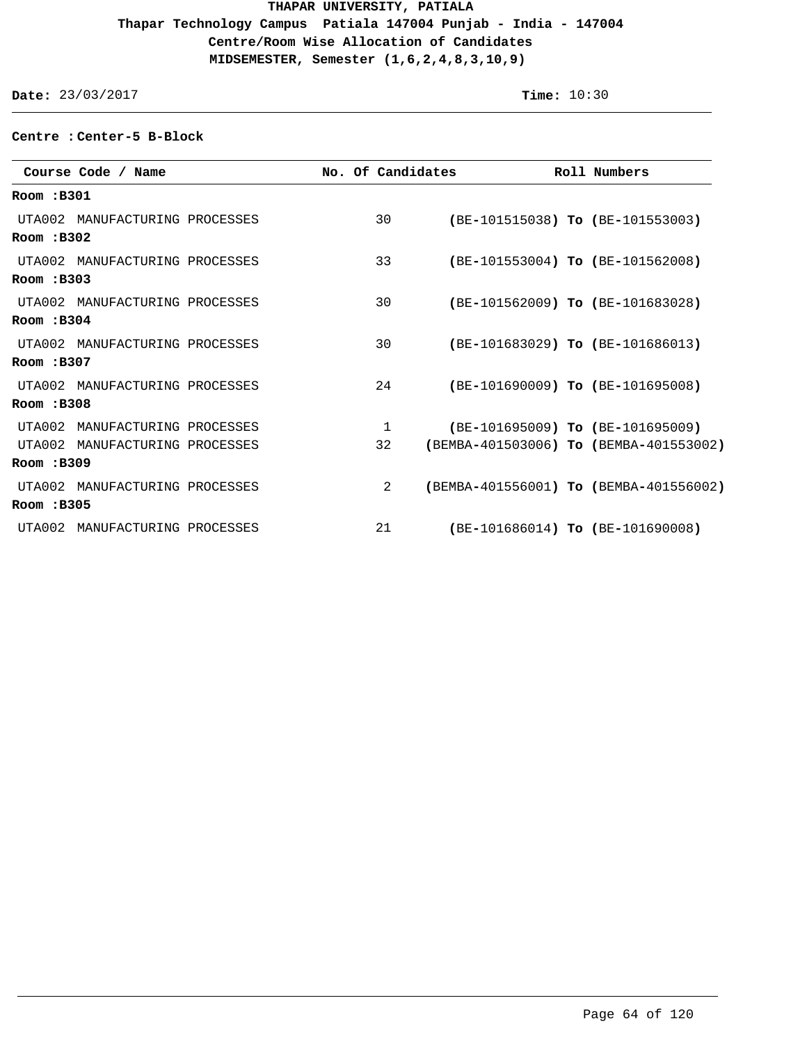**THAPAR UNIVERSITY, PATIALA**

**Thapar Technology Campus Patiala 147004 Punjab - India - 147004**

**Centre/Room Wise Allocation of Candidates**

**MIDSEMESTER, Semester (1,6,2,4,8,3,10,9)**

**Date:** 23/03/2017

**Time:** 10:30

**Centre : Center-5 B-Block**

| Course Code / Name | No. Of Candidates | Roll Numbers |
|---|---|---|
| **Room :B301** | | |
| UTA002 MANUFACTURING PROCESSES | 30 | **(**BE-101515038**) To (**BE-101553003**)** |
| **Room :B302** | | |
| UTA002 MANUFACTURING PROCESSES | 33 | **(**BE-101553004**) To (**BE-101562008**)** |
| **Room :B303** | | |
| UTA002 MANUFACTURING PROCESSES | 30 | **(**BE-101562009**) To (**BE-101683028**)** |
| **Room :B304** | | |
| UTA002 MANUFACTURING PROCESSES | 30 | **(**BE-101683029**) To (**BE-101686013**)** |
| **Room :B307** | | |
| UTA002 MANUFACTURING PROCESSES | 24 | **(**BE-101690009**) To (**BE-101695008**)** |
| **Room :B308** | | |
| UTA002 MANUFACTURING PROCESSES | 1 | **(**BE-101695009**) To (**BE-101695009**)** |
| UTA002 MANUFACTURING PROCESSES | 32 | **(**BEMBA-401503006**) To (**BEMBA-401553002**)** |
| **Room :B309** | | |
| UTA002 MANUFACTURING PROCESSES | 2 | **(**BEMBA-401556001**) To (**BEMBA-401556002**)** |
| **Room :B305** | | |
| UTA002 MANUFACTURING PROCESSES | 21 | **(**BE-101686014**) To (**BE-101690008**)** |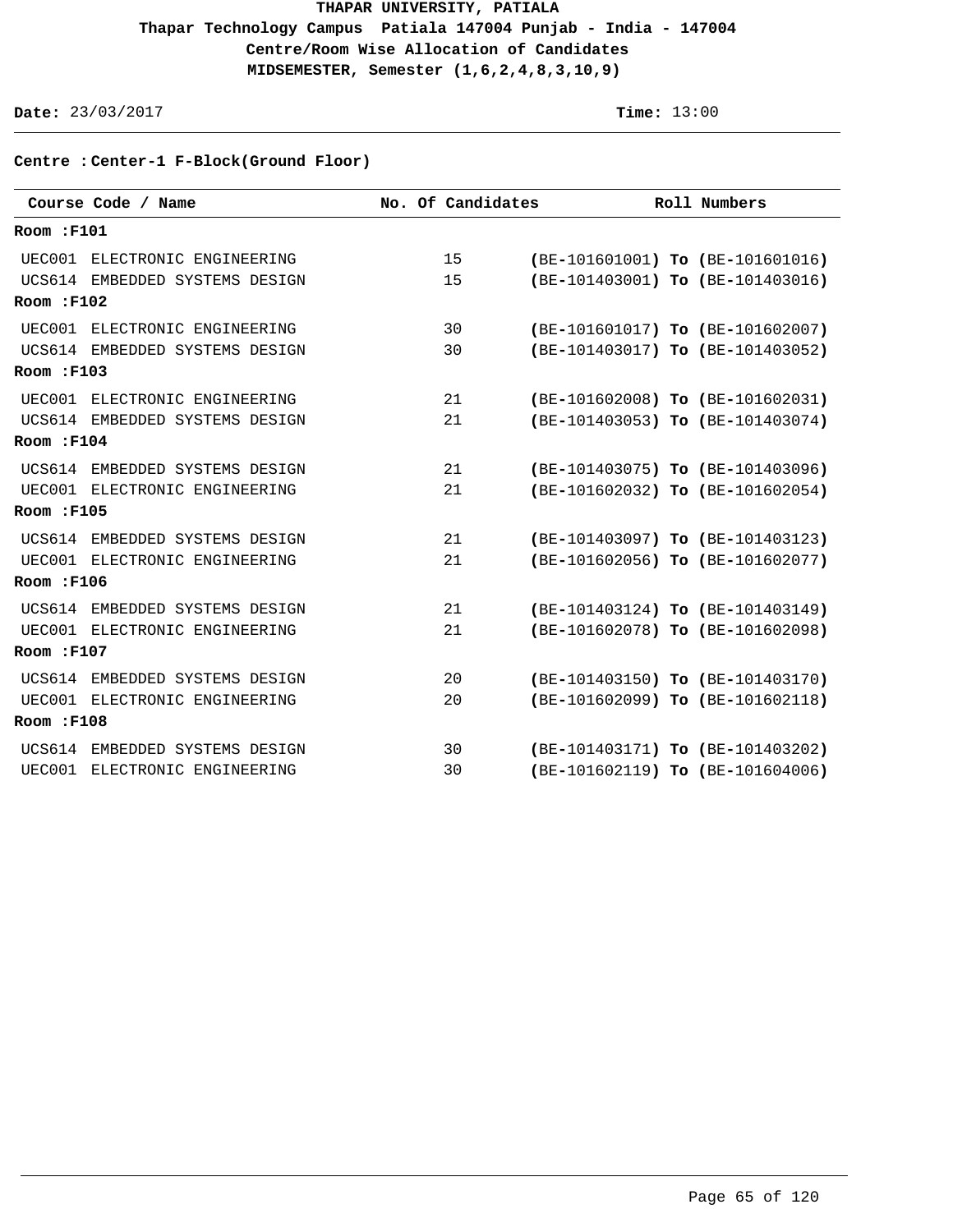# THAPAR UNIVERSITY, PATIALA

**Thapar Technology Campus Patiala 147004 Punjab - India - 147004**

**Centre/Room Wise Allocation of Candidates**

**MIDSEMESTER, Semester (1,6,2,4,8,3,10,9)**

**Date:** 23/03/2017 **Time:** 13:00

**Centre : Center-1 F-Block(Ground Floor)**

| Course Code / Name | No. Of Candidates | Roll Numbers |
|---|---|---|
| **Room :F101** | | |
| UEC001 ELECTRONIC ENGINEERING | 15 | (BE-101601001) To (BE-101601016) |
| UCS614 EMBEDDED SYSTEMS DESIGN | 15 | (BE-101403001) To (BE-101403016) |
| **Room :F102** | | |
| UEC001 ELECTRONIC ENGINEERING | 30 | (BE-101601017) To (BE-101602007) |
| UCS614 EMBEDDED SYSTEMS DESIGN | 30 | (BE-101403017) To (BE-101403052) |
| **Room :F103** | | |
| UEC001 ELECTRONIC ENGINEERING | 21 | (BE-101602008) To (BE-101602031) |
| UCS614 EMBEDDED SYSTEMS DESIGN | 21 | (BE-101403053) To (BE-101403074) |
| **Room :F104** | | |
| UCS614 EMBEDDED SYSTEMS DESIGN | 21 | (BE-101403075) To (BE-101403096) |
| UEC001 ELECTRONIC ENGINEERING | 21 | (BE-101602032) To (BE-101602054) |
| **Room :F105** | | |
| UCS614 EMBEDDED SYSTEMS DESIGN | 21 | (BE-101403097) To (BE-101403123) |
| UEC001 ELECTRONIC ENGINEERING | 21 | (BE-101602056) To (BE-101602077) |
| **Room :F106** | | |
| UCS614 EMBEDDED SYSTEMS DESIGN | 21 | (BE-101403124) To (BE-101403149) |
| UEC001 ELECTRONIC ENGINEERING | 21 | (BE-101602078) To (BE-101602098) |
| **Room :F107** | | |
| UCS614 EMBEDDED SYSTEMS DESIGN | 20 | (BE-101403150) To (BE-101403170) |
| UEC001 ELECTRONIC ENGINEERING | 20 | (BE-101602099) To (BE-101602118) |
| **Room :F108** | | |
| UCS614 EMBEDDED SYSTEMS DESIGN | 30 | (BE-101403171) To (BE-101403202) |
| UEC001 ELECTRONIC ENGINEERING | 30 | (BE-101602119) To (BE-101604006) |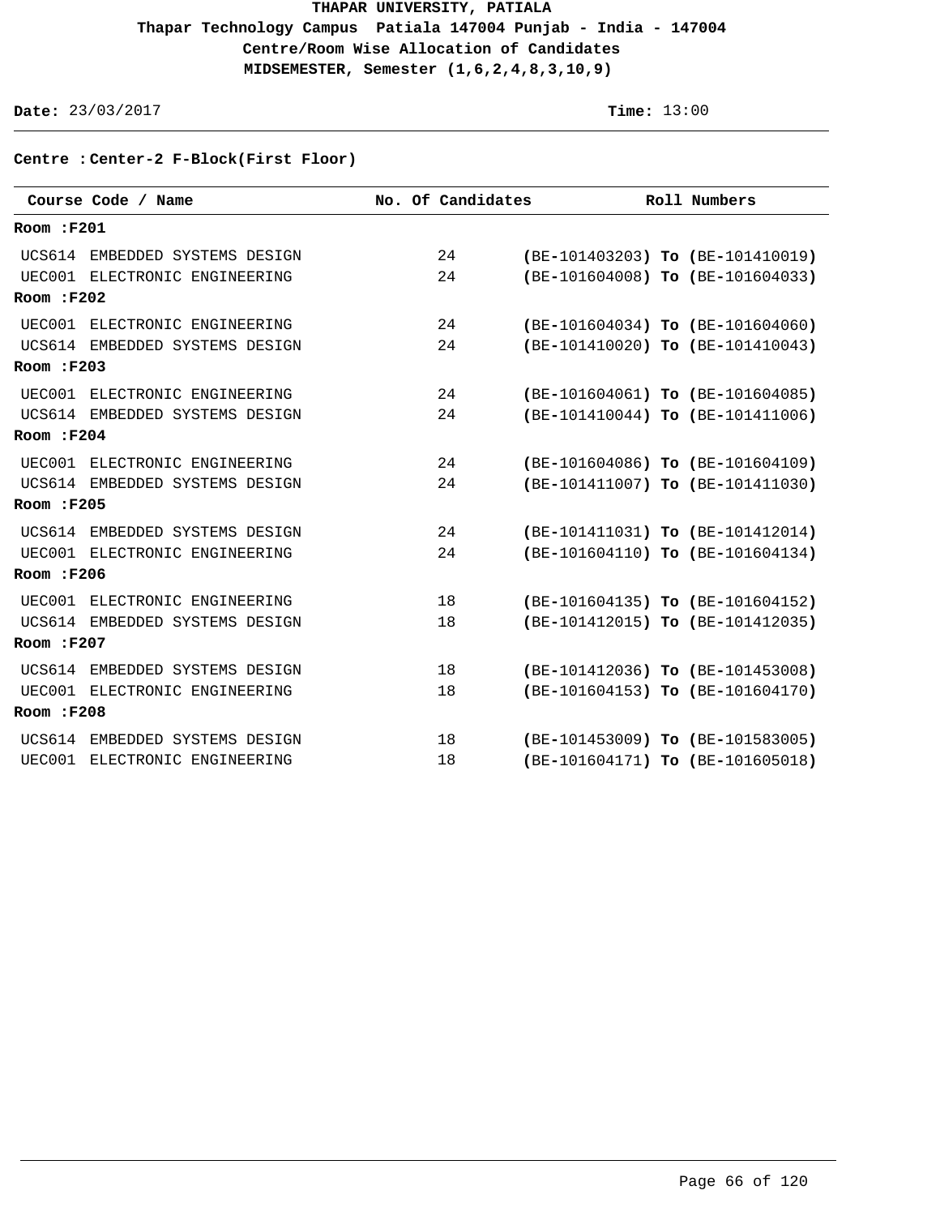# THAPAR UNIVERSITY, PATIALA

**Thapar Technology Campus Patiala 147004 Punjab - India - 147004**

**Centre/Room Wise Allocation of Candidates**

**MIDSEMESTER, Semester (1,6,2,4,8,3,10,9)**

**Date:** 23/03/2017 **Time:** 13:00

**Centre : Center-2 F-Block(First Floor)**

| Course Code / Name | No. Of Candidates | Roll Numbers |
|---|---|---|
| **Room :F201** | | |
| UCS614 EMBEDDED SYSTEMS DESIGN | 24 | (BE-101403203) To (BE-101410019) |
| UEC001 ELECTRONIC ENGINEERING | 24 | (BE-101604008) To (BE-101604033) |
| **Room :F202** | | |
| UEC001 ELECTRONIC ENGINEERING | 24 | (BE-101604034) To (BE-101604060) |
| UCS614 EMBEDDED SYSTEMS DESIGN | 24 | (BE-101410020) To (BE-101410043) |
| **Room :F203** | | |
| UEC001 ELECTRONIC ENGINEERING | 24 | (BE-101604061) To (BE-101604085) |
| UCS614 EMBEDDED SYSTEMS DESIGN | 24 | (BE-101410044) To (BE-101411006) |
| **Room :F204** | | |
| UEC001 ELECTRONIC ENGINEERING | 24 | (BE-101604086) To (BE-101604109) |
| UCS614 EMBEDDED SYSTEMS DESIGN | 24 | (BE-101411007) To (BE-101411030) |
| **Room :F205** | | |
| UCS614 EMBEDDED SYSTEMS DESIGN | 24 | (BE-101411031) To (BE-101412014) |
| UEC001 ELECTRONIC ENGINEERING | 24 | (BE-101604110) To (BE-101604134) |
| **Room :F206** | | |
| UEC001 ELECTRONIC ENGINEERING | 18 | (BE-101604135) To (BE-101604152) |
| UCS614 EMBEDDED SYSTEMS DESIGN | 18 | (BE-101412015) To (BE-101412035) |
| **Room :F207** | | |
| UCS614 EMBEDDED SYSTEMS DESIGN | 18 | (BE-101412036) To (BE-101453008) |
| UEC001 ELECTRONIC ENGINEERING | 18 | (BE-101604153) To (BE-101604170) |
| **Room :F208** | | |
| UCS614 EMBEDDED SYSTEMS DESIGN | 18 | (BE-101453009) To (BE-101583005) |
| UEC001 ELECTRONIC ENGINEERING | 18 | (BE-101604171) To (BE-101605018) |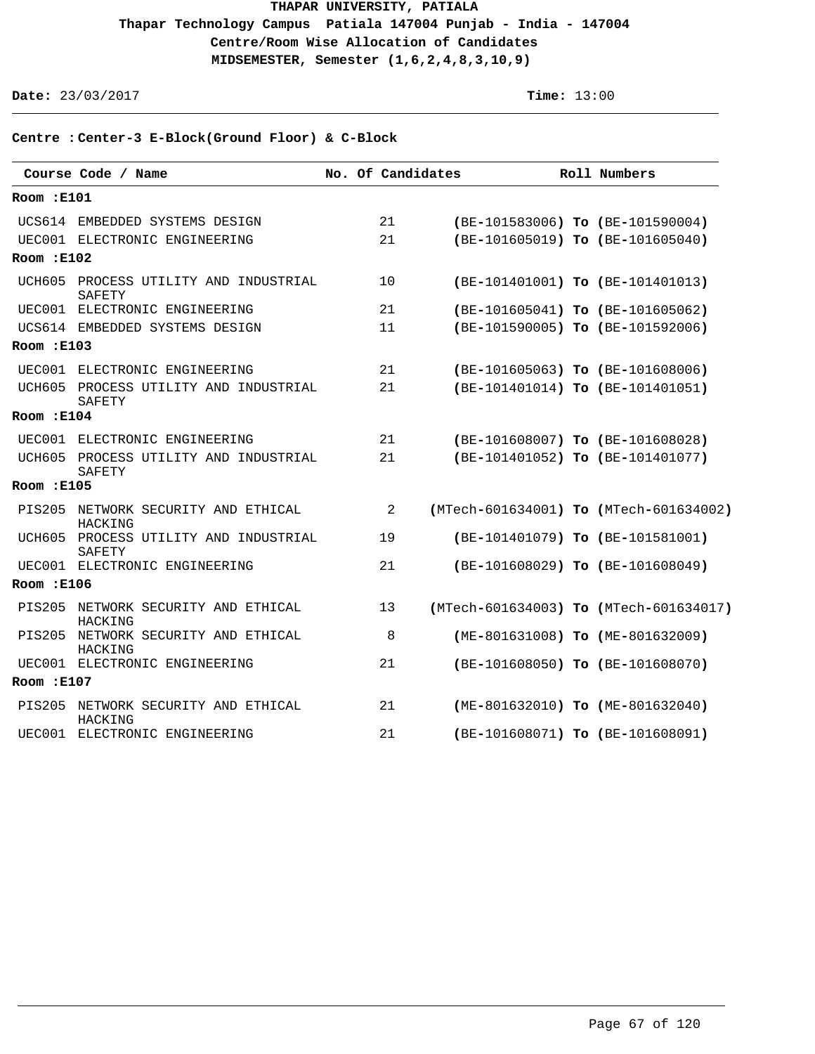# THAPAR UNIVERSITY, PATIALA

**Thapar Technology Campus Patiala 147004 Punjab - India - 147004**

**Centre/Room Wise Allocation of Candidates**

**MIDSEMESTER, Semester (1,6,2,4,8,3,10,9)**

**Date:** 23/03/2017 **Time:** 13:00

**Centre : Center-3 E-Block(Ground Floor) & C-Block**

| Course Code / Name | No. Of Candidates | Roll Numbers |
|---|---|---|
| **Room : E101** | | |
| UCS614 EMBEDDED SYSTEMS DESIGN | 21 | (BE-101583006) **To** (BE-101590004) |
| UEC001 ELECTRONIC ENGINEERING | 21 | (BE-101605019) **To** (BE-101605040) |
| **Room : E102** | | |
| UCH605 PROCESS UTILITY AND INDUSTRIAL SAFETY | 10 | (BE-101401001) **To** (BE-101401013) |
| UEC001 ELECTRONIC ENGINEERING | 21 | (BE-101605041) **To** (BE-101605062) |
| UCS614 EMBEDDED SYSTEMS DESIGN | 11 | (BE-101590005) **To** (BE-101592006) |
| **Room : E103** | | |
| UEC001 ELECTRONIC ENGINEERING | 21 | (BE-101605063) **To** (BE-101608006) |
| UCH605 PROCESS UTILITY AND INDUSTRIAL SAFETY | 21 | (BE-101401014) **To** (BE-101401051) |
| **Room : E104** | | |
| UEC001 ELECTRONIC ENGINEERING | 21 | (BE-101608007) **To** (BE-101608028) |
| UCH605 PROCESS UTILITY AND INDUSTRIAL SAFETY | 21 | (BE-101401052) **To** (BE-101401077) |
| **Room : E105** | | |
| PIS205 NETWORK SECURITY AND ETHICAL HACKING | 2 | (MTech-601634001) **To** (MTech-601634002) |
| UCH605 PROCESS UTILITY AND INDUSTRIAL SAFETY | 19 | (BE-101401079) **To** (BE-101581001) |
| UEC001 ELECTRONIC ENGINEERING | 21 | (BE-101608029) **To** (BE-101608049) |
| **Room : E106** | | |
| PIS205 NETWORK SECURITY AND ETHICAL HACKING | 13 | (MTech-601634003) **To** (MTech-601634017) |
| PIS205 NETWORK SECURITY AND ETHICAL HACKING | 8 | (ME-801631008) **To** (ME-801632009) |
| UEC001 ELECTRONIC ENGINEERING | 21 | (BE-101608050) **To** (BE-101608070) |
| **Room : E107** | | |
| PIS205 NETWORK SECURITY AND ETHICAL HACKING | 21 | (ME-801632010) **To** (ME-801632040) |
| UEC001 ELECTRONIC ENGINEERING | 21 | (BE-101608071) **To** (BE-101608091) |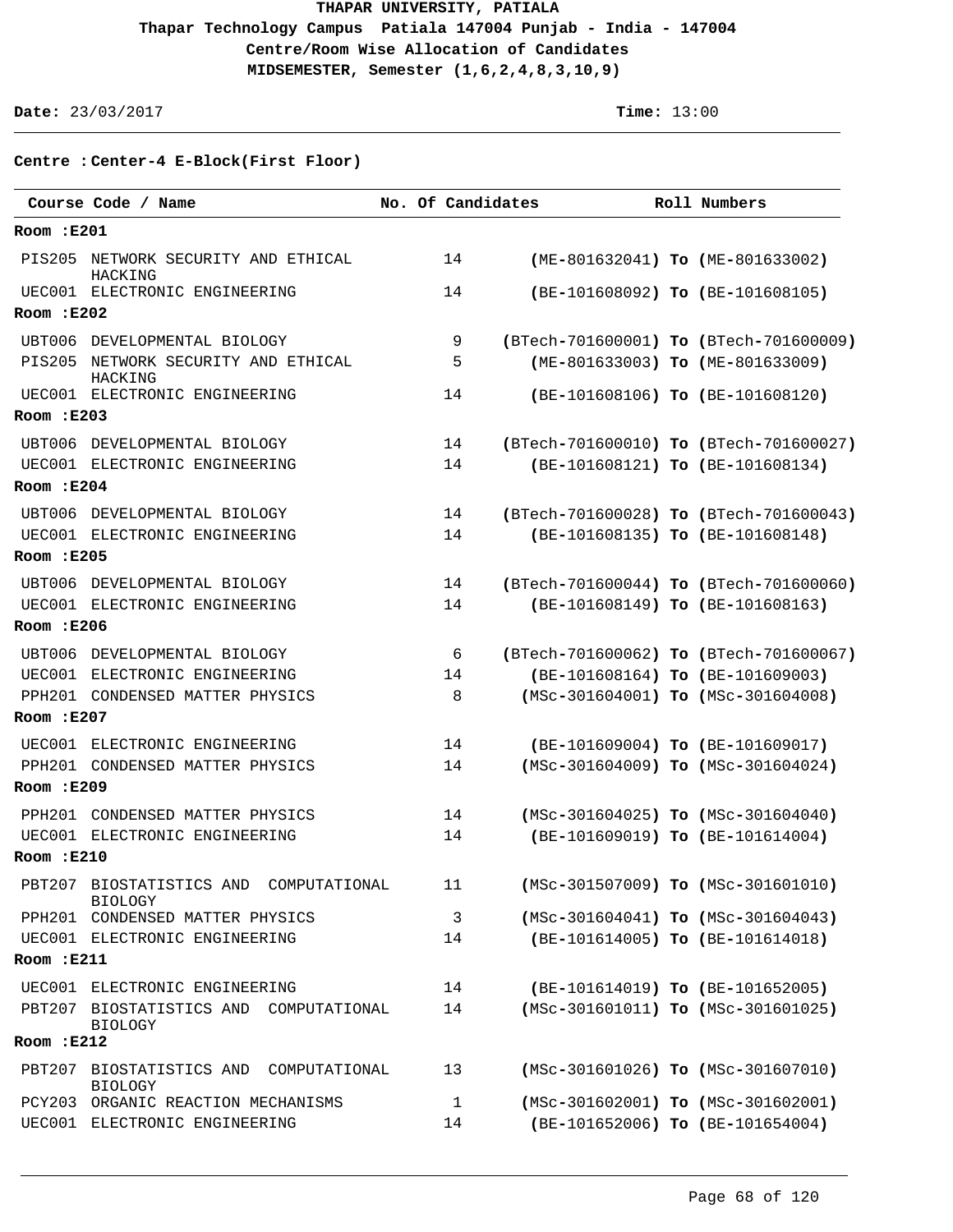# THAPAR UNIVERSITY, PATIALA

**Thapar Technology Campus Patiala 147004 Punjab - India - 147004**

**Centre/Room Wise Allocation of Candidates**

**MIDSEMESTER, Semester (1,6,2,4,8,3,10,9)**

**Date:** 23/03/2017 **Time:** 13:00

**Centre : Center-4 E-Block(First Floor)**

| Course Code / Name | No. Of Candidates | Roll Numbers |
|---|---|---|
| **Room :E201** | | |
| PIS205 NETWORK SECURITY AND ETHICAL HACKING | 14 | **(**ME-801632041**) To (**ME-801633002**)** |
| UEC001 ELECTRONIC ENGINEERING | 14 | **(**BE-101608092**) To (**BE-101608105**)** |
| **Room :E202** | | |
| UBT006 DEVELOPMENTAL BIOLOGY | 9 | **(**BTech-701600001**) To (**BTech-701600009**)** |
| PIS205 NETWORK SECURITY AND ETHICAL HACKING | 5 | **(**ME-801633003**) To (**ME-801633009**)** |
| UEC001 ELECTRONIC ENGINEERING | 14 | **(**BE-101608106**) To (**BE-101608120**)** |
| **Room :E203** | | |
| UBT006 DEVELOPMENTAL BIOLOGY | 14 | **(**BTech-701600010**) To (**BTech-701600027**)** |
| UEC001 ELECTRONIC ENGINEERING | 14 | **(**BE-101608121**) To (**BE-101608134**)** |
| **Room :E204** | | |
| UBT006 DEVELOPMENTAL BIOLOGY | 14 | **(**BTech-701600028**) To (**BTech-701600043**)** |
| UEC001 ELECTRONIC ENGINEERING | 14 | **(**BE-101608135**) To (**BE-101608148**)** |
| **Room :E205** | | |
| UBT006 DEVELOPMENTAL BIOLOGY | 14 | **(**BTech-701600044**) To (**BTech-701600060**)** |
| UEC001 ELECTRONIC ENGINEERING | 14 | **(**BE-101608149**) To (**BE-101608163**)** |
| **Room :E206** | | |
| UBT006 DEVELOPMENTAL BIOLOGY | 6 | **(**BTech-701600062**) To (**BTech-701600067**)** |
| UEC001 ELECTRONIC ENGINEERING | 14 | **(**BE-101608164**) To (**BE-101609003**)** |
| PPH201 CONDENSED MATTER PHYSICS | 8 | **(**MSc-301604001**) To (**MSc-301604008**)** |
| **Room :E207** | | |
| UEC001 ELECTRONIC ENGINEERING | 14 | **(**BE-101609004**) To (**BE-101609017**)** |
| PPH201 CONDENSED MATTER PHYSICS | 14 | **(**MSc-301604009**) To (**MSc-301604024**)** |
| **Room :E209** | | |
| PPH201 CONDENSED MATTER PHYSICS | 14 | **(**MSc-301604025**) To (**MSc-301604040**)** |
| UEC001 ELECTRONIC ENGINEERING | 14 | **(**BE-101609019**) To (**BE-101614004**)** |
| **Room :E210** | | |
| PBT207 BIOSTATISTICS AND COMPUTATIONAL BIOLOGY | 11 | **(**MSc-301507009**) To (**MSc-301601010**)** |
| PPH201 CONDENSED MATTER PHYSICS | 3 | **(**MSc-301604041**) To (**MSc-301604043**)** |
| UEC001 ELECTRONIC ENGINEERING | 14 | **(**BE-101614005**) To (**BE-101614018**)** |
| **Room :E211** | | |
| UEC001 ELECTRONIC ENGINEERING | 14 | **(**BE-101614019**) To (**BE-101652005**)** |
| PBT207 BIOSTATISTICS AND COMPUTATIONAL BIOLOGY | 14 | **(**MSc-301601011**) To (**MSc-301601025**)** |
| **Room :E212** | | |
| PBT207 BIOSTATISTICS AND COMPUTATIONAL BIOLOGY | 13 | **(**MSc-301601026**) To (**MSc-301607010**)** |
| PCY203 ORGANIC REACTION MECHANISMS | 1 | **(**MSc-301602001**) To (**MSc-301602001**)** |
| UEC001 ELECTRONIC ENGINEERING | 14 | **(**BE-101652006**) To (**BE-101654004**)** |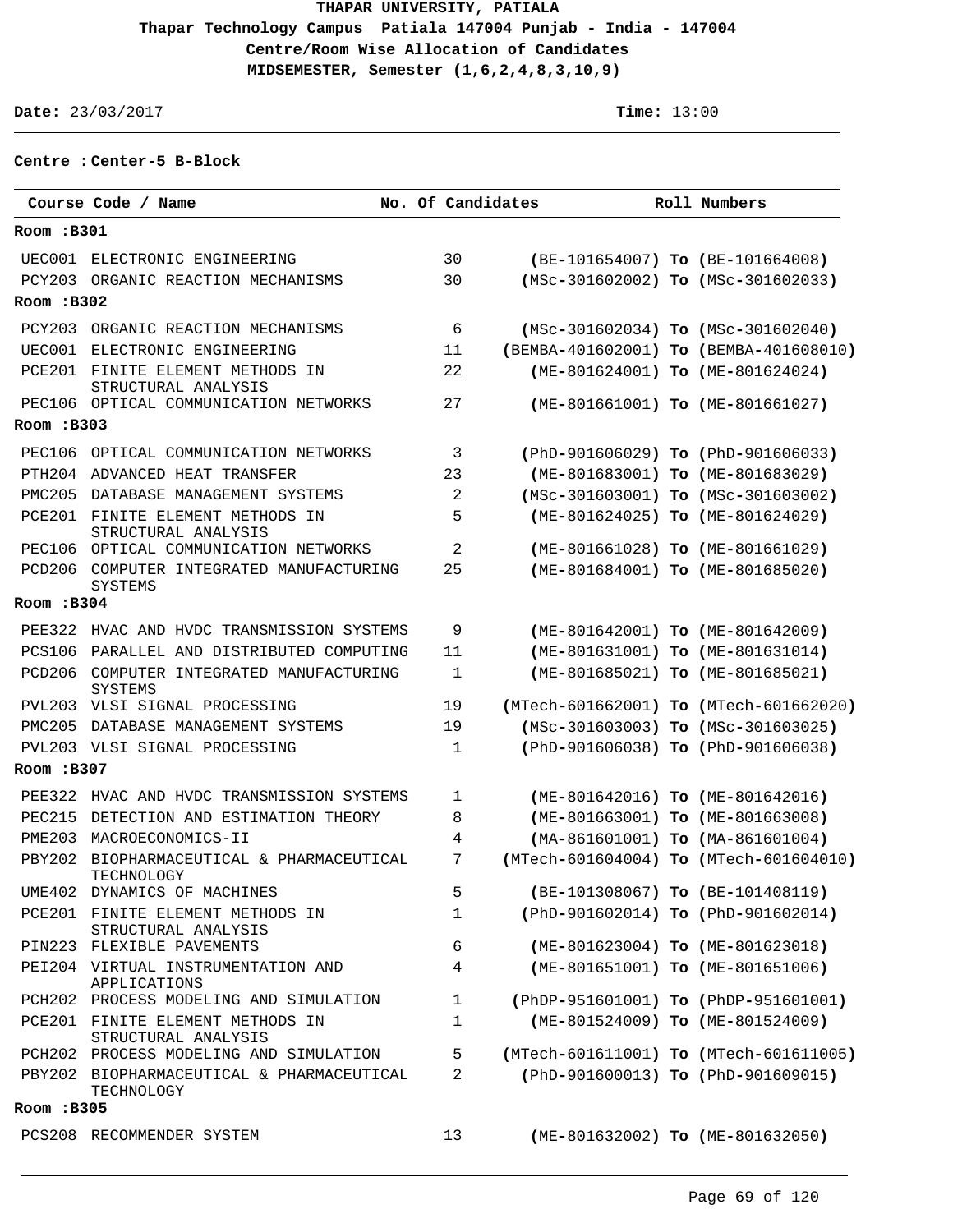# THAPAR UNIVERSITY, PATIALA

**Thapar Technology Campus Patiala 147004 Punjab - India - 147004**

**Centre/Room Wise Allocation of Candidates**

**MIDSEMESTER, Semester (1,6,2,4,8,3,10,9)**

**Date:** 23/03/2017 **Time:** 13:00

**Centre : Center-5 B-Block**

| Course Code / Name | No. Of Candidates | Roll Numbers |
|---|---|---|
| **Room :B301** | | |
| UEC001 ELECTRONIC ENGINEERING | 30 | **(**BE-101654007**) To (**BE-101664008**)** |
| PCY203 ORGANIC REACTION MECHANISMS | 30 | **(**MSc-301602002**) To (**MSc-301602033**)** |
| **Room :B302** | | |
| PCY203 ORGANIC REACTION MECHANISMS | 6 | **(**MSc-301602034**) To (**MSc-301602040**)** |
| UEC001 ELECTRONIC ENGINEERING | 11 | **(**BEMBA-401602001**) To (**BEMBA-401608010**)** |
| PCE201 FINITE ELEMENT METHODS IN STRUCTURAL ANALYSIS | 22 | **(**ME-801624001**) To (**ME-801624024**)** |
| PEC106 OPTICAL COMMUNICATION NETWORKS | 27 | **(**ME-801661001**) To (**ME-801661027**)** |
| **Room :B303** | | |
| PEC106 OPTICAL COMMUNICATION NETWORKS | 3 | **(**PhD-901606029**) To (**PhD-901606033**)** |
| PTH204 ADVANCED HEAT TRANSFER | 23 | **(**ME-801683001**) To (**ME-801683029**)** |
| PMC205 DATABASE MANAGEMENT SYSTEMS | 2 | **(**MSc-301603001**) To (**MSc-301603002**)** |
| PCE201 FINITE ELEMENT METHODS IN STRUCTURAL ANALYSIS | 5 | **(**ME-801624025**) To (**ME-801624029**)** |
| PEC106 OPTICAL COMMUNICATION NETWORKS | 2 | **(**ME-801661028**) To (**ME-801661029**)** |
| PCD206 COMPUTER INTEGRATED MANUFACTURING SYSTEMS | 25 | **(**ME-801684001**) To (**ME-801685020**)** |
| **Room :B304** | | |
| PEE322 HVAC AND HVDC TRANSMISSION SYSTEMS | 9 | **(**ME-801642001**) To (**ME-801642009**)** |
| PCS106 PARALLEL AND DISTRIBUTED COMPUTING | 11 | **(**ME-801631001**) To (**ME-801631014**)** |
| PCD206 COMPUTER INTEGRATED MANUFACTURING SYSTEMS | 1 | **(**ME-801685021**) To (**ME-801685021**)** |
| PVL203 VLSI SIGNAL PROCESSING | 19 | **(**MTech-601662001**) To (**MTech-601662020**)** |
| PMC205 DATABASE MANAGEMENT SYSTEMS | 19 | **(**MSc-301603003**) To (**MSc-301603025**)** |
| PVL203 VLSI SIGNAL PROCESSING | 1 | **(**PhD-901606038**) To (**PhD-901606038**)** |
| **Room :B307** | | |
| PEE322 HVAC AND HVDC TRANSMISSION SYSTEMS | 1 | **(**ME-801642016**) To (**ME-801642016**)** |
| PEC215 DETECTION AND ESTIMATION THEORY | 8 | **(**ME-801663001**) To (**ME-801663008**)** |
| PME203 MACROECONOMICS-II | 4 | **(**MA-861601001**) To (**MA-861601004**)** |
| PBY202 BIOPHARMACEUTICAL & PHARMACEUTICAL TECHNOLOGY | 7 | **(**MTech-601604004**) To (**MTech-601604010**)** |
| UME402 DYNAMICS OF MACHINES | 5 | **(**BE-101308067**) To (**BE-101408119**)** |
| PCE201 FINITE ELEMENT METHODS IN STRUCTURAL ANALYSIS | 1 | **(**PhD-901602014**) To (**PhD-901602014**)** |
| PIN223 FLEXIBLE PAVEMENTS | 6 | **(**ME-801623004**) To (**ME-801623018**)** |
| PEI204 VIRTUAL INSTRUMENTATION AND APPLICATIONS | 4 | **(**ME-801651001**) To (**ME-801651006**)** |
| PCH202 PROCESS MODELING AND SIMULATION | 1 | **(**PhDP-951601001**) To (**PhDP-951601001**)** |
| PCE201 FINITE ELEMENT METHODS IN STRUCTURAL ANALYSIS | 1 | **(**ME-801524009**) To (**ME-801524009**)** |
| PCH202 PROCESS MODELING AND SIMULATION | 5 | **(**MTech-601611001**) To (**MTech-601611005**)** |
| PBY202 BIOPHARMACEUTICAL & PHARMACEUTICAL TECHNOLOGY | 2 | **(**PhD-901600013**) To (**PhD-901609015**)** |
| **Room :B305** | | |
| PCS208 RECOMMENDER SYSTEM | 13 | **(**ME-801632002**) To (**ME-801632050**)** |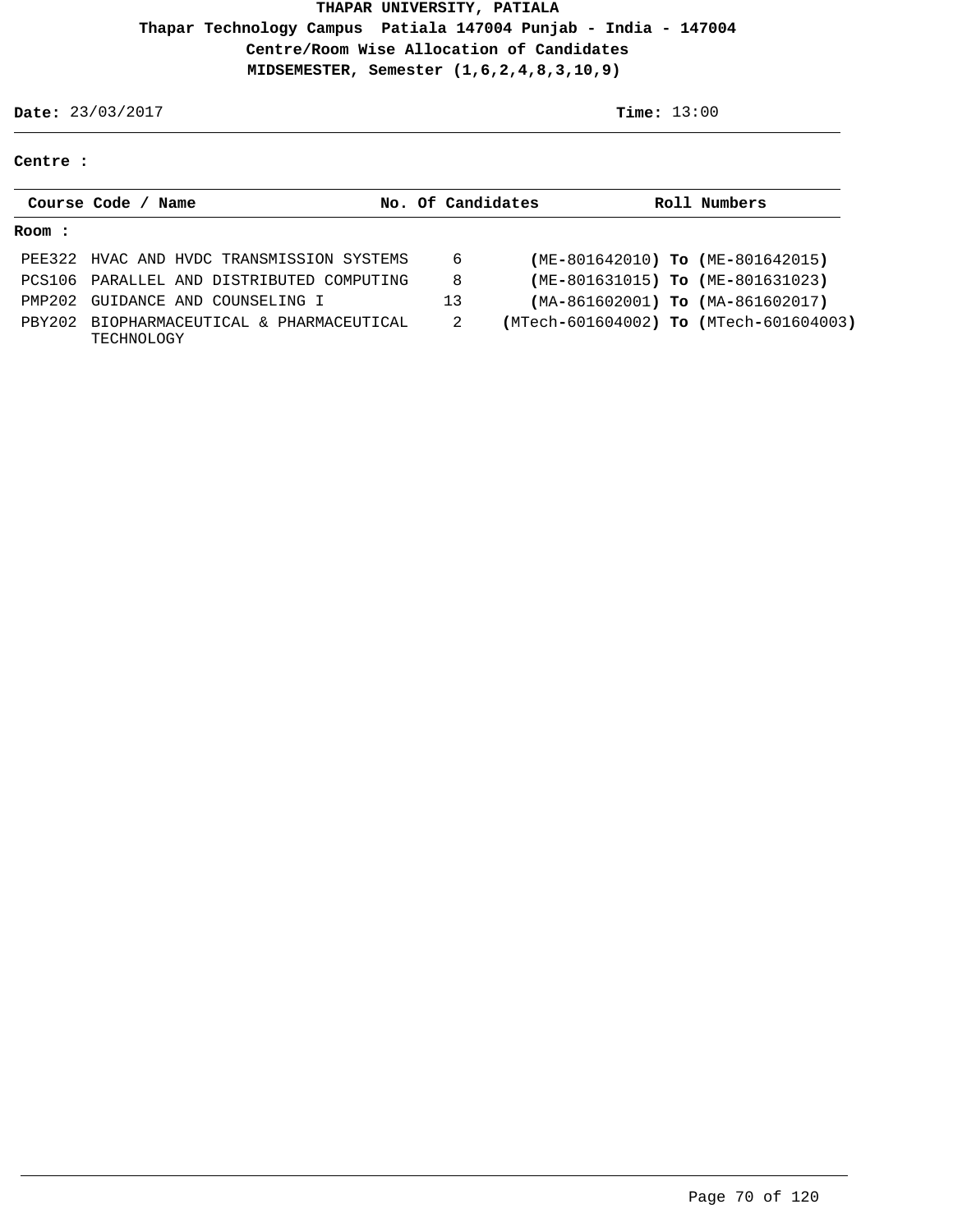**THAPAR UNIVERSITY, PATIALA**

**Thapar Technology Campus Patiala 147004 Punjab - India - 147004**

**Centre/Room Wise Allocation of Candidates**

**MIDSEMESTER, Semester (1,6,2,4,8,3,10,9)**

**Date:** 23/03/2017 **Time:** 13:00

**Centre :**

| Course Code / Name | | No. Of Candidates | Roll Numbers |
|---|---|---|---|
| **Room :** | | | |
| PEE322 | HVAC AND HVDC TRANSMISSION SYSTEMS | 6 | **(**ME-801642010**) To (**ME-801642015**)** |
| PCS106 | PARALLEL AND DISTRIBUTED COMPUTING | 8 | **(**ME-801631015**) To (**ME-801631023**)** |
| PMP202 | GUIDANCE AND COUNSELING I | 13 | **(**MA-861602001**) To (**MA-861602017**)** |
| PBY202 | BIOPHARMACEUTICAL & PHARMACEUTICAL TECHNOLOGY | 2 | **(**MTech-601604002**) To (**MTech-601604003**)** |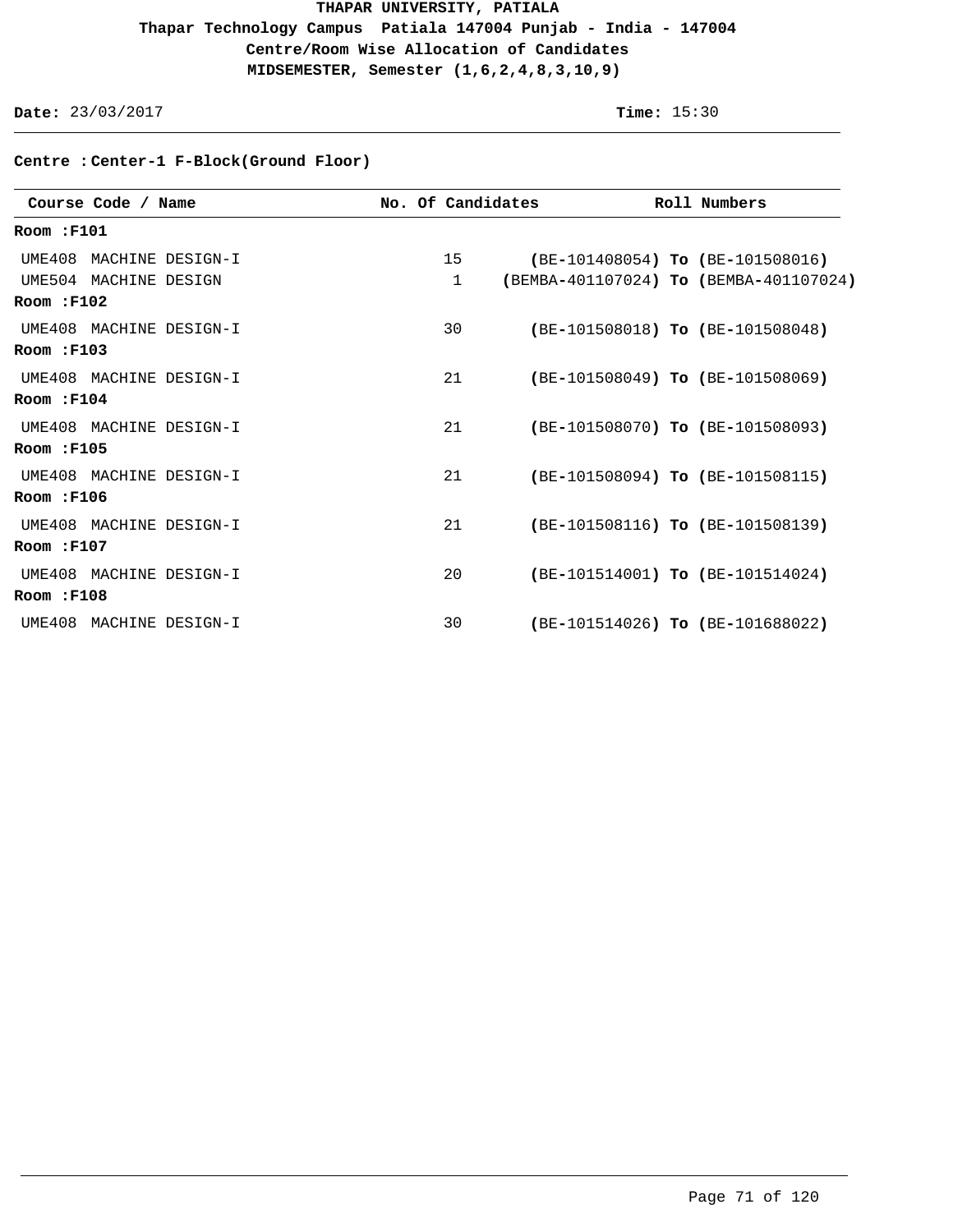# THAPAR UNIVERSITY, PATIALA

**Thapar Technology Campus Patiala 147004 Punjab - India - 147004**

**Centre/Room Wise Allocation of Candidates**

**MIDSEMESTER, Semester (1,6,2,4,8,3,10,9)**

**Date:** 23/03/2017 **Time:** 15:30

**Centre : Center-1 F-Block(Ground Floor)**

| Course Code / Name | No. Of Candidates | Roll Numbers |
|---|---|---|
| **Room :F101** | | |
| UME408 MACHINE DESIGN-I | 15 | **(**BE-101408054**) To (**BE-101508016**)** |
| UME504 MACHINE DESIGN | 1 | **(**BEMBA-401107024**) To (**BEMBA-401107024**)** |
| **Room :F102** | | |
| UME408 MACHINE DESIGN-I | 30 | **(**BE-101508018**) To (**BE-101508048**)** |
| **Room :F103** | | |
| UME408 MACHINE DESIGN-I | 21 | **(**BE-101508049**) To (**BE-101508069**)** |
| **Room :F104** | | |
| UME408 MACHINE DESIGN-I | 21 | **(**BE-101508070**) To (**BE-101508093**)** |
| **Room :F105** | | |
| UME408 MACHINE DESIGN-I | 21 | **(**BE-101508094**) To (**BE-101508115**)** |
| **Room :F106** | | |
| UME408 MACHINE DESIGN-I | 21 | **(**BE-101508116**) To (**BE-101508139**)** |
| **Room :F107** | | |
| UME408 MACHINE DESIGN-I | 20 | **(**BE-101514001**) To (**BE-101514024**)** |
| **Room :F108** | | |
| UME408 MACHINE DESIGN-I | 30 | **(**BE-101514026**) To (**BE-101688022**)** |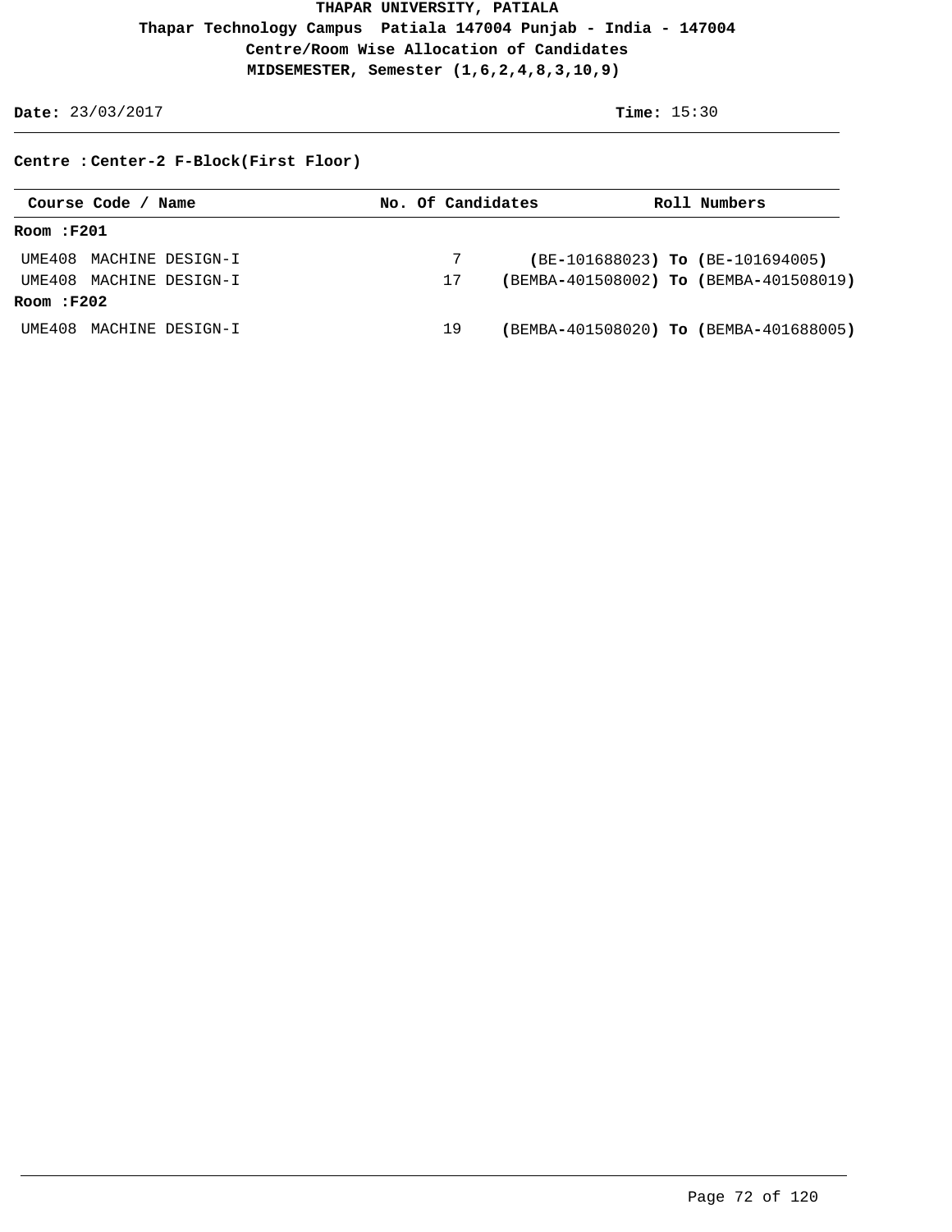# THAPAR UNIVERSITY, PATIALA

**Thapar Technology Campus Patiala 147004 Punjab - India - 147004**

**Centre/Room Wise Allocation of Candidates**

**MIDSEMESTER, Semester (1,6,2,4,8,3,10,9)**

**Date:** 23/03/2017 **Time:** 15:30

**Centre : Center-2 F-Block(First Floor)**

| Course Code / Name | No. Of Candidates | Roll Numbers |
|---|---|---|
| **Room :F201** | | |
| UME408 MACHINE DESIGN-I | 7 | **(**BE-101688023**) To (**BE-101694005**)** |
| UME408 MACHINE DESIGN-I | 17 | **(**BEMBA-401508002**) To (**BEMBA-401508019**)** |
| **Room :F202** | | |
| UME408 MACHINE DESIGN-I | 19 | **(**BEMBA-401508020**) To (**BEMBA-401688005**)** |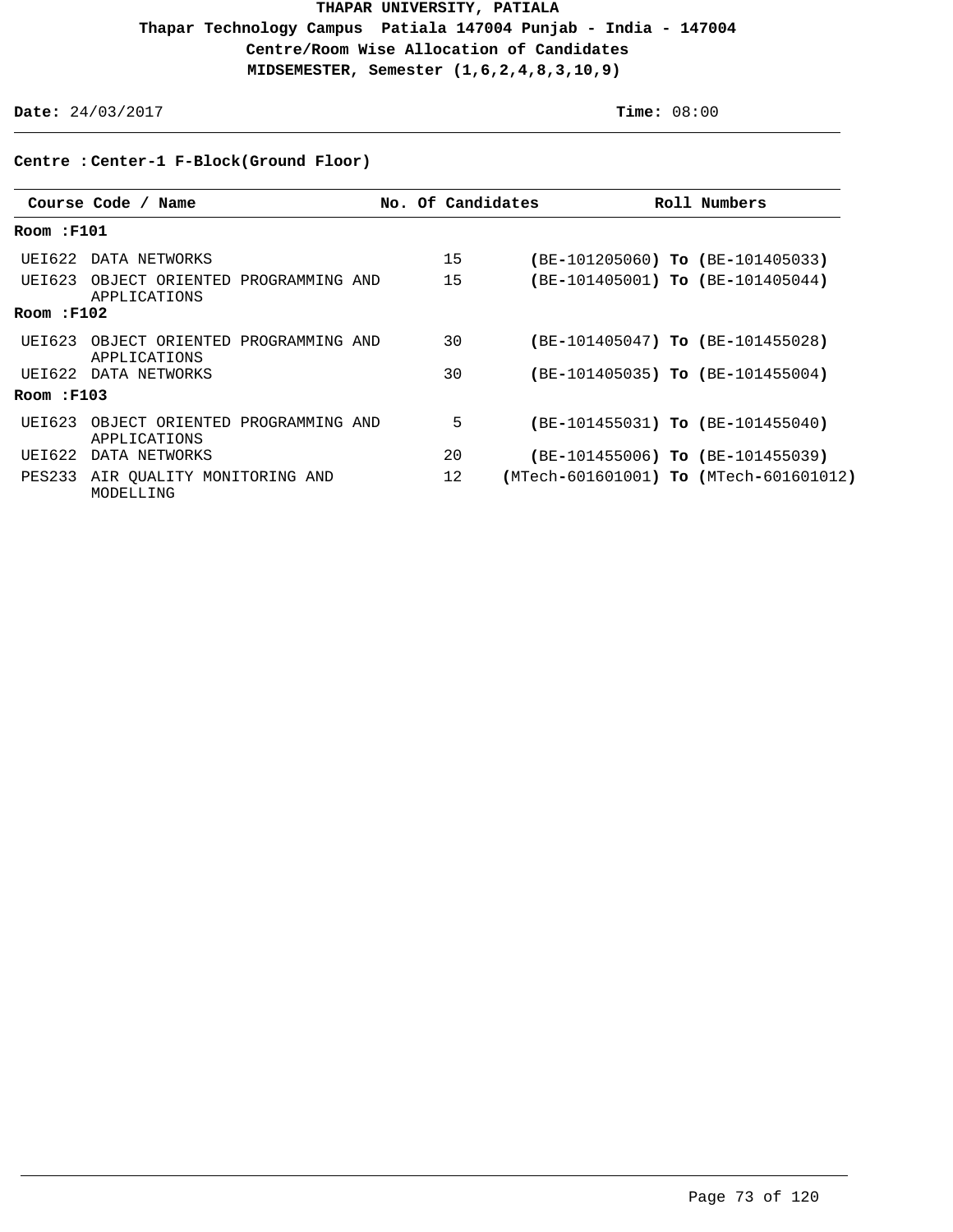# THAPAR UNIVERSITY, PATIALA

**Thapar Technology Campus Patiala 147004 Punjab - India - 147004**

**Centre/Room Wise Allocation of Candidates**

**MIDSEMESTER, Semester (1,6,2,4,8,3,10,9)**

**Date:** 24/03/2017 **Time:** 08:00

**Centre : Center-1 F-Block(Ground Floor)**

| Course Code / Name | | No. Of Candidates | Roll Numbers |
|---|---|---|---|
| **Room :F101** | | | |
| UEI622 | DATA NETWORKS | 15 | **(**BE-101205060**) To (**BE-101405033**)** |
| UEI623 | OBJECT ORIENTED PROGRAMMING AND APPLICATIONS | 15 | **(**BE-101405001**) To (**BE-101405044**)** |
| **Room :F102** | | | |
| UEI623 | OBJECT ORIENTED PROGRAMMING AND APPLICATIONS | 30 | **(**BE-101405047**) To (**BE-101455028**)** |
| UEI622 | DATA NETWORKS | 30 | **(**BE-101405035**) To (**BE-101455004**)** |
| **Room :F103** | | | |
| UEI623 | OBJECT ORIENTED PROGRAMMING AND APPLICATIONS | 5 | **(**BE-101455031**) To (**BE-101455040**)** |
| UEI622 | DATA NETWORKS | 20 | **(**BE-101455006**) To (**BE-101455039**)** |
| PES233 | AIR QUALITY MONITORING AND MODELLING | 12 | **(**MTech-601601001**) To (**MTech-601601012**)** |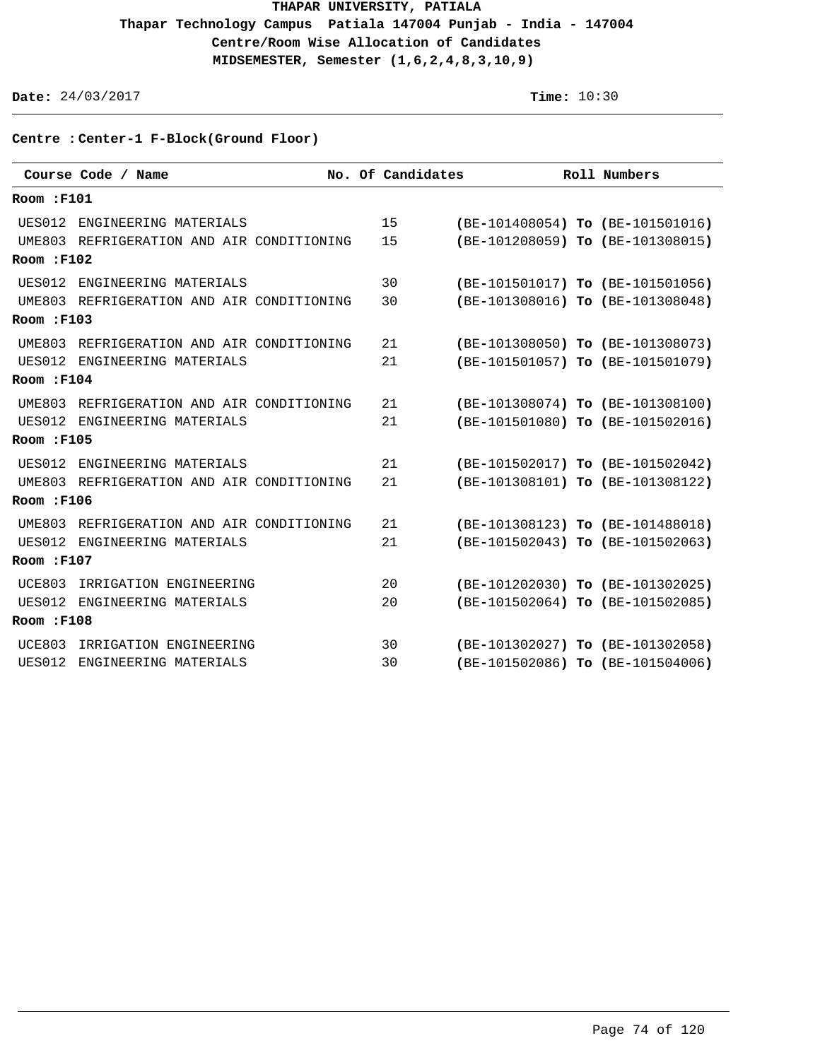# THAPAR UNIVERSITY, PATIALA

**Thapar Technology Campus Patiala 147004 Punjab - India - 147004**

**Centre/Room Wise Allocation of Candidates**

**MIDSEMESTER, Semester (1,6,2,4,8,3,10,9)**

**Date:** 24/03/2017 **Time:** 10:30

**Centre : Center-1 F-Block(Ground Floor)**

| Course Code / Name | No. Of Candidates | Roll Numbers |
|---|---|---|
| **Room :F101** | | |
| UES012 ENGINEERING MATERIALS | 15 | **(**BE-101408054**) To (**BE-101501016**)** |
| UME803 REFRIGERATION AND AIR CONDITIONING | 15 | **(**BE-101208059**) To (**BE-101308015**)** |
| **Room :F102** | | |
| UES012 ENGINEERING MATERIALS | 30 | **(**BE-101501017**) To (**BE-101501056**)** |
| UME803 REFRIGERATION AND AIR CONDITIONING | 30 | **(**BE-101308016**) To (**BE-101308048**)** |
| **Room :F103** | | |
| UME803 REFRIGERATION AND AIR CONDITIONING | 21 | **(**BE-101308050**) To (**BE-101308073**)** |
| UES012 ENGINEERING MATERIALS | 21 | **(**BE-101501057**) To (**BE-101501079**)** |
| **Room :F104** | | |
| UME803 REFRIGERATION AND AIR CONDITIONING | 21 | **(**BE-101308074**) To (**BE-101308100**)** |
| UES012 ENGINEERING MATERIALS | 21 | **(**BE-101501080**) To (**BE-101502016**)** |
| **Room :F105** | | |
| UES012 ENGINEERING MATERIALS | 21 | **(**BE-101502017**) To (**BE-101502042**)** |
| UME803 REFRIGERATION AND AIR CONDITIONING | 21 | **(**BE-101308101**) To (**BE-101308122**)** |
| **Room :F106** | | |
| UME803 REFRIGERATION AND AIR CONDITIONING | 21 | **(**BE-101308123**) To (**BE-101488018**)** |
| UES012 ENGINEERING MATERIALS | 21 | **(**BE-101502043**) To (**BE-101502063**)** |
| **Room :F107** | | |
| UCE803 IRRIGATION ENGINEERING | 20 | **(**BE-101202030**) To (**BE-101302025**)** |
| UES012 ENGINEERING MATERIALS | 20 | **(**BE-101502064**) To (**BE-101502085**)** |
| **Room :F108** | | |
| UCE803 IRRIGATION ENGINEERING | 30 | **(**BE-101302027**) To (**BE-101302058**)** |
| UES012 ENGINEERING MATERIALS | 30 | **(**BE-101502086**) To (**BE-101504006**)** |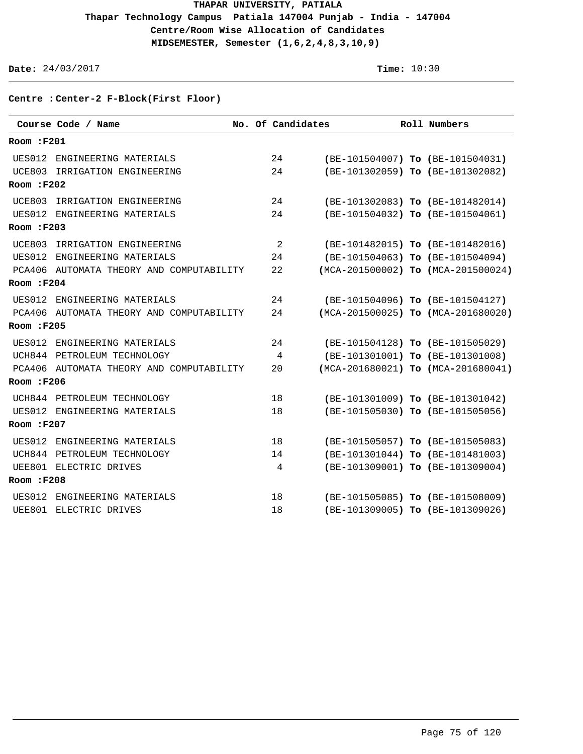**THAPAR UNIVERSITY, PATIALA**

**Thapar Technology Campus Patiala 147004 Punjab - India - 147004**

**Centre/Room Wise Allocation of Candidates**

**MIDSEMESTER, Semester (1,6,2,4,8,3,10,9)**

**Date:** 24/03/2017 **Time:** 10:30

**Centre : Center-2 F-Block(First Floor)**

| Course Code / Name | No. Of Candidates | Roll Numbers |
|---|---|---|
| **Room :F201** | | |
| UES012 ENGINEERING MATERIALS | 24 | (BE-101504007) To (BE-101504031) |
| UCE803 IRRIGATION ENGINEERING | 24 | (BE-101302059) To (BE-101302082) |
| **Room :F202** | | |
| UCE803 IRRIGATION ENGINEERING | 24 | (BE-101302083) To (BE-101482014) |
| UES012 ENGINEERING MATERIALS | 24 | (BE-101504032) To (BE-101504061) |
| **Room :F203** | | |
| UCE803 IRRIGATION ENGINEERING | 2 | (BE-101482015) To (BE-101482016) |
| UES012 ENGINEERING MATERIALS | 24 | (BE-101504063) To (BE-101504094) |
| PCA406 AUTOMATA THEORY AND COMPUTABILITY | 22 | (MCA-201500002) To (MCA-201500024) |
| **Room :F204** | | |
| UES012 ENGINEERING MATERIALS | 24 | (BE-101504096) To (BE-101504127) |
| PCA406 AUTOMATA THEORY AND COMPUTABILITY | 24 | (MCA-201500025) To (MCA-201680020) |
| **Room :F205** | | |
| UES012 ENGINEERING MATERIALS | 24 | (BE-101504128) To (BE-101505029) |
| UCH844 PETROLEUM TECHNOLOGY | 4 | (BE-101301001) To (BE-101301008) |
| PCA406 AUTOMATA THEORY AND COMPUTABILITY | 20 | (MCA-201680021) To (MCA-201680041) |
| **Room :F206** | | |
| UCH844 PETROLEUM TECHNOLOGY | 18 | (BE-101301009) To (BE-101301042) |
| UES012 ENGINEERING MATERIALS | 18 | (BE-101505030) To (BE-101505056) |
| **Room :F207** | | |
| UES012 ENGINEERING MATERIALS | 18 | (BE-101505057) To (BE-101505083) |
| UCH844 PETROLEUM TECHNOLOGY | 14 | (BE-101301044) To (BE-101481003) |
| UEE801 ELECTRIC DRIVES | 4 | (BE-101309001) To (BE-101309004) |
| **Room :F208** | | |
| UES012 ENGINEERING MATERIALS | 18 | (BE-101505085) To (BE-101508009) |
| UEE801 ELECTRIC DRIVES | 18 | (BE-101309005) To (BE-101309026) |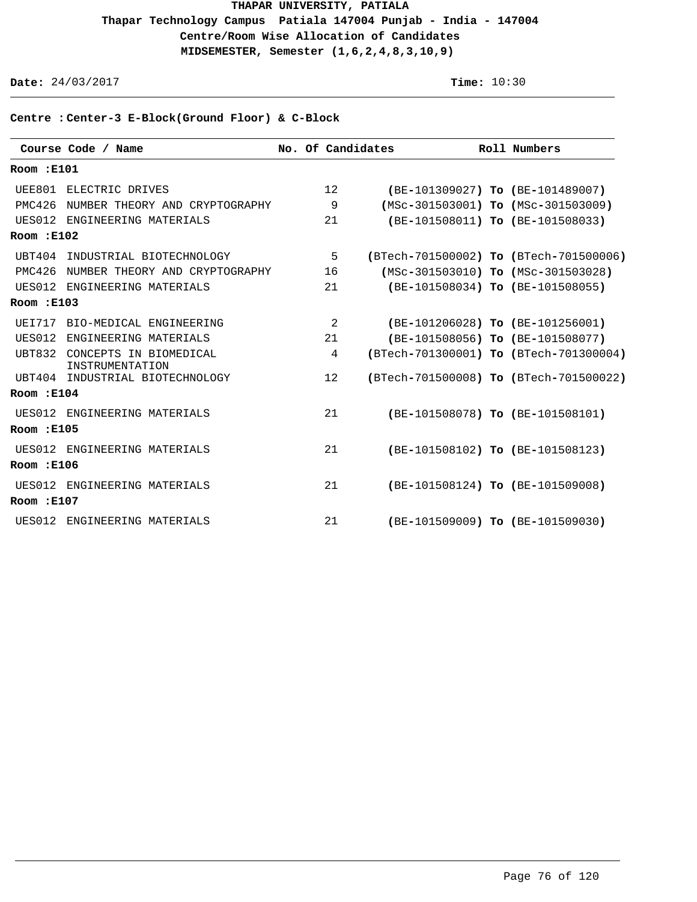**THAPAR UNIVERSITY, PATIALA**

**Thapar Technology Campus Patiala 147004 Punjab - India - 147004**

**Centre/Room Wise Allocation of Candidates**

**MIDSEMESTER, Semester (1,6,2,4,8,3,10,9)**

**Date:** 24/03/2017 **Time:** 10:30

**Centre : Center-3 E-Block(Ground Floor) & C-Block**

| Course Code / Name | | No. Of Candidates | Roll Numbers |
|---|---|---|---|
| **Room : E101** | | | |
| UEE801 | ELECTRIC DRIVES | 12 | **(**BE-101309027**) To (**BE-101489007**)** |
| PMC426 | NUMBER THEORY AND CRYPTOGRAPHY | 9 | **(**MSc-301503001**) To (**MSc-301503009**)** |
| UES012 | ENGINEERING MATERIALS | 21 | **(**BE-101508011**) To (**BE-101508033**)** |
| **Room : E102** | | | |
| UBT404 | INDUSTRIAL BIOTECHNOLOGY | 5 | **(**BTech-701500002**) To (**BTech-701500006**)** |
| PMC426 | NUMBER THEORY AND CRYPTOGRAPHY | 16 | **(**MSc-301503010**) To (**MSc-301503028**)** |
| UES012 | ENGINEERING MATERIALS | 21 | **(**BE-101508034**) To (**BE-101508055**)** |
| **Room : E103** | | | |
| UEI717 | BIO-MEDICAL ENGINEERING | 2 | **(**BE-101206028**) To (**BE-101256001**)** |
| UES012 | ENGINEERING MATERIALS | 21 | **(**BE-101508056**) To (**BE-101508077**)** |
| UBT832 | CONCEPTS IN BIOMEDICAL INSTRUMENTATION | 4 | **(**BTech-701300001**) To (**BTech-701300004**)** |
| UBT404 | INDUSTRIAL BIOTECHNOLOGY | 12 | **(**BTech-701500008**) To (**BTech-701500022**)** |
| **Room : E104** | | | |
| UES012 | ENGINEERING MATERIALS | 21 | **(**BE-101508078**) To (**BE-101508101**)** |
| **Room : E105** | | | |
| UES012 | ENGINEERING MATERIALS | 21 | **(**BE-101508102**) To (**BE-101508123**)** |
| **Room : E106** | | | |
| UES012 | ENGINEERING MATERIALS | 21 | **(**BE-101508124**) To (**BE-101509008**)** |
| **Room : E107** | | | |
| UES012 | ENGINEERING MATERIALS | 21 | **(**BE-101509009**) To (**BE-101509030**)** |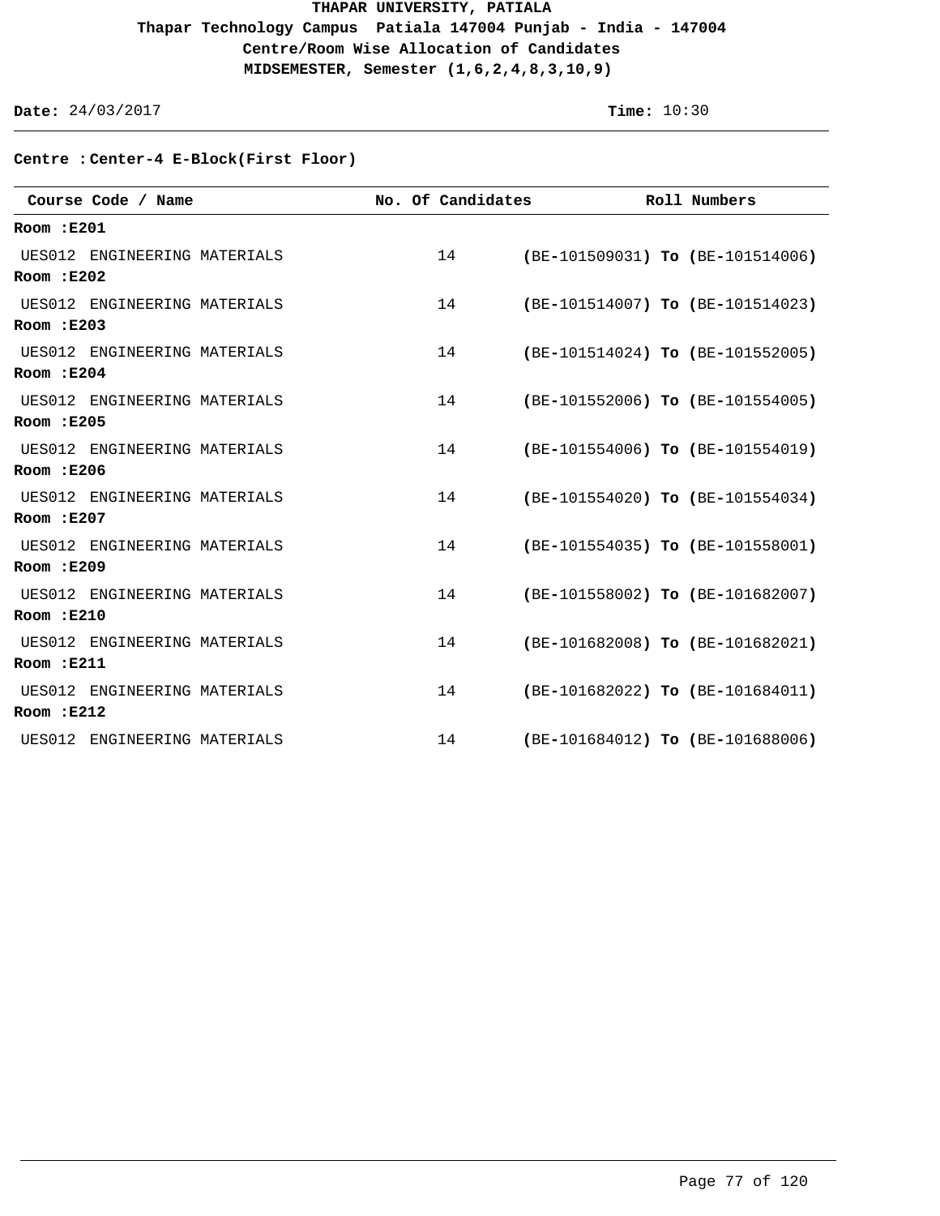# THAPAR UNIVERSITY, PATIALA

**Thapar Technology Campus Patiala 147004 Punjab - India - 147004**

**Centre/Room Wise Allocation of Candidates**

**MIDSEMESTER, Semester (1,6,2,4,8,3,10,9)**

**Date:** 24/03/2017 **Time:** 10:30

**Centre : Center-4 E-Block(First Floor)**

| Course Code / Name | No. Of Candidates | Roll Numbers |
|---|---|---|
| **Room :E201** | | |
| UES012 ENGINEERING MATERIALS | 14 | **(**BE-101509031**) To (**BE-101514006**)** |
| **Room :E202** | | |
| UES012 ENGINEERING MATERIALS | 14 | **(**BE-101514007**) To (**BE-101514023**)** |
| **Room :E203** | | |
| UES012 ENGINEERING MATERIALS | 14 | **(**BE-101514024**) To (**BE-101552005**)** |
| **Room :E204** | | |
| UES012 ENGINEERING MATERIALS | 14 | **(**BE-101552006**) To (**BE-101554005**)** |
| **Room :E205** | | |
| UES012 ENGINEERING MATERIALS | 14 | **(**BE-101554006**) To (**BE-101554019**)** |
| **Room :E206** | | |
| UES012 ENGINEERING MATERIALS | 14 | **(**BE-101554020**) To (**BE-101554034**)** |
| **Room :E207** | | |
| UES012 ENGINEERING MATERIALS | 14 | **(**BE-101554035**) To (**BE-101558001**)** |
| **Room :E209** | | |
| UES012 ENGINEERING MATERIALS | 14 | **(**BE-101558002**) To (**BE-101682007**)** |
| **Room :E210** | | |
| UES012 ENGINEERING MATERIALS | 14 | **(**BE-101682008**) To (**BE-101682021**)** |
| **Room :E211** | | |
| UES012 ENGINEERING MATERIALS | 14 | **(**BE-101682022**) To (**BE-101684011**)** |
| **Room :E212** | | |
| UES012 ENGINEERING MATERIALS | 14 | **(**BE-101684012**) To (**BE-101688006**)** |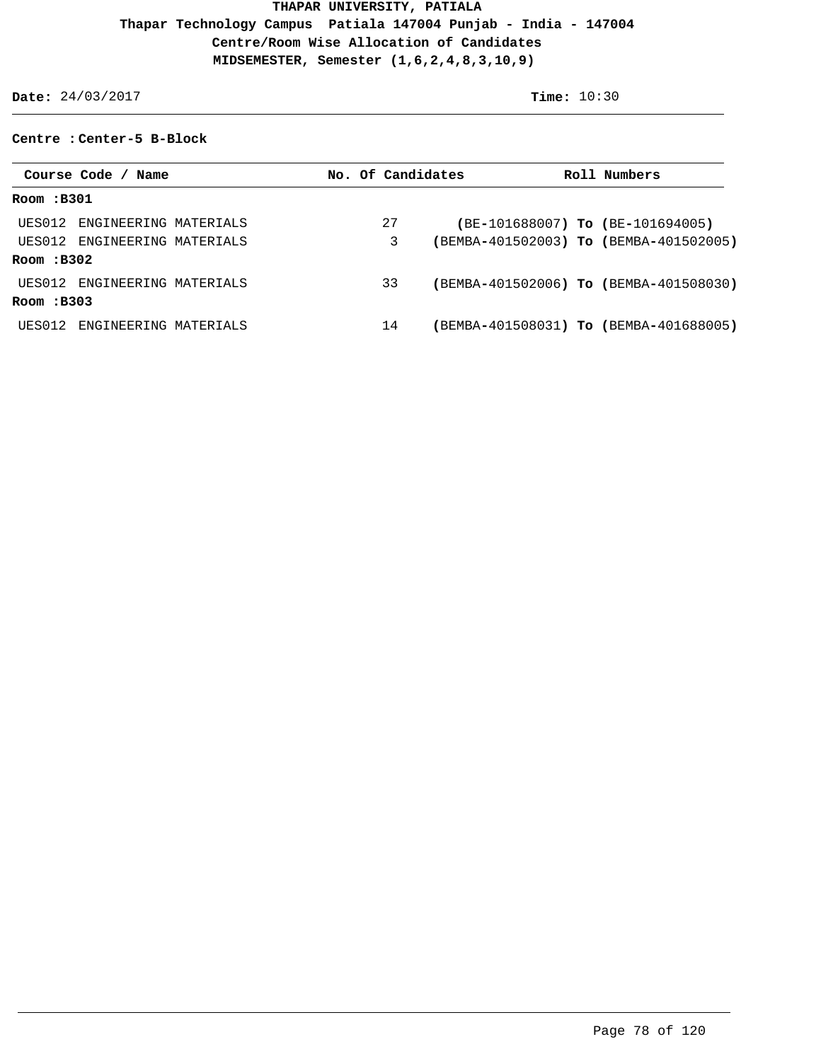# THAPAR UNIVERSITY, PATIALA

**Thapar Technology Campus Patiala 147004 Punjab - India - 147004**

**Centre/Room Wise Allocation of Candidates**

**MIDSEMESTER, Semester (1,6,2,4,8,3,10,9)**

**Date:** 24/03/2017 **Time:** 10:30

**Centre : Center-5 B-Block**

| Course Code / Name | No. Of Candidates | Roll Numbers |
|---|---|---|
| **Room :B301** | | |
| UES012 ENGINEERING MATERIALS | 27 | **(**BE-101688007**) To (**BE-101694005**)** |
| UES012 ENGINEERING MATERIALS | 3 | **(**BEMBA-401502003**) To (**BEMBA-401502005**)** |
| **Room :B302** | | |
| UES012 ENGINEERING MATERIALS | 33 | **(**BEMBA-401502006**) To (**BEMBA-401508030**)** |
| **Room :B303** | | |
| UES012 ENGINEERING MATERIALS | 14 | **(**BEMBA-401508031**) To (**BEMBA-401688005**)** |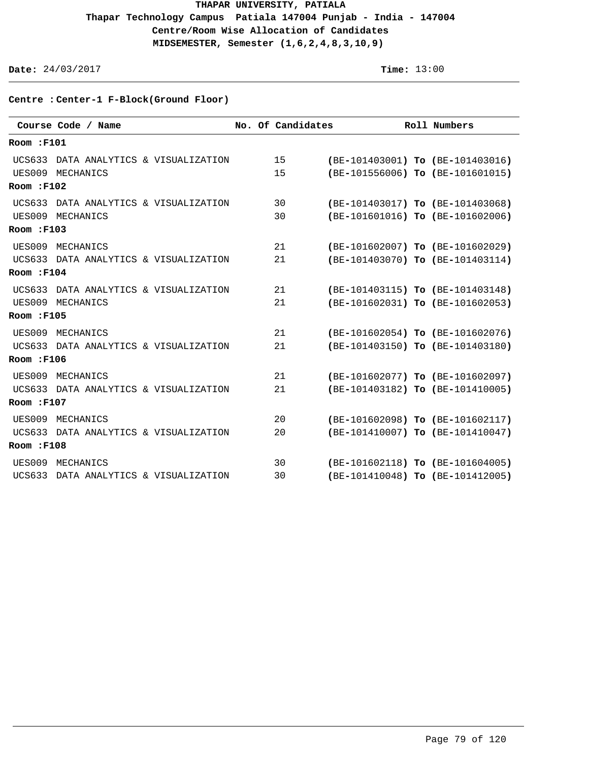**THAPAR UNIVERSITY, PATIALA**

**Thapar Technology Campus Patiala 147004 Punjab - India - 147004**

**Centre/Room Wise Allocation of Candidates**

**MIDSEMESTER, Semester (1,6,2,4,8,3,10,9)**

**Date:** 24/03/2017 **Time:** 13:00

**Centre : Center-1 F-Block(Ground Floor)**

| Course Code / Name | No. Of Candidates | Roll Numbers |
|---|---|---|
| **Room :F101** | | |
| UCS633 DATA ANALYTICS & VISUALIZATION | 15 | (BE-101403001) To (BE-101403016) |
| UES009 MECHANICS | 15 | (BE-101556006) To (BE-101601015) |
| **Room :F102** | | |
| UCS633 DATA ANALYTICS & VISUALIZATION | 30 | (BE-101403017) To (BE-101403068) |
| UES009 MECHANICS | 30 | (BE-101601016) To (BE-101602006) |
| **Room :F103** | | |
| UES009 MECHANICS | 21 | (BE-101602007) To (BE-101602029) |
| UCS633 DATA ANALYTICS & VISUALIZATION | 21 | (BE-101403070) To (BE-101403114) |
| **Room :F104** | | |
| UCS633 DATA ANALYTICS & VISUALIZATION | 21 | (BE-101403115) To (BE-101403148) |
| UES009 MECHANICS | 21 | (BE-101602031) To (BE-101602053) |
| **Room :F105** | | |
| UES009 MECHANICS | 21 | (BE-101602054) To (BE-101602076) |
| UCS633 DATA ANALYTICS & VISUALIZATION | 21 | (BE-101403150) To (BE-101403180) |
| **Room :F106** | | |
| UES009 MECHANICS | 21 | (BE-101602077) To (BE-101602097) |
| UCS633 DATA ANALYTICS & VISUALIZATION | 21 | (BE-101403182) To (BE-101410005) |
| **Room :F107** | | |
| UES009 MECHANICS | 20 | (BE-101602098) To (BE-101602117) |
| UCS633 DATA ANALYTICS & VISUALIZATION | 20 | (BE-101410007) To (BE-101410047) |
| **Room :F108** | | |
| UES009 MECHANICS | 30 | (BE-101602118) To (BE-101604005) |
| UCS633 DATA ANALYTICS & VISUALIZATION | 30 | (BE-101410048) To (BE-101412005) |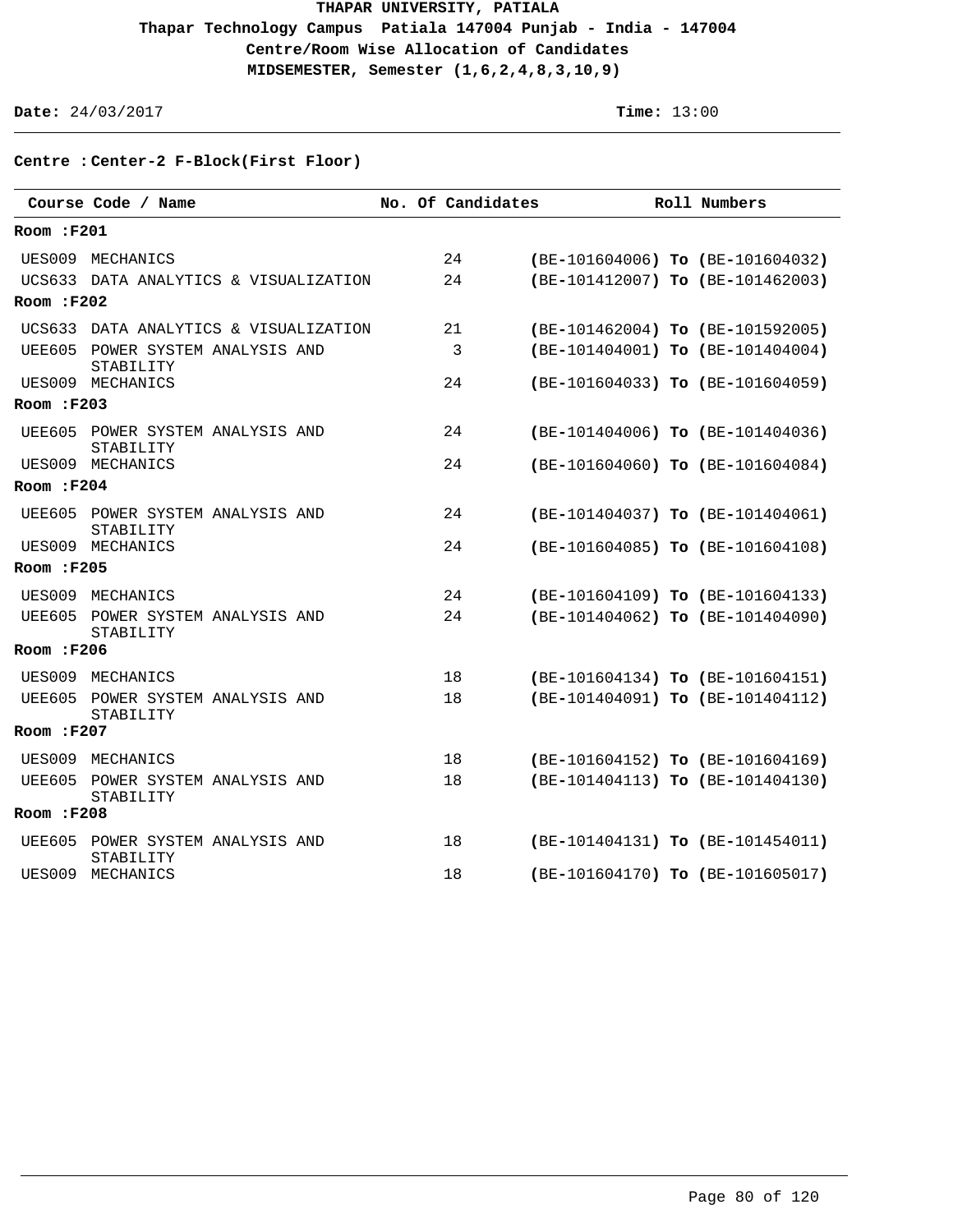# THAPAR UNIVERSITY, PATIALA

**Thapar Technology Campus Patiala 147004 Punjab - India - 147004**

**Centre/Room Wise Allocation of Candidates**

**MIDSEMESTER, Semester (1,6,2,4,8,3,10,9)**

**Date:** 24/03/2017 **Time:** 13:00

**Centre : Center-2 F-Block(First Floor)**

| Course Code / Name | No. Of Candidates | Roll Numbers |
|---|---|---|
| **Room :F201** | | |
| UES009 MECHANICS | 24 | (BE-101604006) **To** (BE-101604032) |
| UCS633 DATA ANALYTICS & VISUALIZATION | 24 | (BE-101412007) **To** (BE-101462003) |
| **Room :F202** | | |
| UCS633 DATA ANALYTICS & VISUALIZATION | 21 | (BE-101462004) **To** (BE-101592005) |
| UEE605 POWER SYSTEM ANALYSIS AND STABILITY | 3 | (BE-101404001) **To** (BE-101404004) |
| UES009 MECHANICS | 24 | (BE-101604033) **To** (BE-101604059) |
| **Room :F203** | | |
| UEE605 POWER SYSTEM ANALYSIS AND STABILITY | 24 | (BE-101404006) **To** (BE-101404036) |
| UES009 MECHANICS | 24 | (BE-101604060) **To** (BE-101604084) |
| **Room :F204** | | |
| UEE605 POWER SYSTEM ANALYSIS AND STABILITY | 24 | (BE-101404037) **To** (BE-101404061) |
| UES009 MECHANICS | 24 | (BE-101604085) **To** (BE-101604108) |
| **Room :F205** | | |
| UES009 MECHANICS | 24 | (BE-101604109) **To** (BE-101604133) |
| UEE605 POWER SYSTEM ANALYSIS AND STABILITY | 24 | (BE-101404062) **To** (BE-101404090) |
| **Room :F206** | | |
| UES009 MECHANICS | 18 | (BE-101604134) **To** (BE-101604151) |
| UEE605 POWER SYSTEM ANALYSIS AND STABILITY | 18 | (BE-101404091) **To** (BE-101404112) |
| **Room :F207** | | |
| UES009 MECHANICS | 18 | (BE-101604152) **To** (BE-101604169) |
| UEE605 POWER SYSTEM ANALYSIS AND STABILITY | 18 | (BE-101404113) **To** (BE-101404130) |
| **Room :F208** | | |
| UEE605 POWER SYSTEM ANALYSIS AND STABILITY | 18 | (BE-101404131) **To** (BE-101454011) |
| UES009 MECHANICS | 18 | (BE-101604170) **To** (BE-101605017) |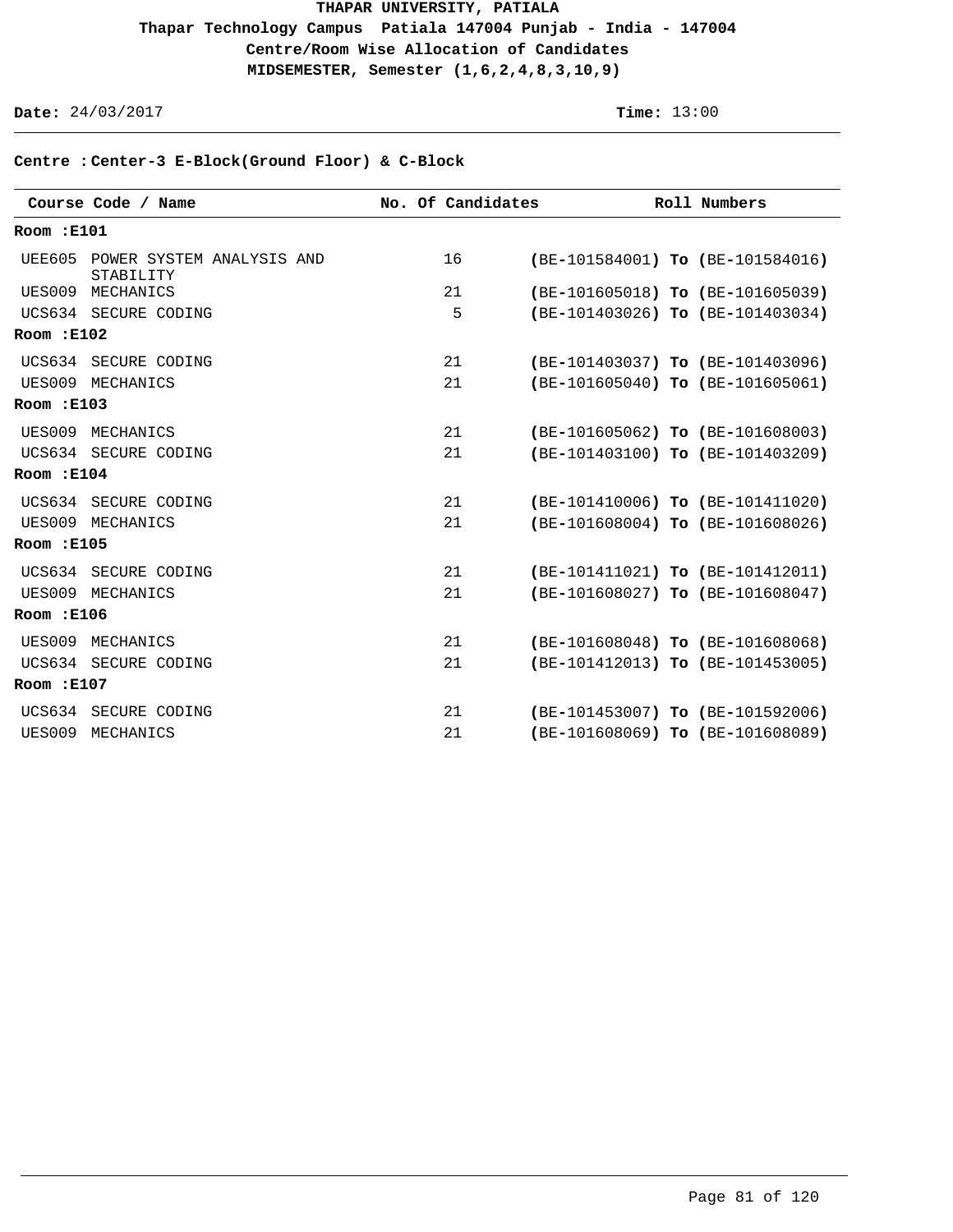# THAPAR UNIVERSITY, PATIALA

**Thapar Technology Campus Patiala 147004 Punjab - India - 147004**

**Centre/Room Wise Allocation of Candidates**

**MIDSEMESTER, Semester (1,6,2,4,8,3,10,9)**

**Date:** 24/03/2017 **Time:** 13:00

**Centre : Center-3 E-Block(Ground Floor) & C-Block**

| Course Code / Name | No. Of Candidates | Roll Numbers |
|---|---|---|
| **Room :E101** | | |
| UEE605 POWER SYSTEM ANALYSIS AND STABILITY | 16 | **(**BE-101584001**) To (**BE-101584016**)** |
| UES009 MECHANICS | 21 | **(**BE-101605018**) To (**BE-101605039**)** |
| UCS634 SECURE CODING | 5 | **(**BE-101403026**) To (**BE-101403034**)** |
| **Room :E102** | | |
| UCS634 SECURE CODING | 21 | **(**BE-101403037**) To (**BE-101403096**)** |
| UES009 MECHANICS | 21 | **(**BE-101605040**) To (**BE-101605061**)** |
| **Room :E103** | | |
| UES009 MECHANICS | 21 | **(**BE-101605062**) To (**BE-101608003**)** |
| UCS634 SECURE CODING | 21 | **(**BE-101403100**) To (**BE-101403209**)** |
| **Room :E104** | | |
| UCS634 SECURE CODING | 21 | **(**BE-101410006**) To (**BE-101411020**)** |
| UES009 MECHANICS | 21 | **(**BE-101608004**) To (**BE-101608026**)** |
| **Room :E105** | | |
| UCS634 SECURE CODING | 21 | **(**BE-101411021**) To (**BE-101412011**)** |
| UES009 MECHANICS | 21 | **(**BE-101608027**) To (**BE-101608047**)** |
| **Room :E106** | | |
| UES009 MECHANICS | 21 | **(**BE-101608048**) To (**BE-101608068**)** |
| UCS634 SECURE CODING | 21 | **(**BE-101412013**) To (**BE-101453005**)** |
| **Room :E107** | | |
| UCS634 SECURE CODING | 21 | **(**BE-101453007**) To (**BE-101592006**)** |
| UES009 MECHANICS | 21 | **(**BE-101608069**) To (**BE-101608089**)** |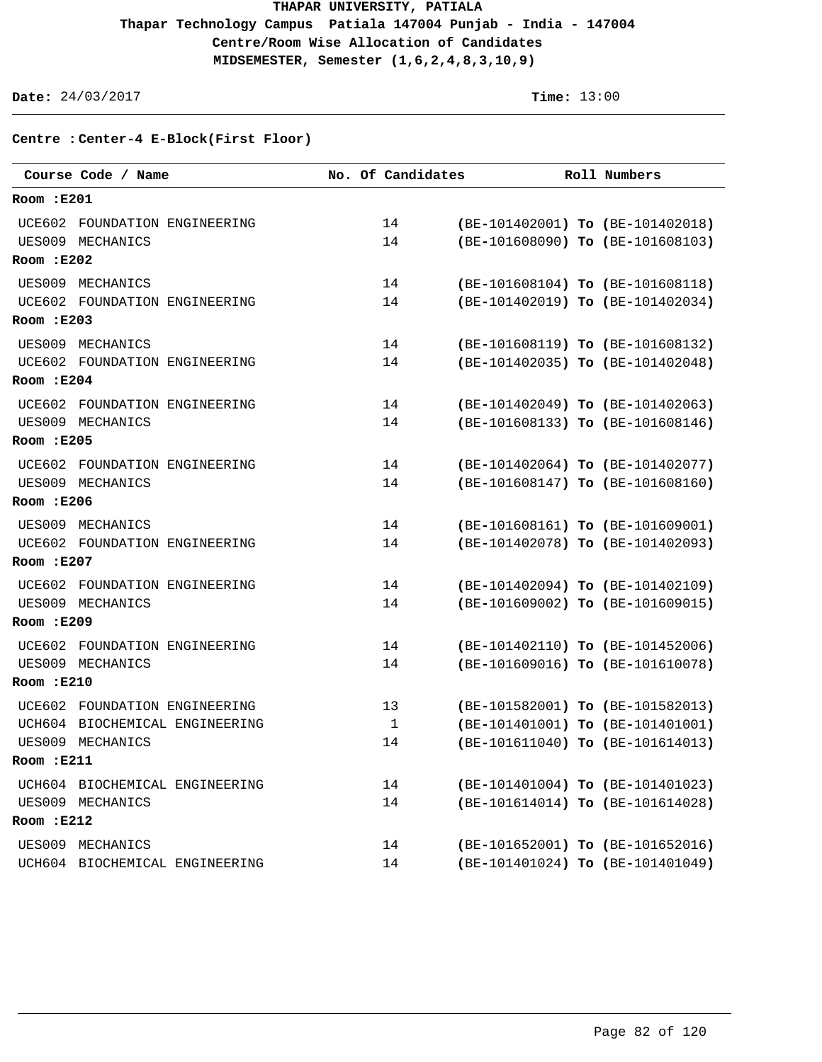# THAPAR UNIVERSITY, PATIALA

**Thapar Technology Campus Patiala 147004 Punjab - India - 147004**

**Centre/Room Wise Allocation of Candidates**

**MIDSEMESTER, Semester (1,6,2,4,8,3,10,9)**

**Date:** 24/03/2017 **Time:** 13:00

**Centre : Center-4 E-Block(First Floor)**

| Course Code / Name | No. Of Candidates | Roll Numbers |
|---|---|---|
| **Room :E201** | | |
| UCE602 FOUNDATION ENGINEERING | 14 | **(**BE-101402001**) To (**BE-101402018**)** |
| UES009 MECHANICS | 14 | **(**BE-101608090**) To (**BE-101608103**)** |
| **Room :E202** | | |
| UES009 MECHANICS | 14 | **(**BE-101608104**) To (**BE-101608118**)** |
| UCE602 FOUNDATION ENGINEERING | 14 | **(**BE-101402019**) To (**BE-101402034**)** |
| **Room :E203** | | |
| UES009 MECHANICS | 14 | **(**BE-101608119**) To (**BE-101608132**)** |
| UCE602 FOUNDATION ENGINEERING | 14 | **(**BE-101402035**) To (**BE-101402048**)** |
| **Room :E204** | | |
| UCE602 FOUNDATION ENGINEERING | 14 | **(**BE-101402049**) To (**BE-101402063**)** |
| UES009 MECHANICS | 14 | **(**BE-101608133**) To (**BE-101608146**)** |
| **Room :E205** | | |
| UCE602 FOUNDATION ENGINEERING | 14 | **(**BE-101402064**) To (**BE-101402077**)** |
| UES009 MECHANICS | 14 | **(**BE-101608147**) To (**BE-101608160**)** |
| **Room :E206** | | |
| UES009 MECHANICS | 14 | **(**BE-101608161**) To (**BE-101609001**)** |
| UCE602 FOUNDATION ENGINEERING | 14 | **(**BE-101402078**) To (**BE-101402093**)** |
| **Room :E207** | | |
| UCE602 FOUNDATION ENGINEERING | 14 | **(**BE-101402094**) To (**BE-101402109**)** |
| UES009 MECHANICS | 14 | **(**BE-101609002**) To (**BE-101609015**)** |
| **Room :E209** | | |
| UCE602 FOUNDATION ENGINEERING | 14 | **(**BE-101402110**) To (**BE-101452006**)** |
| UES009 MECHANICS | 14 | **(**BE-101609016**) To (**BE-101610078**)** |
| **Room :E210** | | |
| UCE602 FOUNDATION ENGINEERING | 13 | **(**BE-101582001**) To (**BE-101582013**)** |
| UCH604 BIOCHEMICAL ENGINEERING | 1 | **(**BE-101401001**) To (**BE-101401001**)** |
| UES009 MECHANICS | 14 | **(**BE-101611040**) To (**BE-101614013**)** |
| **Room :E211** | | |
| UCH604 BIOCHEMICAL ENGINEERING | 14 | **(**BE-101401004**) To (**BE-101401023**)** |
| UES009 MECHANICS | 14 | **(**BE-101614014**) To (**BE-101614028**)** |
| **Room :E212** | | |
| UES009 MECHANICS | 14 | **(**BE-101652001**) To (**BE-101652016**)** |
| UCH604 BIOCHEMICAL ENGINEERING | 14 | **(**BE-101401024**) To (**BE-101401049**)** |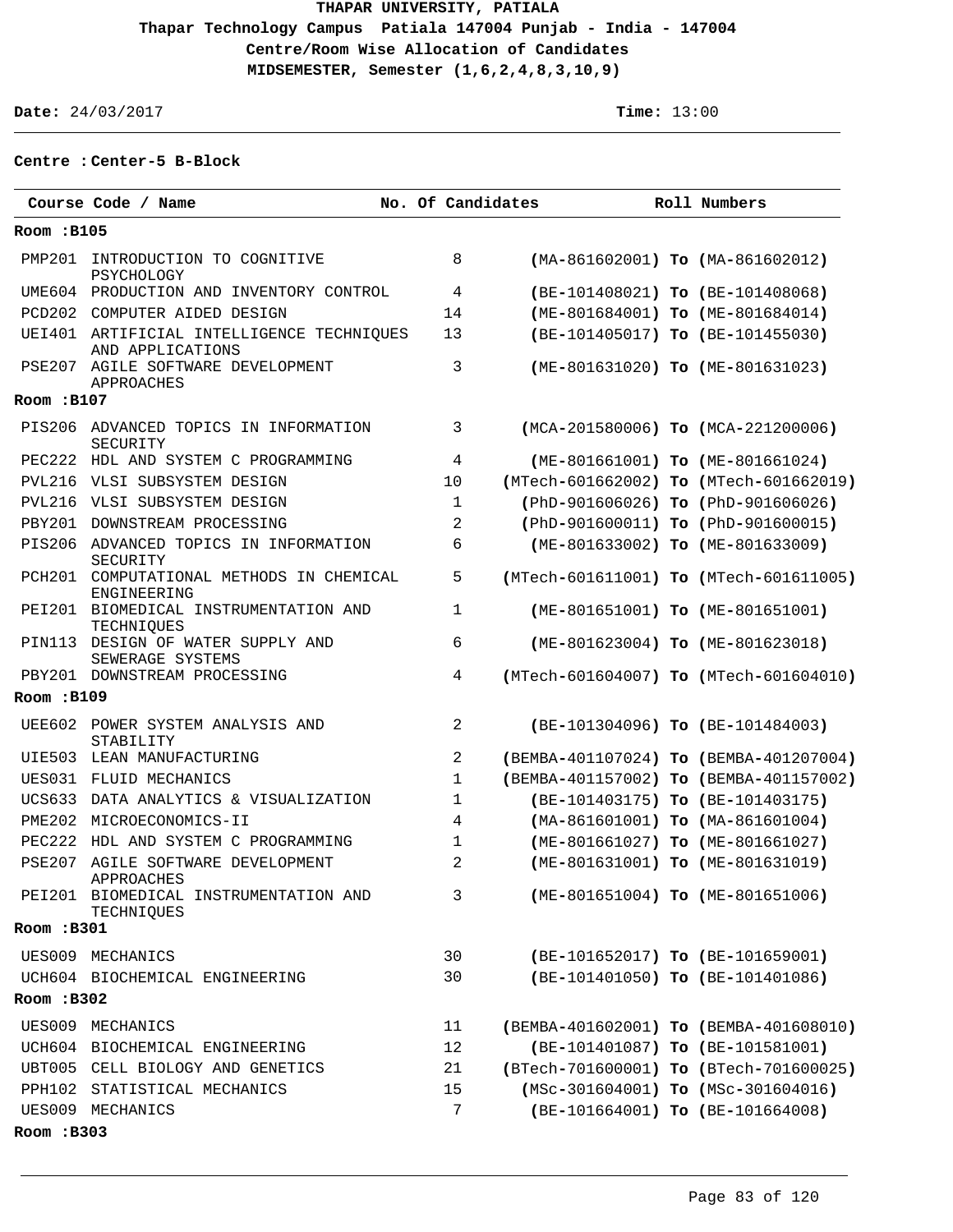# THAPAR UNIVERSITY, PATIALA

**Thapar Technology Campus Patiala 147004 Punjab - India - 147004**

**Centre/Room Wise Allocation of Candidates**

**MIDSEMESTER, Semester (1,6,2,4,8,3,10,9)**

**Date:** 24/03/2017 **Time:** 13:00

**Centre : Center-5 B-Block**

| Course Code / Name | | No. Of Candidates | Roll Numbers |
|---|---|---|---|
| **Room :B105** | | | |
| PMP201 | INTRODUCTION TO COGNITIVE PSYCHOLOGY | 8 | (MA-861602001) To (MA-861602012) |
| UME604 | PRODUCTION AND INVENTORY CONTROL | 4 | (BE-101408021) To (BE-101408068) |
| PCD202 | COMPUTER AIDED DESIGN | 14 | (ME-801684001) To (ME-801684014) |
| UEI401 | ARTIFICIAL INTELLIGENCE TECHNIQUES AND APPLICATIONS | 13 | (BE-101405017) To (BE-101455030) |
| PSE207 | AGILE SOFTWARE DEVELOPMENT APPROACHES | 3 | (ME-801631020) To (ME-801631023) |
| **Room :B107** | | | |
| PIS206 | ADVANCED TOPICS IN INFORMATION SECURITY | 3 | (MCA-201580006) To (MCA-221200006) |
| PEC222 | HDL AND SYSTEM C PROGRAMMING | 4 | (ME-801661001) To (ME-801661024) |
| PVL216 | VLSI SUBSYSTEM DESIGN | 10 | (MTech-601662002) To (MTech-601662019) |
| PVL216 | VLSI SUBSYSTEM DESIGN | 1 | (PhD-901606026) To (PhD-901606026) |
| PBY201 | DOWNSTREAM PROCESSING | 2 | (PhD-901600011) To (PhD-901600015) |
| PIS206 | ADVANCED TOPICS IN INFORMATION SECURITY | 6 | (ME-801633002) To (ME-801633009) |
| PCH201 | COMPUTATIONAL METHODS IN CHEMICAL ENGINEERING | 5 | (MTech-601611001) To (MTech-601611005) |
| PEI201 | BIOMEDICAL INSTRUMENTATION AND TECHNIQUES | 1 | (ME-801651001) To (ME-801651001) |
| PIN113 | DESIGN OF WATER SUPPLY AND SEWERAGE SYSTEMS | 6 | (ME-801623004) To (ME-801623018) |
| PBY201 | DOWNSTREAM PROCESSING | 4 | (MTech-601604007) To (MTech-601604010) |
| **Room :B109** | | | |
| UEE602 | POWER SYSTEM ANALYSIS AND STABILITY | 2 | (BE-101304096) To (BE-101484003) |
| UIE503 | LEAN MANUFACTURING | 2 | (BEMBA-401107024) To (BEMBA-401207004) |
| UES031 | FLUID MECHANICS | 1 | (BEMBA-401157002) To (BEMBA-401157002) |
| UCS633 | DATA ANALYTICS & VISUALIZATION | 1 | (BE-101403175) To (BE-101403175) |
| PME202 | MICROECONOMICS-II | 4 | (MA-861601001) To (MA-861601004) |
| PEC222 | HDL AND SYSTEM C PROGRAMMING | 1 | (ME-801661027) To (ME-801661027) |
| PSE207 | AGILE SOFTWARE DEVELOPMENT APPROACHES | 2 | (ME-801631001) To (ME-801631019) |
| PEI201 | BIOMEDICAL INSTRUMENTATION AND TECHNIQUES | 3 | (ME-801651004) To (ME-801651006) |
| **Room :B301** | | | |
| UES009 | MECHANICS | 30 | (BE-101652017) To (BE-101659001) |
| UCH604 | BIOCHEMICAL ENGINEERING | 30 | (BE-101401050) To (BE-101401086) |
| **Room :B302** | | | |
| UES009 | MECHANICS | 11 | (BEMBA-401602001) To (BEMBA-401608010) |
| UCH604 | BIOCHEMICAL ENGINEERING | 12 | (BE-101401087) To (BE-101581001) |
| UBT005 | CELL BIOLOGY AND GENETICS | 21 | (BTech-701600001) To (BTech-701600025) |
| PPH102 | STATISTICAL MECHANICS | 15 | (MSc-301604001) To (MSc-301604016) |
| UES009 | MECHANICS | 7 | (BE-101664001) To (BE-101664008) |
| **Room :B303** | | | |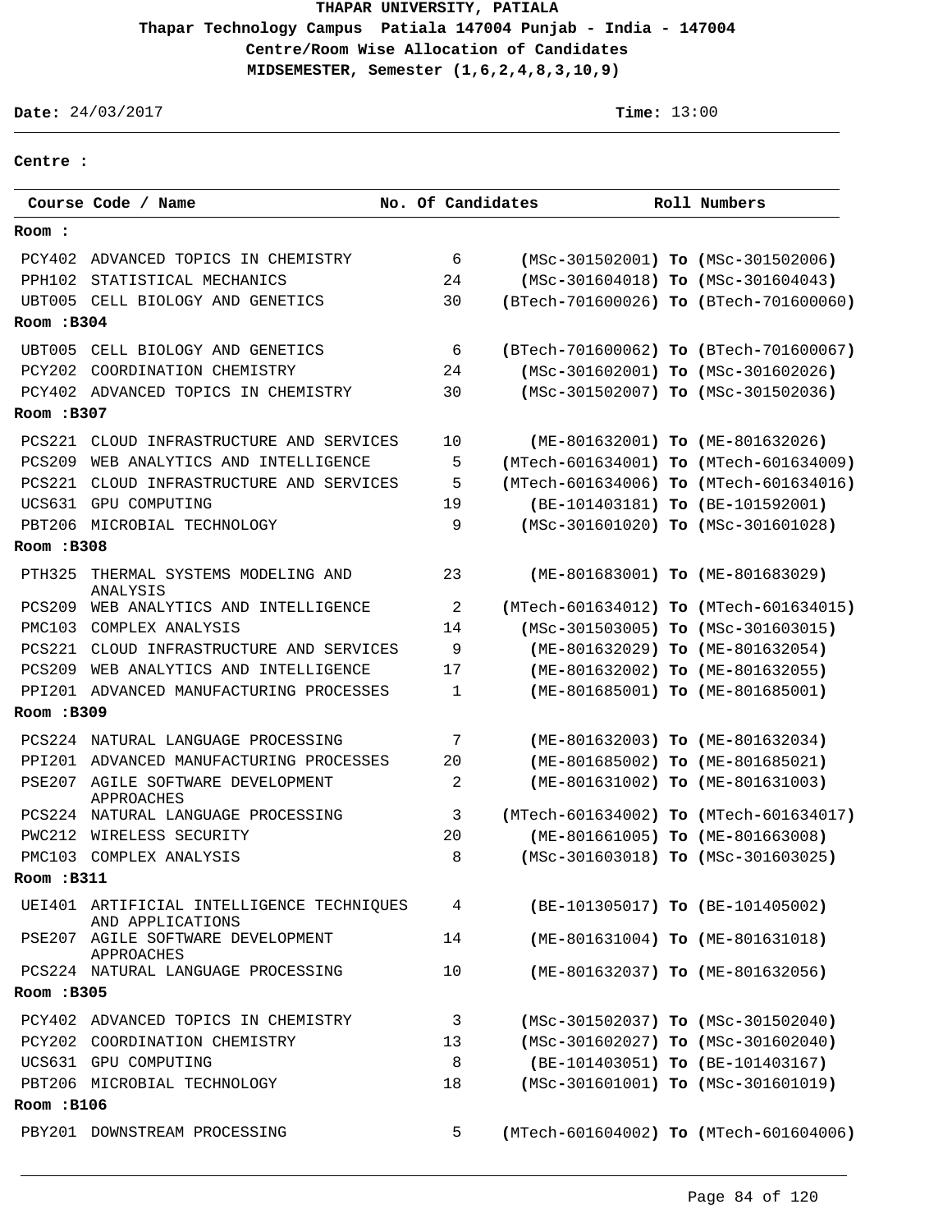# THAPAR UNIVERSITY, PATIALA

**Thapar Technology Campus Patiala 147004 Punjab - India - 147004**

**Centre/Room Wise Allocation of Candidates**

**MIDSEMESTER, Semester (1,6,2,4,8,3,10,9)**

**Date:** 24/03/2017 **Time:** 13:00

**Centre :**

| Course Code / Name | | No. Of Candidates | Roll Numbers |
|---|---|---|---|
| **Room :** | | | |
| PCY402 | ADVANCED TOPICS IN CHEMISTRY | 6 | **(**MSc-301502001**) To (**MSc-301502006**)** |
| PPH102 | STATISTICAL MECHANICS | 24 | **(**MSc-301604018**) To (**MSc-301604043**)** |
| UBT005 | CELL BIOLOGY AND GENETICS | 30 | **(**BTech-701600026**) To (**BTech-701600060**)** |
| **Room :B304** | | | |
| UBT005 | CELL BIOLOGY AND GENETICS | 6 | **(**BTech-701600062**) To (**BTech-701600067**)** |
| PCY202 | COORDINATION CHEMISTRY | 24 | **(**MSc-301602001**) To (**MSc-301602026**)** |
| PCY402 | ADVANCED TOPICS IN CHEMISTRY | 30 | **(**MSc-301502007**) To (**MSc-301502036**)** |
| **Room :B307** | | | |
| PCS221 | CLOUD INFRASTRUCTURE AND SERVICES | 10 | **(**ME-801632001**) To (**ME-801632026**)** |
| PCS209 | WEB ANALYTICS AND INTELLIGENCE | 5 | **(**MTech-601634001**) To (**MTech-601634009**)** |
| PCS221 | CLOUD INFRASTRUCTURE AND SERVICES | 5 | **(**MTech-601634006**) To (**MTech-601634016**)** |
| UCS631 | GPU COMPUTING | 19 | **(**BE-101403181**) To (**BE-101592001**)** |
| PBT206 | MICROBIAL TECHNOLOGY | 9 | **(**MSc-301601020**) To (**MSc-301601028**)** |
| **Room :B308** | | | |
| PTH325 | THERMAL SYSTEMS MODELING AND ANALYSIS | 23 | **(**ME-801683001**) To (**ME-801683029**)** |
| PCS209 | WEB ANALYTICS AND INTELLIGENCE | 2 | **(**MTech-601634012**) To (**MTech-601634015**)** |
| PMC103 | COMPLEX ANALYSIS | 14 | **(**MSc-301503005**) To (**MSc-301603015**)** |
| PCS221 | CLOUD INFRASTRUCTURE AND SERVICES | 9 | **(**ME-801632029**) To (**ME-801632054**)** |
| PCS209 | WEB ANALYTICS AND INTELLIGENCE | 17 | **(**ME-801632002**) To (**ME-801632055**)** |
| PPI201 | ADVANCED MANUFACTURING PROCESSES | 1 | **(**ME-801685001**) To (**ME-801685001**)** |
| **Room :B309** | | | |
| PCS224 | NATURAL LANGUAGE PROCESSING | 7 | **(**ME-801632003**) To (**ME-801632034**)** |
| PPI201 | ADVANCED MANUFACTURING PROCESSES | 20 | **(**ME-801685002**) To (**ME-801685021**)** |
| PSE207 | AGILE SOFTWARE DEVELOPMENT APPROACHES | 2 | **(**ME-801631002**) To (**ME-801631003**)** |
| PCS224 | NATURAL LANGUAGE PROCESSING | 3 | **(**MTech-601634002**) To (**MTech-601634017**)** |
| PWC212 | WIRELESS SECURITY | 20 | **(**ME-801661005**) To (**ME-801663008**)** |
| PMC103 | COMPLEX ANALYSIS | 8 | **(**MSc-301603018**) To (**MSc-301603025**)** |
| **Room :B311** | | | |
| UEI401 | ARTIFICIAL INTELLIGENCE TECHNIQUES AND APPLICATIONS | 4 | **(**BE-101305017**) To (**BE-101405002**)** |
| PSE207 | AGILE SOFTWARE DEVELOPMENT APPROACHES | 14 | **(**ME-801631004**) To (**ME-801631018**)** |
| PCS224 | NATURAL LANGUAGE PROCESSING | 10 | **(**ME-801632037**) To (**ME-801632056**)** |
| **Room :B305** | | | |
| PCY402 | ADVANCED TOPICS IN CHEMISTRY | 3 | **(**MSc-301502037**) To (**MSc-301502040**)** |
| PCY202 | COORDINATION CHEMISTRY | 13 | **(**MSc-301602027**) To (**MSc-301602040**)** |
| UCS631 | GPU COMPUTING | 8 | **(**BE-101403051**) To (**BE-101403167**)** |
| PBT206 | MICROBIAL TECHNOLOGY | 18 | **(**MSc-301601001**) To (**MSc-301601019**)** |
| **Room :B106** | | | |
| PBY201 | DOWNSTREAM PROCESSING | 5 | **(**MTech-601604002**) To (**MTech-601604006**)** |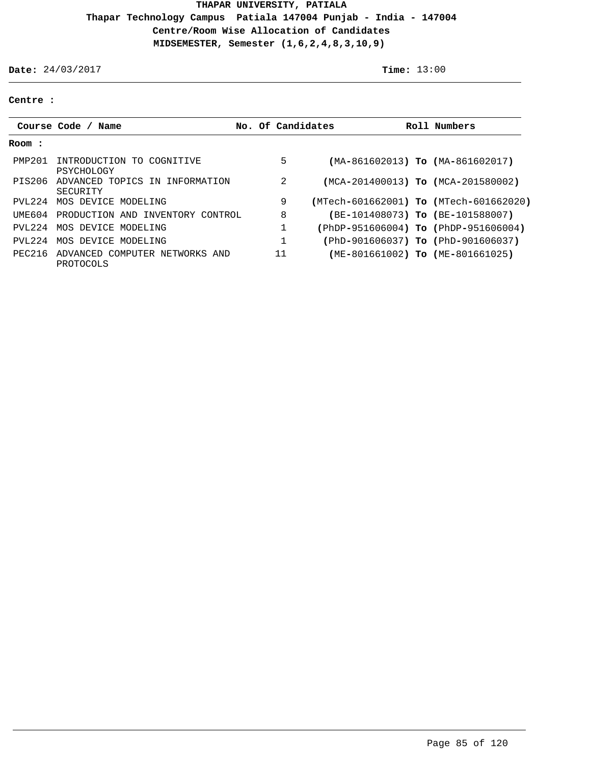# THAPAR UNIVERSITY, PATIALA

**Thapar Technology Campus Patiala 147004 Punjab - India - 147004**

**Centre/Room Wise Allocation of Candidates**

**MIDSEMESTER, Semester (1,6,2,4,8,3,10,9)**

**Date:** 24/03/2017 **Time:** 13:00

**Centre :**

| Course Code / Name | | No. Of Candidates | Roll Numbers |
|---|---|---|---|
| **Room :** | | | |
| PMP201 | INTRODUCTION TO COGNITIVE PSYCHOLOGY | 5 | **(**MA-861602013**) To (**MA-861602017**)** |
| PIS206 | ADVANCED TOPICS IN INFORMATION SECURITY | 2 | **(**MCA-201400013**) To (**MCA-201580002**)** |
| PVL224 | MOS DEVICE MODELING | 9 | **(**MTech-601662001**) To (**MTech-601662020**)** |
| UME604 | PRODUCTION AND INVENTORY CONTROL | 8 | **(**BE-101408073**) To (**BE-101588007**)** |
| PVL224 | MOS DEVICE MODELING | 1 | **(**PhDP-951606004**) To (**PhDP-951606004**)** |
| PVL224 | MOS DEVICE MODELING | 1 | **(**PhD-901606037**) To (**PhD-901606037**)** |
| PEC216 | ADVANCED COMPUTER NETWORKS AND PROTOCOLS | 11 | **(**ME-801661002**) To (**ME-801661025**)** |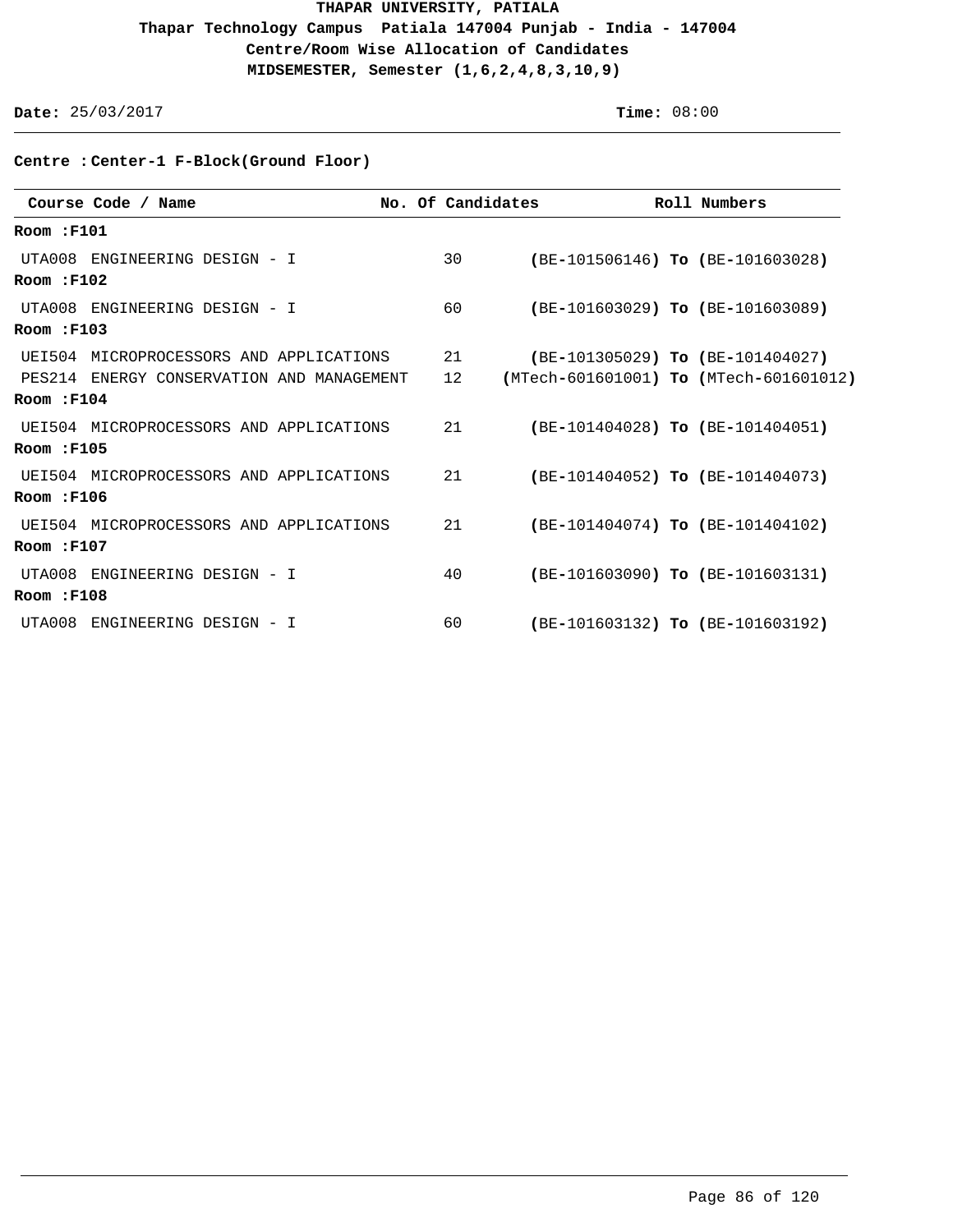# THAPAR UNIVERSITY, PATIALA

**Thapar Technology Campus Patiala 147004 Punjab - India - 147004**

**Centre/Room Wise Allocation of Candidates**

**MIDSEMESTER, Semester (1,6,2,4,8,3,10,9)**

**Date:** 25/03/2017 **Time:** 08:00

**Centre : Center-1 F-Block(Ground Floor)**

| Course Code / Name | No. Of Candidates | Roll Numbers |
|---|---|---|
| **Room :F101** | | |
| UTA008 ENGINEERING DESIGN - I | 30 | **(**BE-101506146**) To (**BE-101603028**)** |
| **Room :F102** | | |
| UTA008 ENGINEERING DESIGN - I | 60 | **(**BE-101603029**) To (**BE-101603089**)** |
| **Room :F103** | | |
| UEI504 MICROPROCESSORS AND APPLICATIONS | 21 | **(**BE-101305029**) To (**BE-101404027**)** |
| PES214 ENERGY CONSERVATION AND MANAGEMENT | 12 | **(**MTech-601601001**) To (**MTech-601601012**)** |
| **Room :F104** | | |
| UEI504 MICROPROCESSORS AND APPLICATIONS | 21 | **(**BE-101404028**) To (**BE-101404051**)** |
| **Room :F105** | | |
| UEI504 MICROPROCESSORS AND APPLICATIONS | 21 | **(**BE-101404052**) To (**BE-101404073**)** |
| **Room :F106** | | |
| UEI504 MICROPROCESSORS AND APPLICATIONS | 21 | **(**BE-101404074**) To (**BE-101404102**)** |
| **Room :F107** | | |
| UTA008 ENGINEERING DESIGN - I | 40 | **(**BE-101603090**) To (**BE-101603131**)** |
| **Room :F108** | | |
| UTA008 ENGINEERING DESIGN - I | 60 | **(**BE-101603132**) To (**BE-101603192**)** |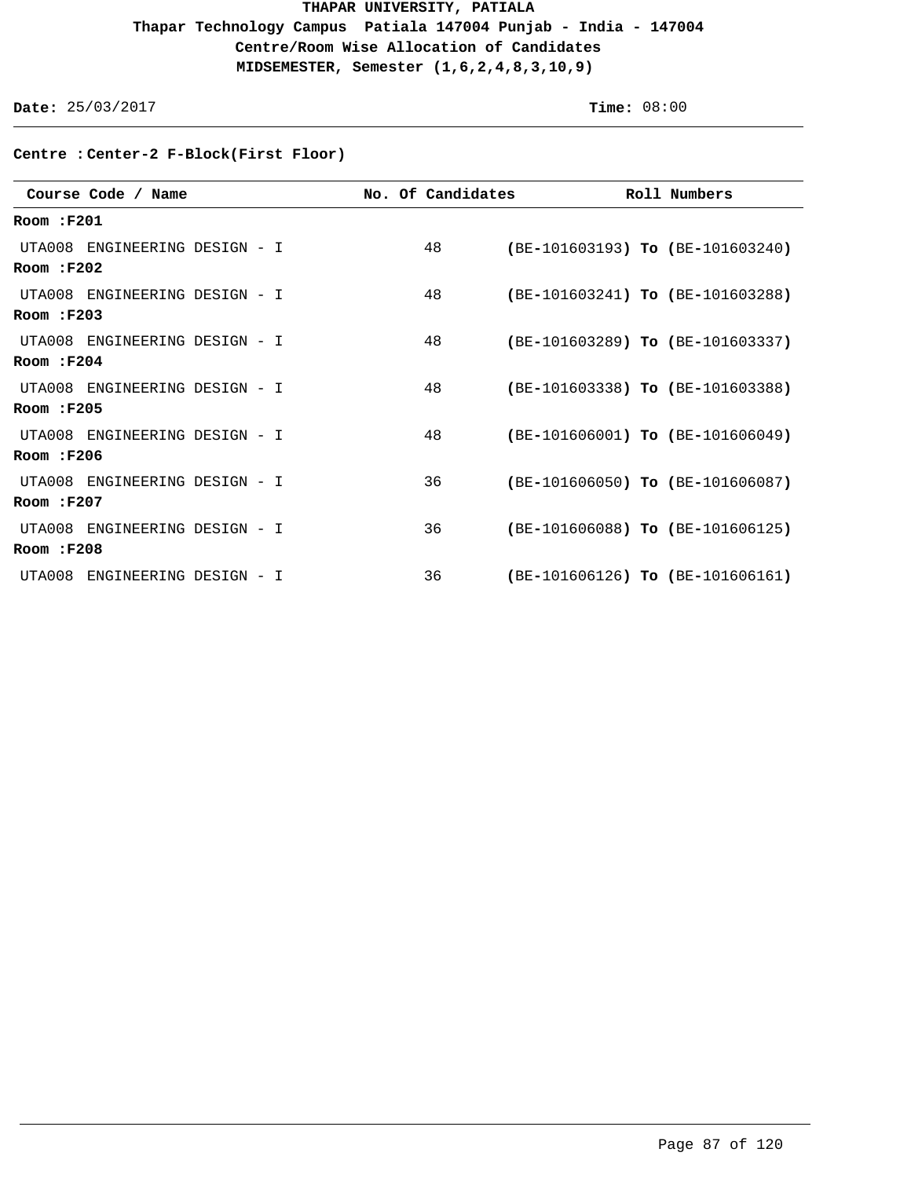**THAPAR UNIVERSITY, PATIALA**

**Thapar Technology Campus Patiala 147004 Punjab - India - 147004**

**Centre/Room Wise Allocation of Candidates**

**MIDSEMESTER, Semester (1,6,2,4,8,3,10,9)**

**Date:** 25/03/2017 **Time:** 08:00

**Centre : Center-2 F-Block(First Floor)**

| Course Code / Name | No. Of Candidates | Roll Numbers |
|---|---|---|
| **Room :F201** | | |
| UTA008 ENGINEERING DESIGN - I | 48 | (BE-101603193) To (BE-101603240) |
| **Room :F202** | | |
| UTA008 ENGINEERING DESIGN - I | 48 | (BE-101603241) To (BE-101603288) |
| **Room :F203** | | |
| UTA008 ENGINEERING DESIGN - I | 48 | (BE-101603289) To (BE-101603337) |
| **Room :F204** | | |
| UTA008 ENGINEERING DESIGN - I | 48 | (BE-101603338) To (BE-101603388) |
| **Room :F205** | | |
| UTA008 ENGINEERING DESIGN - I | 48 | (BE-101606001) To (BE-101606049) |
| **Room :F206** | | |
| UTA008 ENGINEERING DESIGN - I | 36 | (BE-101606050) To (BE-101606087) |
| **Room :F207** | | |
| UTA008 ENGINEERING DESIGN - I | 36 | (BE-101606088) To (BE-101606125) |
| **Room :F208** | | |
| UTA008 ENGINEERING DESIGN - I | 36 | (BE-101606126) To (BE-101606161) |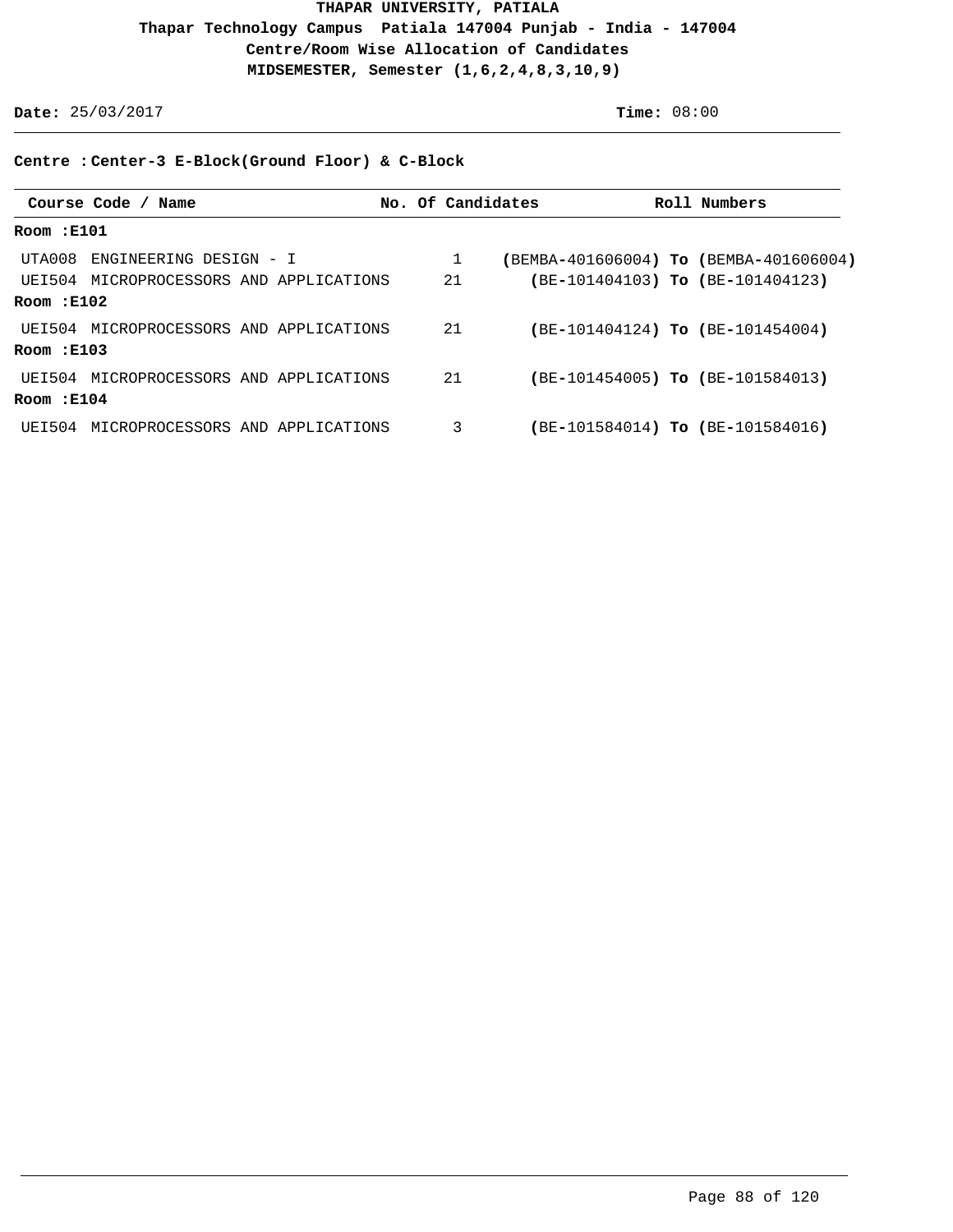**THAPAR UNIVERSITY, PATIALA**

**Thapar Technology Campus Patiala 147004 Punjab - India - 147004**

**Centre/Room Wise Allocation of Candidates**

**MIDSEMESTER, Semester (1,6,2,4,8,3,10,9)**

**Date:** 25/03/2017 **Time:** 08:00

**Centre : Center-3 E-Block(Ground Floor) & C-Block**

| Course Code / Name | No. Of Candidates | Roll Numbers |
|---|---|---|
| **Room :E101** | | |
| UTA008 ENGINEERING DESIGN - I | 1 | (BEMBA-401606004) **To** (BEMBA-401606004) |
| UEI504 MICROPROCESSORS AND APPLICATIONS | 21 | (BE-101404103) **To** (BE-101404123) |
| **Room :E102** | | |
| UEI504 MICROPROCESSORS AND APPLICATIONS | 21 | (BE-101404124) **To** (BE-101454004) |
| **Room :E103** | | |
| UEI504 MICROPROCESSORS AND APPLICATIONS | 21 | (BE-101454005) **To** (BE-101584013) |
| **Room :E104** | | |
| UEI504 MICROPROCESSORS AND APPLICATIONS | 3 | (BE-101584014) **To** (BE-101584016) |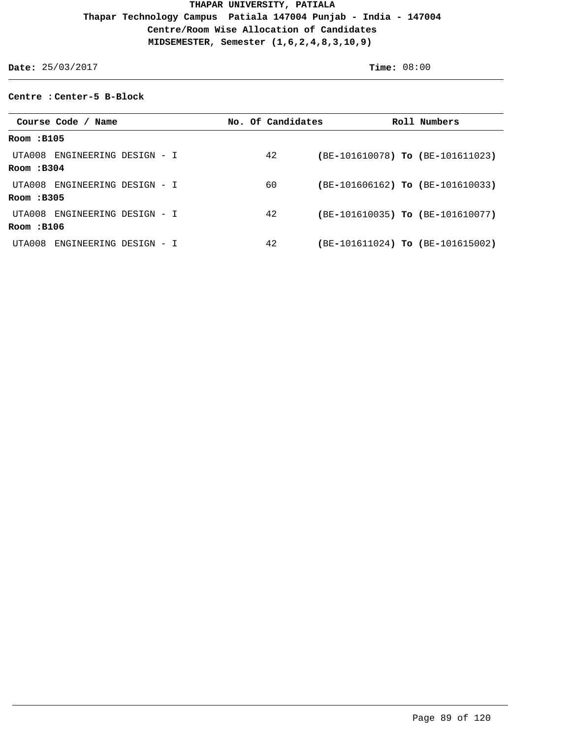# THAPAR UNIVERSITY, PATIALA

**Thapar Technology Campus Patiala 147004 Punjab - India - 147004**

**Centre/Room Wise Allocation of Candidates**

**MIDSEMESTER, Semester (1,6,2,4,8,3,10,9)**

**Date:** 25/03/2017 **Time:** 08:00

**Centre : Center-5 B-Block**

| Course Code / Name | No. Of Candidates | Roll Numbers |
|---|---|---|
| **Room : B105** | | |
| UTA008 ENGINEERING DESIGN - I | 42 | **(**BE-101610078**) To (**BE-101611023**)** |
| **Room : B304** | | |
| UTA008 ENGINEERING DESIGN - I | 60 | **(**BE-101606162**) To (**BE-101610033**)** |
| **Room : B305** | | |
| UTA008 ENGINEERING DESIGN - I | 42 | **(**BE-101610035**) To (**BE-101610077**)** |
| **Room : B106** | | |
| UTA008 ENGINEERING DESIGN - I | 42 | **(**BE-101611024**) To (**BE-101615002**)** |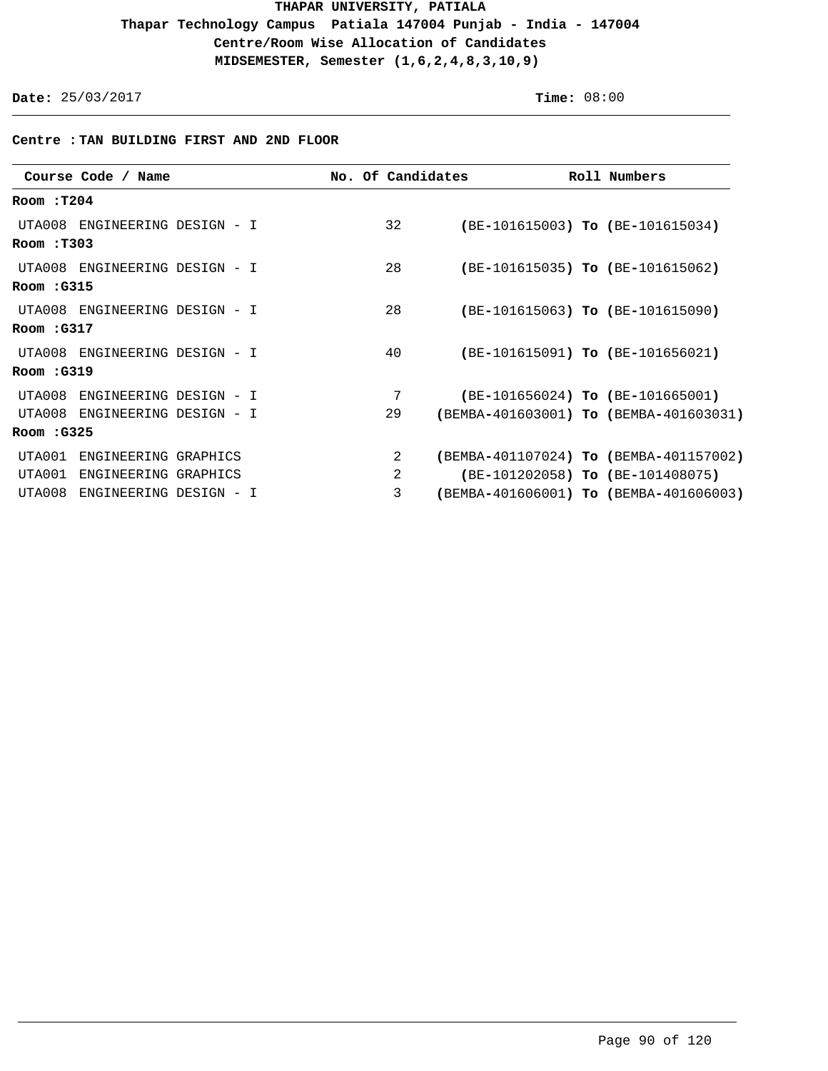**THAPAR UNIVERSITY, PATIALA**

**Thapar Technology Campus Patiala 147004 Punjab - India - 147004**

**Centre/Room Wise Allocation of Candidates**

**MIDSEMESTER, Semester (1,6,2,4,8,3,10,9)**

**Date:** 25/03/2017 **Time:** 08:00

**Centre : TAN BUILDING FIRST AND 2ND FLOOR**

| Course Code / Name | No. Of Candidates | Roll Numbers |
|---|---|---|
| **Room : T204** | | |
| UTA008 ENGINEERING DESIGN - I | 32 | **(**BE-101615003**) To (**BE-101615034**)** |
| **Room : T303** | | |
| UTA008 ENGINEERING DESIGN - I | 28 | **(**BE-101615035**) To (**BE-101615062**)** |
| **Room : G315** | | |
| UTA008 ENGINEERING DESIGN - I | 28 | **(**BE-101615063**) To (**BE-101615090**)** |
| **Room : G317** | | |
| UTA008 ENGINEERING DESIGN - I | 40 | **(**BE-101615091**) To (**BE-101656021**)** |
| **Room : G319** | | |
| UTA008 ENGINEERING DESIGN - I | 7 | **(**BE-101656024**) To (**BE-101665001**)** |
| UTA008 ENGINEERING DESIGN - I | 29 | **(**BEMBA-401603001**) To (**BEMBA-401603031**)** |
| **Room : G325** | | |
| UTA001 ENGINEERING GRAPHICS | 2 | **(**BEMBA-401107024**) To (**BEMBA-401157002**)** |
| UTA001 ENGINEERING GRAPHICS | 2 | **(**BE-101202058**) To (**BE-101408075**)** |
| UTA008 ENGINEERING DESIGN - I | 3 | **(**BEMBA-401606001**) To (**BEMBA-401606003**)** |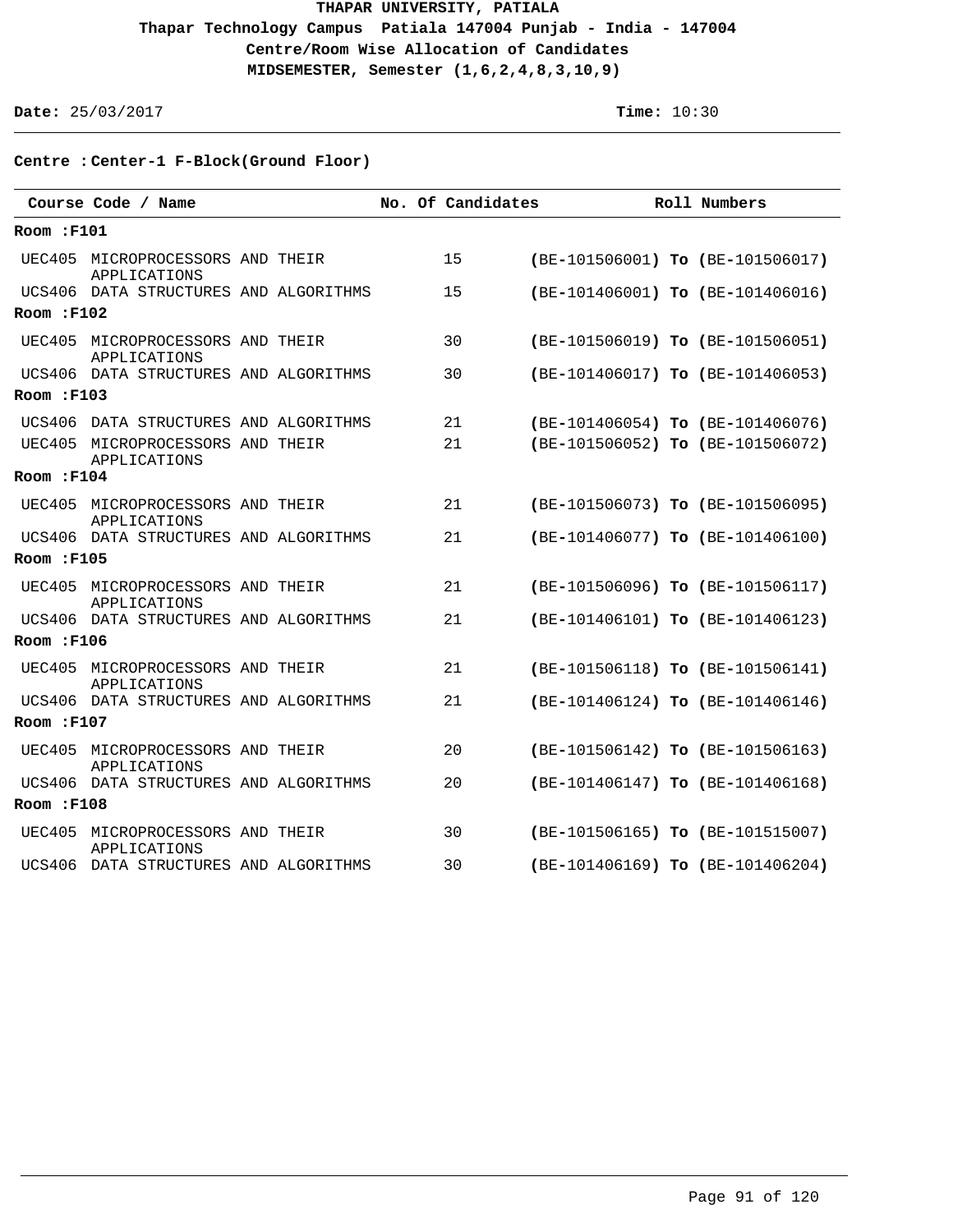# THAPAR UNIVERSITY, PATIALA

**Thapar Technology Campus Patiala 147004 Punjab - India - 147004**

**Centre/Room Wise Allocation of Candidates**

**MIDSEMESTER, Semester (1,6,2,4,8,3,10,9)**

**Date:** 25/03/2017 **Time:** 10:30

**Centre : Center-1 F-Block(Ground Floor)**

| Course Code / Name | No. Of Candidates | Roll Numbers |
|---|---|---|
| **Room :F101** | | |
| UEC405 MICROPROCESSORS AND THEIR APPLICATIONS | 15 | **(**BE-101506001**) To (**BE-101506017**)** |
| UCS406 DATA STRUCTURES AND ALGORITHMS | 15 | **(**BE-101406001**) To (**BE-101406016**)** |
| **Room :F102** | | |
| UEC405 MICROPROCESSORS AND THEIR APPLICATIONS | 30 | **(**BE-101506019**) To (**BE-101506051**)** |
| UCS406 DATA STRUCTURES AND ALGORITHMS | 30 | **(**BE-101406017**) To (**BE-101406053**)** |
| **Room :F103** | | |
| UCS406 DATA STRUCTURES AND ALGORITHMS | 21 | **(**BE-101406054**) To (**BE-101406076**)** |
| UEC405 MICROPROCESSORS AND THEIR APPLICATIONS | 21 | **(**BE-101506052**) To (**BE-101506072**)** |
| **Room :F104** | | |
| UEC405 MICROPROCESSORS AND THEIR APPLICATIONS | 21 | **(**BE-101506073**) To (**BE-101506095**)** |
| UCS406 DATA STRUCTURES AND ALGORITHMS | 21 | **(**BE-101406077**) To (**BE-101406100**)** |
| **Room :F105** | | |
| UEC405 MICROPROCESSORS AND THEIR APPLICATIONS | 21 | **(**BE-101506096**) To (**BE-101506117**)** |
| UCS406 DATA STRUCTURES AND ALGORITHMS | 21 | **(**BE-101406101**) To (**BE-101406123**)** |
| **Room :F106** | | |
| UEC405 MICROPROCESSORS AND THEIR APPLICATIONS | 21 | **(**BE-101506118**) To (**BE-101506141**)** |
| UCS406 DATA STRUCTURES AND ALGORITHMS | 21 | **(**BE-101406124**) To (**BE-101406146**)** |
| **Room :F107** | | |
| UEC405 MICROPROCESSORS AND THEIR APPLICATIONS | 20 | **(**BE-101506142**) To (**BE-101506163**)** |
| UCS406 DATA STRUCTURES AND ALGORITHMS | 20 | **(**BE-101406147**) To (**BE-101406168**)** |
| **Room :F108** | | |
| UEC405 MICROPROCESSORS AND THEIR APPLICATIONS | 30 | **(**BE-101506165**) To (**BE-101515007**)** |
| UCS406 DATA STRUCTURES AND ALGORITHMS | 30 | **(**BE-101406169**) To (**BE-101406204**)** |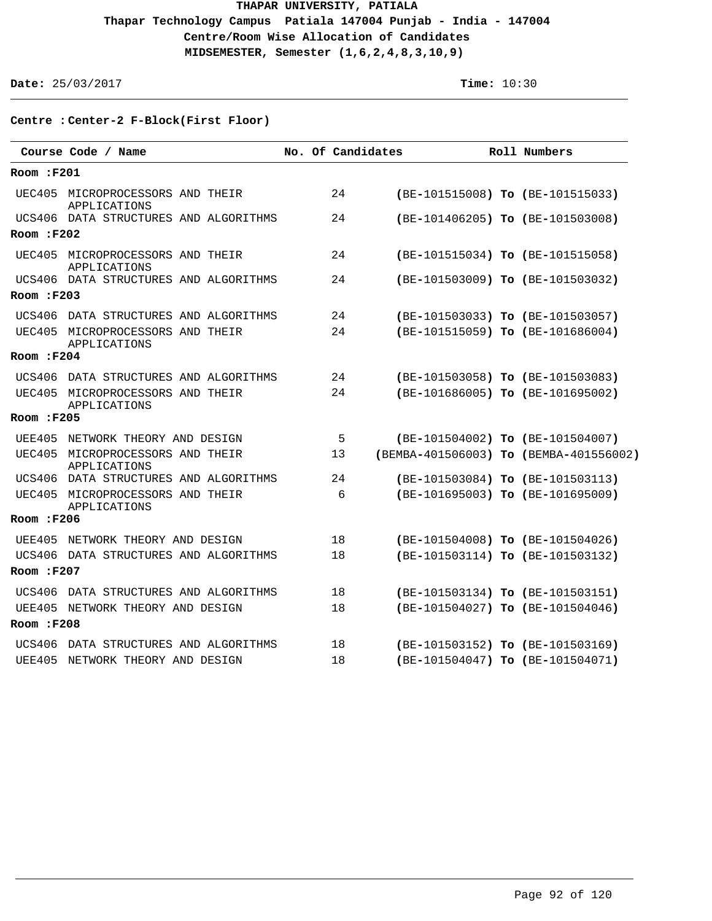**THAPAR UNIVERSITY, PATIALA**

**Thapar Technology Campus Patiala 147004 Punjab - India - 147004**

**Centre/Room Wise Allocation of Candidates**

**MIDSEMESTER, Semester (1,6,2,4,8,3,10,9)**

**Date:** 25/03/2017 **Time:** 10:30

**Centre : Center-2 F-Block(First Floor)**

| Course Code / Name | No. Of Candidates | Roll Numbers |
|---|---|---|
| **Room :F201** | | |
| UEC405 MICROPROCESSORS AND THEIR APPLICATIONS | 24 | (BE-101515008) To (BE-101515033) |
| UCS406 DATA STRUCTURES AND ALGORITHMS | 24 | (BE-101406205) To (BE-101503008) |
| **Room :F202** | | |
| UEC405 MICROPROCESSORS AND THEIR APPLICATIONS | 24 | (BE-101515034) To (BE-101515058) |
| UCS406 DATA STRUCTURES AND ALGORITHMS | 24 | (BE-101503009) To (BE-101503032) |
| **Room :F203** | | |
| UCS406 DATA STRUCTURES AND ALGORITHMS | 24 | (BE-101503033) To (BE-101503057) |
| UEC405 MICROPROCESSORS AND THEIR APPLICATIONS | 24 | (BE-101515059) To (BE-101686004) |
| **Room :F204** | | |
| UCS406 DATA STRUCTURES AND ALGORITHMS | 24 | (BE-101503058) To (BE-101503083) |
| UEC405 MICROPROCESSORS AND THEIR APPLICATIONS | 24 | (BE-101686005) To (BE-101695002) |
| **Room :F205** | | |
| UEE405 NETWORK THEORY AND DESIGN | 5 | (BE-101504002) To (BE-101504007) |
| UEC405 MICROPROCESSORS AND THEIR APPLICATIONS | 13 | (BEMBA-401506003) To (BEMBA-401556002) |
| UCS406 DATA STRUCTURES AND ALGORITHMS | 24 | (BE-101503084) To (BE-101503113) |
| UEC405 MICROPROCESSORS AND THEIR APPLICATIONS | 6 | (BE-101695003) To (BE-101695009) |
| **Room :F206** | | |
| UEE405 NETWORK THEORY AND DESIGN | 18 | (BE-101504008) To (BE-101504026) |
| UCS406 DATA STRUCTURES AND ALGORITHMS | 18 | (BE-101503114) To (BE-101503132) |
| **Room :F207** | | |
| UCS406 DATA STRUCTURES AND ALGORITHMS | 18 | (BE-101503134) To (BE-101503151) |
| UEE405 NETWORK THEORY AND DESIGN | 18 | (BE-101504027) To (BE-101504046) |
| **Room :F208** | | |
| UCS406 DATA STRUCTURES AND ALGORITHMS | 18 | (BE-101503152) To (BE-101503169) |
| UEE405 NETWORK THEORY AND DESIGN | 18 | (BE-101504047) To (BE-101504071) |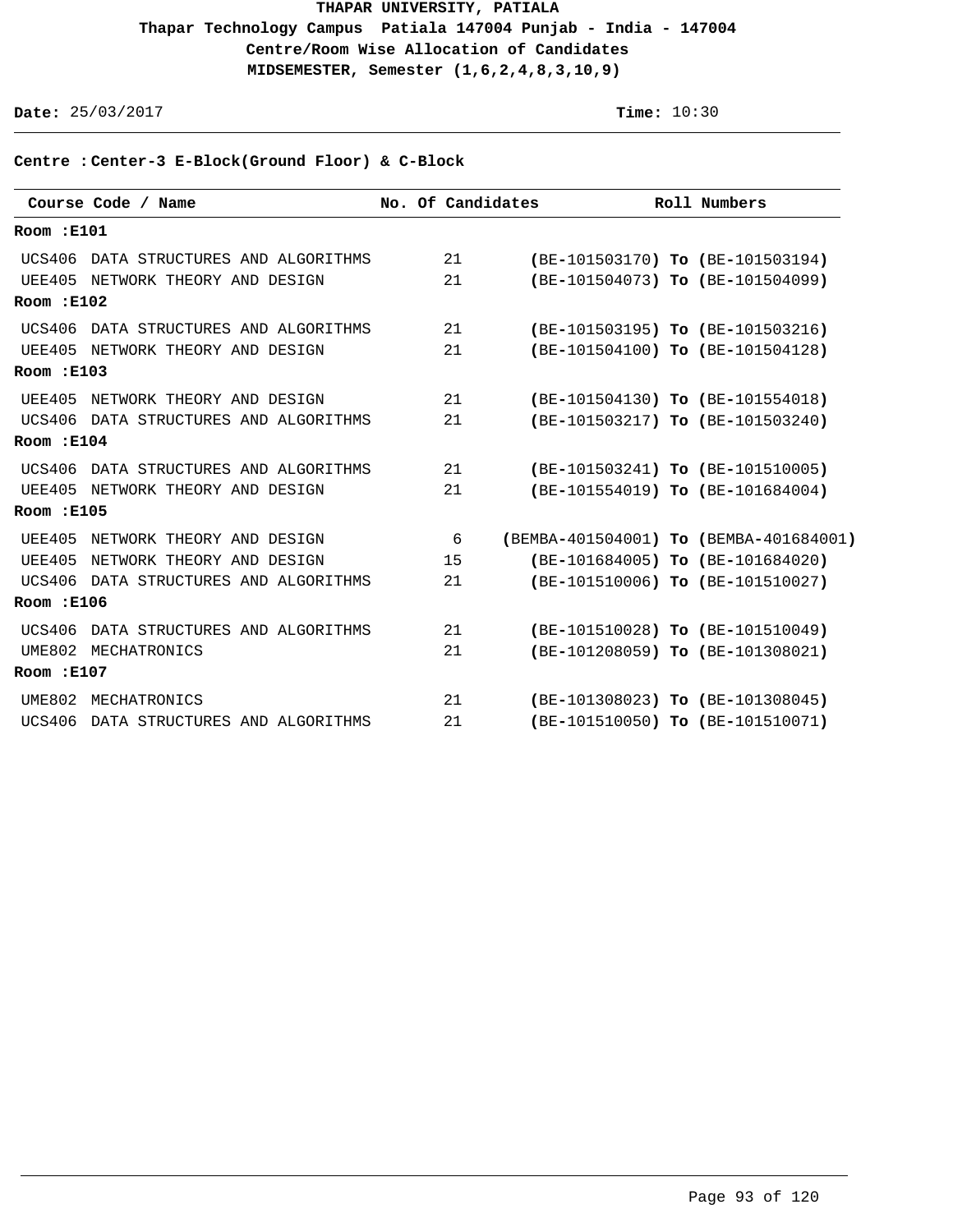# THAPAR UNIVERSITY, PATIALA

**Thapar Technology Campus Patiala 147004 Punjab - India - 147004**

**Centre/Room Wise Allocation of Candidates**

**MIDSEMESTER, Semester (1,6,2,4,8,3,10,9)**

**Date:** 25/03/2017 **Time:** 10:30

**Centre : Center-3 E-Block(Ground Floor) & C-Block**

| Course Code / Name | No. Of Candidates | Roll Numbers |
|---|---|---|
| **Room : E101** | | |
| UCS406 DATA STRUCTURES AND ALGORITHMS | 21 | (BE-101503170) To (BE-101503194) |
| UEE405 NETWORK THEORY AND DESIGN | 21 | (BE-101504073) To (BE-101504099) |
| **Room : E102** | | |
| UCS406 DATA STRUCTURES AND ALGORITHMS | 21 | (BE-101503195) To (BE-101503216) |
| UEE405 NETWORK THEORY AND DESIGN | 21 | (BE-101504100) To (BE-101504128) |
| **Room : E103** | | |
| UEE405 NETWORK THEORY AND DESIGN | 21 | (BE-101504130) To (BE-101554018) |
| UCS406 DATA STRUCTURES AND ALGORITHMS | 21 | (BE-101503217) To (BE-101503240) |
| **Room : E104** | | |
| UCS406 DATA STRUCTURES AND ALGORITHMS | 21 | (BE-101503241) To (BE-101510005) |
| UEE405 NETWORK THEORY AND DESIGN | 21 | (BE-101554019) To (BE-101684004) |
| **Room : E105** | | |
| UEE405 NETWORK THEORY AND DESIGN | 6 | (BEMBA-401504001) To (BEMBA-401684001) |
| UEE405 NETWORK THEORY AND DESIGN | 15 | (BE-101684005) To (BE-101684020) |
| UCS406 DATA STRUCTURES AND ALGORITHMS | 21 | (BE-101510006) To (BE-101510027) |
| **Room : E106** | | |
| UCS406 DATA STRUCTURES AND ALGORITHMS | 21 | (BE-101510028) To (BE-101510049) |
| UME802 MECHATRONICS | 21 | (BE-101208059) To (BE-101308021) |
| **Room : E107** | | |
| UME802 MECHATRONICS | 21 | (BE-101308023) To (BE-101308045) |
| UCS406 DATA STRUCTURES AND ALGORITHMS | 21 | (BE-101510050) To (BE-101510071) |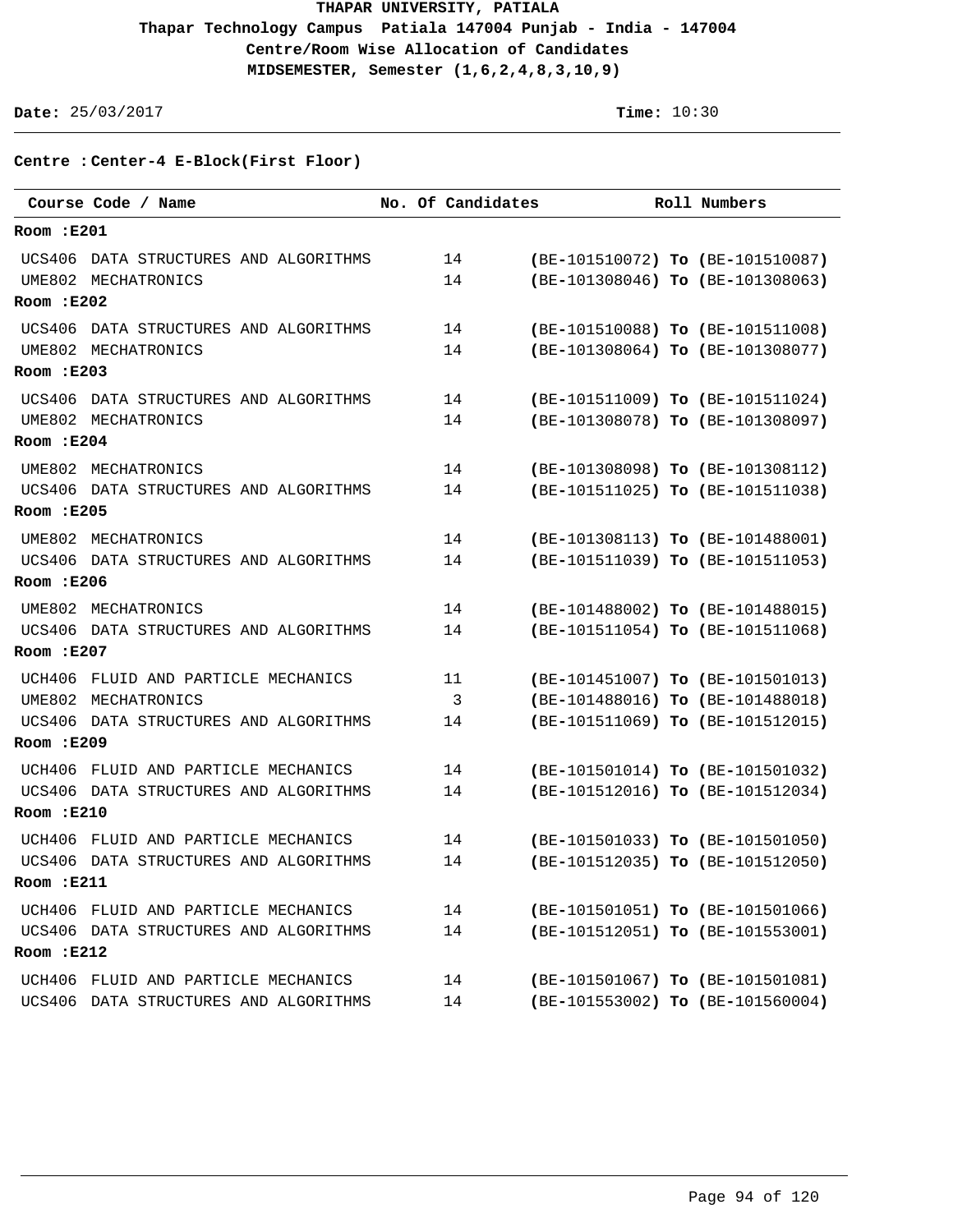# THAPAR UNIVERSITY, PATIALA

**Thapar Technology Campus Patiala 147004 Punjab - India - 147004**

**Centre/Room Wise Allocation of Candidates**

**MIDSEMESTER, Semester (1,6,2,4,8,3,10,9)**

**Date:** 25/03/2017 **Time:** 10:30

**Centre : Center-4 E-Block(First Floor)**

| Course Code / Name | No. Of Candidates | Roll Numbers |
|---|---|---|
| **Room :E201** | | |
| UCS406 DATA STRUCTURES AND ALGORITHMS | 14 | (BE-101510072) To (BE-101510087) |
| UME802 MECHATRONICS | 14 | (BE-101308046) To (BE-101308063) |
| **Room :E202** | | |
| UCS406 DATA STRUCTURES AND ALGORITHMS | 14 | (BE-101510088) To (BE-101511008) |
| UME802 MECHATRONICS | 14 | (BE-101308064) To (BE-101308077) |
| **Room :E203** | | |
| UCS406 DATA STRUCTURES AND ALGORITHMS | 14 | (BE-101511009) To (BE-101511024) |
| UME802 MECHATRONICS | 14 | (BE-101308078) To (BE-101308097) |
| **Room :E204** | | |
| UME802 MECHATRONICS | 14 | (BE-101308098) To (BE-101308112) |
| UCS406 DATA STRUCTURES AND ALGORITHMS | 14 | (BE-101511025) To (BE-101511038) |
| **Room :E205** | | |
| UME802 MECHATRONICS | 14 | (BE-101308113) To (BE-101488001) |
| UCS406 DATA STRUCTURES AND ALGORITHMS | 14 | (BE-101511039) To (BE-101511053) |
| **Room :E206** | | |
| UME802 MECHATRONICS | 14 | (BE-101488002) To (BE-101488015) |
| UCS406 DATA STRUCTURES AND ALGORITHMS | 14 | (BE-101511054) To (BE-101511068) |
| **Room :E207** | | |
| UCH406 FLUID AND PARTICLE MECHANICS | 11 | (BE-101451007) To (BE-101501013) |
| UME802 MECHATRONICS | 3 | (BE-101488016) To (BE-101488018) |
| UCS406 DATA STRUCTURES AND ALGORITHMS | 14 | (BE-101511069) To (BE-101512015) |
| **Room :E209** | | |
| UCH406 FLUID AND PARTICLE MECHANICS | 14 | (BE-101501014) To (BE-101501032) |
| UCS406 DATA STRUCTURES AND ALGORITHMS | 14 | (BE-101512016) To (BE-101512034) |
| **Room :E210** | | |
| UCH406 FLUID AND PARTICLE MECHANICS | 14 | (BE-101501033) To (BE-101501050) |
| UCS406 DATA STRUCTURES AND ALGORITHMS | 14 | (BE-101512035) To (BE-101512050) |
| **Room :E211** | | |
| UCH406 FLUID AND PARTICLE MECHANICS | 14 | (BE-101501051) To (BE-101501066) |
| UCS406 DATA STRUCTURES AND ALGORITHMS | 14 | (BE-101512051) To (BE-101553001) |
| **Room :E212** | | |
| UCH406 FLUID AND PARTICLE MECHANICS | 14 | (BE-101501067) To (BE-101501081) |
| UCS406 DATA STRUCTURES AND ALGORITHMS | 14 | (BE-101553002) To (BE-101560004) |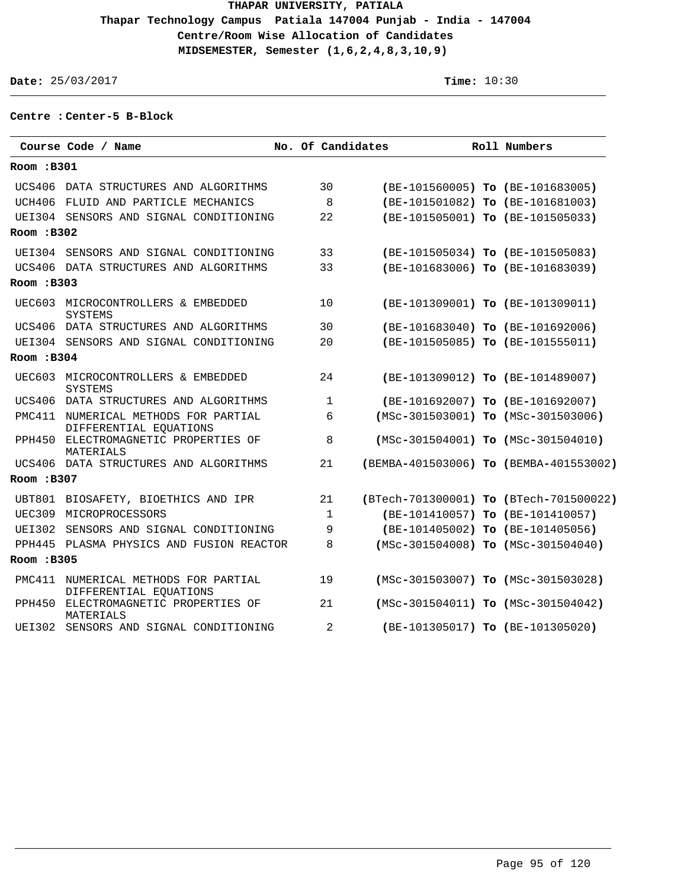# THAPAR UNIVERSITY, PATIALA

**Thapar Technology Campus Patiala 147004 Punjab - India - 147004**

**Centre/Room Wise Allocation of Candidates**

**MIDSEMESTER, Semester (1,6,2,4,8,3,10,9)**

**Date:** 25/03/2017 **Time:** 10:30

**Centre : Center-5 B-Block**

| Course Code / Name | No. Of Candidates | Roll Numbers |
|---|---|---|
| **Room :B301** | | |
| UCS406 DATA STRUCTURES AND ALGORITHMS | 30 | **(**BE-101560005**) To (**BE-101683005**)** |
| UCH406 FLUID AND PARTICLE MECHANICS | 8 | **(**BE-101501082**) To (**BE-101681003**)** |
| UEI304 SENSORS AND SIGNAL CONDITIONING | 22 | **(**BE-101505001**) To (**BE-101505033**)** |
| **Room :B302** | | |
| UEI304 SENSORS AND SIGNAL CONDITIONING | 33 | **(**BE-101505034**) To (**BE-101505083**)** |
| UCS406 DATA STRUCTURES AND ALGORITHMS | 33 | **(**BE-101683006**) To (**BE-101683039**)** |
| **Room :B303** | | |
| UEC603 MICROCONTROLLERS & EMBEDDED SYSTEMS | 10 | **(**BE-101309001**) To (**BE-101309011**)** |
| UCS406 DATA STRUCTURES AND ALGORITHMS | 30 | **(**BE-101683040**) To (**BE-101692006**)** |
| UEI304 SENSORS AND SIGNAL CONDITIONING | 20 | **(**BE-101505085**) To (**BE-101555011**)** |
| **Room :B304** | | |
| UEC603 MICROCONTROLLERS & EMBEDDED SYSTEMS | 24 | **(**BE-101309012**) To (**BE-101489007**)** |
| UCS406 DATA STRUCTURES AND ALGORITHMS | 1 | **(**BE-101692007**) To (**BE-101692007**)** |
| PMC411 NUMERICAL METHODS FOR PARTIAL DIFFERENTIAL EQUATIONS | 6 | **(**MSc-301503001**) To (**MSc-301503006**)** |
| PPH450 ELECTROMAGNETIC PROPERTIES OF MATERIALS | 8 | **(**MSc-301504001**) To (**MSc-301504010**)** |
| UCS406 DATA STRUCTURES AND ALGORITHMS | 21 | **(**BEMBA-401503006**) To (**BEMBA-401553002**)** |
| **Room :B307** | | |
| UBT801 BIOSAFETY, BIOETHICS AND IPR | 21 | **(**BTech-701300001**) To (**BTech-701500022**)** |
| UEC309 MICROPROCESSORS | 1 | **(**BE-101410057**) To (**BE-101410057**)** |
| UEI302 SENSORS AND SIGNAL CONDITIONING | 9 | **(**BE-101405002**) To (**BE-101405056**)** |
| PPH445 PLASMA PHYSICS AND FUSION REACTOR | 8 | **(**MSc-301504008**) To (**MSc-301504040**)** |
| **Room :B305** | | |
| PMC411 NUMERICAL METHODS FOR PARTIAL DIFFERENTIAL EQUATIONS | 19 | **(**MSc-301503007**) To (**MSc-301503028**)** |
| PPH450 ELECTROMAGNETIC PROPERTIES OF MATERIALS | 21 | **(**MSc-301504011**) To (**MSc-301504042**)** |
| UEI302 SENSORS AND SIGNAL CONDITIONING | 2 | **(**BE-101305017**) To (**BE-101305020**)** |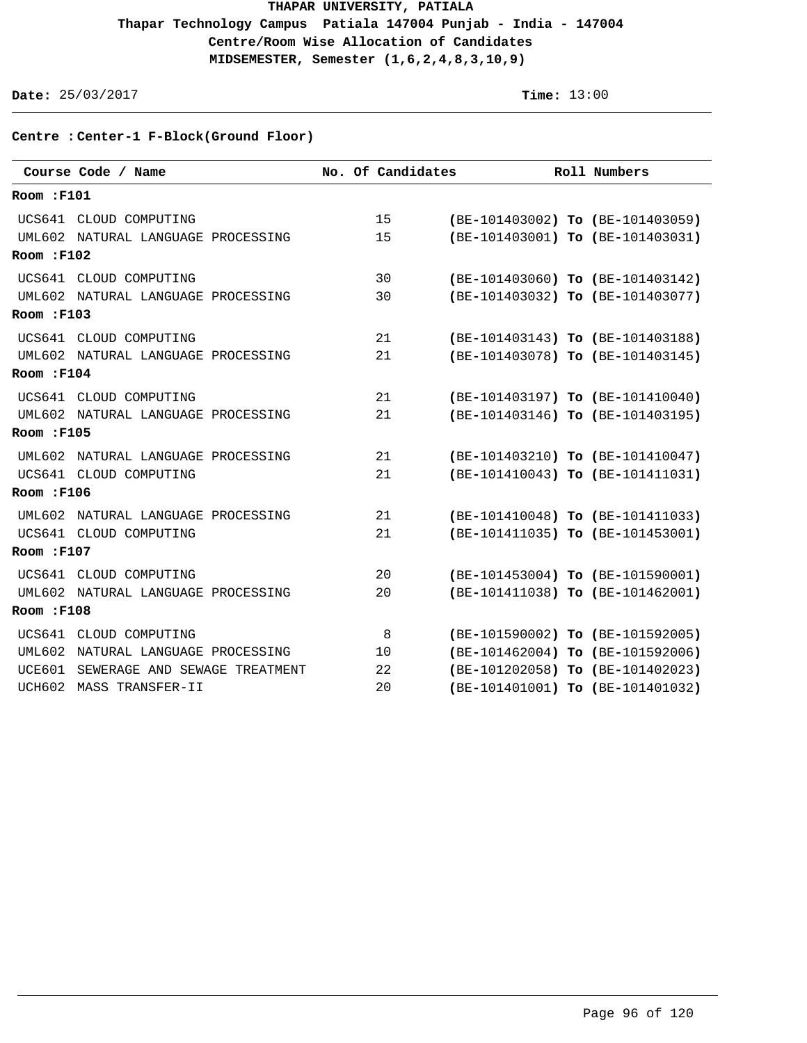**THAPAR UNIVERSITY, PATIALA**

**Thapar Technology Campus Patiala 147004 Punjab - India - 147004**

**Centre/Room Wise Allocation of Candidates**

**MIDSEMESTER, Semester (1,6,2,4,8,3,10,9)**

**Date:** 25/03/2017 **Time:** 13:00

**Centre : Center-1 F-Block(Ground Floor)**

| Course Code / Name | No. Of Candidates | Roll Numbers |
|---|---|---|
| **Room :F101** | | |
| UCS641 CLOUD COMPUTING | 15 | **(**BE-101403002**) To (**BE-101403059**)** |
| UML602 NATURAL LANGUAGE PROCESSING | 15 | **(**BE-101403001**) To (**BE-101403031**)** |
| **Room :F102** | | |
| UCS641 CLOUD COMPUTING | 30 | **(**BE-101403060**) To (**BE-101403142**)** |
| UML602 NATURAL LANGUAGE PROCESSING | 30 | **(**BE-101403032**) To (**BE-101403077**)** |
| **Room :F103** | | |
| UCS641 CLOUD COMPUTING | 21 | **(**BE-101403143**) To (**BE-101403188**)** |
| UML602 NATURAL LANGUAGE PROCESSING | 21 | **(**BE-101403078**) To (**BE-101403145**)** |
| **Room :F104** | | |
| UCS641 CLOUD COMPUTING | 21 | **(**BE-101403197**) To (**BE-101410040**)** |
| UML602 NATURAL LANGUAGE PROCESSING | 21 | **(**BE-101403146**) To (**BE-101403195**)** |
| **Room :F105** | | |
| UML602 NATURAL LANGUAGE PROCESSING | 21 | **(**BE-101403210**) To (**BE-101410047**)** |
| UCS641 CLOUD COMPUTING | 21 | **(**BE-101410043**) To (**BE-101411031**)** |
| **Room :F106** | | |
| UML602 NATURAL LANGUAGE PROCESSING | 21 | **(**BE-101410048**) To (**BE-101411033**)** |
| UCS641 CLOUD COMPUTING | 21 | **(**BE-101411035**) To (**BE-101453001**)** |
| **Room :F107** | | |
| UCS641 CLOUD COMPUTING | 20 | **(**BE-101453004**) To (**BE-101590001**)** |
| UML602 NATURAL LANGUAGE PROCESSING | 20 | **(**BE-101411038**) To (**BE-101462001**)** |
| **Room :F108** | | |
| UCS641 CLOUD COMPUTING | 8 | **(**BE-101590002**) To (**BE-101592005**)** |
| UML602 NATURAL LANGUAGE PROCESSING | 10 | **(**BE-101462004**) To (**BE-101592006**)** |
| UCE601 SEWERAGE AND SEWAGE TREATMENT | 22 | **(**BE-101202058**) To (**BE-101402023**)** |
| UCH602 MASS TRANSFER-II | 20 | **(**BE-101401001**) To (**BE-101401032**)** |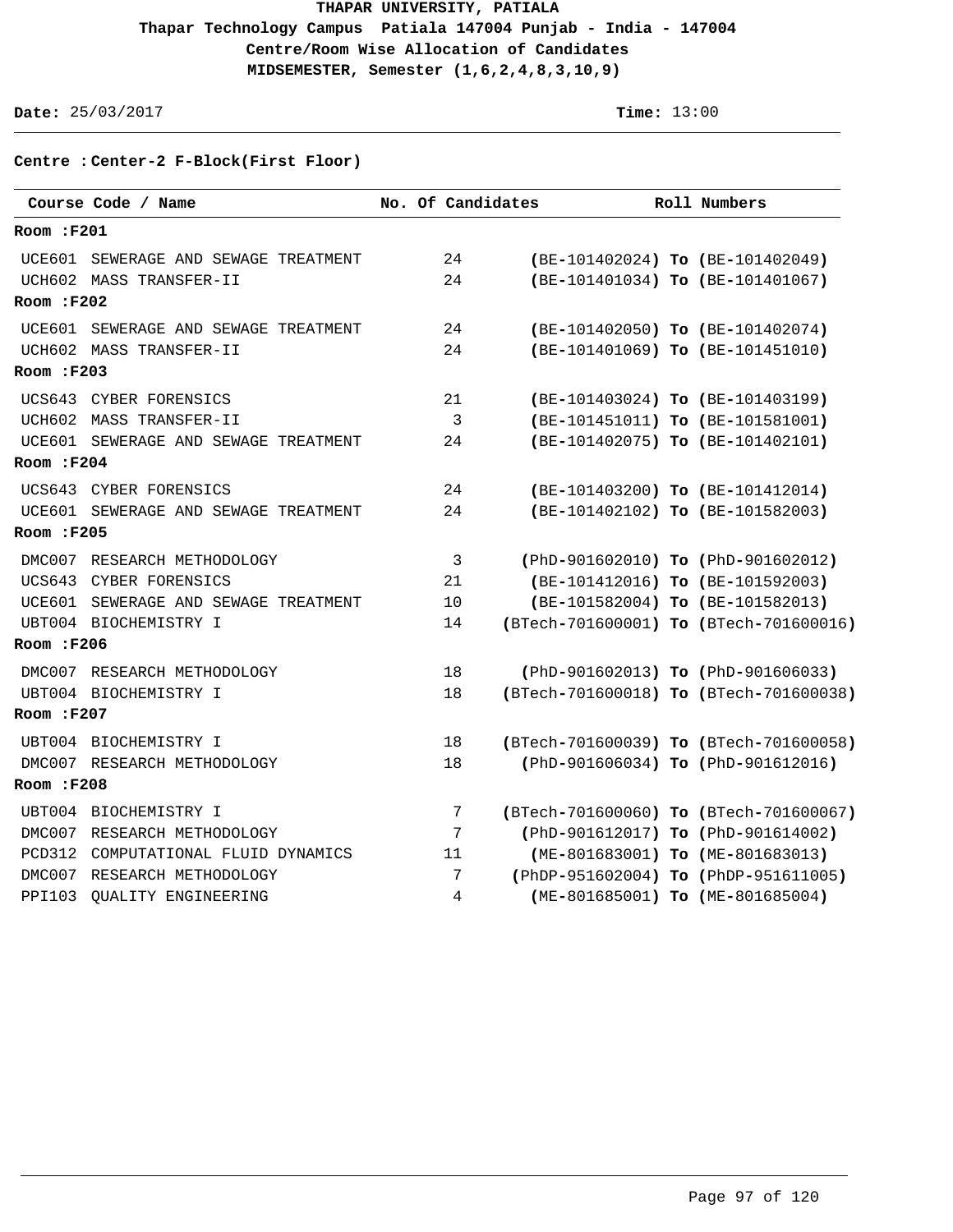**THAPAR UNIVERSITY, PATIALA**

**Thapar Technology Campus Patiala 147004 Punjab - India - 147004**

**Centre/Room Wise Allocation of Candidates**

**MIDSEMESTER, Semester (1,6,2,4,8,3,10,9)**

**Date:** 25/03/2017 **Time:** 13:00

**Centre : Center-2 F-Block(First Floor)**

| Course Code / Name | No. Of Candidates | Roll Numbers |
|---|---|---|
| **Room :F201** | | |
| UCE601 SEWERAGE AND SEWAGE TREATMENT | 24 | (BE-101402024) **To** (BE-101402049) |
| UCH602 MASS TRANSFER-II | 24 | (BE-101401034) **To** (BE-101401067) |
| **Room :F202** | | |
| UCE601 SEWERAGE AND SEWAGE TREATMENT | 24 | (BE-101402050) **To** (BE-101402074) |
| UCH602 MASS TRANSFER-II | 24 | (BE-101401069) **To** (BE-101451010) |
| **Room :F203** | | |
| UCS643 CYBER FORENSICS | 21 | (BE-101403024) **To** (BE-101403199) |
| UCH602 MASS TRANSFER-II | 3 | (BE-101451011) **To** (BE-101581001) |
| UCE601 SEWERAGE AND SEWAGE TREATMENT | 24 | (BE-101402075) **To** (BE-101402101) |
| **Room :F204** | | |
| UCS643 CYBER FORENSICS | 24 | (BE-101403200) **To** (BE-101412014) |
| UCE601 SEWERAGE AND SEWAGE TREATMENT | 24 | (BE-101402102) **To** (BE-101582003) |
| **Room :F205** | | |
| DMC007 RESEARCH METHODOLOGY | 3 | (PhD-901602010) **To** (PhD-901602012) |
| UCS643 CYBER FORENSICS | 21 | (BE-101412016) **To** (BE-101592003) |
| UCE601 SEWERAGE AND SEWAGE TREATMENT | 10 | (BE-101582004) **To** (BE-101582013) |
| UBT004 BIOCHEMISTRY I | 14 | (BTech-701600001) **To** (BTech-701600016) |
| **Room :F206** | | |
| DMC007 RESEARCH METHODOLOGY | 18 | (PhD-901602013) **To** (PhD-901606033) |
| UBT004 BIOCHEMISTRY I | 18 | (BTech-701600018) **To** (BTech-701600038) |
| **Room :F207** | | |
| UBT004 BIOCHEMISTRY I | 18 | (BTech-701600039) **To** (BTech-701600058) |
| DMC007 RESEARCH METHODOLOGY | 18 | (PhD-901606034) **To** (PhD-901612016) |
| **Room :F208** | | |
| UBT004 BIOCHEMISTRY I | 7 | (BTech-701600060) **To** (BTech-701600067) |
| DMC007 RESEARCH METHODOLOGY | 7 | (PhD-901612017) **To** (PhD-901614002) |
| PCD312 COMPUTATIONAL FLUID DYNAMICS | 11 | (ME-801683001) **To** (ME-801683013) |
| DMC007 RESEARCH METHODOLOGY | 7 | (PhDP-951602004) **To** (PhDP-951611005) |
| PPI103 QUALITY ENGINEERING | 4 | (ME-801685001) **To** (ME-801685004) |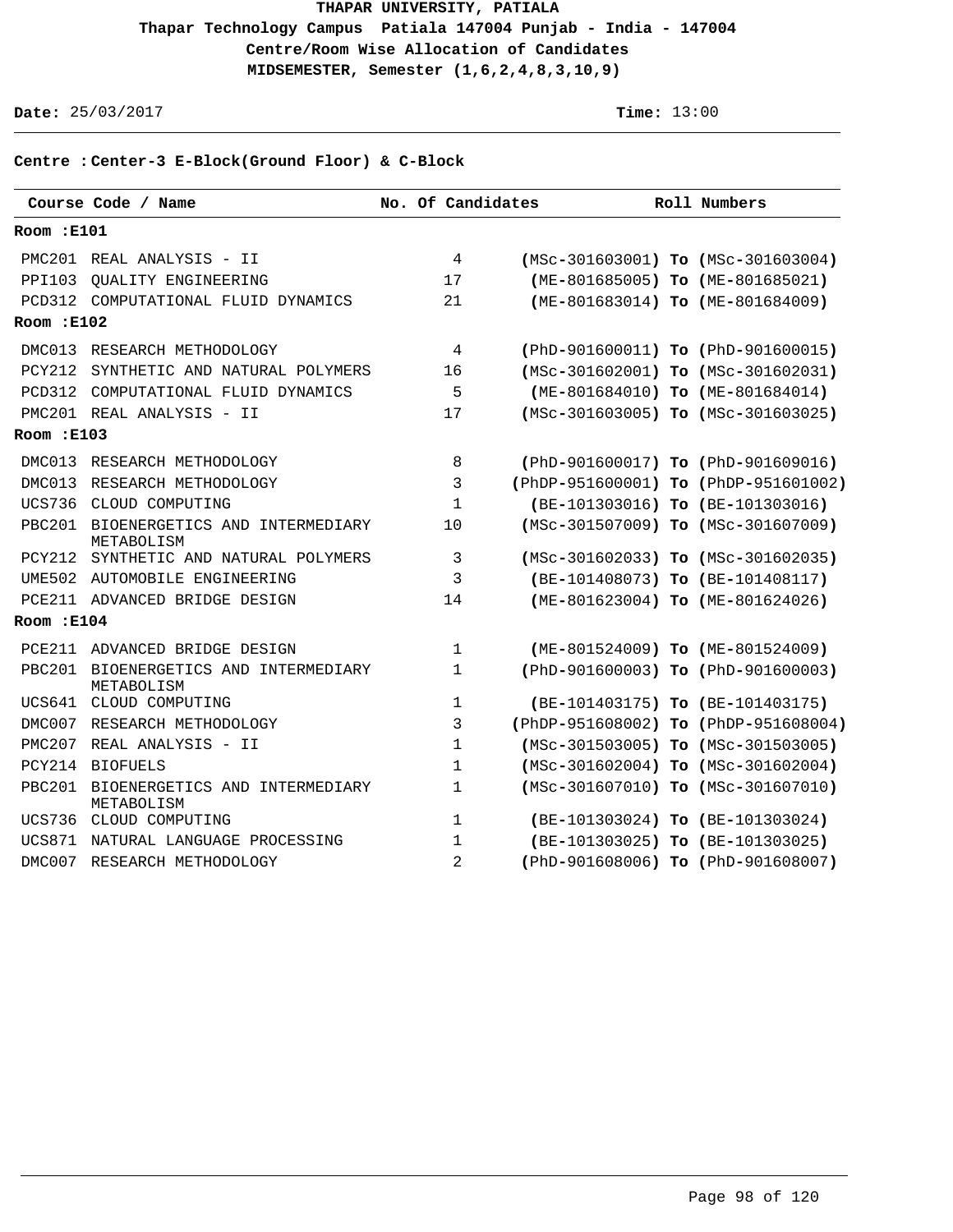**THAPAR UNIVERSITY, PATIALA**

**Thapar Technology Campus Patiala 147004 Punjab - India - 147004**

**Centre/Room Wise Allocation of Candidates**

**MIDSEMESTER, Semester (1,6,2,4,8,3,10,9)**

**Date:** 25/03/2017 **Time:** 13:00

**Centre : Center-3 E-Block(Ground Floor) & C-Block**

| Course Code / Name | | No. Of Candidates | Roll Numbers |
|---|---|---|---|
| **Room :E101** | | | |
| PMC201 | REAL ANALYSIS - II | 4 | (MSc-301603001) To (MSc-301603004) |
| PPI103 | QUALITY ENGINEERING | 17 | (ME-801685005) To (ME-801685021) |
| PCD312 | COMPUTATIONAL FLUID DYNAMICS | 21 | (ME-801683014) To (ME-801684009) |
| **Room :E102** | | | |
| DMC013 | RESEARCH METHODOLOGY | 4 | (PhD-901600011) To (PhD-901600015) |
| PCY212 | SYNTHETIC AND NATURAL POLYMERS | 16 | (MSc-301602001) To (MSc-301602031) |
| PCD312 | COMPUTATIONAL FLUID DYNAMICS | 5 | (ME-801684010) To (ME-801684014) |
| PMC201 | REAL ANALYSIS - II | 17 | (MSc-301603005) To (MSc-301603025) |
| **Room :E103** | | | |
| DMC013 | RESEARCH METHODOLOGY | 8 | (PhD-901600017) To (PhD-901609016) |
| DMC013 | RESEARCH METHODOLOGY | 3 | (PhDP-951600001) To (PhDP-951601002) |
| UCS736 | CLOUD COMPUTING | 1 | (BE-101303016) To (BE-101303016) |
| PBC201 | BIOENERGETICS AND INTERMEDIARY METABOLISM | 10 | (MSc-301507009) To (MSc-301607009) |
| PCY212 | SYNTHETIC AND NATURAL POLYMERS | 3 | (MSc-301602033) To (MSc-301602035) |
| UME502 | AUTOMOBILE ENGINEERING | 3 | (BE-101408073) To (BE-101408117) |
| PCE211 | ADVANCED BRIDGE DESIGN | 14 | (ME-801623004) To (ME-801624026) |
| **Room :E104** | | | |
| PCE211 | ADVANCED BRIDGE DESIGN | 1 | (ME-801524009) To (ME-801524009) |
| PBC201 | BIOENERGETICS AND INTERMEDIARY METABOLISM | 1 | (PhD-901600003) To (PhD-901600003) |
| UCS641 | CLOUD COMPUTING | 1 | (BE-101403175) To (BE-101403175) |
| DMC007 | RESEARCH METHODOLOGY | 3 | (PhDP-951608002) To (PhDP-951608004) |
| PMC207 | REAL ANALYSIS - II | 1 | (MSc-301503005) To (MSc-301503005) |
| PCY214 | BIOFUELS | 1 | (MSc-301602004) To (MSc-301602004) |
| PBC201 | BIOENERGETICS AND INTERMEDIARY METABOLISM | 1 | (MSc-301607010) To (MSc-301607010) |
| UCS736 | CLOUD COMPUTING | 1 | (BE-101303024) To (BE-101303024) |
| UCS871 | NATURAL LANGUAGE PROCESSING | 1 | (BE-101303025) To (BE-101303025) |
| DMC007 | RESEARCH METHODOLOGY | 2 | (PhD-901608006) To (PhD-901608007) |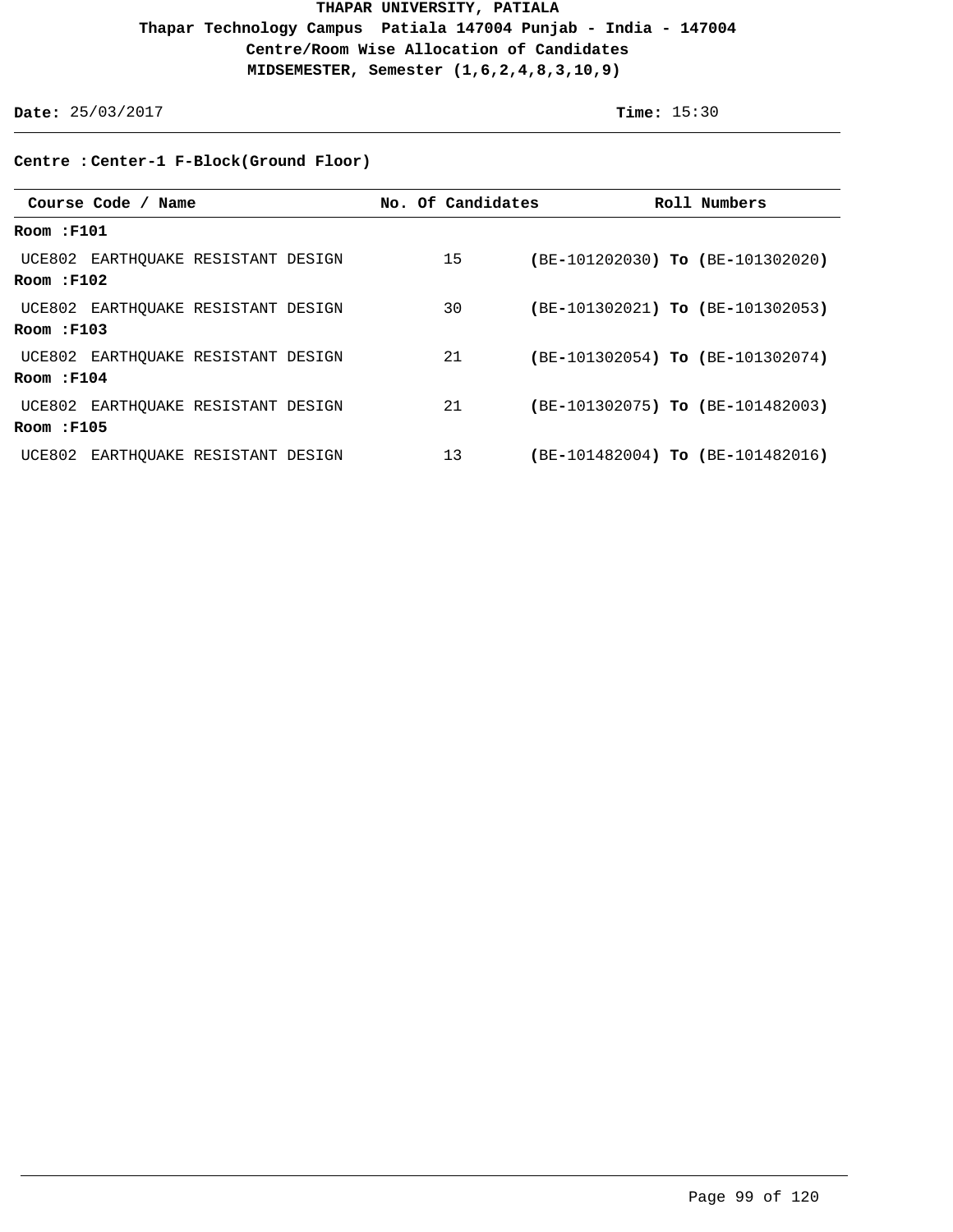# THAPAR UNIVERSITY, PATIALA

**Thapar Technology Campus Patiala 147004 Punjab - India - 147004**

**Centre/Room Wise Allocation of Candidates**

**MIDSEMESTER, Semester (1,6,2,4,8,3,10,9)**

**Date:** 25/03/2017 **Time:** 15:30

**Centre : Center-1 F-Block(Ground Floor)**

| Course Code / Name | No. Of Candidates | Roll Numbers |
|---|---|---|
| **Room :F101** | | |
| UCE802 EARTHQUAKE RESISTANT DESIGN | 15 | **(**BE-101202030**) To (**BE-101302020**)** |
| **Room :F102** | | |
| UCE802 EARTHQUAKE RESISTANT DESIGN | 30 | **(**BE-101302021**) To (**BE-101302053**)** |
| **Room :F103** | | |
| UCE802 EARTHQUAKE RESISTANT DESIGN | 21 | **(**BE-101302054**) To (**BE-101302074**)** |
| **Room :F104** | | |
| UCE802 EARTHQUAKE RESISTANT DESIGN | 21 | **(**BE-101302075**) To (**BE-101482003**)** |
| **Room :F105** | | |
| UCE802 EARTHQUAKE RESISTANT DESIGN | 13 | **(**BE-101482004**) To (**BE-101482016**)** |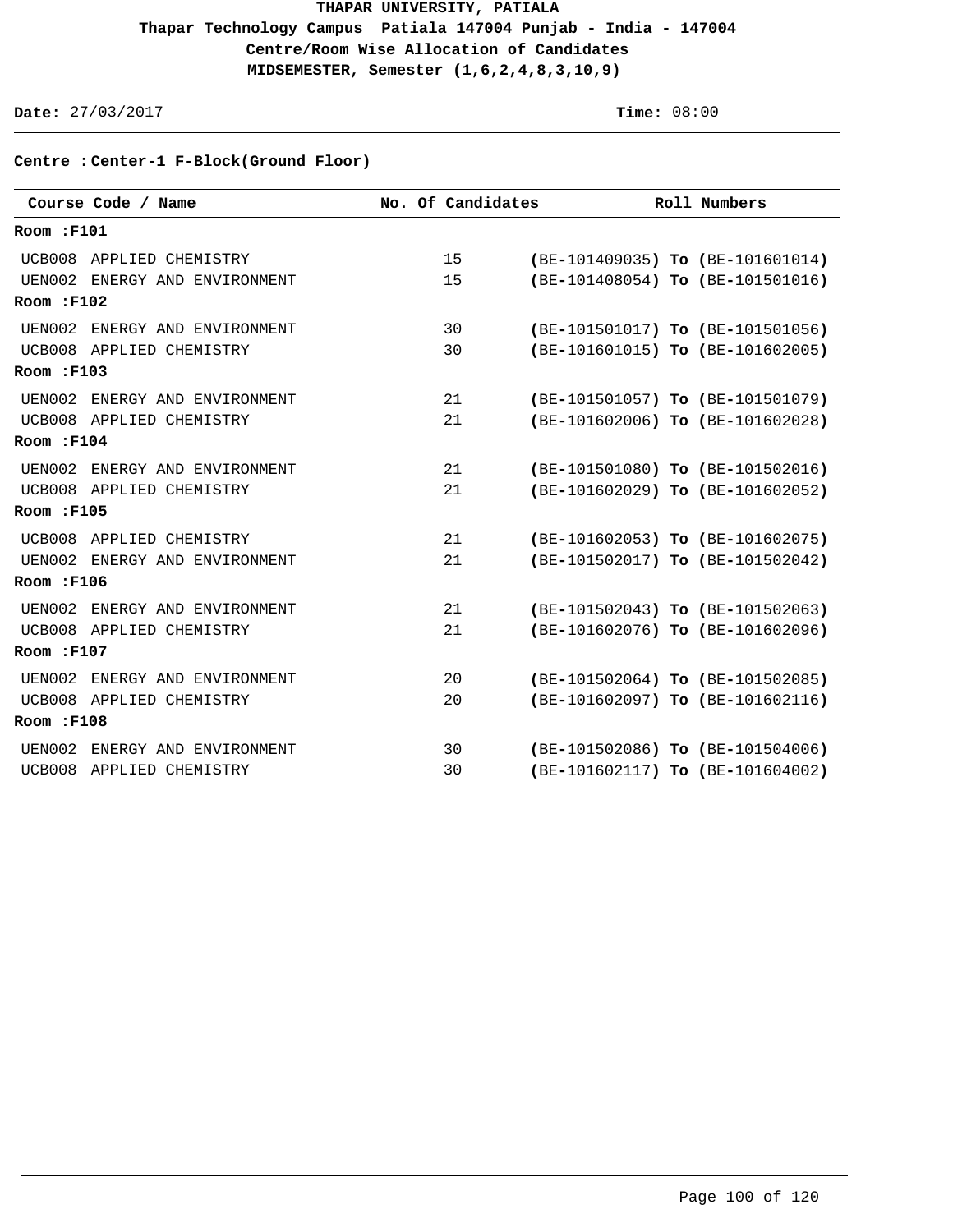# THAPAR UNIVERSITY, PATIALA

**Thapar Technology Campus Patiala 147004 Punjab - India - 147004**

**Centre/Room Wise Allocation of Candidates**

**MIDSEMESTER, Semester (1,6,2,4,8,3,10,9)**

**Date:** 27/03/2017 **Time:** 08:00

**Centre : Center-1 F-Block(Ground Floor)**

| Course Code / Name | No. Of Candidates | Roll Numbers |
|---|---|---|
| **Room :F101** | | |
| UCB008 APPLIED CHEMISTRY | 15 | **(**BE-101409035**) To (**BE-101601014**)** |
| UEN002 ENERGY AND ENVIRONMENT | 15 | **(**BE-101408054**) To (**BE-101501016**)** |
| **Room :F102** | | |
| UEN002 ENERGY AND ENVIRONMENT | 30 | **(**BE-101501017**) To (**BE-101501056**)** |
| UCB008 APPLIED CHEMISTRY | 30 | **(**BE-101601015**) To (**BE-101602005**)** |
| **Room :F103** | | |
| UEN002 ENERGY AND ENVIRONMENT | 21 | **(**BE-101501057**) To (**BE-101501079**)** |
| UCB008 APPLIED CHEMISTRY | 21 | **(**BE-101602006**) To (**BE-101602028**)** |
| **Room :F104** | | |
| UEN002 ENERGY AND ENVIRONMENT | 21 | **(**BE-101501080**) To (**BE-101502016**)** |
| UCB008 APPLIED CHEMISTRY | 21 | **(**BE-101602029**) To (**BE-101602052**)** |
| **Room :F105** | | |
| UCB008 APPLIED CHEMISTRY | 21 | **(**BE-101602053**) To (**BE-101602075**)** |
| UEN002 ENERGY AND ENVIRONMENT | 21 | **(**BE-101502017**) To (**BE-101502042**)** |
| **Room :F106** | | |
| UEN002 ENERGY AND ENVIRONMENT | 21 | **(**BE-101502043**) To (**BE-101502063**)** |
| UCB008 APPLIED CHEMISTRY | 21 | **(**BE-101602076**) To (**BE-101602096**)** |
| **Room :F107** | | |
| UEN002 ENERGY AND ENVIRONMENT | 20 | **(**BE-101502064**) To (**BE-101502085**)** |
| UCB008 APPLIED CHEMISTRY | 20 | **(**BE-101602097**) To (**BE-101602116**)** |
| **Room :F108** | | |
| UEN002 ENERGY AND ENVIRONMENT | 30 | **(**BE-101502086**) To (**BE-101504006**)** |
| UCB008 APPLIED CHEMISTRY | 30 | **(**BE-101602117**) To (**BE-101604002**)** |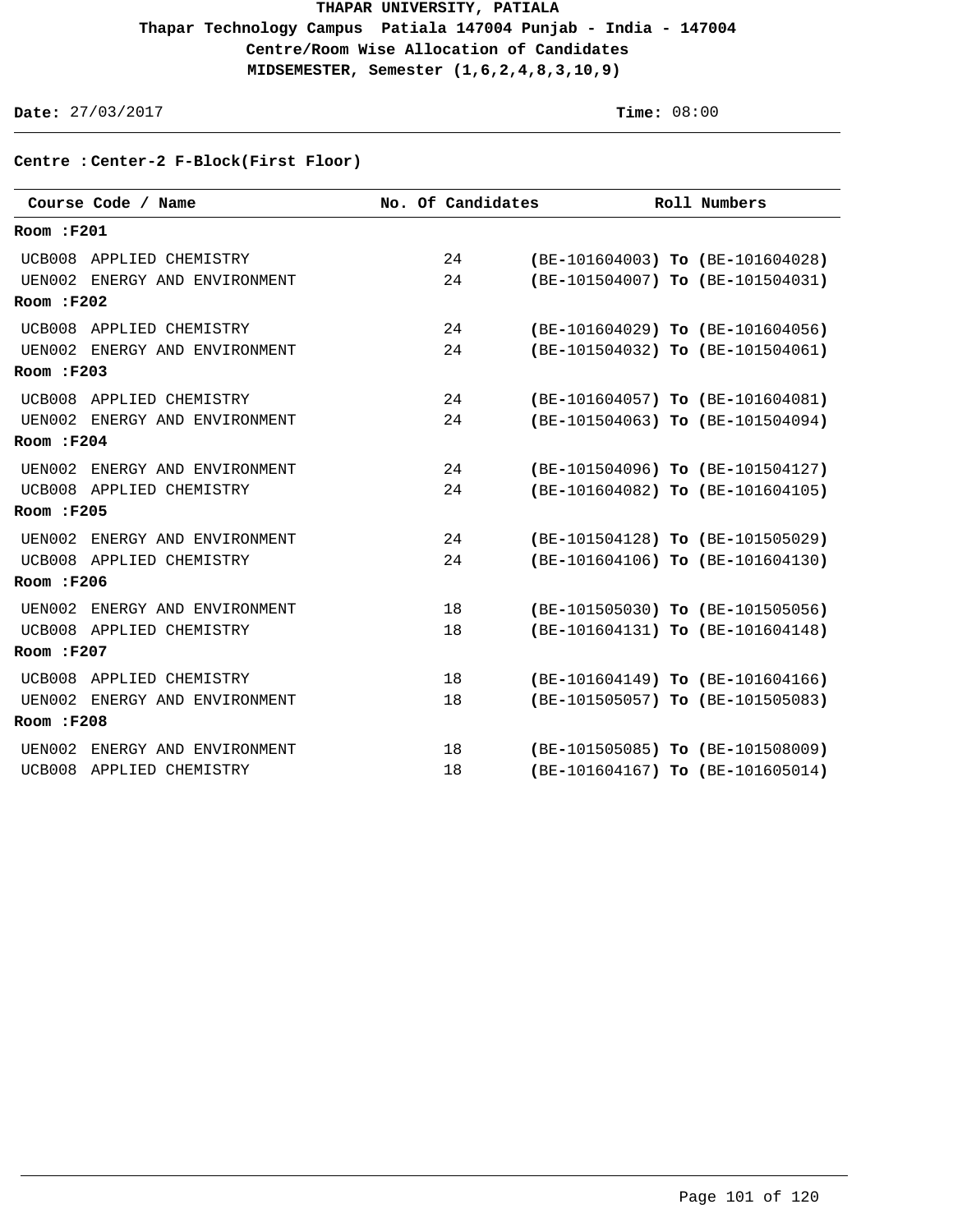# THAPAR UNIVERSITY, PATIALA

**Thapar Technology Campus Patiala 147004 Punjab - India - 147004**

**Centre/Room Wise Allocation of Candidates**

**MIDSEMESTER, Semester (1,6,2,4,8,3,10,9)**

**Date:** 27/03/2017 **Time:** 08:00

**Centre : Center-2 F-Block(First Floor)**

| Course Code / Name | No. Of Candidates | Roll Numbers |
|---|---|---|
| **Room :F201** | | |
| UCB008 APPLIED CHEMISTRY | 24 | (BE-101604003) **To** (BE-101604028) |
| UEN002 ENERGY AND ENVIRONMENT | 24 | (BE-101504007) **To** (BE-101504031) |
| **Room :F202** | | |
| UCB008 APPLIED CHEMISTRY | 24 | (BE-101604029) **To** (BE-101604056) |
| UEN002 ENERGY AND ENVIRONMENT | 24 | (BE-101504032) **To** (BE-101504061) |
| **Room :F203** | | |
| UCB008 APPLIED CHEMISTRY | 24 | (BE-101604057) **To** (BE-101604081) |
| UEN002 ENERGY AND ENVIRONMENT | 24 | (BE-101504063) **To** (BE-101504094) |
| **Room :F204** | | |
| UEN002 ENERGY AND ENVIRONMENT | 24 | (BE-101504096) **To** (BE-101504127) |
| UCB008 APPLIED CHEMISTRY | 24 | (BE-101604082) **To** (BE-101604105) |
| **Room :F205** | | |
| UEN002 ENERGY AND ENVIRONMENT | 24 | (BE-101504128) **To** (BE-101505029) |
| UCB008 APPLIED CHEMISTRY | 24 | (BE-101604106) **To** (BE-101604130) |
| **Room :F206** | | |
| UEN002 ENERGY AND ENVIRONMENT | 18 | (BE-101505030) **To** (BE-101505056) |
| UCB008 APPLIED CHEMISTRY | 18 | (BE-101604131) **To** (BE-101604148) |
| **Room :F207** | | |
| UCB008 APPLIED CHEMISTRY | 18 | (BE-101604149) **To** (BE-101604166) |
| UEN002 ENERGY AND ENVIRONMENT | 18 | (BE-101505057) **To** (BE-101505083) |
| **Room :F208** | | |
| UEN002 ENERGY AND ENVIRONMENT | 18 | (BE-101505085) **To** (BE-101508009) |
| UCB008 APPLIED CHEMISTRY | 18 | (BE-101604167) **To** (BE-101605014) |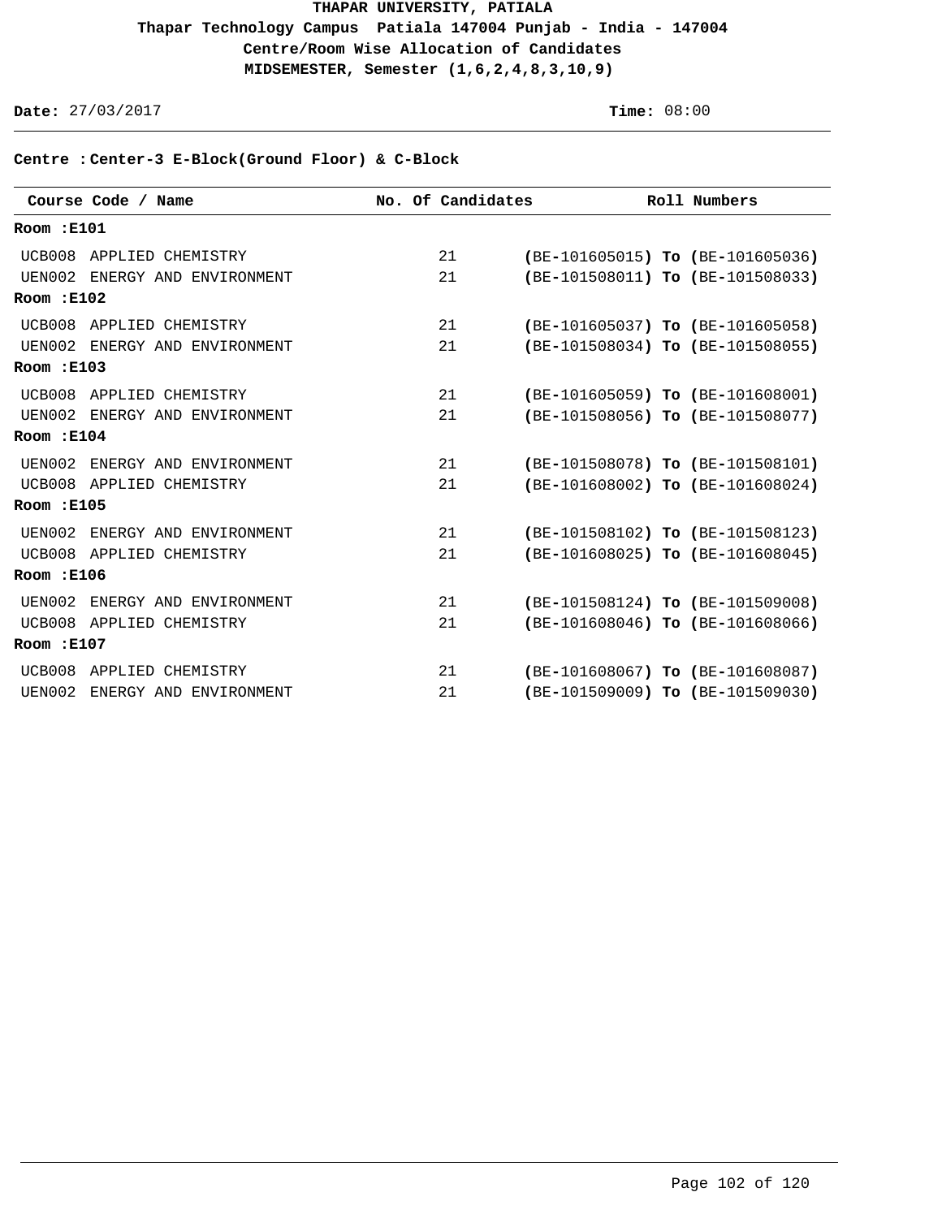# THAPAR UNIVERSITY, PATIALA

**Thapar Technology Campus Patiala 147004 Punjab - India - 147004**

**Centre/Room Wise Allocation of Candidates**

**MIDSEMESTER, Semester (1,6,2,4,8,3,10,9)**

**Date:** 27/03/2017 **Time:** 08:00

**Centre : Center-3 E-Block(Ground Floor) & C-Block**

| Course Code / Name | No. Of Candidates | Roll Numbers |
|---|---|---|
| **Room : E101** | | |
| UCB008 APPLIED CHEMISTRY | 21 | (BE-101605015) To (BE-101605036) |
| UEN002 ENERGY AND ENVIRONMENT | 21 | (BE-101508011) To (BE-101508033) |
| **Room : E102** | | |
| UCB008 APPLIED CHEMISTRY | 21 | (BE-101605037) To (BE-101605058) |
| UEN002 ENERGY AND ENVIRONMENT | 21 | (BE-101508034) To (BE-101508055) |
| **Room : E103** | | |
| UCB008 APPLIED CHEMISTRY | 21 | (BE-101605059) To (BE-101608001) |
| UEN002 ENERGY AND ENVIRONMENT | 21 | (BE-101508056) To (BE-101508077) |
| **Room : E104** | | |
| UEN002 ENERGY AND ENVIRONMENT | 21 | (BE-101508078) To (BE-101508101) |
| UCB008 APPLIED CHEMISTRY | 21 | (BE-101608002) To (BE-101608024) |
| **Room : E105** | | |
| UEN002 ENERGY AND ENVIRONMENT | 21 | (BE-101508102) To (BE-101508123) |
| UCB008 APPLIED CHEMISTRY | 21 | (BE-101608025) To (BE-101608045) |
| **Room : E106** | | |
| UEN002 ENERGY AND ENVIRONMENT | 21 | (BE-101508124) To (BE-101509008) |
| UCB008 APPLIED CHEMISTRY | 21 | (BE-101608046) To (BE-101608066) |
| **Room : E107** | | |
| UCB008 APPLIED CHEMISTRY | 21 | (BE-101608067) To (BE-101608087) |
| UEN002 ENERGY AND ENVIRONMENT | 21 | (BE-101509009) To (BE-101509030) |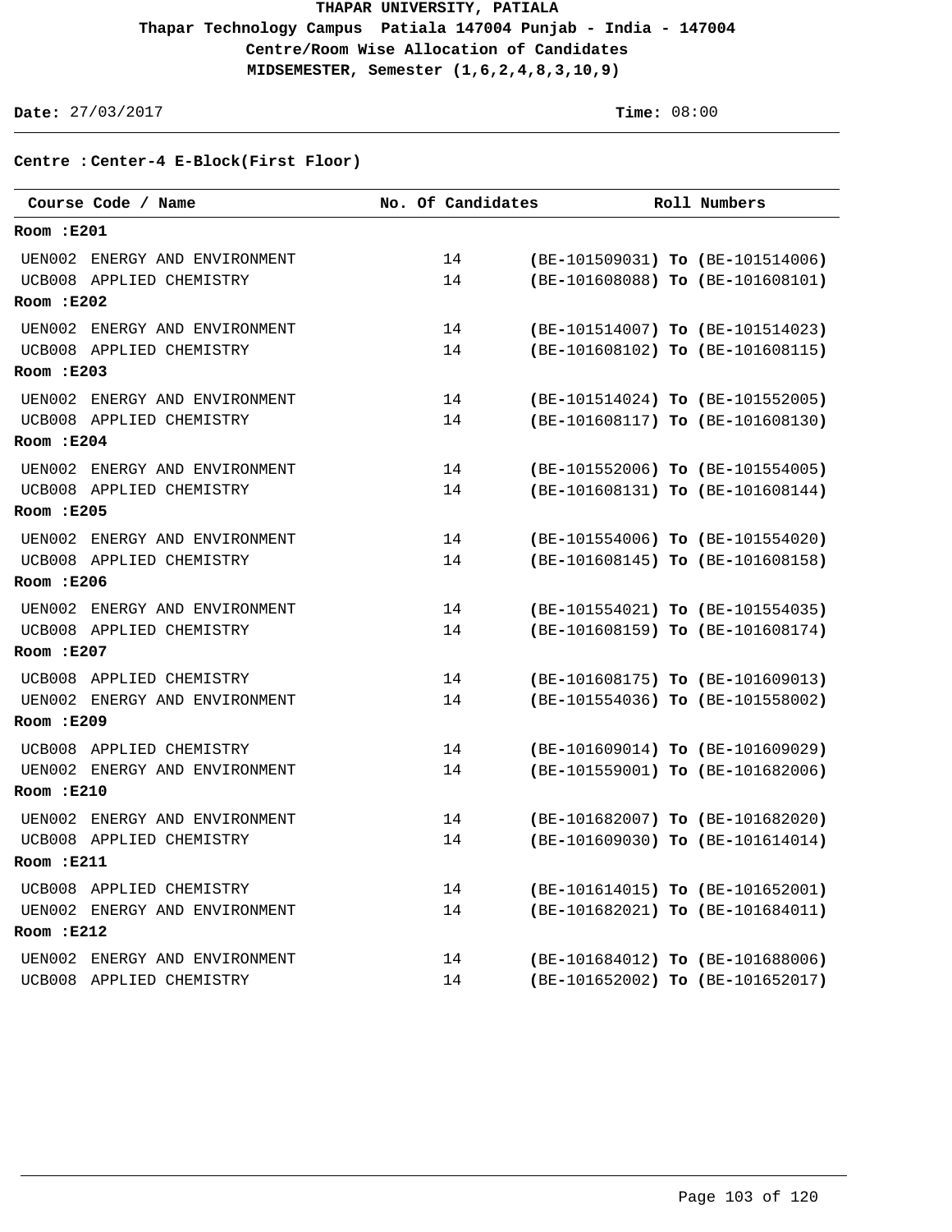# THAPAR UNIVERSITY, PATIALA

**Thapar Technology Campus Patiala 147004 Punjab - India - 147004**

**Centre/Room Wise Allocation of Candidates**

**MIDSEMESTER, Semester (1,6,2,4,8,3,10,9)**

**Date:** 27/03/2017 **Time:** 08:00

**Centre : Center-4 E-Block(First Floor)**

| Course Code / Name | No. Of Candidates | Roll Numbers |
|---|---|---|
| **Room :E201** | | |
| UEN002 ENERGY AND ENVIRONMENT | 14 | **(**BE-101509031**) To (**BE-101514006**)** |
| UCB008 APPLIED CHEMISTRY | 14 | **(**BE-101608088**) To (**BE-101608101**)** |
| **Room :E202** | | |
| UEN002 ENERGY AND ENVIRONMENT | 14 | **(**BE-101514007**) To (**BE-101514023**)** |
| UCB008 APPLIED CHEMISTRY | 14 | **(**BE-101608102**) To (**BE-101608115**)** |
| **Room :E203** | | |
| UEN002 ENERGY AND ENVIRONMENT | 14 | **(**BE-101514024**) To (**BE-101552005**)** |
| UCB008 APPLIED CHEMISTRY | 14 | **(**BE-101608117**) To (**BE-101608130**)** |
| **Room :E204** | | |
| UEN002 ENERGY AND ENVIRONMENT | 14 | **(**BE-101552006**) To (**BE-101554005**)** |
| UCB008 APPLIED CHEMISTRY | 14 | **(**BE-101608131**) To (**BE-101608144**)** |
| **Room :E205** | | |
| UEN002 ENERGY AND ENVIRONMENT | 14 | **(**BE-101554006**) To (**BE-101554020**)** |
| UCB008 APPLIED CHEMISTRY | 14 | **(**BE-101608145**) To (**BE-101608158**)** |
| **Room :E206** | | |
| UEN002 ENERGY AND ENVIRONMENT | 14 | **(**BE-101554021**) To (**BE-101554035**)** |
| UCB008 APPLIED CHEMISTRY | 14 | **(**BE-101608159**) To (**BE-101608174**)** |
| **Room :E207** | | |
| UCB008 APPLIED CHEMISTRY | 14 | **(**BE-101608175**) To (**BE-101609013**)** |
| UEN002 ENERGY AND ENVIRONMENT | 14 | **(**BE-101554036**) To (**BE-101558002**)** |
| **Room :E209** | | |
| UCB008 APPLIED CHEMISTRY | 14 | **(**BE-101609014**) To (**BE-101609029**)** |
| UEN002 ENERGY AND ENVIRONMENT | 14 | **(**BE-101559001**) To (**BE-101682006**)** |
| **Room :E210** | | |
| UEN002 ENERGY AND ENVIRONMENT | 14 | **(**BE-101682007**) To (**BE-101682020**)** |
| UCB008 APPLIED CHEMISTRY | 14 | **(**BE-101609030**) To (**BE-101614014**)** |
| **Room :E211** | | |
| UCB008 APPLIED CHEMISTRY | 14 | **(**BE-101614015**) To (**BE-101652001**)** |
| UEN002 ENERGY AND ENVIRONMENT | 14 | **(**BE-101682021**) To (**BE-101684011**)** |
| **Room :E212** | | |
| UEN002 ENERGY AND ENVIRONMENT | 14 | **(**BE-101684012**) To (**BE-101688006**)** |
| UCB008 APPLIED CHEMISTRY | 14 | **(**BE-101652002**) To (**BE-101652017**)** |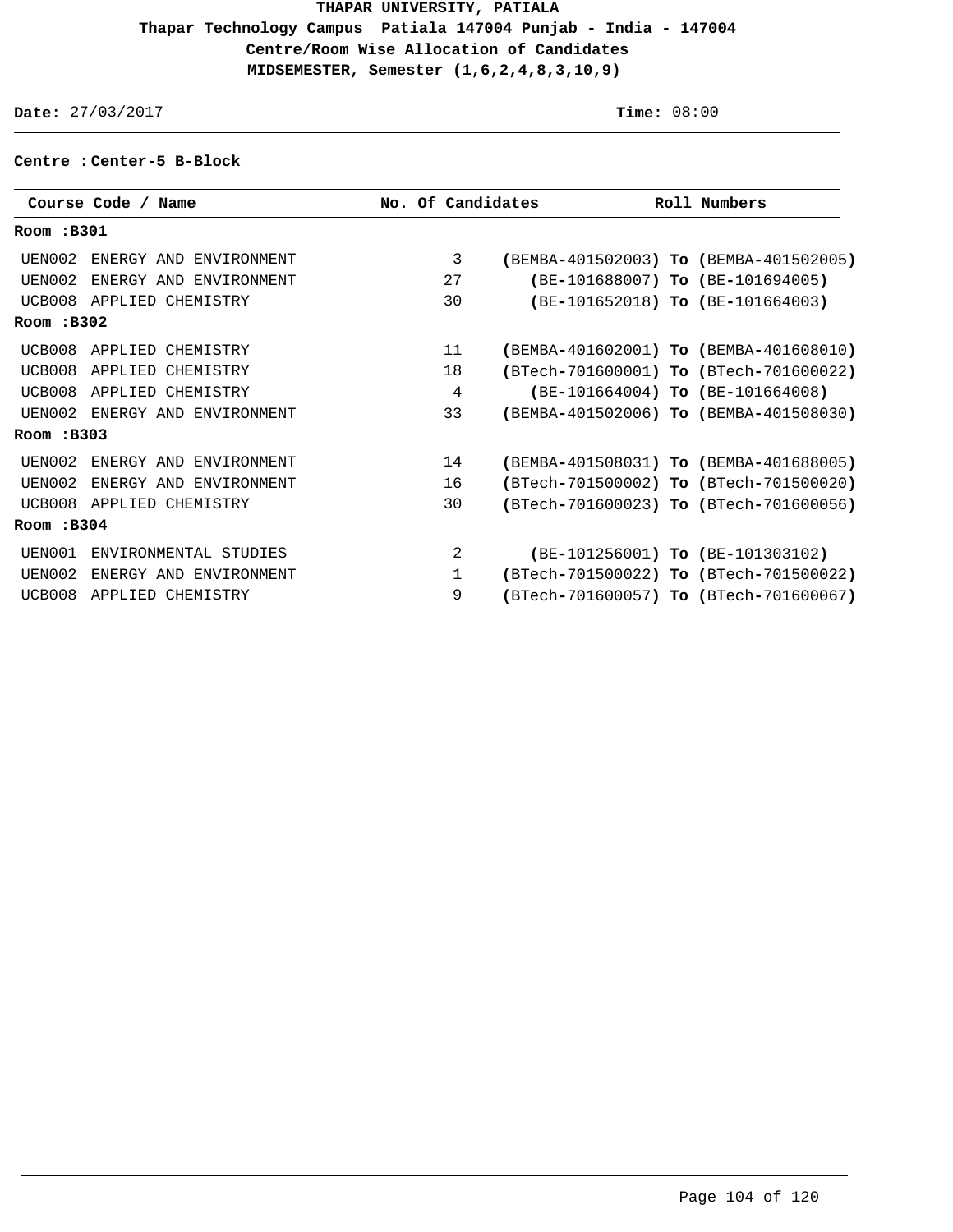# THAPAR UNIVERSITY, PATIALA

**Thapar Technology Campus Patiala 147004 Punjab - India - 147004**

**Centre/Room Wise Allocation of Candidates**

**MIDSEMESTER, Semester (1,6,2,4,8,3,10,9)**

**Date:** 27/03/2017 **Time:** 08:00

**Centre : Center-5 B-Block**

| Course Code / Name | No. Of Candidates | Roll Numbers |
|---|---|---|
| **Room :B301** | | |
| UEN002 ENERGY AND ENVIRONMENT | 3 | (BEMBA-401502003) To (BEMBA-401502005) |
| UEN002 ENERGY AND ENVIRONMENT | 27 | (BE-101688007) To (BE-101694005) |
| UCB008 APPLIED CHEMISTRY | 30 | (BE-101652018) To (BE-101664003) |
| **Room :B302** | | |
| UCB008 APPLIED CHEMISTRY | 11 | (BEMBA-401602001) To (BEMBA-401608010) |
| UCB008 APPLIED CHEMISTRY | 18 | (BTech-701600001) To (BTech-701600022) |
| UCB008 APPLIED CHEMISTRY | 4 | (BE-101664004) To (BE-101664008) |
| UEN002 ENERGY AND ENVIRONMENT | 33 | (BEMBA-401502006) To (BEMBA-401508030) |
| **Room :B303** | | |
| UEN002 ENERGY AND ENVIRONMENT | 14 | (BEMBA-401508031) To (BEMBA-401688005) |
| UEN002 ENERGY AND ENVIRONMENT | 16 | (BTech-701500002) To (BTech-701500020) |
| UCB008 APPLIED CHEMISTRY | 30 | (BTech-701600023) To (BTech-701600056) |
| **Room :B304** | | |
| UEN001 ENVIRONMENTAL STUDIES | 2 | (BE-101256001) To (BE-101303102) |
| UEN002 ENERGY AND ENVIRONMENT | 1 | (BTech-701500022) To (BTech-701500022) |
| UCB008 APPLIED CHEMISTRY | 9 | (BTech-701600057) To (BTech-701600067) |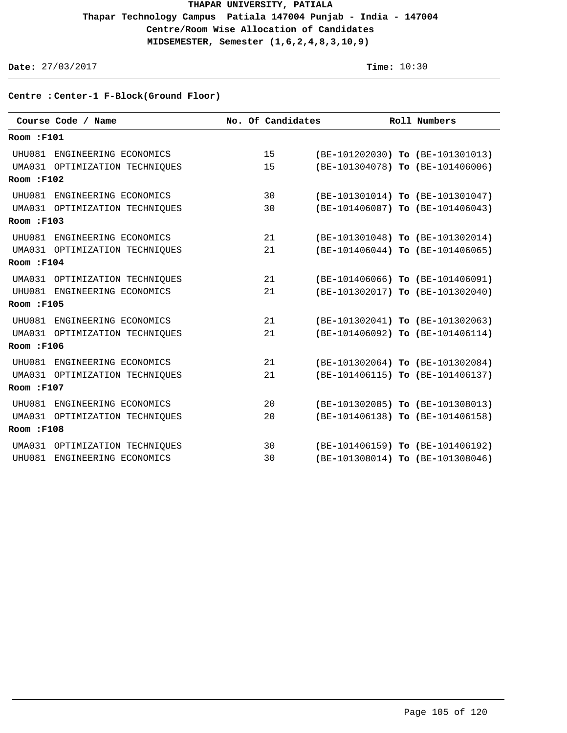# THAPAR UNIVERSITY, PATIALA

**Thapar Technology Campus Patiala 147004 Punjab - India - 147004**

**Centre/Room Wise Allocation of Candidates**

**MIDSEMESTER, Semester (1,6,2,4,8,3,10,9)**

**Date:** 27/03/2017 **Time:** 10:30

**Centre : Center-1 F-Block(Ground Floor)**

| Course Code / Name | No. Of Candidates | Roll Numbers |
|---|---|---|
| **Room :F101** | | |
| UHU081 ENGINEERING ECONOMICS | 15 | **(**BE-101202030**) To (**BE-101301013**)** |
| UMA031 OPTIMIZATION TECHNIQUES | 15 | **(**BE-101304078**) To (**BE-101406006**)** |
| **Room :F102** | | |
| UHU081 ENGINEERING ECONOMICS | 30 | **(**BE-101301014**) To (**BE-101301047**)** |
| UMA031 OPTIMIZATION TECHNIQUES | 30 | **(**BE-101406007**) To (**BE-101406043**)** |
| **Room :F103** | | |
| UHU081 ENGINEERING ECONOMICS | 21 | **(**BE-101301048**) To (**BE-101302014**)** |
| UMA031 OPTIMIZATION TECHNIQUES | 21 | **(**BE-101406044**) To (**BE-101406065**)** |
| **Room :F104** | | |
| UMA031 OPTIMIZATION TECHNIQUES | 21 | **(**BE-101406066**) To (**BE-101406091**)** |
| UHU081 ENGINEERING ECONOMICS | 21 | **(**BE-101302017**) To (**BE-101302040**)** |
| **Room :F105** | | |
| UHU081 ENGINEERING ECONOMICS | 21 | **(**BE-101302041**) To (**BE-101302063**)** |
| UMA031 OPTIMIZATION TECHNIQUES | 21 | **(**BE-101406092**) To (**BE-101406114**)** |
| **Room :F106** | | |
| UHU081 ENGINEERING ECONOMICS | 21 | **(**BE-101302064**) To (**BE-101302084**)** |
| UMA031 OPTIMIZATION TECHNIQUES | 21 | **(**BE-101406115**) To (**BE-101406137**)** |
| **Room :F107** | | |
| UHU081 ENGINEERING ECONOMICS | 20 | **(**BE-101302085**) To (**BE-101308013**)** |
| UMA031 OPTIMIZATION TECHNIQUES | 20 | **(**BE-101406138**) To (**BE-101406158**)** |
| **Room :F108** | | |
| UMA031 OPTIMIZATION TECHNIQUES | 30 | **(**BE-101406159**) To (**BE-101406192**)** |
| UHU081 ENGINEERING ECONOMICS | 30 | **(**BE-101308014**) To (**BE-101308046**)** |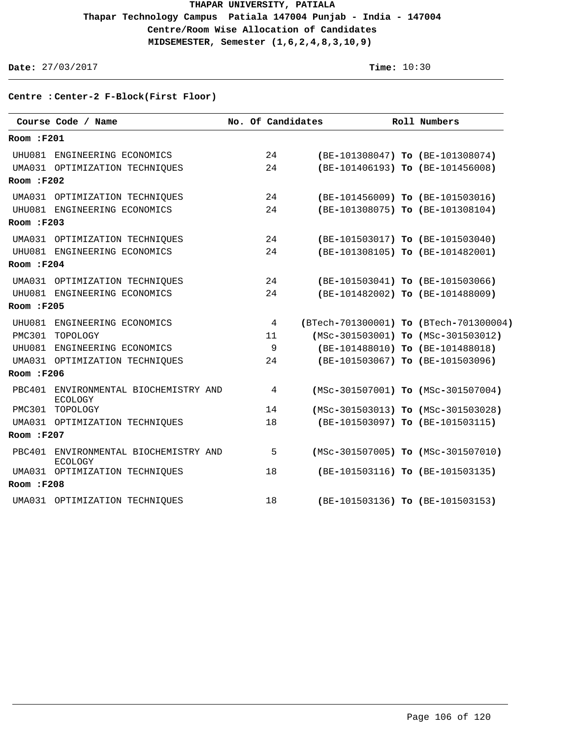# THAPAR UNIVERSITY, PATIALA

**Thapar Technology Campus Patiala 147004 Punjab - India - 147004**

**Centre/Room Wise Allocation of Candidates**

**MIDSEMESTER, Semester (1,6,2,4,8,3,10,9)**

**Date:** 27/03/2017 **Time:** 10:30

**Centre : Center-2 F-Block(First Floor)**

| Course Code / Name | No. Of Candidates | Roll Numbers |
|---|---|---|
| **Room :F201** | | |
| UHU081 ENGINEERING ECONOMICS | 24 | (BE-101308047) To (BE-101308074) |
| UMA031 OPTIMIZATION TECHNIQUES | 24 | (BE-101406193) To (BE-101456008) |
| **Room :F202** | | |
| UMA031 OPTIMIZATION TECHNIQUES | 24 | (BE-101456009) To (BE-101503016) |
| UHU081 ENGINEERING ECONOMICS | 24 | (BE-101308075) To (BE-101308104) |
| **Room :F203** | | |
| UMA031 OPTIMIZATION TECHNIQUES | 24 | (BE-101503017) To (BE-101503040) |
| UHU081 ENGINEERING ECONOMICS | 24 | (BE-101308105) To (BE-101482001) |
| **Room :F204** | | |
| UMA031 OPTIMIZATION TECHNIQUES | 24 | (BE-101503041) To (BE-101503066) |
| UHU081 ENGINEERING ECONOMICS | 24 | (BE-101482002) To (BE-101488009) |
| **Room :F205** | | |
| UHU081 ENGINEERING ECONOMICS | 4 | (BTech-701300001) To (BTech-701300004) |
| PMC301 TOPOLOGY | 11 | (MSc-301503001) To (MSc-301503012) |
| UHU081 ENGINEERING ECONOMICS | 9 | (BE-101488010) To (BE-101488018) |
| UMA031 OPTIMIZATION TECHNIQUES | 24 | (BE-101503067) To (BE-101503096) |
| **Room :F206** | | |
| PBC401 ENVIRONMENTAL BIOCHEMISTRY AND ECOLOGY | 4 | (MSc-301507001) To (MSc-301507004) |
| PMC301 TOPOLOGY | 14 | (MSc-301503013) To (MSc-301503028) |
| UMA031 OPTIMIZATION TECHNIQUES | 18 | (BE-101503097) To (BE-101503115) |
| **Room :F207** | | |
| PBC401 ENVIRONMENTAL BIOCHEMISTRY AND ECOLOGY | 5 | (MSc-301507005) To (MSc-301507010) |
| UMA031 OPTIMIZATION TECHNIQUES | 18 | (BE-101503116) To (BE-101503135) |
| **Room :F208** | | |
| UMA031 OPTIMIZATION TECHNIQUES | 18 | (BE-101503136) To (BE-101503153) |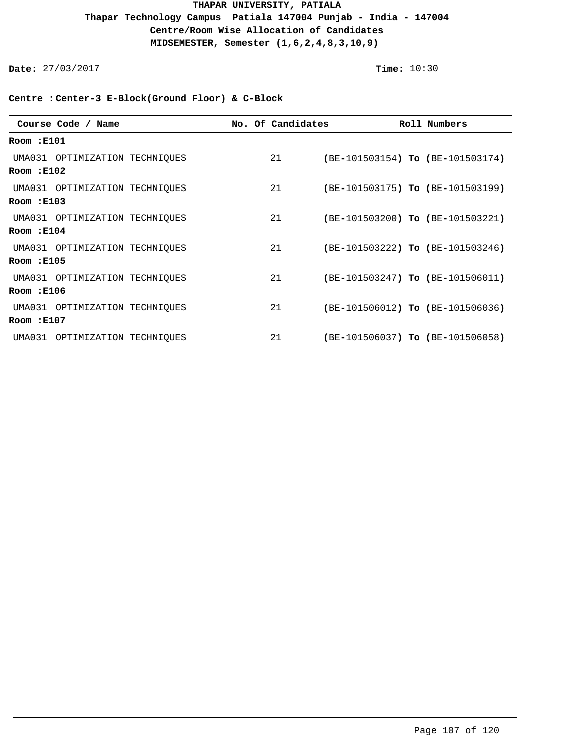**THAPAR UNIVERSITY, PATIALA**

**Thapar Technology Campus Patiala 147004 Punjab - India - 147004**

**Centre/Room Wise Allocation of Candidates**

**MIDSEMESTER, Semester (1,6,2,4,8,3,10,9)**

**Date:** 27/03/2017 **Time:** 10:30

**Centre : Center-3 E-Block(Ground Floor) & C-Block**

| Course Code / Name | No. Of Candidates | Roll Numbers |
|---|---|---|
| **Room : E101** | | |
| UMA031 OPTIMIZATION TECHNIQUES | 21 | (BE-101503154) To (BE-101503174) |
| **Room : E102** | | |
| UMA031 OPTIMIZATION TECHNIQUES | 21 | (BE-101503175) To (BE-101503199) |
| **Room : E103** | | |
| UMA031 OPTIMIZATION TECHNIQUES | 21 | (BE-101503200) To (BE-101503221) |
| **Room : E104** | | |
| UMA031 OPTIMIZATION TECHNIQUES | 21 | (BE-101503222) To (BE-101503246) |
| **Room : E105** | | |
| UMA031 OPTIMIZATION TECHNIQUES | 21 | (BE-101503247) To (BE-101506011) |
| **Room : E106** | | |
| UMA031 OPTIMIZATION TECHNIQUES | 21 | (BE-101506012) To (BE-101506036) |
| **Room : E107** | | |
| UMA031 OPTIMIZATION TECHNIQUES | 21 | (BE-101506037) To (BE-101506058) |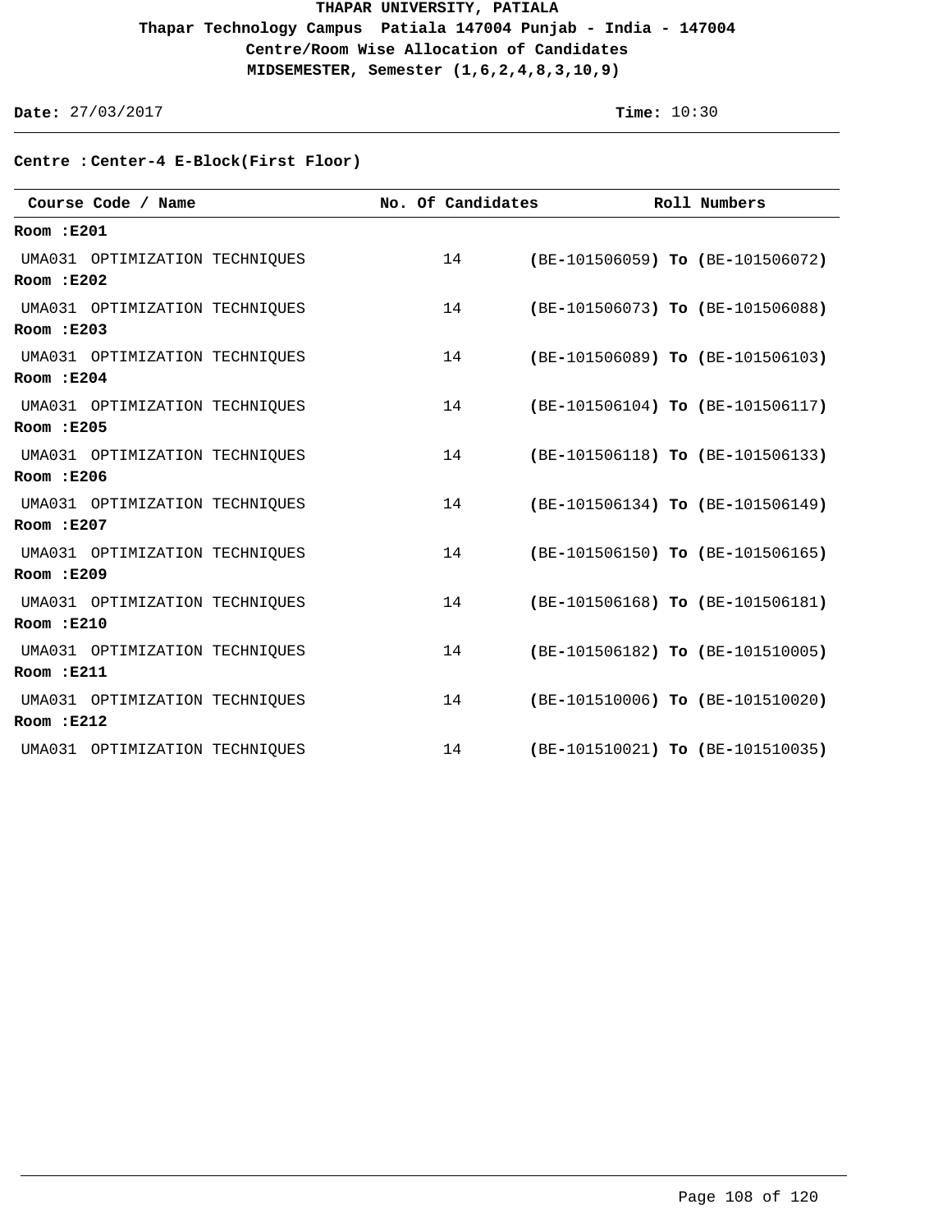**THAPAR UNIVERSITY, PATIALA**
**Thapar Technology Campus Patiala 147004 Punjab - India - 147004**
**Centre/Room Wise Allocation of Candidates**
**MIDSEMESTER, Semester (1,6,2,4,8,3,10,9)**

**Date:** 27/03/2017 **Time:** 10:30

**Centre : Center-4 E-Block(First Floor)**

| Course Code / Name | No. Of Candidates | Roll Numbers |
|---|---|---|
| **Room :E201** | | |
| UMA031 OPTIMIZATION TECHNIQUES | 14 | **(**BE-101506059**) To (**BE-101506072**)** |
| **Room :E202** | | |
| UMA031 OPTIMIZATION TECHNIQUES | 14 | **(**BE-101506073**) To (**BE-101506088**)** |
| **Room :E203** | | |
| UMA031 OPTIMIZATION TECHNIQUES | 14 | **(**BE-101506089**) To (**BE-101506103**)** |
| **Room :E204** | | |
| UMA031 OPTIMIZATION TECHNIQUES | 14 | **(**BE-101506104**) To (**BE-101506117**)** |
| **Room :E205** | | |
| UMA031 OPTIMIZATION TECHNIQUES | 14 | **(**BE-101506118**) To (**BE-101506133**)** |
| **Room :E206** | | |
| UMA031 OPTIMIZATION TECHNIQUES | 14 | **(**BE-101506134**) To (**BE-101506149**)** |
| **Room :E207** | | |
| UMA031 OPTIMIZATION TECHNIQUES | 14 | **(**BE-101506150**) To (**BE-101506165**)** |
| **Room :E209** | | |
| UMA031 OPTIMIZATION TECHNIQUES | 14 | **(**BE-101506168**) To (**BE-101506181**)** |
| **Room :E210** | | |
| UMA031 OPTIMIZATION TECHNIQUES | 14 | **(**BE-101506182**) To (**BE-101510005**)** |
| **Room :E211** | | |
| UMA031 OPTIMIZATION TECHNIQUES | 14 | **(**BE-101510006**) To (**BE-101510020**)** |
| **Room :E212** | | |
| UMA031 OPTIMIZATION TECHNIQUES | 14 | **(**BE-101510021**) To (**BE-101510035**)** |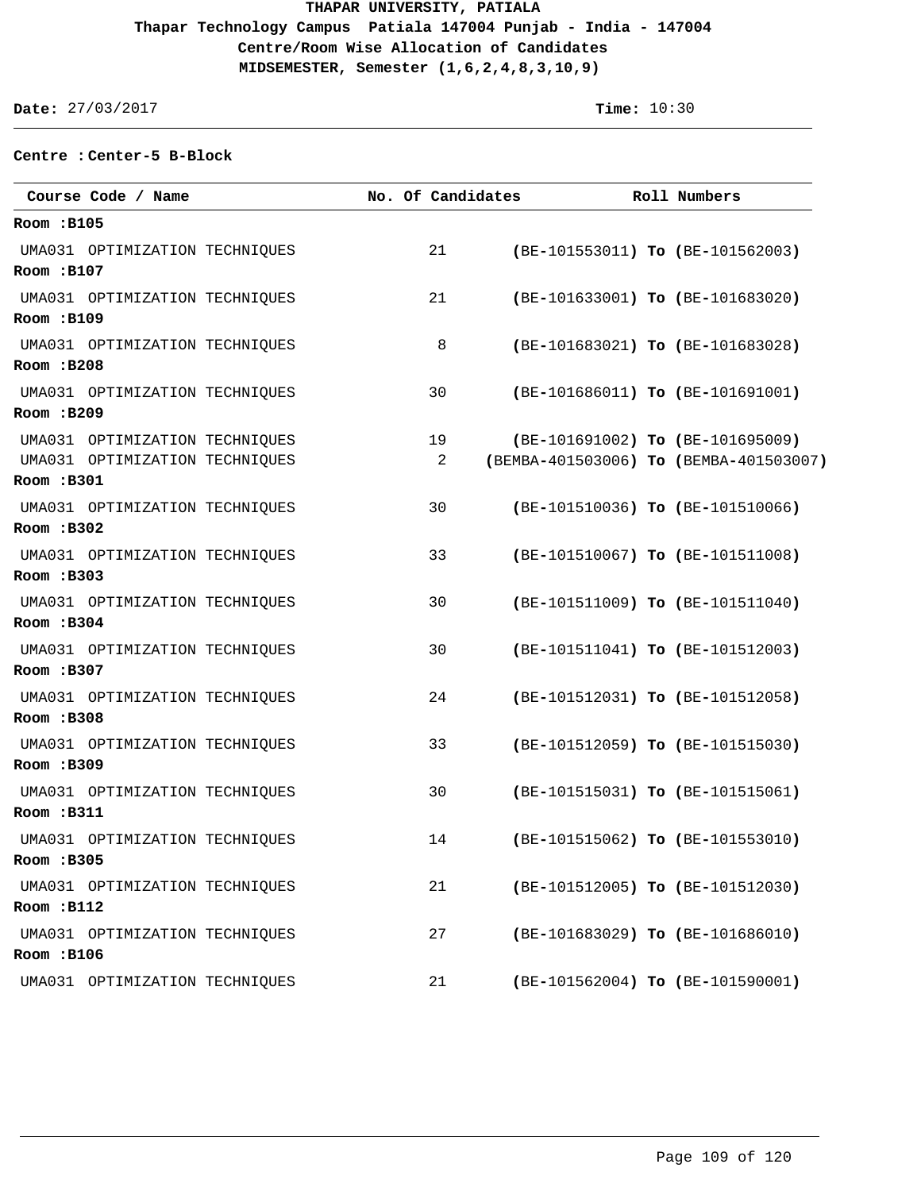**THAPAR UNIVERSITY, PATIALA**

**Thapar Technology Campus Patiala 147004 Punjab - India - 147004**

**Centre/Room Wise Allocation of Candidates**

**MIDSEMESTER, Semester (1,6,2,4,8,3,10,9)**

**Date:** 27/03/2017 **Time:** 10:30

**Centre : Center-5 B-Block**

| Course Code / Name | No. Of Candidates | Roll Numbers |
|---|---|---|
| **Room :B105** | | |
| UMA031 OPTIMIZATION TECHNIQUES | 21 | **(**BE-101553011**) To (**BE-101562003**)** |
| **Room :B107** | | |
| UMA031 OPTIMIZATION TECHNIQUES | 21 | **(**BE-101633001**) To (**BE-101683020**)** |
| **Room :B109** | | |
| UMA031 OPTIMIZATION TECHNIQUES | 8 | **(**BE-101683021**) To (**BE-101683028**)** |
| **Room :B208** | | |
| UMA031 OPTIMIZATION TECHNIQUES | 30 | **(**BE-101686011**) To (**BE-101691001**)** |
| **Room :B209** | | |
| UMA031 OPTIMIZATION TECHNIQUES | 19 | **(**BE-101691002**) To (**BE-101695009**)** |
| UMA031 OPTIMIZATION TECHNIQUES | 2 | **(**BEMBA-401503006**) To (**BEMBA-401503007**)** |
| **Room :B301** | | |
| UMA031 OPTIMIZATION TECHNIQUES | 30 | **(**BE-101510036**) To (**BE-101510066**)** |
| **Room :B302** | | |
| UMA031 OPTIMIZATION TECHNIQUES | 33 | **(**BE-101510067**) To (**BE-101511008**)** |
| **Room :B303** | | |
| UMA031 OPTIMIZATION TECHNIQUES | 30 | **(**BE-101511009**) To (**BE-101511040**)** |
| **Room :B304** | | |
| UMA031 OPTIMIZATION TECHNIQUES | 30 | **(**BE-101511041**) To (**BE-101512003**)** |
| **Room :B307** | | |
| UMA031 OPTIMIZATION TECHNIQUES | 24 | **(**BE-101512031**) To (**BE-101512058**)** |
| **Room :B308** | | |
| UMA031 OPTIMIZATION TECHNIQUES | 33 | **(**BE-101512059**) To (**BE-101515030**)** |
| **Room :B309** | | |
| UMA031 OPTIMIZATION TECHNIQUES | 30 | **(**BE-101515031**) To (**BE-101515061**)** |
| **Room :B311** | | |
| UMA031 OPTIMIZATION TECHNIQUES | 14 | **(**BE-101515062**) To (**BE-101553010**)** |
| **Room :B305** | | |
| UMA031 OPTIMIZATION TECHNIQUES | 21 | **(**BE-101512005**) To (**BE-101512030**)** |
| **Room :B112** | | |
| UMA031 OPTIMIZATION TECHNIQUES | 27 | **(**BE-101683029**) To (**BE-101686010**)** |
| **Room :B106** | | |
| UMA031 OPTIMIZATION TECHNIQUES | 21 | **(**BE-101562004**) To (**BE-101590001**)** |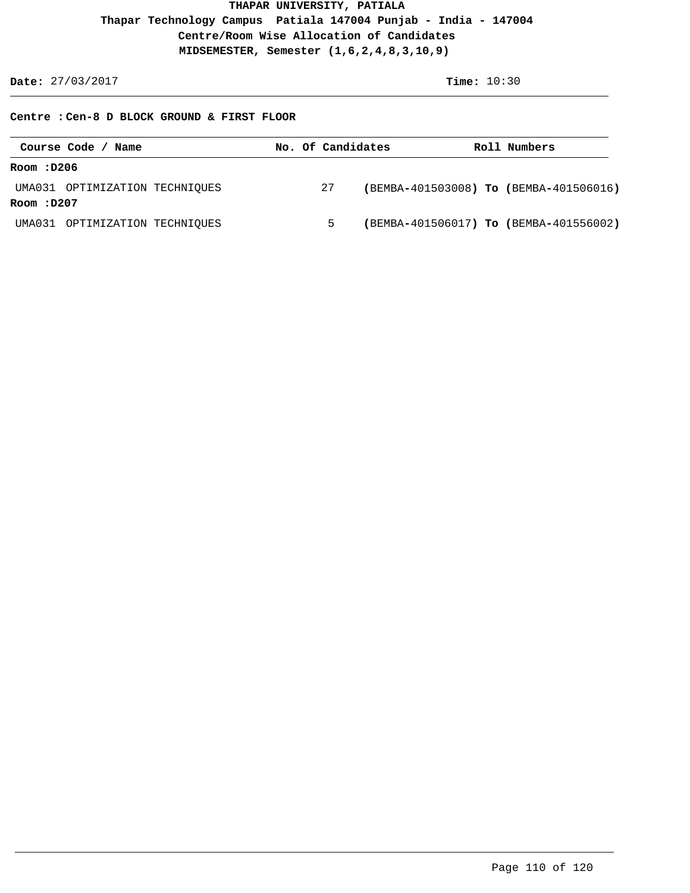# THAPAR UNIVERSITY, PATIALA

**Thapar Technology Campus Patiala 147004 Punjab - India - 147004**

**Centre/Room Wise Allocation of Candidates**

**MIDSEMESTER, Semester (1,6,2,4,8,3,10,9)**

**Date:** 27/03/2017 **Time:** 10:30

**Centre : Cen-8 D BLOCK GROUND & FIRST FLOOR**

| Course Code / Name | No. Of Candidates | Roll Numbers |
|---|---|---|
| **Room :D206** | | |
| UMA031 OPTIMIZATION TECHNIQUES | 27 | **(**BEMBA-401503008**) To (**BEMBA-401506016**)** |
| **Room :D207** | | |
| UMA031 OPTIMIZATION TECHNIQUES | 5 | **(**BEMBA-401506017**) To (**BEMBA-401556002**)** |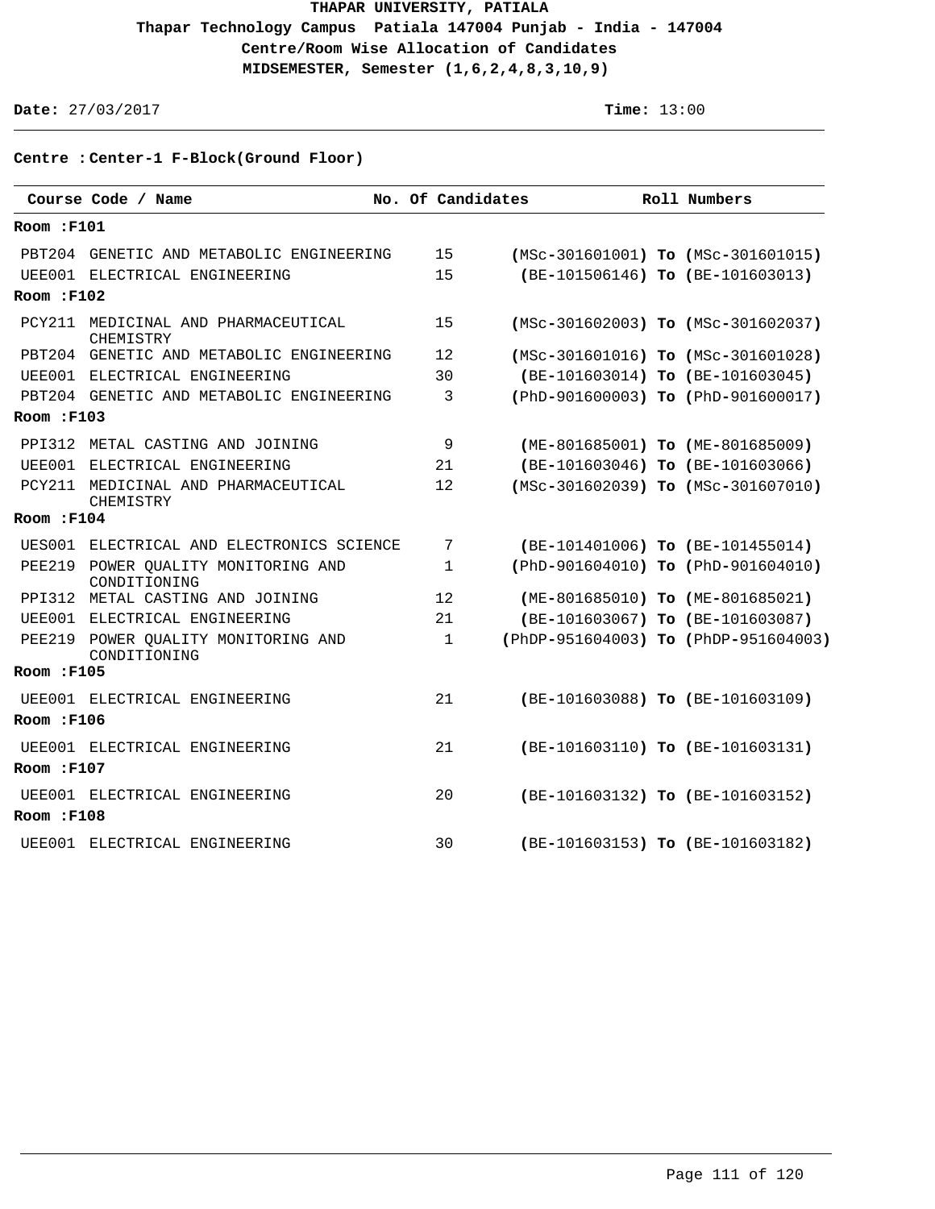# THAPAR UNIVERSITY, PATIALA

**Thapar Technology Campus Patiala 147004 Punjab - India - 147004**

**Centre/Room Wise Allocation of Candidates**

**MIDSEMESTER, Semester (1,6,2,4,8,3,10,9)**

**Date:** 27/03/2017 **Time:** 13:00

**Centre : Center-1 F-Block(Ground Floor)**

| Course Code / Name | No. Of Candidates | Roll Numbers |
|---|---|---|
| **Room :F101** | | |
| PBT204 GENETIC AND METABOLIC ENGINEERING | 15 | (MSc-301601001) To (MSc-301601015) |
| UEE001 ELECTRICAL ENGINEERING | 15 | (BE-101506146) To (BE-101603013) |
| **Room :F102** | | |
| PCY211 MEDICINAL AND PHARMACEUTICAL CHEMISTRY | 15 | (MSc-301602003) To (MSc-301602037) |
| PBT204 GENETIC AND METABOLIC ENGINEERING | 12 | (MSc-301601016) To (MSc-301601028) |
| UEE001 ELECTRICAL ENGINEERING | 30 | (BE-101603014) To (BE-101603045) |
| PBT204 GENETIC AND METABOLIC ENGINEERING | 3 | (PhD-901600003) To (PhD-901600017) |
| **Room :F103** | | |
| PPI312 METAL CASTING AND JOINING | 9 | (ME-801685001) To (ME-801685009) |
| UEE001 ELECTRICAL ENGINEERING | 21 | (BE-101603046) To (BE-101603066) |
| PCY211 MEDICINAL AND PHARMACEUTICAL CHEMISTRY | 12 | (MSc-301602039) To (MSc-301607010) |
| **Room :F104** | | |
| UES001 ELECTRICAL AND ELECTRONICS SCIENCE | 7 | (BE-101401006) To (BE-101455014) |
| PEE219 POWER QUALITY MONITORING AND CONDITIONING | 1 | (PhD-901604010) To (PhD-901604010) |
| PPI312 METAL CASTING AND JOINING | 12 | (ME-801685010) To (ME-801685021) |
| UEE001 ELECTRICAL ENGINEERING | 21 | (BE-101603067) To (BE-101603087) |
| PEE219 POWER QUALITY MONITORING AND CONDITIONING | 1 | (PhDP-951604003) To (PhDP-951604003) |
| **Room :F105** | | |
| UEE001 ELECTRICAL ENGINEERING | 21 | (BE-101603088) To (BE-101603109) |
| **Room :F106** | | |
| UEE001 ELECTRICAL ENGINEERING | 21 | (BE-101603110) To (BE-101603131) |
| **Room :F107** | | |
| UEE001 ELECTRICAL ENGINEERING | 20 | (BE-101603132) To (BE-101603152) |
| **Room :F108** | | |
| UEE001 ELECTRICAL ENGINEERING | 30 | (BE-101603153) To (BE-101603182) |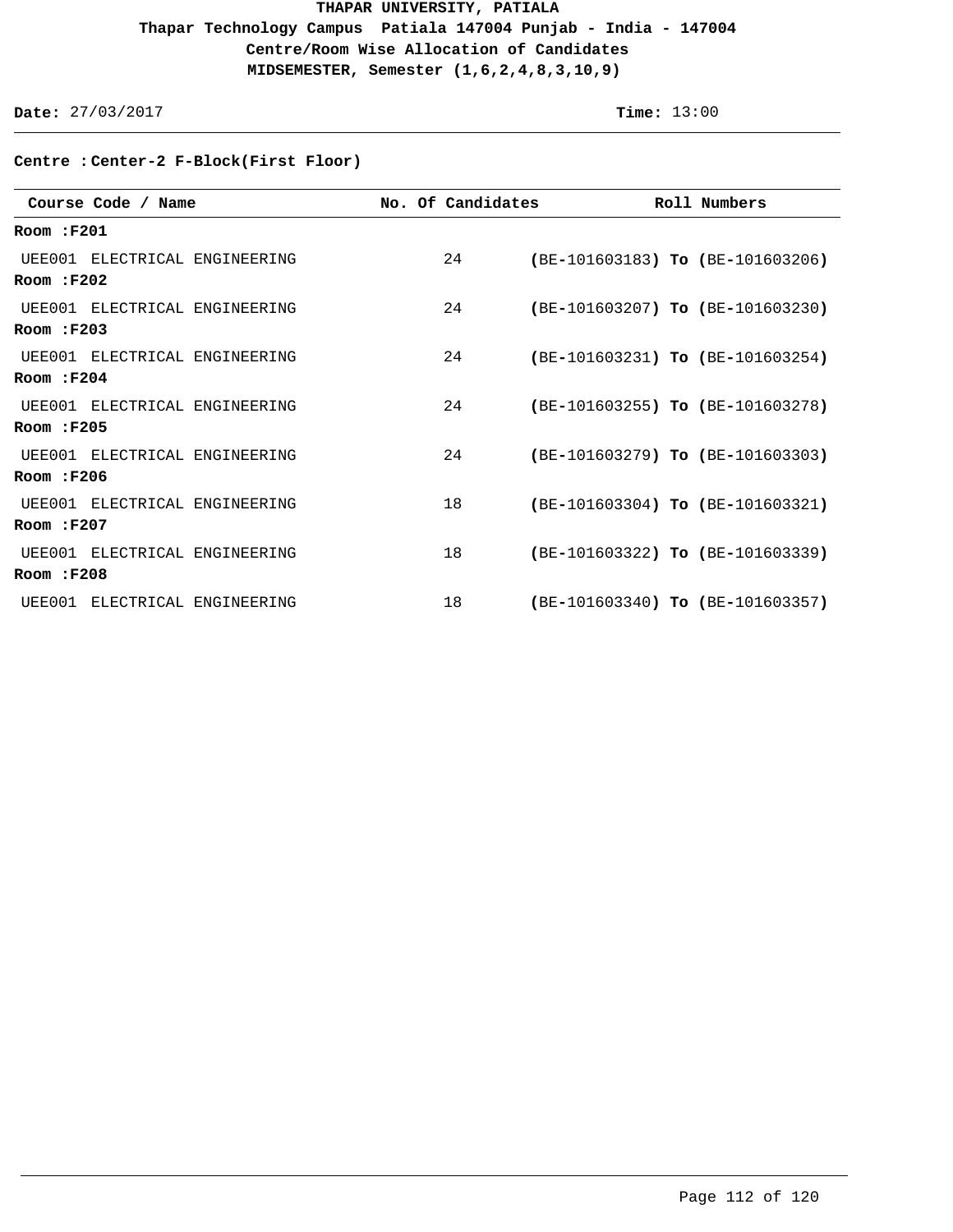# THAPAR UNIVERSITY, PATIALA

**Thapar Technology Campus Patiala 147004 Punjab - India - 147004**

**Centre/Room Wise Allocation of Candidates**

**MIDSEMESTER, Semester (1,6,2,4,8,3,10,9)**

**Date:** 27/03/2017 **Time:** 13:00

**Centre : Center-2 F-Block(First Floor)**

| Course Code / Name | No. Of Candidates | Roll Numbers |
|---|---|---|
| **Room :F201** | | |
| UEE001 ELECTRICAL ENGINEERING | 24 | (BE-101603183) To (BE-101603206) |
| **Room :F202** | | |
| UEE001 ELECTRICAL ENGINEERING | 24 | (BE-101603207) To (BE-101603230) |
| **Room :F203** | | |
| UEE001 ELECTRICAL ENGINEERING | 24 | (BE-101603231) To (BE-101603254) |
| **Room :F204** | | |
| UEE001 ELECTRICAL ENGINEERING | 24 | (BE-101603255) To (BE-101603278) |
| **Room :F205** | | |
| UEE001 ELECTRICAL ENGINEERING | 24 | (BE-101603279) To (BE-101603303) |
| **Room :F206** | | |
| UEE001 ELECTRICAL ENGINEERING | 18 | (BE-101603304) To (BE-101603321) |
| **Room :F207** | | |
| UEE001 ELECTRICAL ENGINEERING | 18 | (BE-101603322) To (BE-101603339) |
| **Room :F208** | | |
| UEE001 ELECTRICAL ENGINEERING | 18 | (BE-101603340) To (BE-101603357) |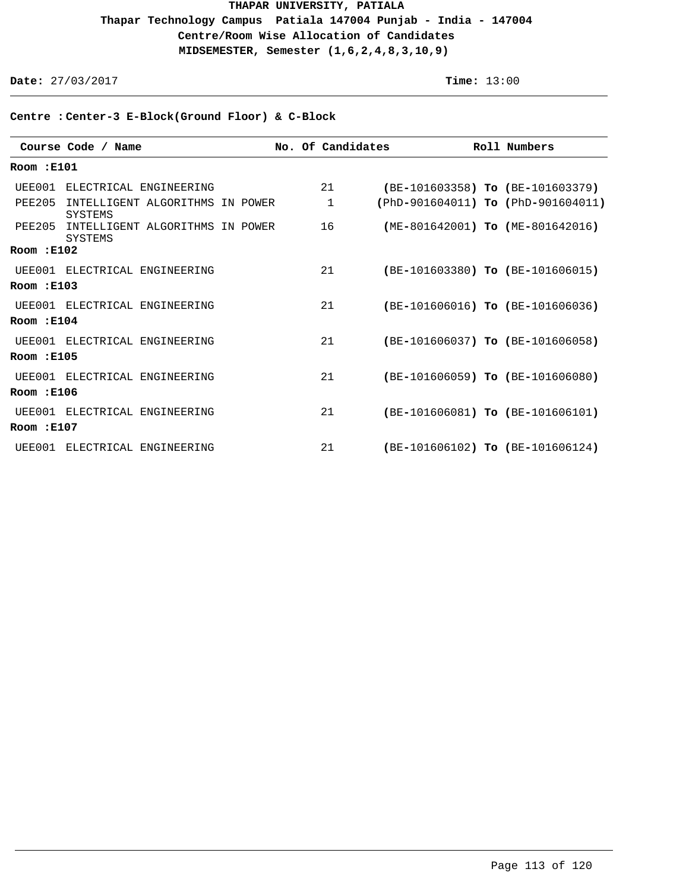# THAPAR UNIVERSITY, PATIALA

**Thapar Technology Campus Patiala 147004 Punjab - India - 147004**

**Centre/Room Wise Allocation of Candidates**

**MIDSEMESTER, Semester (1,6,2,4,8,3,10,9)**

**Date:** 27/03/2017 **Time:** 13:00

**Centre : Center-3 E-Block(Ground Floor) & C-Block**

| Course Code / Name | | No. Of Candidates | Roll Numbers |
|---|---|---|---|
| **Room :E101** | | | |
| UEE001 | ELECTRICAL ENGINEERING | 21 | **(**BE-101603358**) To (**BE-101603379**)** |
| PEE205 | INTELLIGENT ALGORITHMS IN POWER SYSTEMS | 1 | **(**PhD-901604011**) To (**PhD-901604011**)** |
| PEE205 | INTELLIGENT ALGORITHMS IN POWER SYSTEMS | 16 | **(**ME-801642001**) To (**ME-801642016**)** |
| **Room :E102** | | | |
| UEE001 | ELECTRICAL ENGINEERING | 21 | **(**BE-101603380**) To (**BE-101606015**)** |
| **Room :E103** | | | |
| UEE001 | ELECTRICAL ENGINEERING | 21 | **(**BE-101606016**) To (**BE-101606036**)** |
| **Room :E104** | | | |
| UEE001 | ELECTRICAL ENGINEERING | 21 | **(**BE-101606037**) To (**BE-101606058**)** |
| **Room :E105** | | | |
| UEE001 | ELECTRICAL ENGINEERING | 21 | **(**BE-101606059**) To (**BE-101606080**)** |
| **Room :E106** | | | |
| UEE001 | ELECTRICAL ENGINEERING | 21 | **(**BE-101606081**) To (**BE-101606101**)** |
| **Room :E107** | | | |
| UEE001 | ELECTRICAL ENGINEERING | 21 | **(**BE-101606102**) To (**BE-101606124**)** |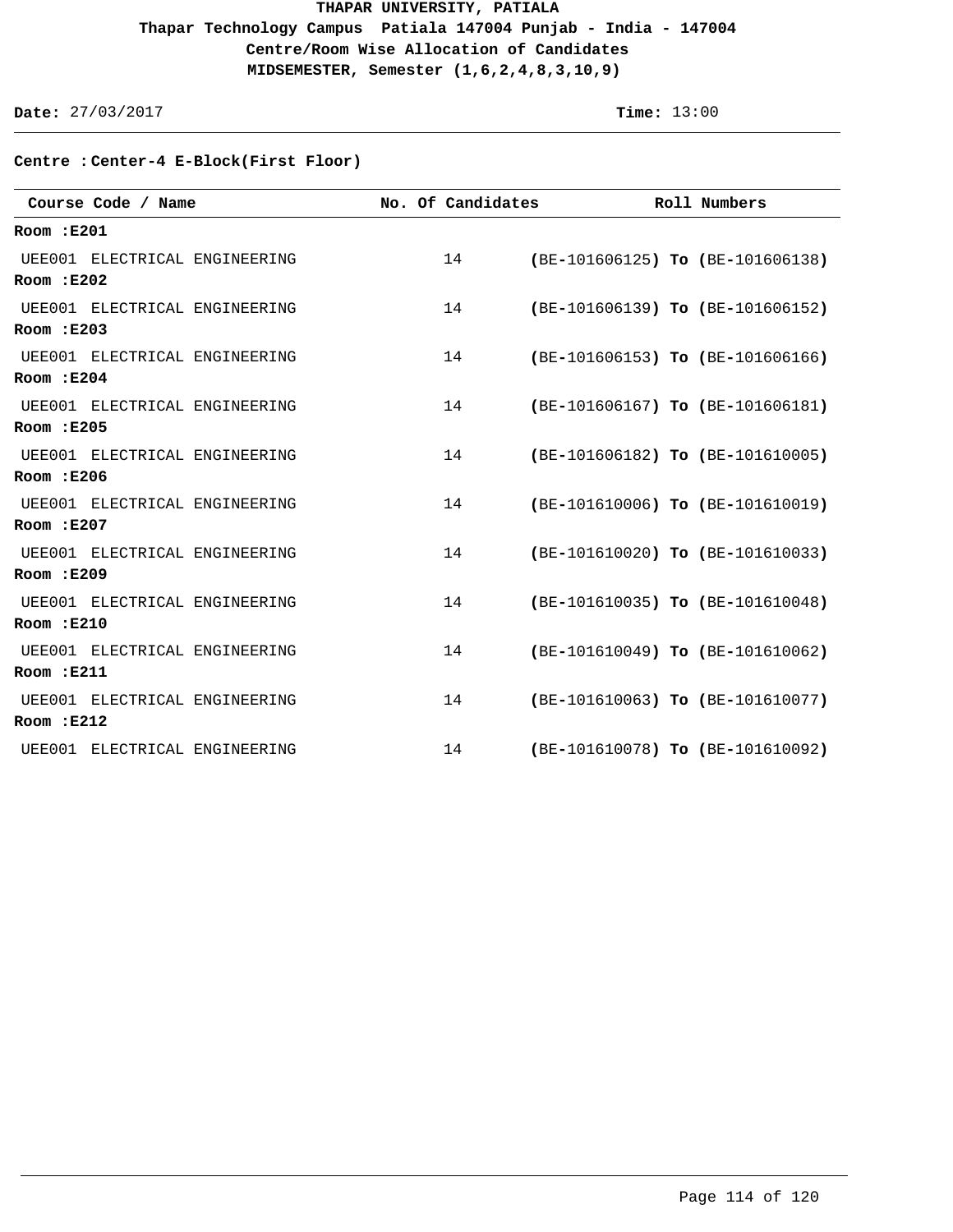# THAPAR UNIVERSITY, PATIALA

**Thapar Technology Campus Patiala 147004 Punjab - India - 147004**

**Centre/Room Wise Allocation of Candidates**

**MIDSEMESTER, Semester (1,6,2,4,8,3,10,9)**

**Date:** 27/03/2017 **Time:** 13:00

**Centre : Center-4 E-Block(First Floor)**

| Course Code / Name | No. Of Candidates | Roll Numbers |
|---|---|---|
| **Room :E201** | | |
| UEE001 ELECTRICAL ENGINEERING | 14 | **(**BE-101606125**) To (**BE-101606138**)** |
| **Room :E202** | | |
| UEE001 ELECTRICAL ENGINEERING | 14 | **(**BE-101606139**) To (**BE-101606152**)** |
| **Room :E203** | | |
| UEE001 ELECTRICAL ENGINEERING | 14 | **(**BE-101606153**) To (**BE-101606166**)** |
| **Room :E204** | | |
| UEE001 ELECTRICAL ENGINEERING | 14 | **(**BE-101606167**) To (**BE-101606181**)** |
| **Room :E205** | | |
| UEE001 ELECTRICAL ENGINEERING | 14 | **(**BE-101606182**) To (**BE-101610005**)** |
| **Room :E206** | | |
| UEE001 ELECTRICAL ENGINEERING | 14 | **(**BE-101610006**) To (**BE-101610019**)** |
| **Room :E207** | | |
| UEE001 ELECTRICAL ENGINEERING | 14 | **(**BE-101610020**) To (**BE-101610033**)** |
| **Room :E209** | | |
| UEE001 ELECTRICAL ENGINEERING | 14 | **(**BE-101610035**) To (**BE-101610048**)** |
| **Room :E210** | | |
| UEE001 ELECTRICAL ENGINEERING | 14 | **(**BE-101610049**) To (**BE-101610062**)** |
| **Room :E211** | | |
| UEE001 ELECTRICAL ENGINEERING | 14 | **(**BE-101610063**) To (**BE-101610077**)** |
| **Room :E212** | | |
| UEE001 ELECTRICAL ENGINEERING | 14 | **(**BE-101610078**) To (**BE-101610092**)** |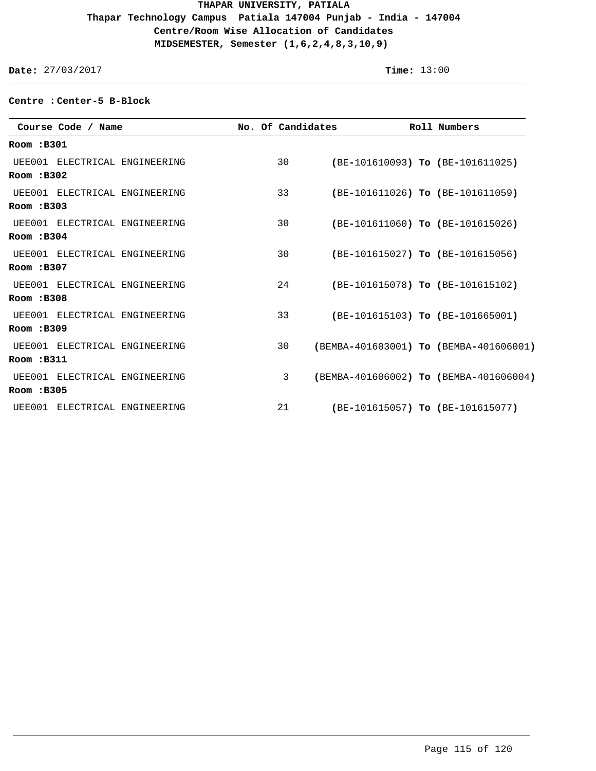# THAPAR UNIVERSITY, PATIALA

**Thapar Technology Campus Patiala 147004 Punjab - India - 147004**

**Centre/Room Wise Allocation of Candidates**

**MIDSEMESTER, Semester (1,6,2,4,8,3,10,9)**

**Date:** 27/03/2017 **Time:** 13:00

**Centre : Center-5 B-Block**

| Course Code / Name | No. Of Candidates | Roll Numbers |
|---|---|---|
| **Room : B301** | | |
| UEE001 ELECTRICAL ENGINEERING | 30 | **(**BE-101610093**) To (**BE-101611025**)** |
| **Room : B302** | | |
| UEE001 ELECTRICAL ENGINEERING | 33 | **(**BE-101611026**) To (**BE-101611059**)** |
| **Room : B303** | | |
| UEE001 ELECTRICAL ENGINEERING | 30 | **(**BE-101611060**) To (**BE-101615026**)** |
| **Room : B304** | | |
| UEE001 ELECTRICAL ENGINEERING | 30 | **(**BE-101615027**) To (**BE-101615056**)** |
| **Room : B307** | | |
| UEE001 ELECTRICAL ENGINEERING | 24 | **(**BE-101615078**) To (**BE-101615102**)** |
| **Room : B308** | | |
| UEE001 ELECTRICAL ENGINEERING | 33 | **(**BE-101615103**) To (**BE-101665001**)** |
| **Room : B309** | | |
| UEE001 ELECTRICAL ENGINEERING | 30 | **(**BEMBA-401603001**) To (**BEMBA-401606001**)** |
| **Room : B311** | | |
| UEE001 ELECTRICAL ENGINEERING | 3 | **(**BEMBA-401606002**) To (**BEMBA-401606004**)** |
| **Room : B305** | | |
| UEE001 ELECTRICAL ENGINEERING | 21 | **(**BE-101615057**) To (**BE-101615077**)** |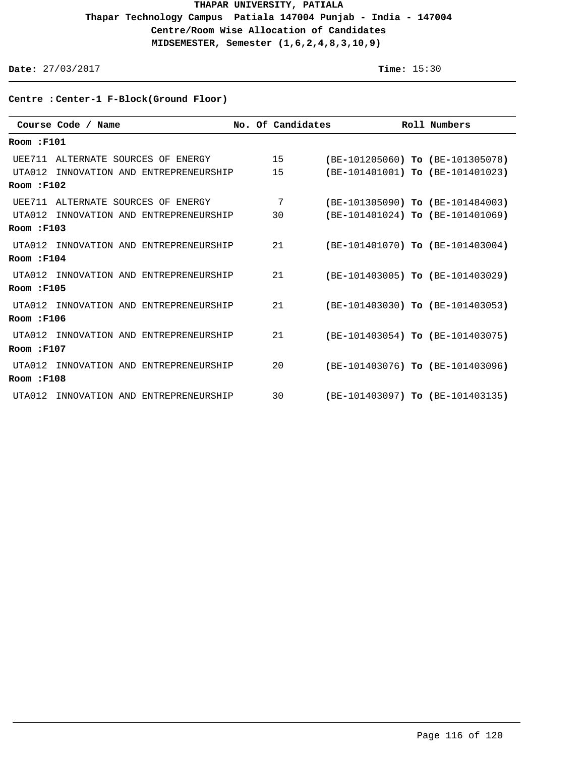# THAPAR UNIVERSITY, PATIALA

**Thapar Technology Campus Patiala 147004 Punjab - India - 147004**

**Centre/Room Wise Allocation of Candidates**

**MIDSEMESTER, Semester (1,6,2,4,8,3,10,9)**

**Date:** 27/03/2017 **Time:** 15:30

**Centre : Center-1 F-Block(Ground Floor)**

| Course Code / Name | No. Of Candidates | Roll Numbers |
|---|---|---|
| **Room :F101** | | |
| UEE711 ALTERNATE SOURCES OF ENERGY | 15 | **(**BE-101205060**) To (**BE-101305078**)** |
| UTA012 INNOVATION AND ENTREPRENEURSHIP | 15 | **(**BE-101401001**) To (**BE-101401023**)** |
| **Room :F102** | | |
| UEE711 ALTERNATE SOURCES OF ENERGY | 7 | **(**BE-101305090**) To (**BE-101484003**)** |
| UTA012 INNOVATION AND ENTREPRENEURSHIP | 30 | **(**BE-101401024**) To (**BE-101401069**)** |
| **Room :F103** | | |
| UTA012 INNOVATION AND ENTREPRENEURSHIP | 21 | **(**BE-101401070**) To (**BE-101403004**)** |
| **Room :F104** | | |
| UTA012 INNOVATION AND ENTREPRENEURSHIP | 21 | **(**BE-101403005**) To (**BE-101403029**)** |
| **Room :F105** | | |
| UTA012 INNOVATION AND ENTREPRENEURSHIP | 21 | **(**BE-101403030**) To (**BE-101403053**)** |
| **Room :F106** | | |
| UTA012 INNOVATION AND ENTREPRENEURSHIP | 21 | **(**BE-101403054**) To (**BE-101403075**)** |
| **Room :F107** | | |
| UTA012 INNOVATION AND ENTREPRENEURSHIP | 20 | **(**BE-101403076**) To (**BE-101403096**)** |
| **Room :F108** | | |
| UTA012 INNOVATION AND ENTREPRENEURSHIP | 30 | **(**BE-101403097**) To (**BE-101403135**)** |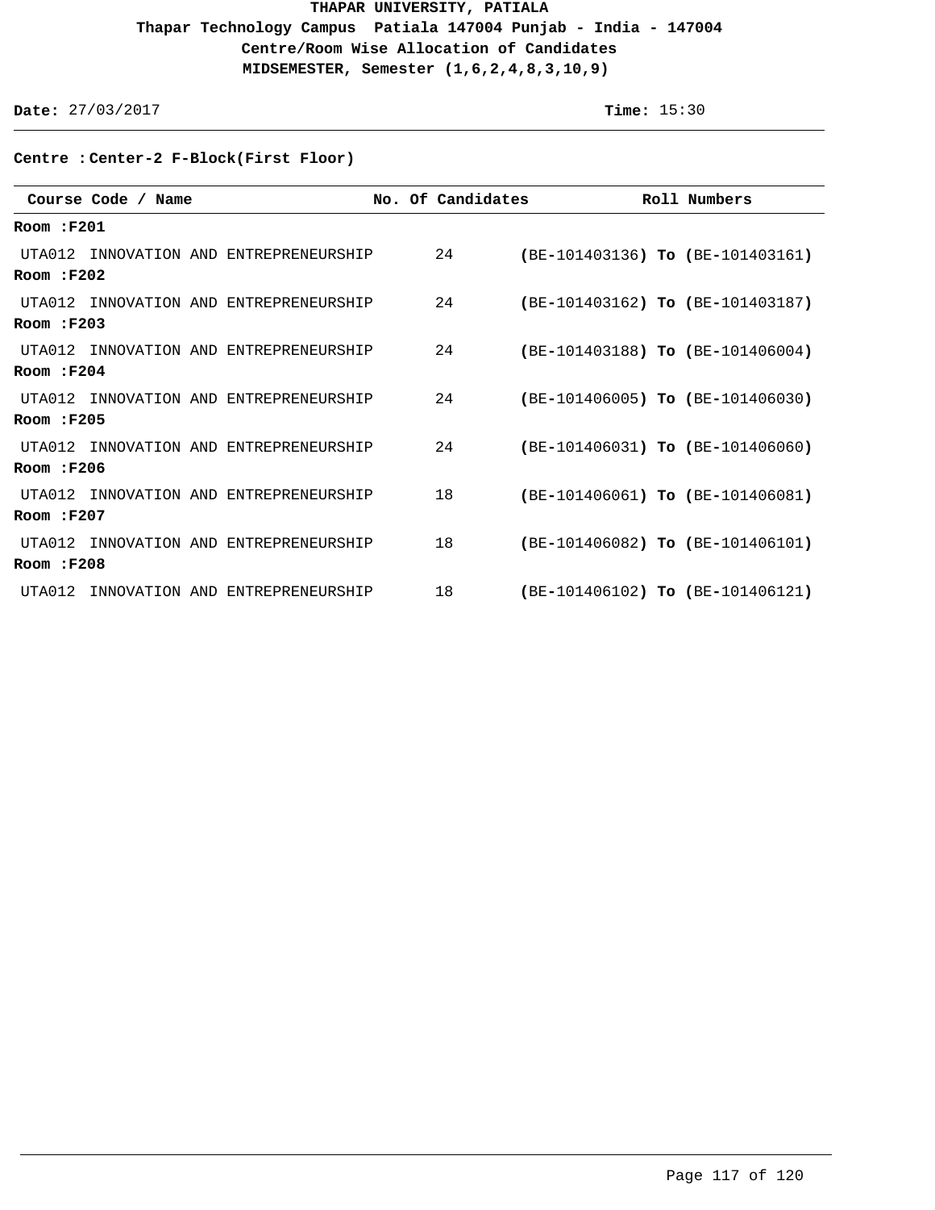**THAPAR UNIVERSITY, PATIALA**

**Thapar Technology Campus Patiala 147004 Punjab - India - 147004**

**Centre/Room Wise Allocation of Candidates**

**MIDSEMESTER, Semester (1,6,2,4,8,3,10,9)**

**Date:** 27/03/2017

**Time:** 15:30

**Centre : Center-2 F-Block(First Floor)**

| Course Code / Name | No. Of Candidates | Roll Numbers |
|---|---|---|
| **Room :F201** | | |
| UTA012 INNOVATION AND ENTREPRENEURSHIP | 24 | **(**BE-101403136**) To (**BE-101403161**)** |
| **Room :F202** | | |
| UTA012 INNOVATION AND ENTREPRENEURSHIP | 24 | **(**BE-101403162**) To (**BE-101403187**)** |
| **Room :F203** | | |
| UTA012 INNOVATION AND ENTREPRENEURSHIP | 24 | **(**BE-101403188**) To (**BE-101406004**)** |
| **Room :F204** | | |
| UTA012 INNOVATION AND ENTREPRENEURSHIP | 24 | **(**BE-101406005**) To (**BE-101406030**)** |
| **Room :F205** | | |
| UTA012 INNOVATION AND ENTREPRENEURSHIP | 24 | **(**BE-101406031**) To (**BE-101406060**)** |
| **Room :F206** | | |
| UTA012 INNOVATION AND ENTREPRENEURSHIP | 18 | **(**BE-101406061**) To (**BE-101406081**)** |
| **Room :F207** | | |
| UTA012 INNOVATION AND ENTREPRENEURSHIP | 18 | **(**BE-101406082**) To (**BE-101406101**)** |
| **Room :F208** | | |
| UTA012 INNOVATION AND ENTREPRENEURSHIP | 18 | **(**BE-101406102**) To (**BE-101406121**)** |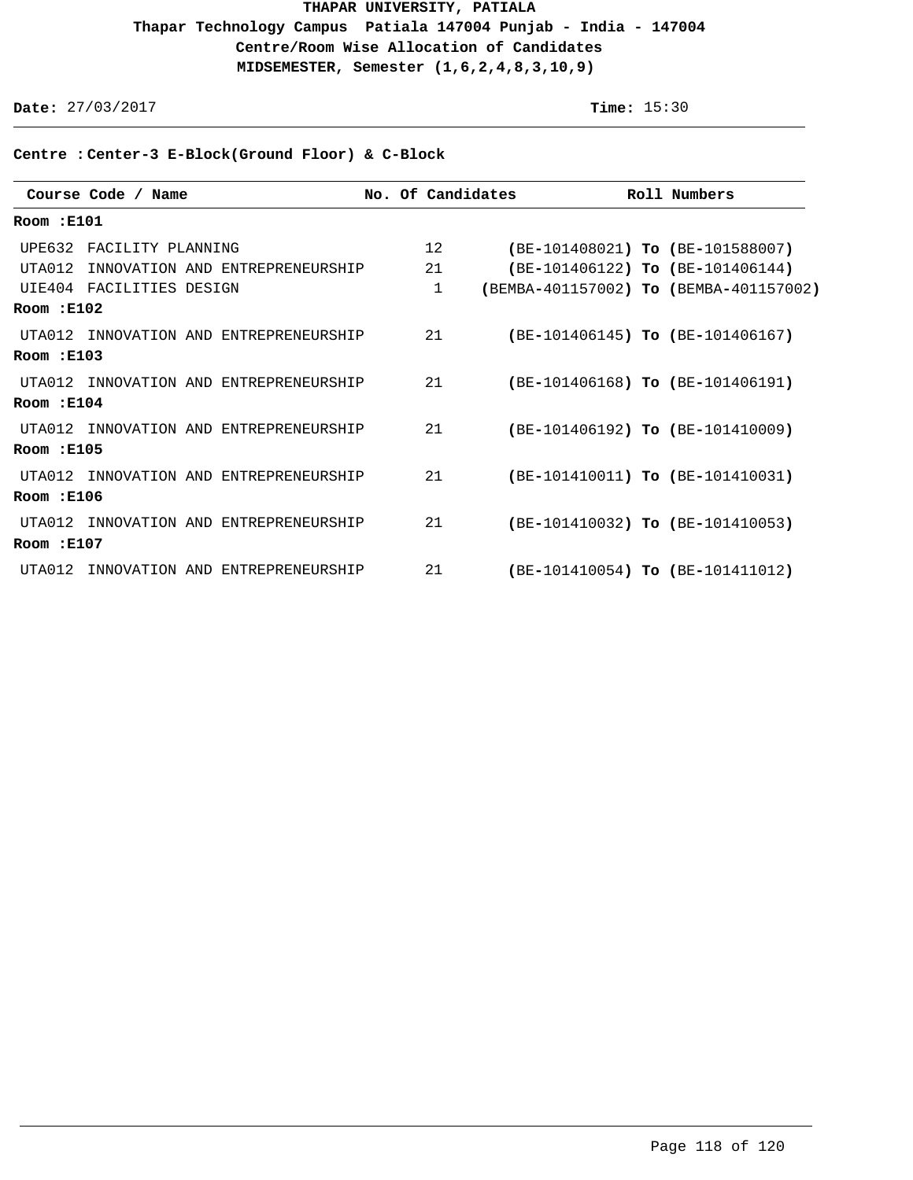# THAPAR UNIVERSITY, PATIALA

**Thapar Technology Campus Patiala 147004 Punjab - India - 147004**

**Centre/Room Wise Allocation of Candidates**

**MIDSEMESTER, Semester (1,6,2,4,8,3,10,9)**

**Date:** 27/03/2017 **Time:** 15:30

**Centre : Center-3 E-Block(Ground Floor) & C-Block**

| Course Code / Name | No. Of Candidates | Roll Numbers |
|---|---|---|
| **Room : E101** | | |
| UPE632 FACILITY PLANNING | 12 | (BE-101408021) To (BE-101588007) |
| UTA012 INNOVATION AND ENTREPRENEURSHIP | 21 | (BE-101406122) To (BE-101406144) |
| UIE404 FACILITIES DESIGN | 1 | (BEMBA-401157002) To (BEMBA-401157002) |
| **Room : E102** | | |
| UTA012 INNOVATION AND ENTREPRENEURSHIP | 21 | (BE-101406145) To (BE-101406167) |
| **Room : E103** | | |
| UTA012 INNOVATION AND ENTREPRENEURSHIP | 21 | (BE-101406168) To (BE-101406191) |
| **Room : E104** | | |
| UTA012 INNOVATION AND ENTREPRENEURSHIP | 21 | (BE-101406192) To (BE-101410009) |
| **Room : E105** | | |
| UTA012 INNOVATION AND ENTREPRENEURSHIP | 21 | (BE-101410011) To (BE-101410031) |
| **Room : E106** | | |
| UTA012 INNOVATION AND ENTREPRENEURSHIP | 21 | (BE-101410032) To (BE-101410053) |
| **Room : E107** | | |
| UTA012 INNOVATION AND ENTREPRENEURSHIP | 21 | (BE-101410054) To (BE-101411012) |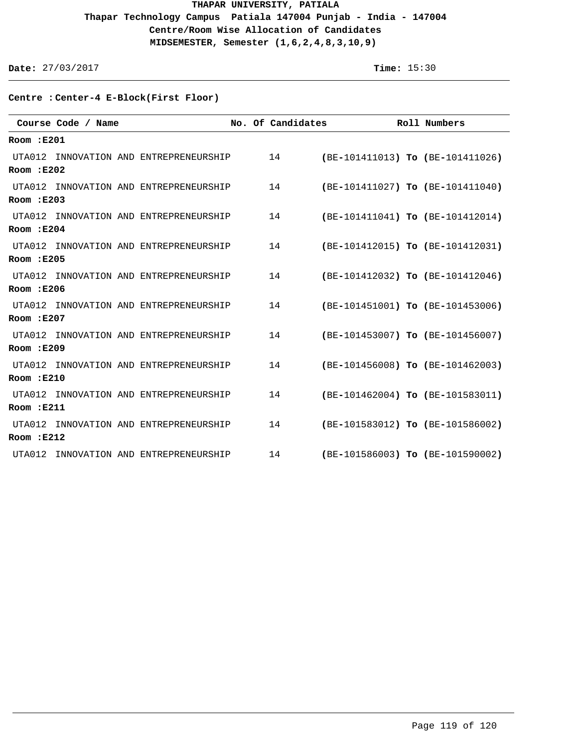**THAPAR UNIVERSITY, PATIALA**

**Thapar Technology Campus Patiala 147004 Punjab - India - 147004**

**Centre/Room Wise Allocation of Candidates**

**MIDSEMESTER, Semester (1,6,2,4,8,3,10,9)**

**Date:** 27/03/2017 **Time:** 15:30

**Centre : Center-4 E-Block(First Floor)**

| Course Code / Name | No. Of Candidates | Roll Numbers |
|---|---|---|
| **Room :E201** | | |
| UTA012 INNOVATION AND ENTREPRENEURSHIP | 14 | **(**BE-101411013**) To (**BE-101411026**)** |
| **Room :E202** | | |
| UTA012 INNOVATION AND ENTREPRENEURSHIP | 14 | **(**BE-101411027**) To (**BE-101411040**)** |
| **Room :E203** | | |
| UTA012 INNOVATION AND ENTREPRENEURSHIP | 14 | **(**BE-101411041**) To (**BE-101412014**)** |
| **Room :E204** | | |
| UTA012 INNOVATION AND ENTREPRENEURSHIP | 14 | **(**BE-101412015**) To (**BE-101412031**)** |
| **Room :E205** | | |
| UTA012 INNOVATION AND ENTREPRENEURSHIP | 14 | **(**BE-101412032**) To (**BE-101412046**)** |
| **Room :E206** | | |
| UTA012 INNOVATION AND ENTREPRENEURSHIP | 14 | **(**BE-101451001**) To (**BE-101453006**)** |
| **Room :E207** | | |
| UTA012 INNOVATION AND ENTREPRENEURSHIP | 14 | **(**BE-101453007**) To (**BE-101456007**)** |
| **Room :E209** | | |
| UTA012 INNOVATION AND ENTREPRENEURSHIP | 14 | **(**BE-101456008**) To (**BE-101462003**)** |
| **Room :E210** | | |
| UTA012 INNOVATION AND ENTREPRENEURSHIP | 14 | **(**BE-101462004**) To (**BE-101583011**)** |
| **Room :E211** | | |
| UTA012 INNOVATION AND ENTREPRENEURSHIP | 14 | **(**BE-101583012**) To (**BE-101586002**)** |
| **Room :E212** | | |
| UTA012 INNOVATION AND ENTREPRENEURSHIP | 14 | **(**BE-101586003**) To (**BE-101590002**)** |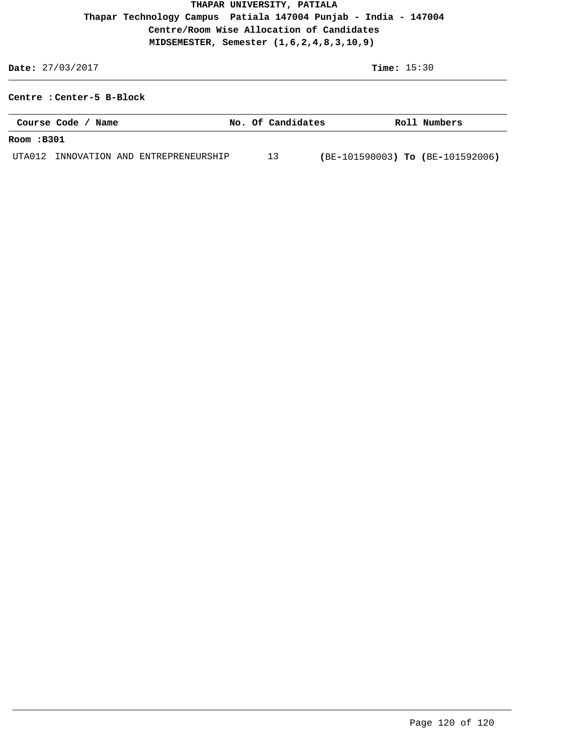# THAPAR UNIVERSITY, PATIALA

**Thapar Technology Campus Patiala 147004 Punjab - India - 147004**

**Centre/Room Wise Allocation of Candidates**

**MIDSEMESTER, Semester (1,6,2,4,8,3,10,9)**

**Date:** 27/03/2017 **Time:** 15:30

**Centre : Center-5 B-Block**

| Course Code / Name | No. Of Candidates | Roll Numbers |
|---|---|---|
| **Room :B301** | | |
| UTA012 INNOVATION AND ENTREPRENEURSHIP | 13 | **(**BE-101590003**) To (**BE-101592006**)** |